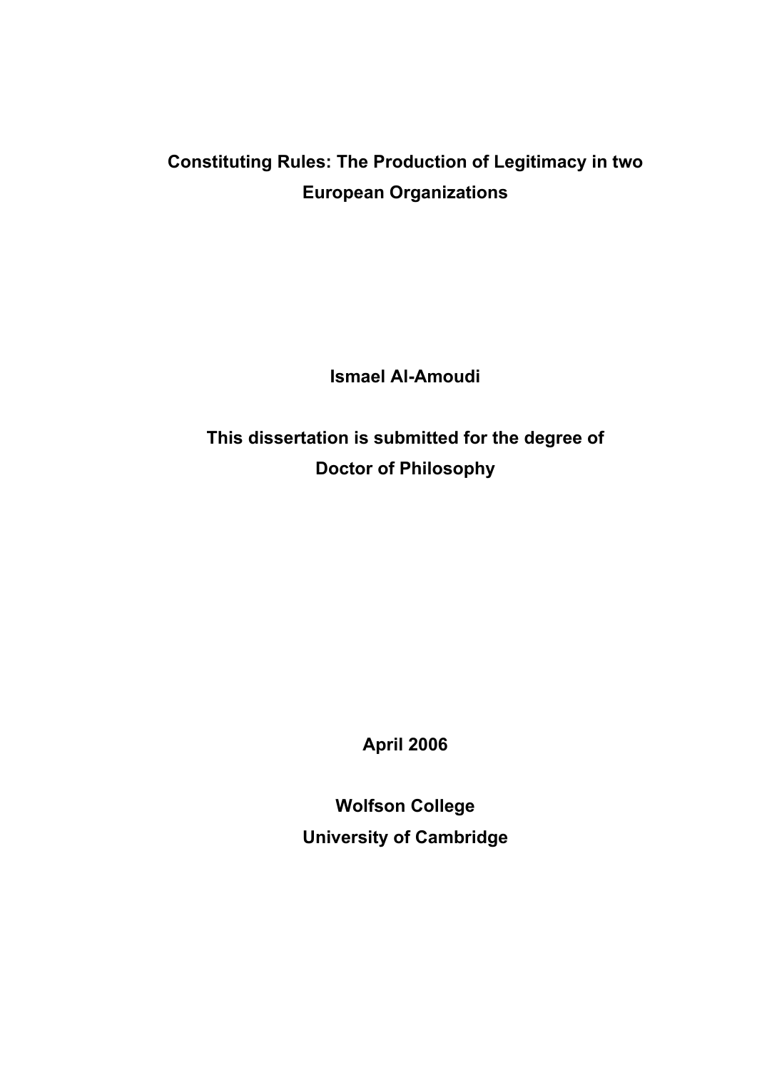# Constituting Rules: The Production of Legitimacy in two European Organizations

**Ismael Al-Amoudi**

**This dissertation is submitted for the degree of Doctor of Philosophy**

**April 2006**

**Wolfson College**
**University of Cambridge**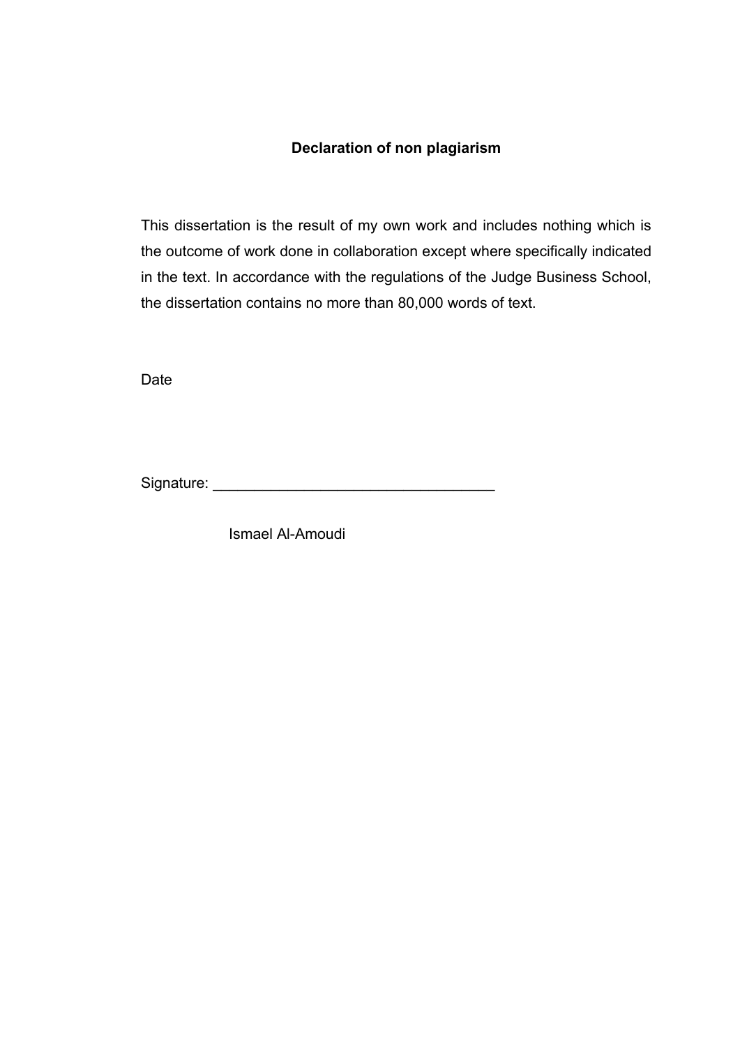**Declaration of non plagiarism**

This dissertation is the result of my own work and includes nothing which is the outcome of work done in collaboration except where specifically indicated in the text. In accordance with the regulations of the Judge Business School, the dissertation contains no more than 80,000 words of text.

Date

Signature: ___________________________________

Ismael Al-Amoudi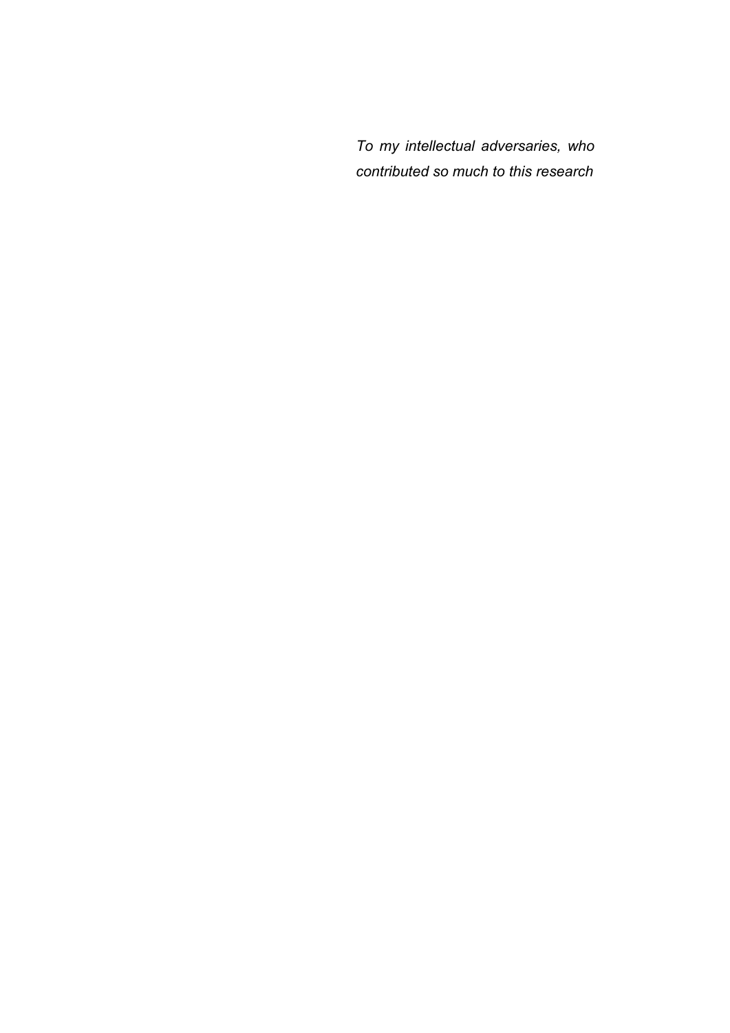*To my intellectual adversaries, who contributed so much to this research*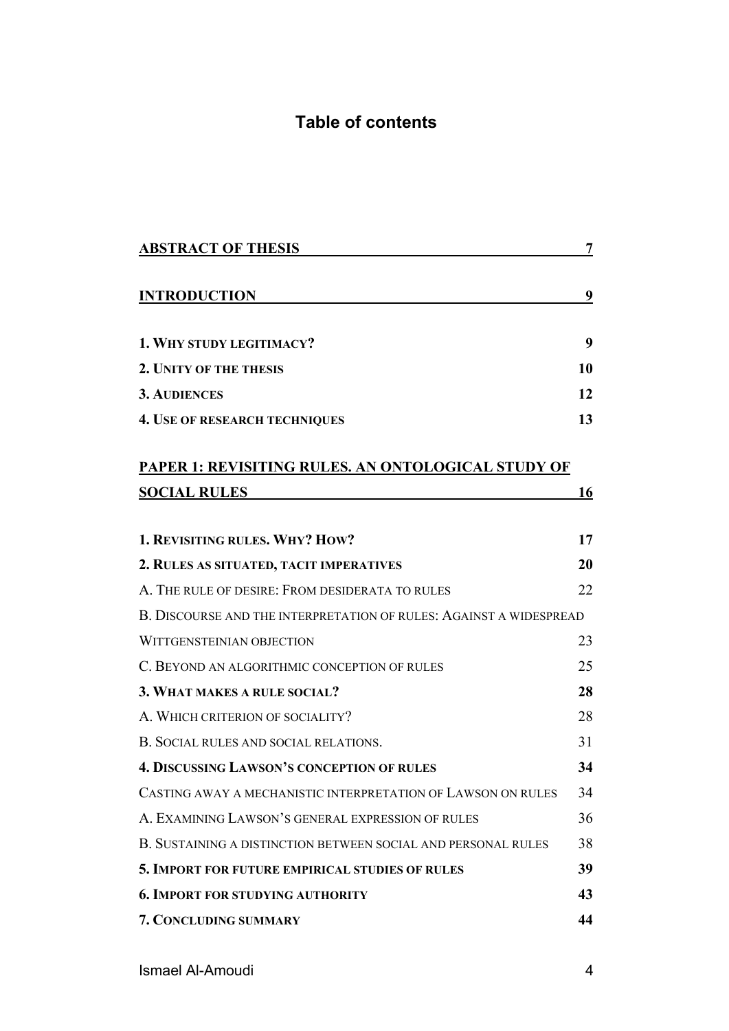# Table of contents

| | |
|---|---|
| **ABSTRACT OF THESIS** | **7** |
| **INTRODUCTION** | **9** |
| **1. WHY STUDY LEGITIMACY?** | **9** |
| **2. UNITY OF THE THESIS** | **10** |
| **3. AUDIENCES** | **12** |
| **4. USE OF RESEARCH TECHNIQUES** | **13** |
| **PAPER 1: REVISITING RULES. AN ONTOLOGICAL STUDY OF SOCIAL RULES** | **16** |
| **1. REVISITING RULES. WHY? HOW?** | **17** |
| **2. RULES AS SITUATED, TACIT IMPERATIVES** | **20** |
| A. THE RULE OF DESIRE: FROM DESIDERATA TO RULES | 22 |
| B. DISCOURSE AND THE INTERPRETATION OF RULES: AGAINST A WIDESPREAD WITTGENSTEINIAN OBJECTION | 23 |
| C. BEYOND AN ALGORITHMIC CONCEPTION OF RULES | 25 |
| **3. WHAT MAKES A RULE SOCIAL?** | **28** |
| A. WHICH CRITERION OF SOCIALITY? | 28 |
| B. SOCIAL RULES AND SOCIAL RELATIONS. | 31 |
| **4. DISCUSSING LAWSON'S CONCEPTION OF RULES** | **34** |
| CASTING AWAY A MECHANISTIC INTERPRETATION OF LAWSON ON RULES | 34 |
| A. EXAMINING LAWSON'S GENERAL EXPRESSION OF RULES | 36 |
| B. SUSTAINING A DISTINCTION BETWEEN SOCIAL AND PERSONAL RULES | 38 |
| **5. IMPORT FOR FUTURE EMPIRICAL STUDIES OF RULES** | **39** |
| **6. IMPORT FOR STUDYING AUTHORITY** | **43** |
| **7. CONCLUDING SUMMARY** | **44** |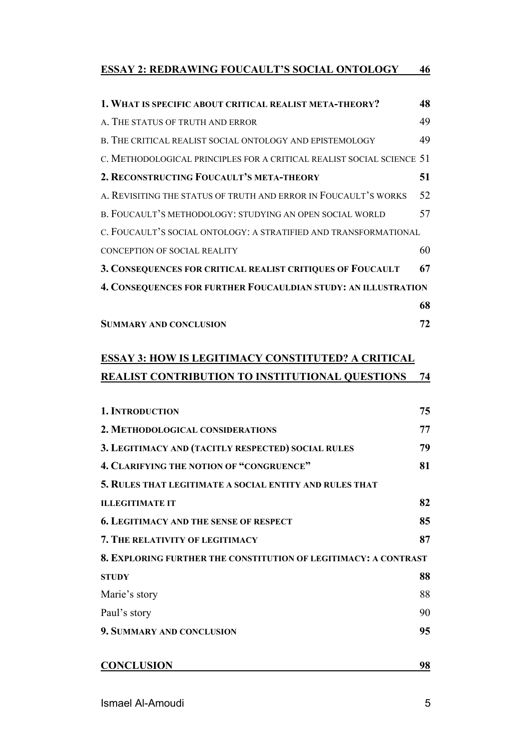**ESSAY 2: REDRAWING FOUCAULT'S SOCIAL ONTOLOGY 46**

**1. WHAT IS SPECIFIC ABOUT CRITICAL REALIST META-THEORY? 48**

A. THE STATUS OF TRUTH AND ERROR 49

B. THE CRITICAL REALIST SOCIAL ONTOLOGY AND EPISTEMOLOGY 49

C. METHODOLOGICAL PRINCIPLES FOR A CRITICAL REALIST SOCIAL SCIENCE 51

**2. RECONSTRUCTING FOUCAULT'S META-THEORY 51**

A. REVISITING THE STATUS OF TRUTH AND ERROR IN FOUCAULT'S WORKS 52

B. FOUCAULT'S METHODOLOGY: STUDYING AN OPEN SOCIAL WORLD 57

C. FOUCAULT'S SOCIAL ONTOLOGY: A STRATIFIED AND TRANSFORMATIONAL CONCEPTION OF SOCIAL REALITY 60

**3. CONSEQUENCES FOR CRITICAL REALIST CRITIQUES OF FOUCAULT 67**

**4. CONSEQUENCES FOR FURTHER FOUCAULDIAN STUDY: AN ILLUSTRATION 68**

**SUMMARY AND CONCLUSION 72**

**ESSAY 3: HOW IS LEGITIMACY CONSTITUTED? A CRITICAL REALIST CONTRIBUTION TO INSTITUTIONAL QUESTIONS 74**

**1. INTRODUCTION 75**

**2. METHODOLOGICAL CONSIDERATIONS 77**

**3. LEGITIMACY AND (TACITLY RESPECTED) SOCIAL RULES 79**

**4. CLARIFYING THE NOTION OF "CONGRUENCE" 81**

**5. RULES THAT LEGITIMATE A SOCIAL ENTITY AND RULES THAT ILLEGITIMATE IT 82**

**6. LEGITIMACY AND THE SENSE OF RESPECT 85**

**7. THE RELATIVITY OF LEGITIMACY 87**

**8. EXPLORING FURTHER THE CONSTITUTION OF LEGITIMACY: A CONTRAST STUDY 88**

Marie's story 88

Paul's story 90

**9. SUMMARY AND CONCLUSION 95**

**CONCLUSION 98**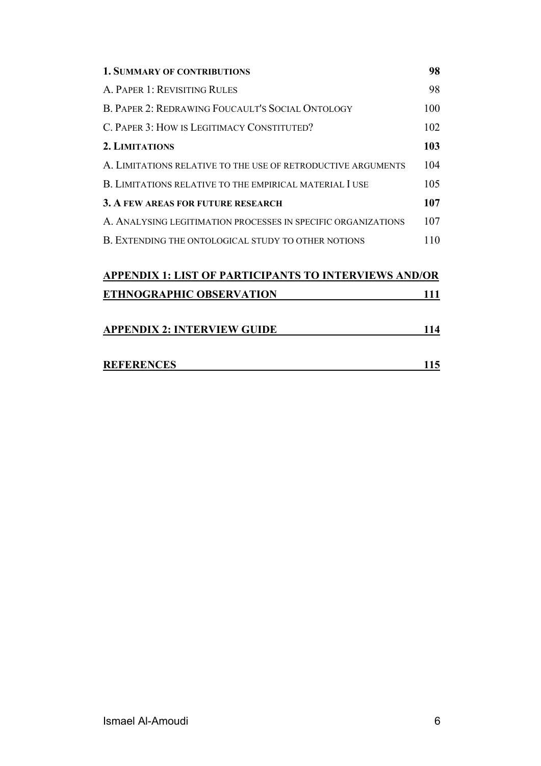**1. Summary of contributions** **98**

A. Paper 1: Revisiting Rules 98

B. Paper 2: Redrawing Foucault's Social Ontology 100

C. Paper 3: How is Legitimacy Constituted? 102

**2. Limitations** **103**

A. Limitations relative to the use of retroductive arguments 104

B. Limitations relative to the empirical material I use 105

**3. A few areas for future research** **107**

A. Analysing legitimation processes in specific organizations 107

B. Extending the ontological study to other notions 110

**Appendix 1: List of participants to interviews and/or ethnographic observation** **111**

**Appendix 2: Interview guide** **114**

**References** **115**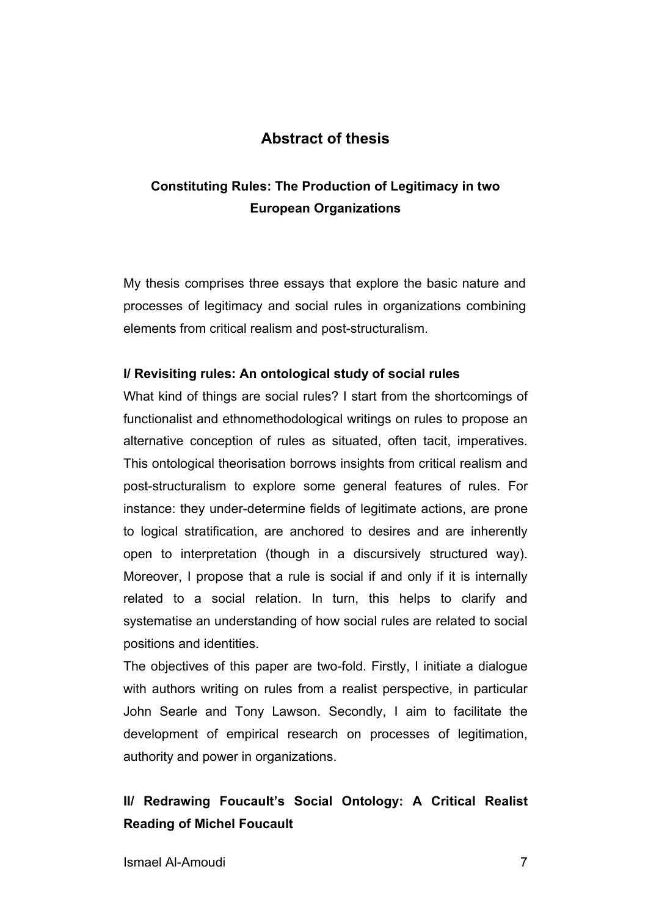# Abstract of thesis

## Constituting Rules: The Production of Legitimacy in two European Organizations

My thesis comprises three essays that explore the basic nature and processes of legitimacy and social rules in organizations combining elements from critical realism and post-structuralism.

### I/ Revisiting rules: An ontological study of social rules

What kind of things are social rules? I start from the shortcomings of functionalist and ethnomethodological writings on rules to propose an alternative conception of rules as situated, often tacit, imperatives. This ontological theorisation borrows insights from critical realism and post-structuralism to explore some general features of rules. For instance: they under-determine fields of legitimate actions, are prone to logical stratification, are anchored to desires and are inherently open to interpretation (though in a discursively structured way). Moreover, I propose that a rule is social if and only if it is internally related to a social relation. In turn, this helps to clarify and systematise an understanding of how social rules are related to social positions and identities.

The objectives of this paper are two-fold. Firstly, I initiate a dialogue with authors writing on rules from a realist perspective, in particular John Searle and Tony Lawson. Secondly, I aim to facilitate the development of empirical research on processes of legitimation, authority and power in organizations.

### II/ Redrawing Foucault's Social Ontology: A Critical Realist Reading of Michel Foucault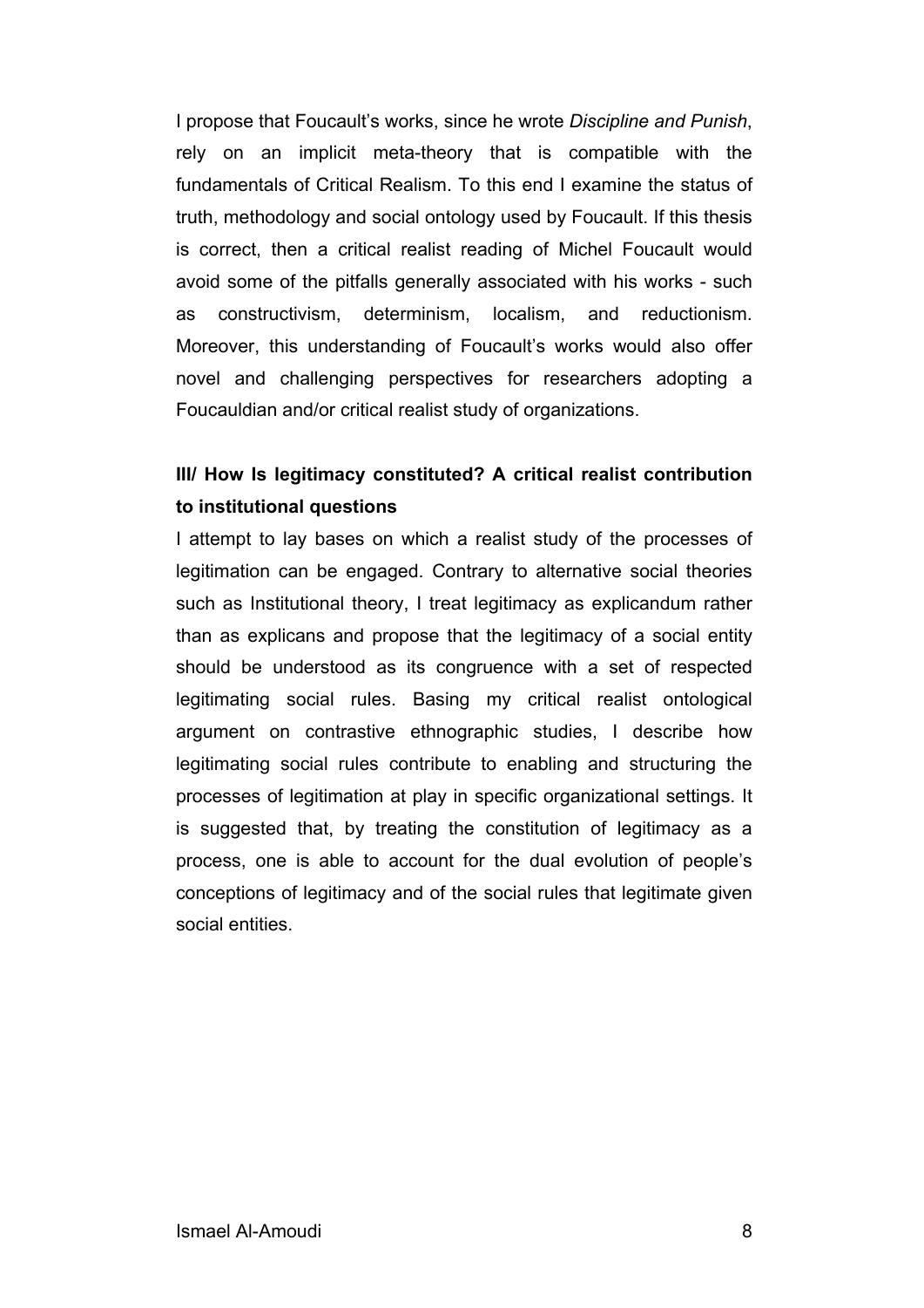I propose that Foucault's works, since he wrote *Discipline and Punish*, rely on an implicit meta-theory that is compatible with the fundamentals of Critical Realism. To this end I examine the status of truth, methodology and social ontology used by Foucault. If this thesis is correct, then a critical realist reading of Michel Foucault would avoid some of the pitfalls generally associated with his works - such as constructivism, determinism, localism, and reductionism. Moreover, this understanding of Foucault's works would also offer novel and challenging perspectives for researchers adopting a Foucauldian and/or critical realist study of organizations.

### III/ How Is legitimacy constituted? A critical realist contribution to institutional questions

I attempt to lay bases on which a realist study of the processes of legitimation can be engaged. Contrary to alternative social theories such as Institutional theory, I treat legitimacy as explicandum rather than as explicans and propose that the legitimacy of a social entity should be understood as its congruence with a set of respected legitimating social rules. Basing my critical realist ontological argument on contrastive ethnographic studies, I describe how legitimating social rules contribute to enabling and structuring the processes of legitimation at play in specific organizational settings. It is suggested that, by treating the constitution of legitimacy as a process, one is able to account for the dual evolution of people's conceptions of legitimacy and of the social rules that legitimate given social entities.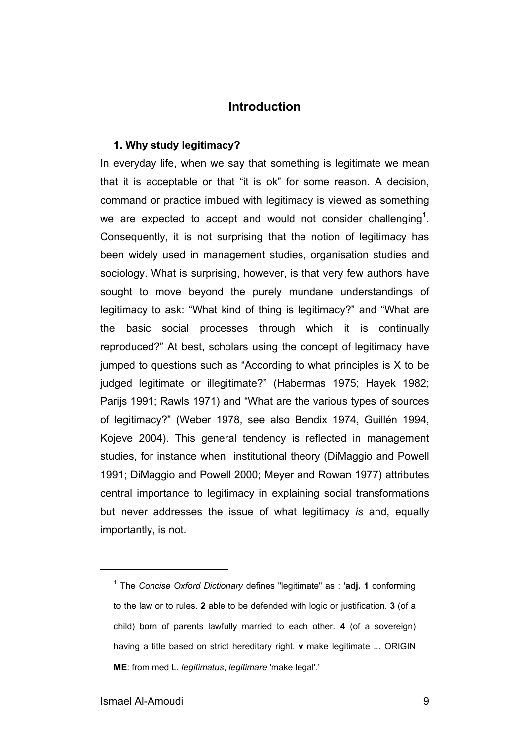# Introduction

### 1. Why study legitimacy?

In everyday life, when we say that something is legitimate we mean that it is acceptable or that "it is ok" for some reason. A decision, command or practice imbued with legitimacy is viewed as something we are expected to accept and would not consider challenging[1]. Consequently, it is not surprising that the notion of legitimacy has been widely used in management studies, organisation studies and sociology. What is surprising, however, is that very few authors have sought to move beyond the purely mundane understandings of legitimacy to ask: "What kind of thing is legitimacy?" and "What are the basic social processes through which it is continually reproduced?" At best, scholars using the concept of legitimacy have jumped to questions such as "According to what principles is X to be judged legitimate or illegitimate?" (Habermas 1975; Hayek 1982; Parijs 1991; Rawls 1971) and "What are the various types of sources of legitimacy?" (Weber 1978, see also Bendix 1974, Guillén 1994, Kojeve 2004). This general tendency is reflected in management studies, for instance when institutional theory (DiMaggio and Powell 1991; DiMaggio and Powell 2000; Meyer and Rowan 1977) attributes central importance to legitimacy in explaining social transformations but never addresses the issue of what legitimacy *is* and, equally importantly, is not.

---

[1] The *Concise Oxford Dictionary* defines "legitimate" as : '**adj. 1** conforming to the law or to rules. **2** able to be defended with logic or justification. **3** (of a child) born of parents lawfully married to each other. **4** (of a sovereign) having a title based on strict hereditary right. **v** make legitimate ... ORIGIN **ME**: from med L. *legitimatus*, *legitimare* 'make legal'.'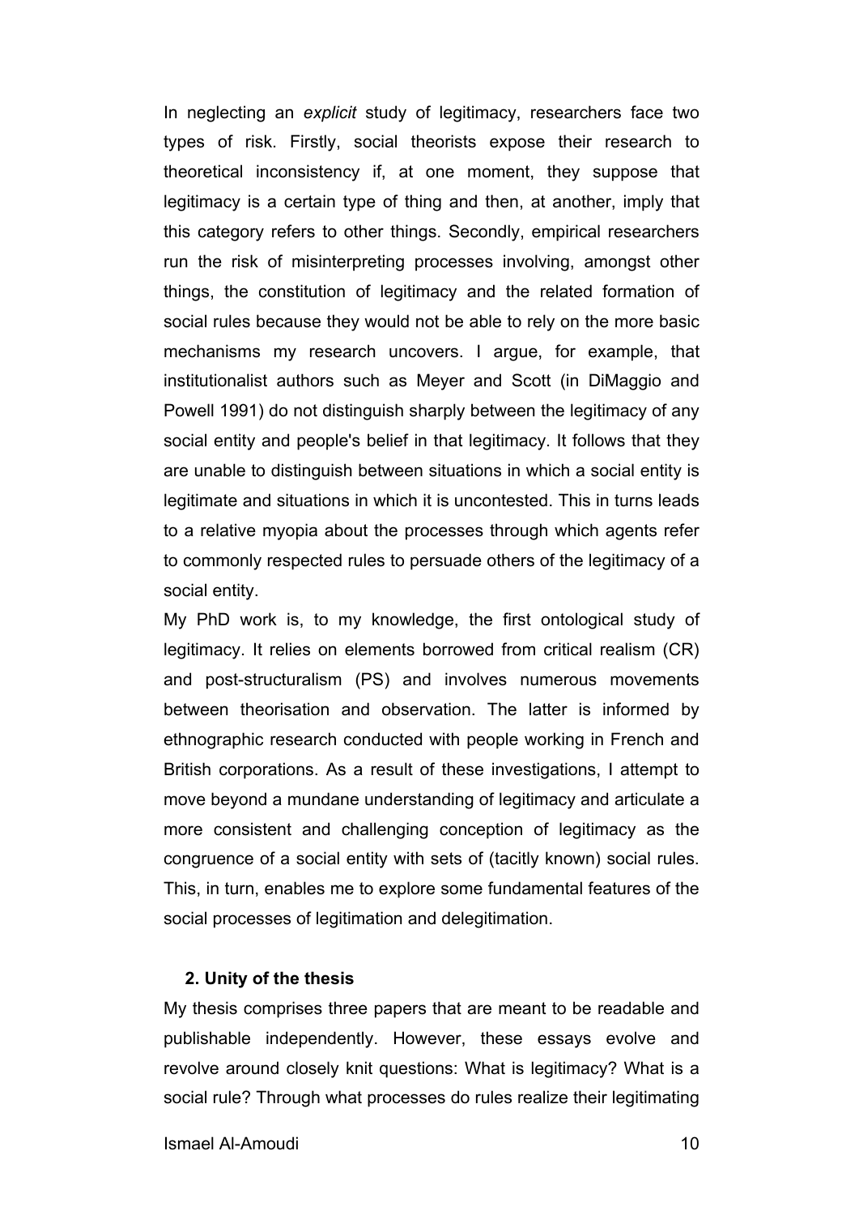In neglecting an *explicit* study of legitimacy, researchers face two types of risk. Firstly, social theorists expose their research to theoretical inconsistency if, at one moment, they suppose that legitimacy is a certain type of thing and then, at another, imply that this category refers to other things. Secondly, empirical researchers run the risk of misinterpreting processes involving, amongst other things, the constitution of legitimacy and the related formation of social rules because they would not be able to rely on the more basic mechanisms my research uncovers. I argue, for example, that institutionalist authors such as Meyer and Scott (in DiMaggio and Powell 1991) do not distinguish sharply between the legitimacy of any social entity and people's belief in that legitimacy. It follows that they are unable to distinguish between situations in which a social entity is legitimate and situations in which it is uncontested. This in turns leads to a relative myopia about the processes through which agents refer to commonly respected rules to persuade others of the legitimacy of a social entity.

My PhD work is, to my knowledge, the first ontological study of legitimacy. It relies on elements borrowed from critical realism (CR) and post-structuralism (PS) and involves numerous movements between theorisation and observation. The latter is informed by ethnographic research conducted with people working in French and British corporations. As a result of these investigations, I attempt to move beyond a mundane understanding of legitimacy and articulate a more consistent and challenging conception of legitimacy as the congruence of a social entity with sets of (tacitly known) social rules. This, in turn, enables me to explore some fundamental features of the social processes of legitimation and delegitimation.

## 2. Unity of the thesis

My thesis comprises three papers that are meant to be readable and publishable independently. However, these essays evolve and revolve around closely knit questions: What is legitimacy? What is a social rule? Through what processes do rules realize their legitimating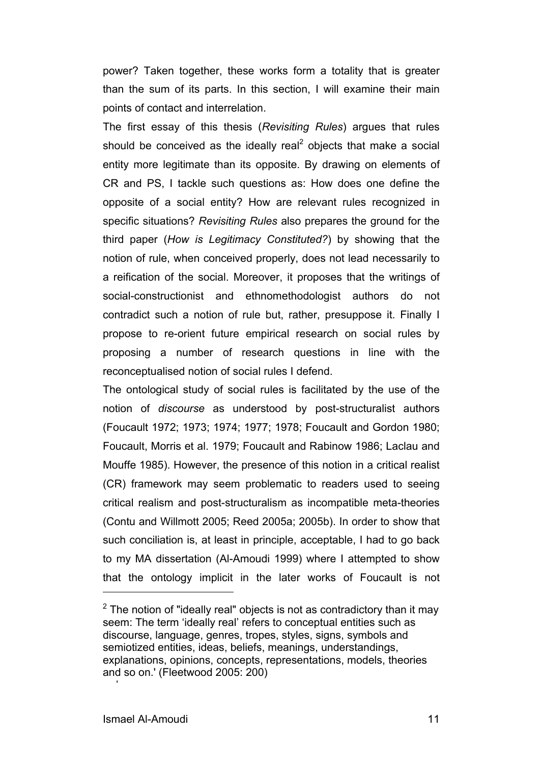power? Taken together, these works form a totality that is greater than the sum of its parts. In this section, I will examine their main points of contact and interrelation.

The first essay of this thesis (*Revisiting Rules*) argues that rules should be conceived as the ideally real[2] objects that make a social entity more legitimate than its opposite. By drawing on elements of CR and PS, I tackle such questions as: How does one define the opposite of a social entity? How are relevant rules recognized in specific situations? *Revisiting Rules* also prepares the ground for the third paper (*How is Legitimacy Constituted?*) by showing that the notion of rule, when conceived properly, does not lead necessarily to a reification of the social. Moreover, it proposes that the writings of social-constructionist and ethnomethodologist authors do not contradict such a notion of rule but, rather, presuppose it. Finally I propose to re-orient future empirical research on social rules by proposing a number of research questions in line with the reconceptualised notion of social rules I defend.

The ontological study of social rules is facilitated by the use of the notion of *discourse* as understood by post-structuralist authors (Foucault 1972; 1973; 1974; 1977; 1978; Foucault and Gordon 1980; Foucault, Morris et al. 1979; Foucault and Rabinow 1986; Laclau and Mouffe 1985). However, the presence of this notion in a critical realist (CR) framework may seem problematic to readers used to seeing critical realism and post-structuralism as incompatible meta-theories (Contu and Willmott 2005; Reed 2005a; 2005b). In order to show that such conciliation is, at least in principle, acceptable, I had to go back to my MA dissertation (Al-Amoudi 1999) where I attempted to show that the ontology implicit in the later works of Foucault is not

---

[2] The notion of "ideally real" objects is not as contradictory than it may seem: The term 'ideally real' refers to conceptual entities such as discourse, language, genres, tropes, styles, signs, symbols and semiotized entities, ideas, beliefs, meanings, understandings, explanations, opinions, concepts, representations, models, theories and so on.' (Fleetwood 2005: 200)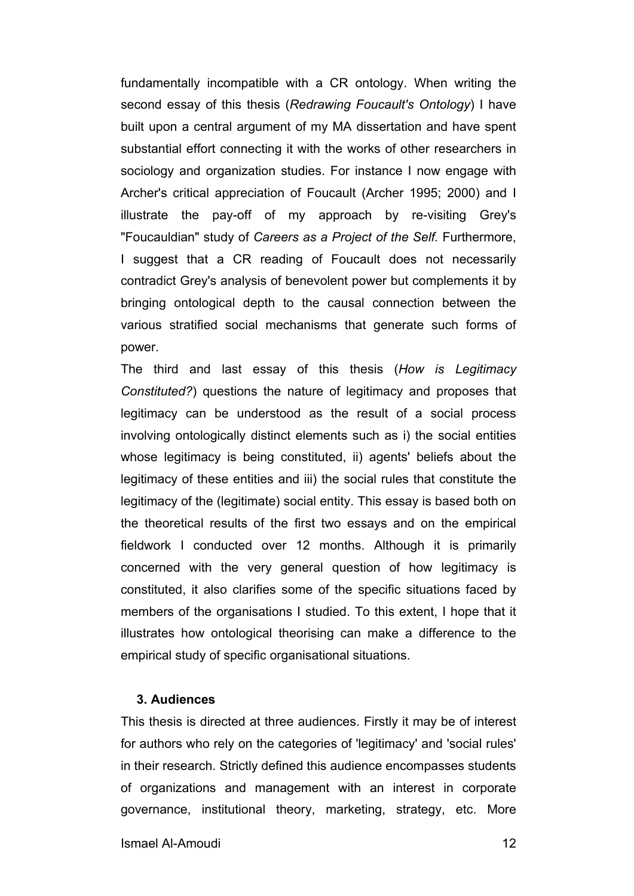fundamentally incompatible with a CR ontology. When writing the second essay of this thesis (*Redrawing Foucault's Ontology*) I have built upon a central argument of my MA dissertation and have spent substantial effort connecting it with the works of other researchers in sociology and organization studies. For instance I now engage with Archer's critical appreciation of Foucault (Archer 1995; 2000) and I illustrate the pay-off of my approach by re-visiting Grey's "Foucauldian" study of *Careers as a Project of the Self.* Furthermore, I suggest that a CR reading of Foucault does not necessarily contradict Grey's analysis of benevolent power but complements it by bringing ontological depth to the causal connection between the various stratified social mechanisms that generate such forms of power.

The third and last essay of this thesis (*How is Legitimacy Constituted?*) questions the nature of legitimacy and proposes that legitimacy can be understood as the result of a social process involving ontologically distinct elements such as i) the social entities whose legitimacy is being constituted, ii) agents' beliefs about the legitimacy of these entities and iii) the social rules that constitute the legitimacy of the (legitimate) social entity. This essay is based both on the theoretical results of the first two essays and on the empirical fieldwork I conducted over 12 months. Although it is primarily concerned with the very general question of how legitimacy is constituted, it also clarifies some of the specific situations faced by members of the organisations I studied. To this extent, I hope that it illustrates how ontological theorising can make a difference to the empirical study of specific organisational situations.

## 3. Audiences

This thesis is directed at three audiences. Firstly it may be of interest for authors who rely on the categories of 'legitimacy' and 'social rules' in their research. Strictly defined this audience encompasses students of organizations and management with an interest in corporate governance, institutional theory, marketing, strategy, etc. More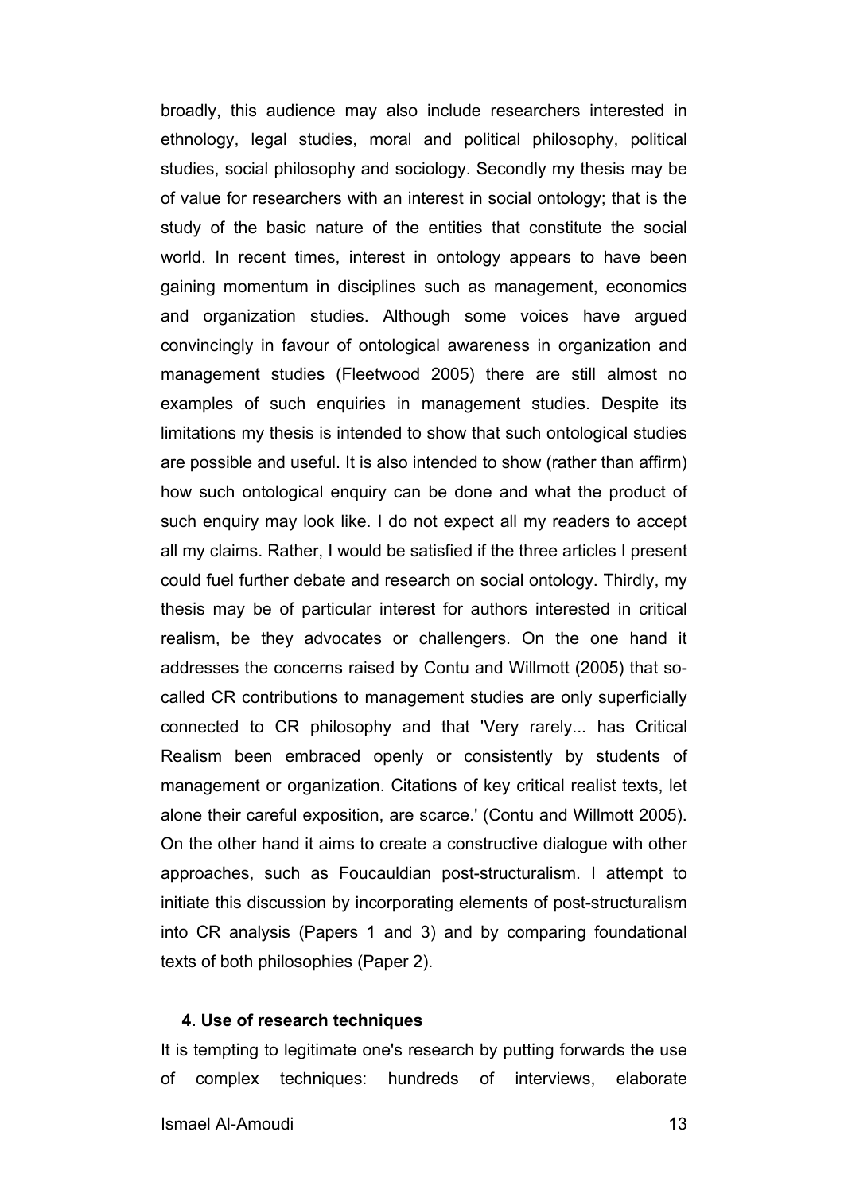broadly, this audience may also include researchers interested in ethnology, legal studies, moral and political philosophy, political studies, social philosophy and sociology. Secondly my thesis may be of value for researchers with an interest in social ontology; that is the study of the basic nature of the entities that constitute the social world. In recent times, interest in ontology appears to have been gaining momentum in disciplines such as management, economics and organization studies. Although some voices have argued convincingly in favour of ontological awareness in organization and management studies (Fleetwood 2005) there are still almost no examples of such enquiries in management studies. Despite its limitations my thesis is intended to show that such ontological studies are possible and useful. It is also intended to show (rather than affirm) how such ontological enquiry can be done and what the product of such enquiry may look like. I do not expect all my readers to accept all my claims. Rather, I would be satisfied if the three articles I present could fuel further debate and research on social ontology. Thirdly, my thesis may be of particular interest for authors interested in critical realism, be they advocates or challengers. On the one hand it addresses the concerns raised by Contu and Willmott (2005) that so-called CR contributions to management studies are only superficially connected to CR philosophy and that 'Very rarely... has Critical Realism been embraced openly or consistently by students of management or organization. Citations of key critical realist texts, let alone their careful exposition, are scarce.' (Contu and Willmott 2005). On the other hand it aims to create a constructive dialogue with other approaches, such as Foucauldian post-structuralism. I attempt to initiate this discussion by incorporating elements of post-structuralism into CR analysis (Papers 1 and 3) and by comparing foundational texts of both philosophies (Paper 2).

### 4. Use of research techniques

It is tempting to legitimate one's research by putting forwards the use of complex techniques: hundreds of interviews, elaborate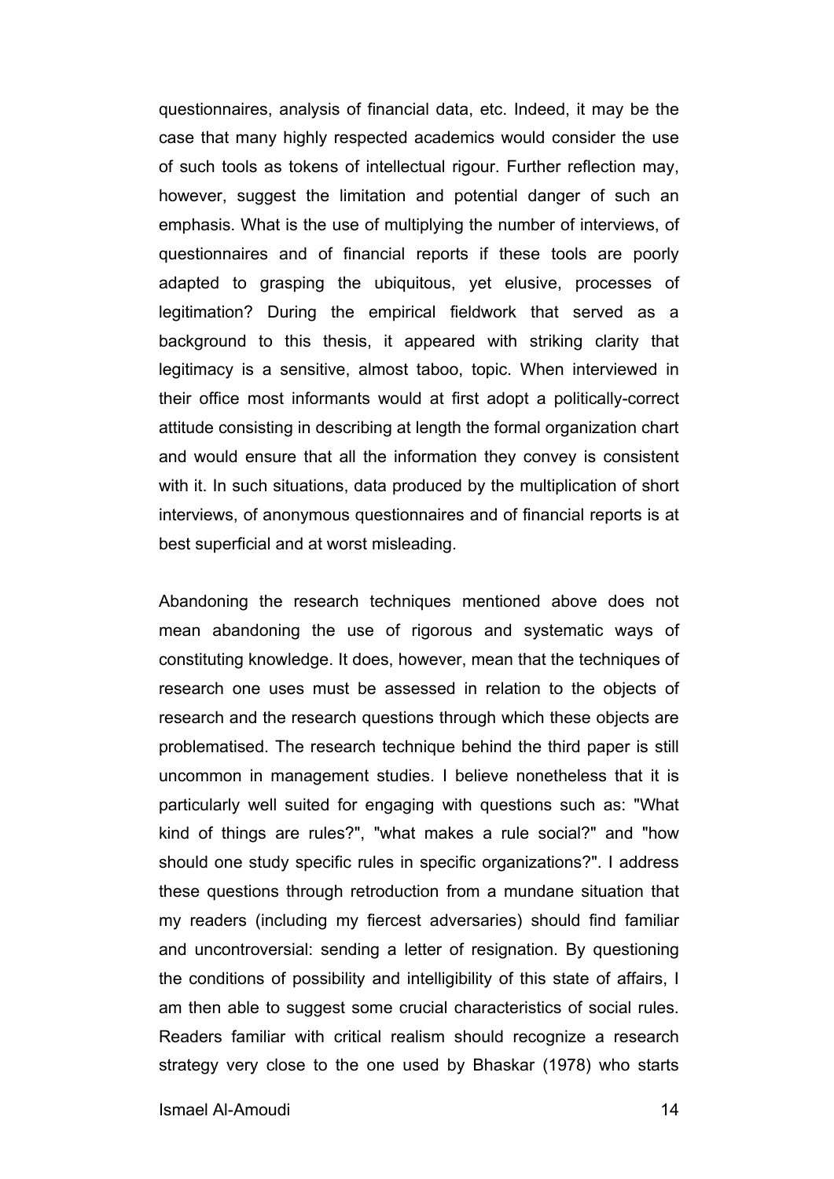questionnaires, analysis of financial data, etc. Indeed, it may be the case that many highly respected academics would consider the use of such tools as tokens of intellectual rigour. Further reflection may, however, suggest the limitation and potential danger of such an emphasis. What is the use of multiplying the number of interviews, of questionnaires and of financial reports if these tools are poorly adapted to grasping the ubiquitous, yet elusive, processes of legitimation? During the empirical fieldwork that served as a background to this thesis, it appeared with striking clarity that legitimacy is a sensitive, almost taboo, topic. When interviewed in their office most informants would at first adopt a politically-correct attitude consisting in describing at length the formal organization chart and would ensure that all the information they convey is consistent with it. In such situations, data produced by the multiplication of short interviews, of anonymous questionnaires and of financial reports is at best superficial and at worst misleading.

Abandoning the research techniques mentioned above does not mean abandoning the use of rigorous and systematic ways of constituting knowledge. It does, however, mean that the techniques of research one uses must be assessed in relation to the objects of research and the research questions through which these objects are problematised. The research technique behind the third paper is still uncommon in management studies. I believe nonetheless that it is particularly well suited for engaging with questions such as: "What kind of things are rules?", "what makes a rule social?" and "how should one study specific rules in specific organizations?". I address these questions through retroduction from a mundane situation that my readers (including my fiercest adversaries) should find familiar and uncontroversial: sending a letter of resignation. By questioning the conditions of possibility and intelligibility of this state of affairs, I am then able to suggest some crucial characteristics of social rules. Readers familiar with critical realism should recognize a research strategy very close to the one used by Bhaskar (1978) who starts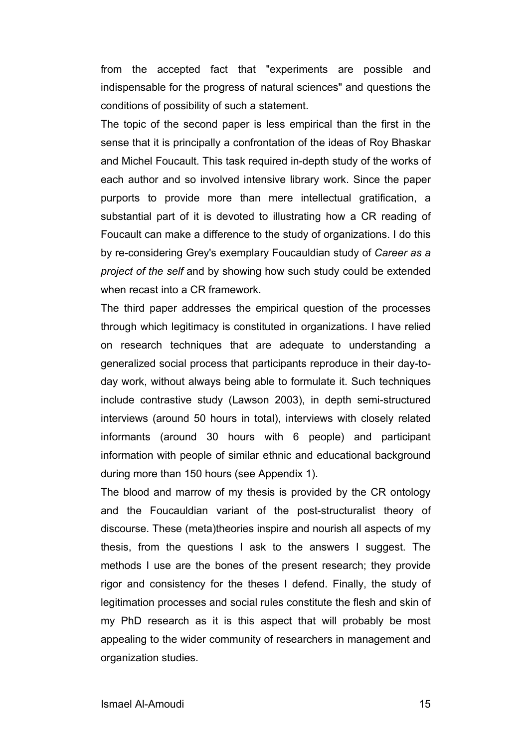from the accepted fact that "experiments are possible and indispensable for the progress of natural sciences" and questions the conditions of possibility of such a statement.

The topic of the second paper is less empirical than the first in the sense that it is principally a confrontation of the ideas of Roy Bhaskar and Michel Foucault. This task required in-depth study of the works of each author and so involved intensive library work. Since the paper purports to provide more than mere intellectual gratification, a substantial part of it is devoted to illustrating how a CR reading of Foucault can make a difference to the study of organizations. I do this by re-considering Grey's exemplary Foucauldian study of *Career as a project of the self* and by showing how such study could be extended when recast into a CR framework.

The third paper addresses the empirical question of the processes through which legitimacy is constituted in organizations. I have relied on research techniques that are adequate to understanding a generalized social process that participants reproduce in their day-to-day work, without always being able to formulate it. Such techniques include contrastive study (Lawson 2003), in depth semi-structured interviews (around 50 hours in total), interviews with closely related informants (around 30 hours with 6 people) and participant information with people of similar ethnic and educational background during more than 150 hours (see Appendix 1).

The blood and marrow of my thesis is provided by the CR ontology and the Foucauldian variant of the post-structuralist theory of discourse. These (meta)theories inspire and nourish all aspects of my thesis, from the questions I ask to the answers I suggest. The methods I use are the bones of the present research; they provide rigor and consistency for the theses I defend. Finally, the study of legitimation processes and social rules constitute the flesh and skin of my PhD research as it is this aspect that will probably be most appealing to the wider community of researchers in management and organization studies.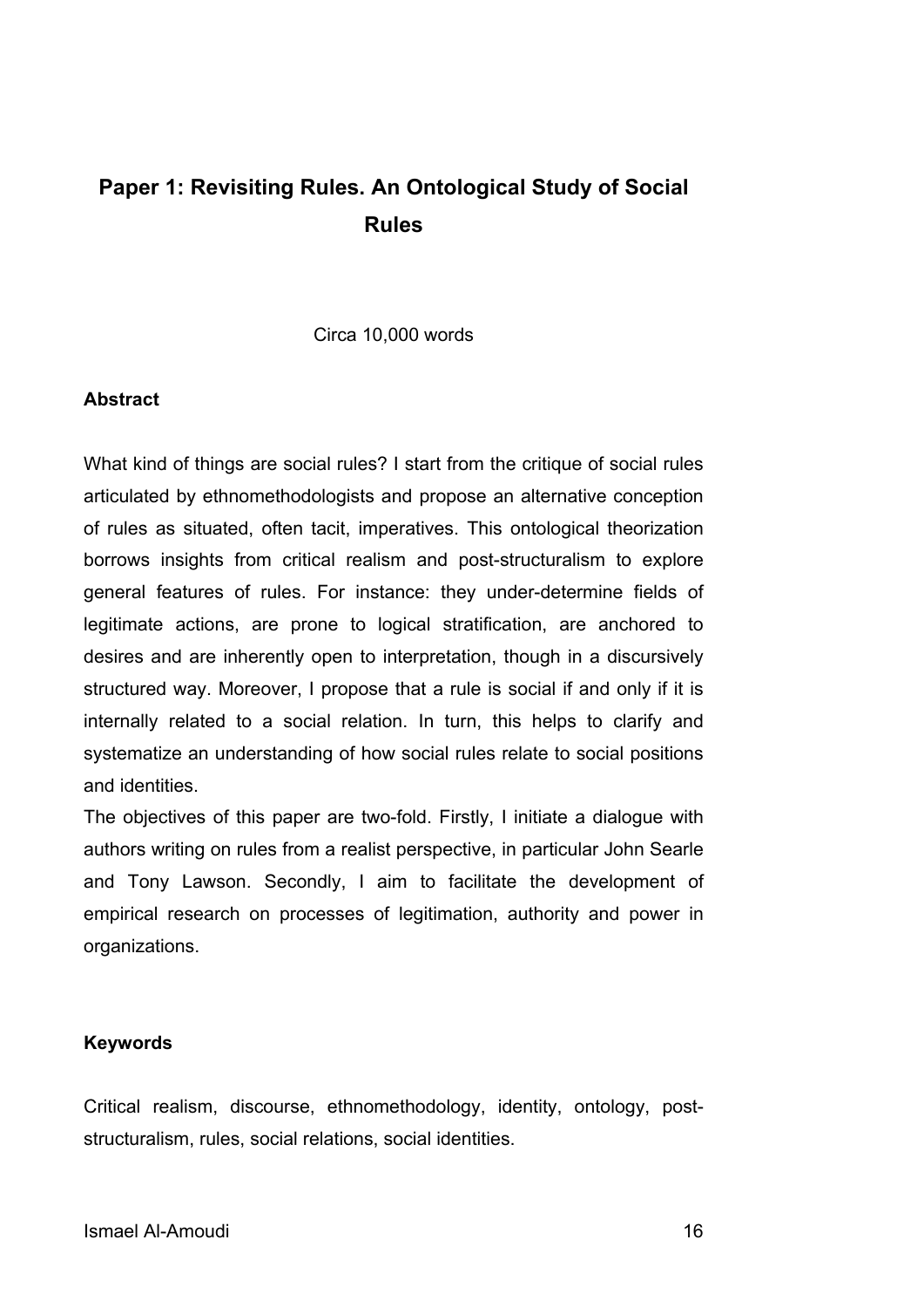# Paper 1: Revisiting Rules. An Ontological Study of Social Rules

Circa 10,000 words

**Abstract**

What kind of things are social rules? I start from the critique of social rules articulated by ethnomethodologists and propose an alternative conception of rules as situated, often tacit, imperatives. This ontological theorization borrows insights from critical realism and post-structuralism to explore general features of rules. For instance: they under-determine fields of legitimate actions, are prone to logical stratification, are anchored to desires and are inherently open to interpretation, though in a discursively structured way. Moreover, I propose that a rule is social if and only if it is internally related to a social relation. In turn, this helps to clarify and systematize an understanding of how social rules relate to social positions and identities.

The objectives of this paper are two-fold. Firstly, I initiate a dialogue with authors writing on rules from a realist perspective, in particular John Searle and Tony Lawson. Secondly, I aim to facilitate the development of empirical research on processes of legitimation, authority and power in organizations.

**Keywords**

Critical realism, discourse, ethnomethodology, identity, ontology, post-structuralism, rules, social relations, social identities.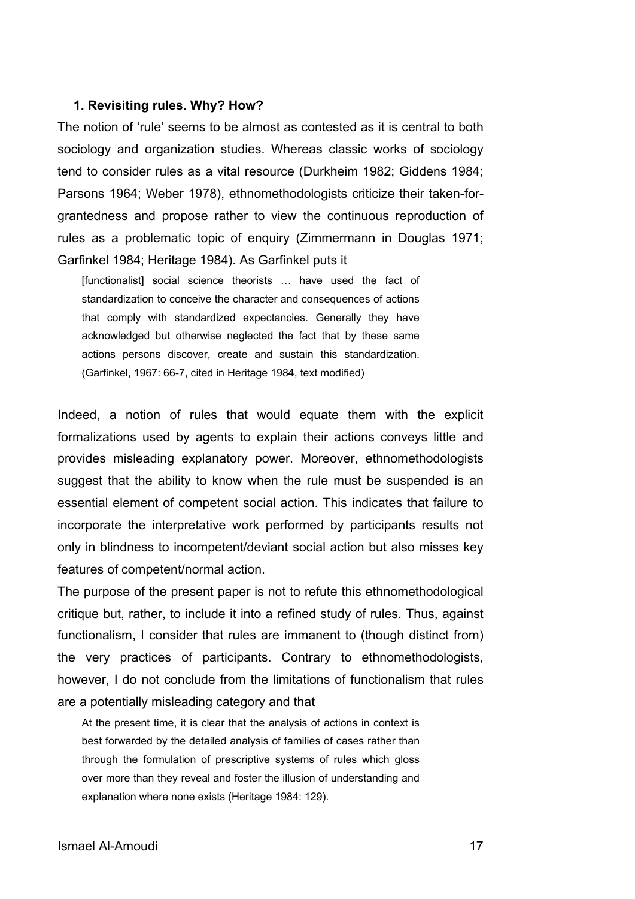### 1. Revisiting rules. Why? How?

The notion of 'rule' seems to be almost as contested as it is central to both sociology and organization studies. Whereas classic works of sociology tend to consider rules as a vital resource (Durkheim 1982; Giddens 1984; Parsons 1964; Weber 1978), ethnomethodologists criticize their taken-for-grantedness and propose rather to view the continuous reproduction of rules as a problematic topic of enquiry (Zimmermann in Douglas 1971; Garfinkel 1984; Heritage 1984). As Garfinkel puts it

> [functionalist] social science theorists … have used the fact of standardization to conceive the character and consequences of actions that comply with standardized expectancies. Generally they have acknowledged but otherwise neglected the fact that by these same actions persons discover, create and sustain this standardization. (Garfinkel, 1967: 66-7, cited in Heritage 1984, text modified)

Indeed, a notion of rules that would equate them with the explicit formalizations used by agents to explain their actions conveys little and provides misleading explanatory power. Moreover, ethnomethodologists suggest that the ability to know when the rule must be suspended is an essential element of competent social action. This indicates that failure to incorporate the interpretative work performed by participants results not only in blindness to incompetent/deviant social action but also misses key features of competent/normal action.

The purpose of the present paper is not to refute this ethnomethodological critique but, rather, to include it into a refined study of rules. Thus, against functionalism, I consider that rules are immanent to (though distinct from) the very practices of participants. Contrary to ethnomethodologists, however, I do not conclude from the limitations of functionalism that rules are a potentially misleading category and that

> At the present time, it is clear that the analysis of actions in context is best forwarded by the detailed analysis of families of cases rather than through the formulation of prescriptive systems of rules which gloss over more than they reveal and foster the illusion of understanding and explanation where none exists (Heritage 1984: 129).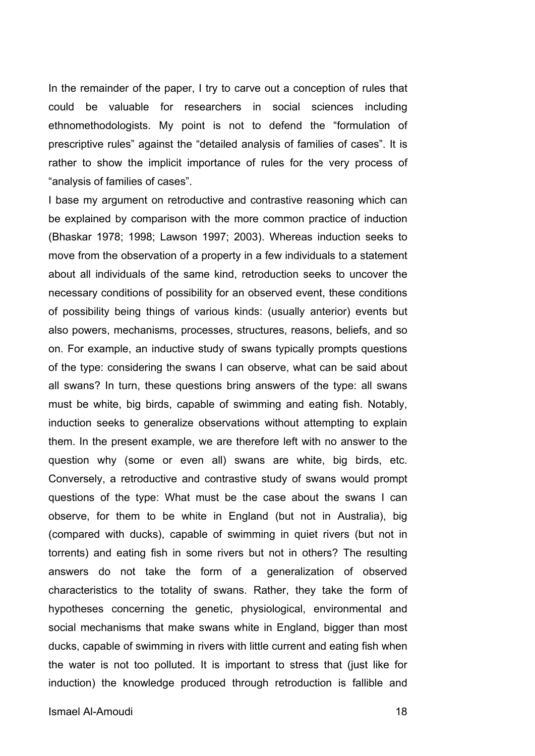In the remainder of the paper, I try to carve out a conception of rules that could be valuable for researchers in social sciences including ethnomethodologists. My point is not to defend the “formulation of prescriptive rules” against the “detailed analysis of families of cases”. It is rather to show the implicit importance of rules for the very process of “analysis of families of cases”.

I base my argument on retroductive and contrastive reasoning which can be explained by comparison with the more common practice of induction (Bhaskar 1978; 1998; Lawson 1997; 2003). Whereas induction seeks to move from the observation of a property in a few individuals to a statement about all individuals of the same kind, retroduction seeks to uncover the necessary conditions of possibility for an observed event, these conditions of possibility being things of various kinds: (usually anterior) events but also powers, mechanisms, processes, structures, reasons, beliefs, and so on. For example, an inductive study of swans typically prompts questions of the type: considering the swans I can observe, what can be said about all swans? In turn, these questions bring answers of the type: all swans must be white, big birds, capable of swimming and eating fish. Notably, induction seeks to generalize observations without attempting to explain them. In the present example, we are therefore left with no answer to the question why (some or even all) swans are white, big birds, etc. Conversely, a retroductive and contrastive study of swans would prompt questions of the type: What must be the case about the swans I can observe, for them to be white in England (but not in Australia), big (compared with ducks), capable of swimming in quiet rivers (but not in torrents) and eating fish in some rivers but not in others? The resulting answers do not take the form of a generalization of observed characteristics to the totality of swans. Rather, they take the form of hypotheses concerning the genetic, physiological, environmental and social mechanisms that make swans white in England, bigger than most ducks, capable of swimming in rivers with little current and eating fish when the water is not too polluted. It is important to stress that (just like for induction) the knowledge produced through retroduction is fallible and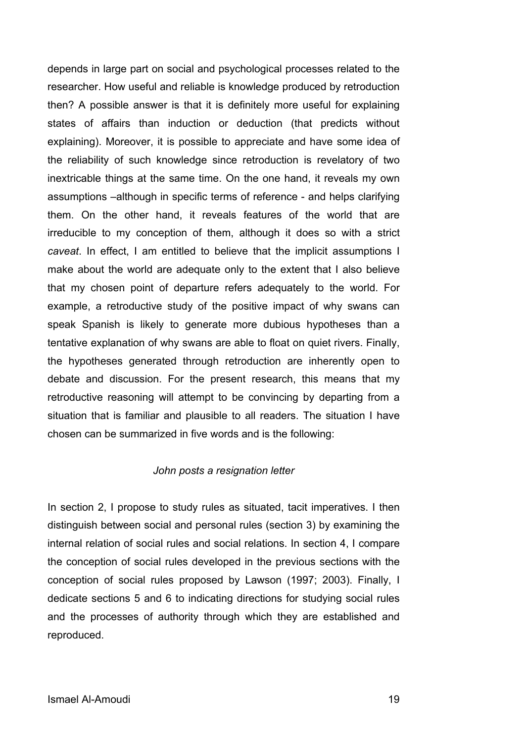depends in large part on social and psychological processes related to the researcher. How useful and reliable is knowledge produced by retroduction then? A possible answer is that it is definitely more useful for explaining states of affairs than induction or deduction (that predicts without explaining). Moreover, it is possible to appreciate and have some idea of the reliability of such knowledge since retroduction is revelatory of two inextricable things at the same time. On the one hand, it reveals my own assumptions –although in specific terms of reference - and helps clarifying them. On the other hand, it reveals features of the world that are irreducible to my conception of them, although it does so with a strict *caveat*. In effect, I am entitled to believe that the implicit assumptions I make about the world are adequate only to the extent that I also believe that my chosen point of departure refers adequately to the world. For example, a retroductive study of the positive impact of why swans can speak Spanish is likely to generate more dubious hypotheses than a tentative explanation of why swans are able to float on quiet rivers. Finally, the hypotheses generated through retroduction are inherently open to debate and discussion. For the present research, this means that my retroductive reasoning will attempt to be convincing by departing from a situation that is familiar and plausible to all readers. The situation I have chosen can be summarized in five words and is the following:

*John posts a resignation letter*

In section 2, I propose to study rules as situated, tacit imperatives. I then distinguish between social and personal rules (section 3) by examining the internal relation of social rules and social relations. In section 4, I compare the conception of social rules developed in the previous sections with the conception of social rules proposed by Lawson (1997; 2003). Finally, I dedicate sections 5 and 6 to indicating directions for studying social rules and the processes of authority through which they are established and reproduced.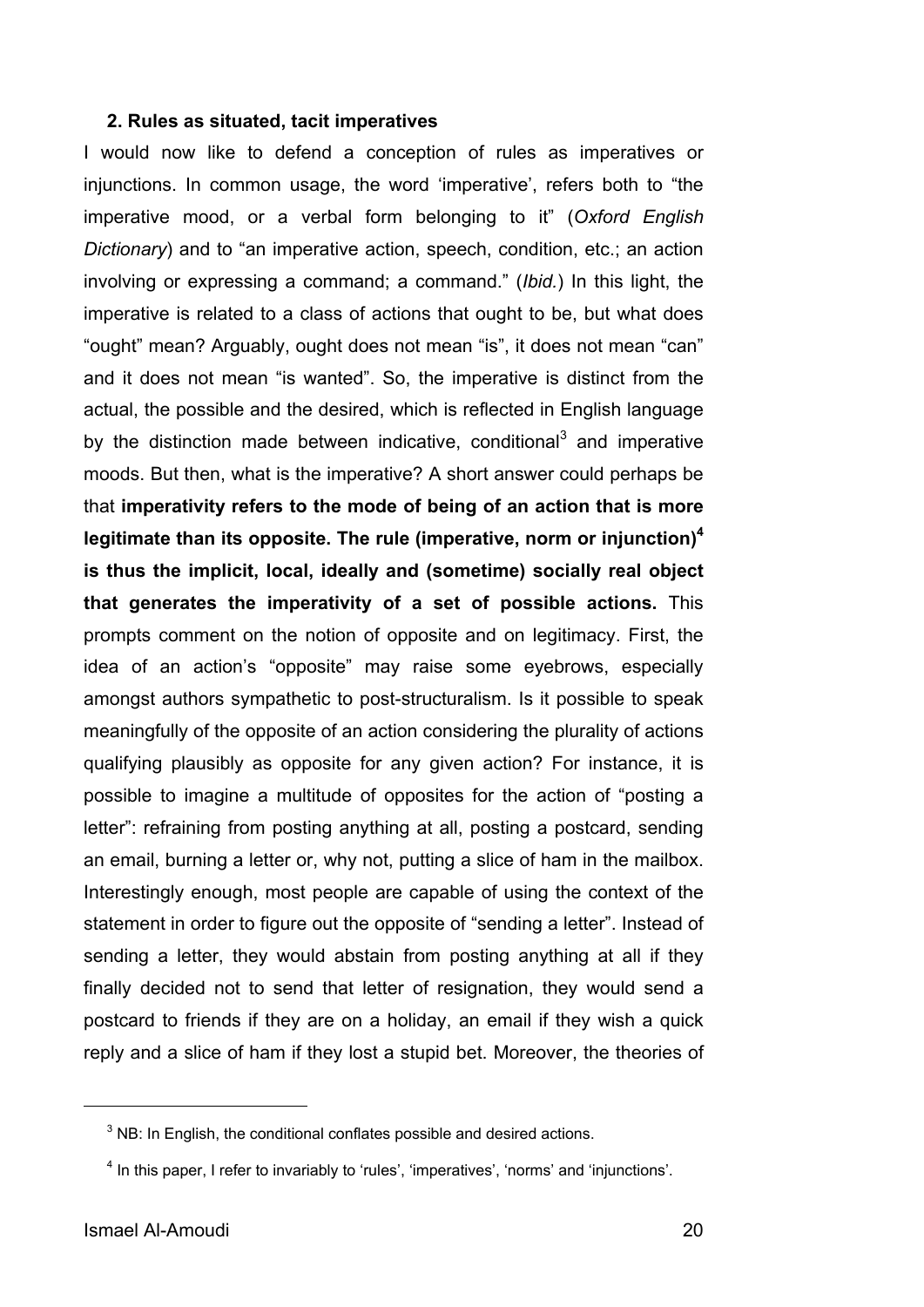### 2. Rules as situated, tacit imperatives

I would now like to defend a conception of rules as imperatives or injunctions. In common usage, the word 'imperative', refers both to "the imperative mood, or a verbal form belonging to it" (*Oxford English Dictionary*) and to "an imperative action, speech, condition, etc.; an action involving or expressing a command; a command." (*Ibid.*) In this light, the imperative is related to a class of actions that ought to be, but what does "ought" mean? Arguably, ought does not mean "is", it does not mean "can" and it does not mean "is wanted". So, the imperative is distinct from the actual, the possible and the desired, which is reflected in English language by the distinction made between indicative, conditional[3] and imperative moods. But then, what is the imperative? A short answer could perhaps be that **imperativity refers to the mode of being of an action that is more legitimate than its opposite. The rule (imperative, norm or injunction)[4] is thus the implicit, local, ideally and (sometime) socially real object that generates the imperativity of a set of possible actions.** This prompts comment on the notion of opposite and on legitimacy. First, the idea of an action's "opposite" may raise some eyebrows, especially amongst authors sympathetic to post-structuralism. Is it possible to speak meaningfully of the opposite of an action considering the plurality of actions qualifying plausibly as opposite for any given action? For instance, it is possible to imagine a multitude of opposites for the action of "posting a letter": refraining from posting anything at all, posting a postcard, sending an email, burning a letter or, why not, putting a slice of ham in the mailbox. Interestingly enough, most people are capable of using the context of the statement in order to figure out the opposite of "sending a letter". Instead of sending a letter, they would abstain from posting anything at all if they finally decided not to send that letter of resignation, they would send a postcard to friends if they are on a holiday, an email if they wish a quick reply and a slice of ham if they lost a stupid bet. Moreover, the theories of

---

[3] NB: In English, the conditional conflates possible and desired actions.

[4] In this paper, I refer to invariably to 'rules', 'imperatives', 'norms' and 'injunctions'.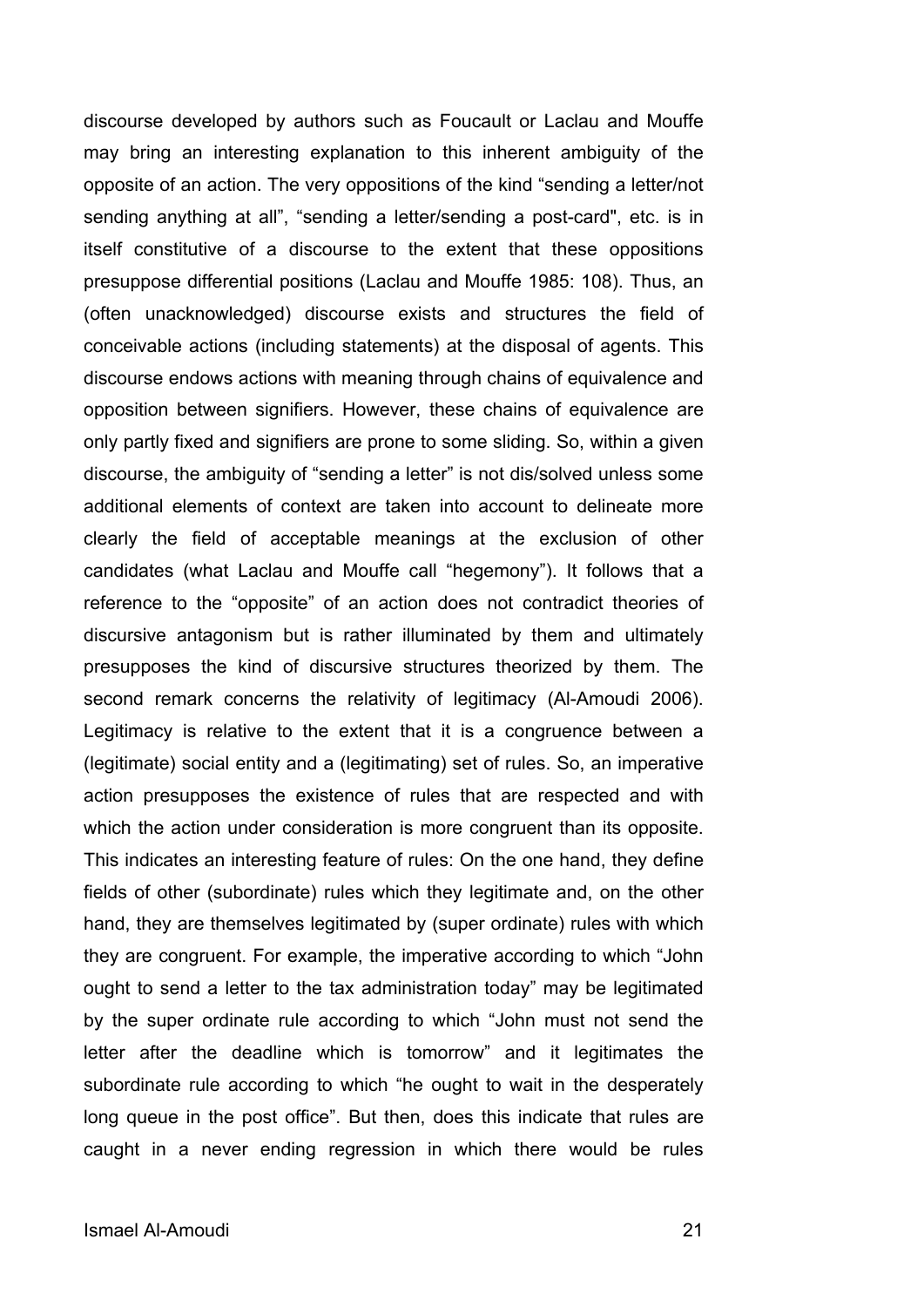discourse developed by authors such as Foucault or Laclau and Mouffe may bring an interesting explanation to this inherent ambiguity of the opposite of an action. The very oppositions of the kind “sending a letter/not sending anything at all”, “sending a letter/sending a post-card", etc. is in itself constitutive of a discourse to the extent that these oppositions presuppose differential positions (Laclau and Mouffe 1985: 108). Thus, an (often unacknowledged) discourse exists and structures the field of conceivable actions (including statements) at the disposal of agents. This discourse endows actions with meaning through chains of equivalence and opposition between signifiers. However, these chains of equivalence are only partly fixed and signifiers are prone to some sliding. So, within a given discourse, the ambiguity of “sending a letter” is not dis/solved unless some additional elements of context are taken into account to delineate more clearly the field of acceptable meanings at the exclusion of other candidates (what Laclau and Mouffe call “hegemony”). It follows that a reference to the “opposite” of an action does not contradict theories of discursive antagonism but is rather illuminated by them and ultimately presupposes the kind of discursive structures theorized by them. The second remark concerns the relativity of legitimacy (Al-Amoudi 2006). Legitimacy is relative to the extent that it is a congruence between a (legitimate) social entity and a (legitimating) set of rules. So, an imperative action presupposes the existence of rules that are respected and with which the action under consideration is more congruent than its opposite. This indicates an interesting feature of rules: On the one hand, they define fields of other (subordinate) rules which they legitimate and, on the other hand, they are themselves legitimated by (super ordinate) rules with which they are congruent. For example, the imperative according to which “John ought to send a letter to the tax administration today” may be legitimated by the super ordinate rule according to which “John must not send the letter after the deadline which is tomorrow” and it legitimates the subordinate rule according to which “he ought to wait in the desperately long queue in the post office”. But then, does this indicate that rules are caught in a never ending regression in which there would be rules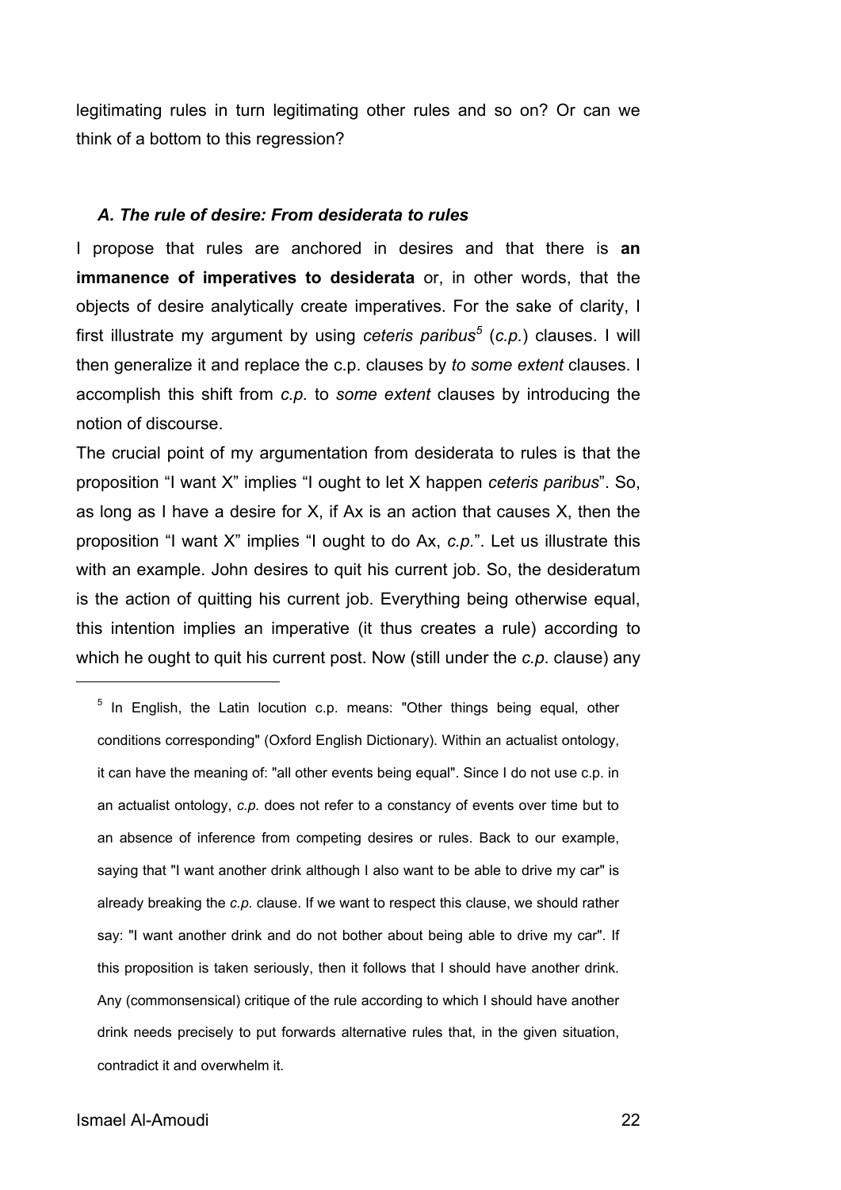legitimating rules in turn legitimating other rules and so on? Or can we think of a bottom to this regression?

### *A. The rule of desire: From desiderata to rules*

I propose that rules are anchored in desires and that there is **an immanence of imperatives to desiderata** or, in other words, that the objects of desire analytically create imperatives. For the sake of clarity, I first illustrate my argument by using *ceteris paribus*[5] (*c.p.*) clauses. I will then generalize it and replace the c.p. clauses by *to some extent* clauses. I accomplish this shift from *c.p.* to *some extent* clauses by introducing the notion of discourse.

The crucial point of my argumentation from desiderata to rules is that the proposition "I want X" implies "I ought to let X happen *ceteris paribus*". So, as long as I have a desire for X, if Ax is an action that causes X, then the proposition "I want X" implies "I ought to do Ax, *c.p.*". Let us illustrate this with an example. John desires to quit his current job. So, the desideratum is the action of quitting his current job. Everything being otherwise equal, this intention implies an imperative (it thus creates a rule) according to which he ought to quit his current post. Now (still under the *c.p.* clause) any

[5] In English, the Latin locution c.p. means: "Other things being equal, other conditions corresponding" (Oxford English Dictionary). Within an actualist ontology, it can have the meaning of: "all other events being equal". Since I do not use c.p. in an actualist ontology, *c.p.* does not refer to a constancy of events over time but to an absence of inference from competing desires or rules. Back to our example, saying that "I want another drink although I also want to be able to drive my car" is already breaking the *c.p.* clause. If we want to respect this clause, we should rather say: "I want another drink and do not bother about being able to drive my car". If this proposition is taken seriously, then it follows that I should have another drink. Any (commonsensical) critique of the rule according to which I should have another drink needs precisely to put forwards alternative rules that, in the given situation, contradict it and overwhelm it.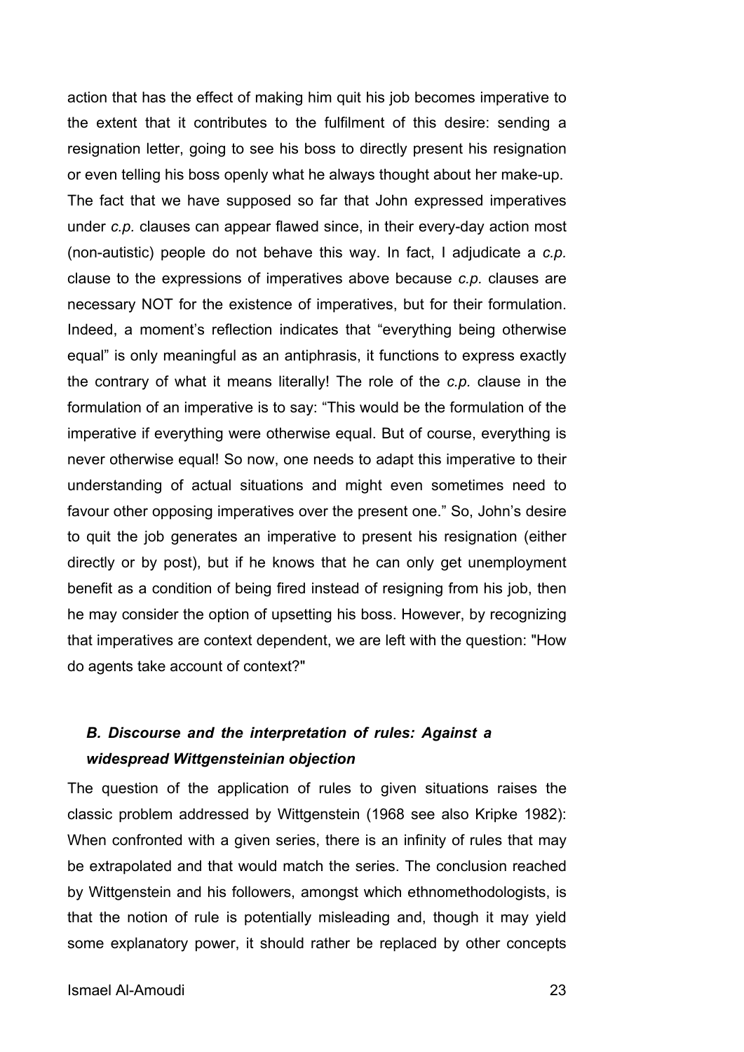action that has the effect of making him quit his job becomes imperative to the extent that it contributes to the fulfilment of this desire: sending a resignation letter, going to see his boss to directly present his resignation or even telling his boss openly what he always thought about her make-up. The fact that we have supposed so far that John expressed imperatives under *c.p.* clauses can appear flawed since, in their every-day action most (non-autistic) people do not behave this way. In fact, I adjudicate a *c.p.* clause to the expressions of imperatives above because *c.p.* clauses are necessary NOT for the existence of imperatives, but for their formulation. Indeed, a moment's reflection indicates that "everything being otherwise equal" is only meaningful as an antiphrasis, it functions to express exactly the contrary of what it means literally! The role of the *c.p.* clause in the formulation of an imperative is to say: "This would be the formulation of the imperative if everything were otherwise equal. But of course, everything is never otherwise equal! So now, one needs to adapt this imperative to their understanding of actual situations and might even sometimes need to favour other opposing imperatives over the present one." So, John's desire to quit the job generates an imperative to present his resignation (either directly or by post), but if he knows that he can only get unemployment benefit as a condition of being fired instead of resigning from his job, then he may consider the option of upsetting his boss. However, by recognizing that imperatives are context dependent, we are left with the question: "How do agents take account of context?"

### *B. Discourse and the interpretation of rules: Against a widespread Wittgensteinian objection*

The question of the application of rules to given situations raises the classic problem addressed by Wittgenstein (1968 see also Kripke 1982): When confronted with a given series, there is an infinity of rules that may be extrapolated and that would match the series. The conclusion reached by Wittgenstein and his followers, amongst which ethnomethodologists, is that the notion of rule is potentially misleading and, though it may yield some explanatory power, it should rather be replaced by other concepts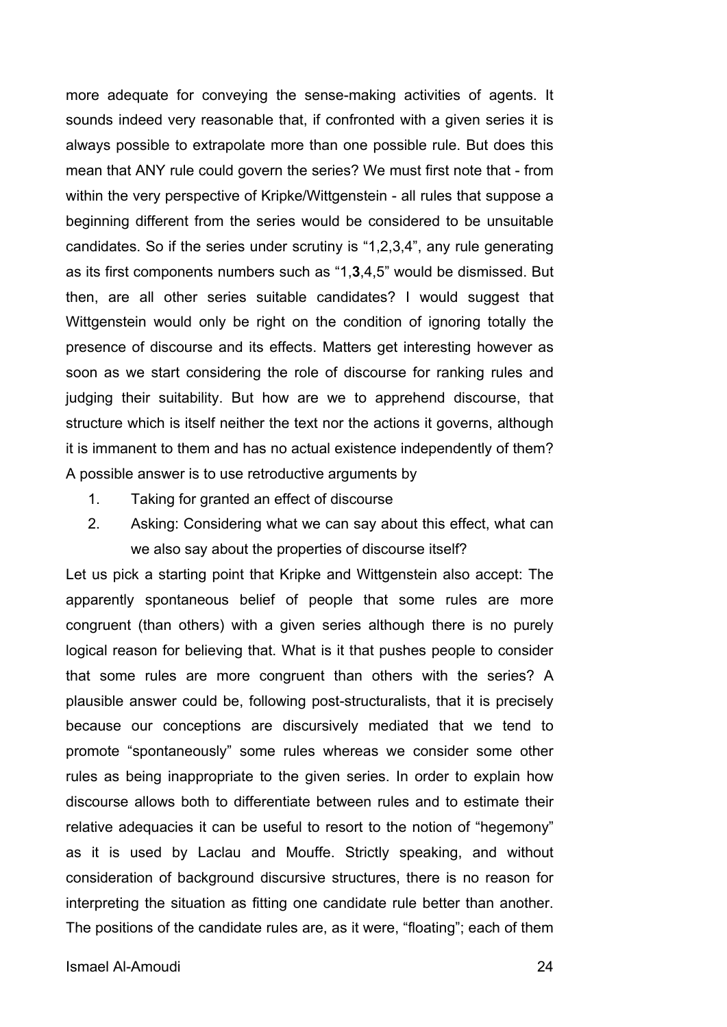more adequate for conveying the sense-making activities of agents. It sounds indeed very reasonable that, if confronted with a given series it is always possible to extrapolate more than one possible rule. But does this mean that ANY rule could govern the series? We must first note that - from within the very perspective of Kripke/Wittgenstein - all rules that suppose a beginning different from the series would be considered to be unsuitable candidates. So if the series under scrutiny is "1,2,3,4", any rule generating as its first components numbers such as "1,**3**,4,5" would be dismissed. But then, are all other series suitable candidates? I would suggest that Wittgenstein would only be right on the condition of ignoring totally the presence of discourse and its effects. Matters get interesting however as soon as we start considering the role of discourse for ranking rules and judging their suitability. But how are we to apprehend discourse, that structure which is itself neither the text nor the actions it governs, although it is immanent to them and has no actual existence independently of them? A possible answer is to use retroductive arguments by

1. Taking for granted an effect of discourse
2. Asking: Considering what we can say about this effect, what can we also say about the properties of discourse itself?

Let us pick a starting point that Kripke and Wittgenstein also accept: The apparently spontaneous belief of people that some rules are more congruent (than others) with a given series although there is no purely logical reason for believing that. What is it that pushes people to consider that some rules are more congruent than others with the series? A plausible answer could be, following post-structuralists, that it is precisely because our conceptions are discursively mediated that we tend to promote "spontaneously" some rules whereas we consider some other rules as being inappropriate to the given series. In order to explain how discourse allows both to differentiate between rules and to estimate their relative adequacies it can be useful to resort to the notion of "hegemony" as it is used by Laclau and Mouffe. Strictly speaking, and without consideration of background discursive structures, there is no reason for interpreting the situation as fitting one candidate rule better than another. The positions of the candidate rules are, as it were, "floating"; each of them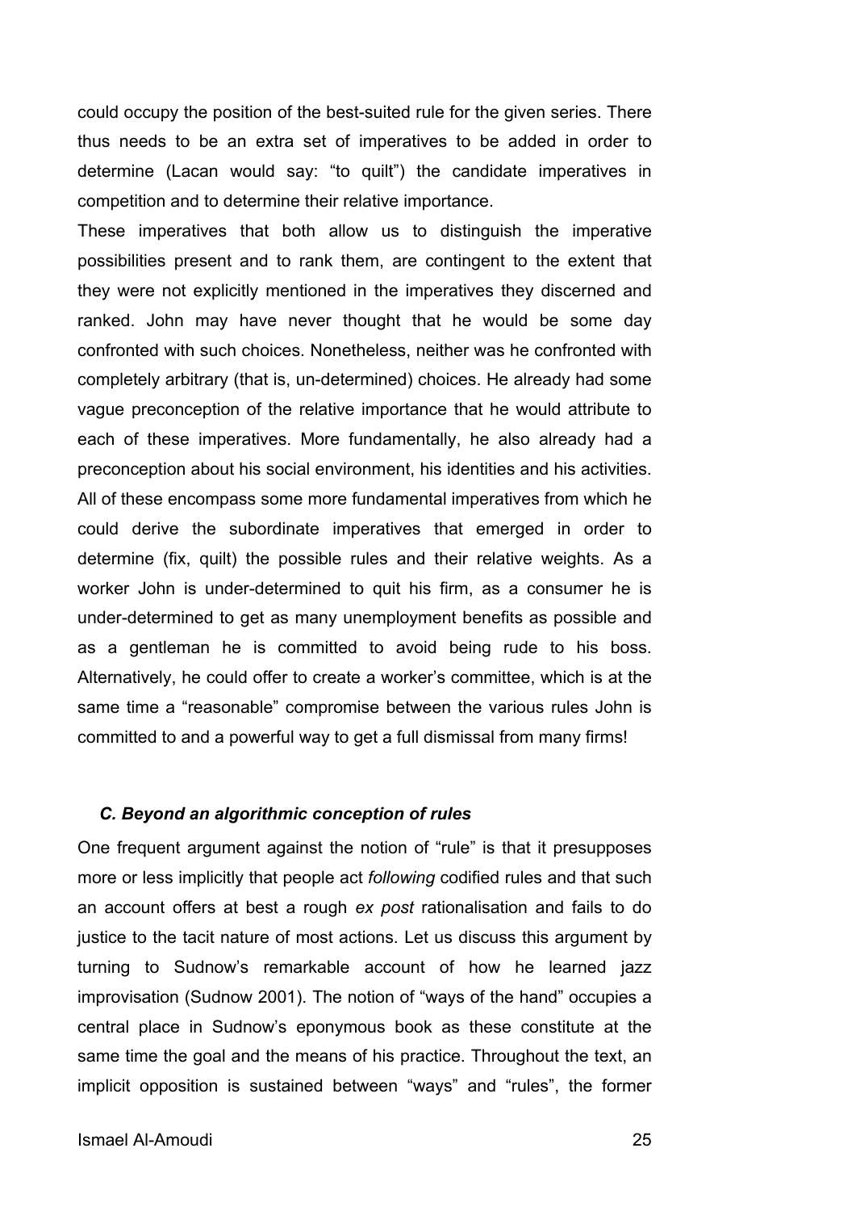could occupy the position of the best-suited rule for the given series. There thus needs to be an extra set of imperatives to be added in order to determine (Lacan would say: "to quilt") the candidate imperatives in competition and to determine their relative importance.

These imperatives that both allow us to distinguish the imperative possibilities present and to rank them, are contingent to the extent that they were not explicitly mentioned in the imperatives they discerned and ranked. John may have never thought that he would be some day confronted with such choices. Nonetheless, neither was he confronted with completely arbitrary (that is, un-determined) choices. He already had some vague preconception of the relative importance that he would attribute to each of these imperatives. More fundamentally, he also already had a preconception about his social environment, his identities and his activities. All of these encompass some more fundamental imperatives from which he could derive the subordinate imperatives that emerged in order to determine (fix, quilt) the possible rules and their relative weights. As a worker John is under-determined to quit his firm, as a consumer he is under-determined to get as many unemployment benefits as possible and as a gentleman he is committed to avoid being rude to his boss. Alternatively, he could offer to create a worker's committee, which is at the same time a "reasonable" compromise between the various rules John is committed to and a powerful way to get a full dismissal from many firms!

### *C. Beyond an algorithmic conception of rules*

One frequent argument against the notion of "rule" is that it presupposes more or less implicitly that people act *following* codified rules and that such an account offers at best a rough *ex post* rationalisation and fails to do justice to the tacit nature of most actions. Let us discuss this argument by turning to Sudnow's remarkable account of how he learned jazz improvisation (Sudnow 2001). The notion of "ways of the hand" occupies a central place in Sudnow's eponymous book as these constitute at the same time the goal and the means of his practice. Throughout the text, an implicit opposition is sustained between "ways" and "rules", the former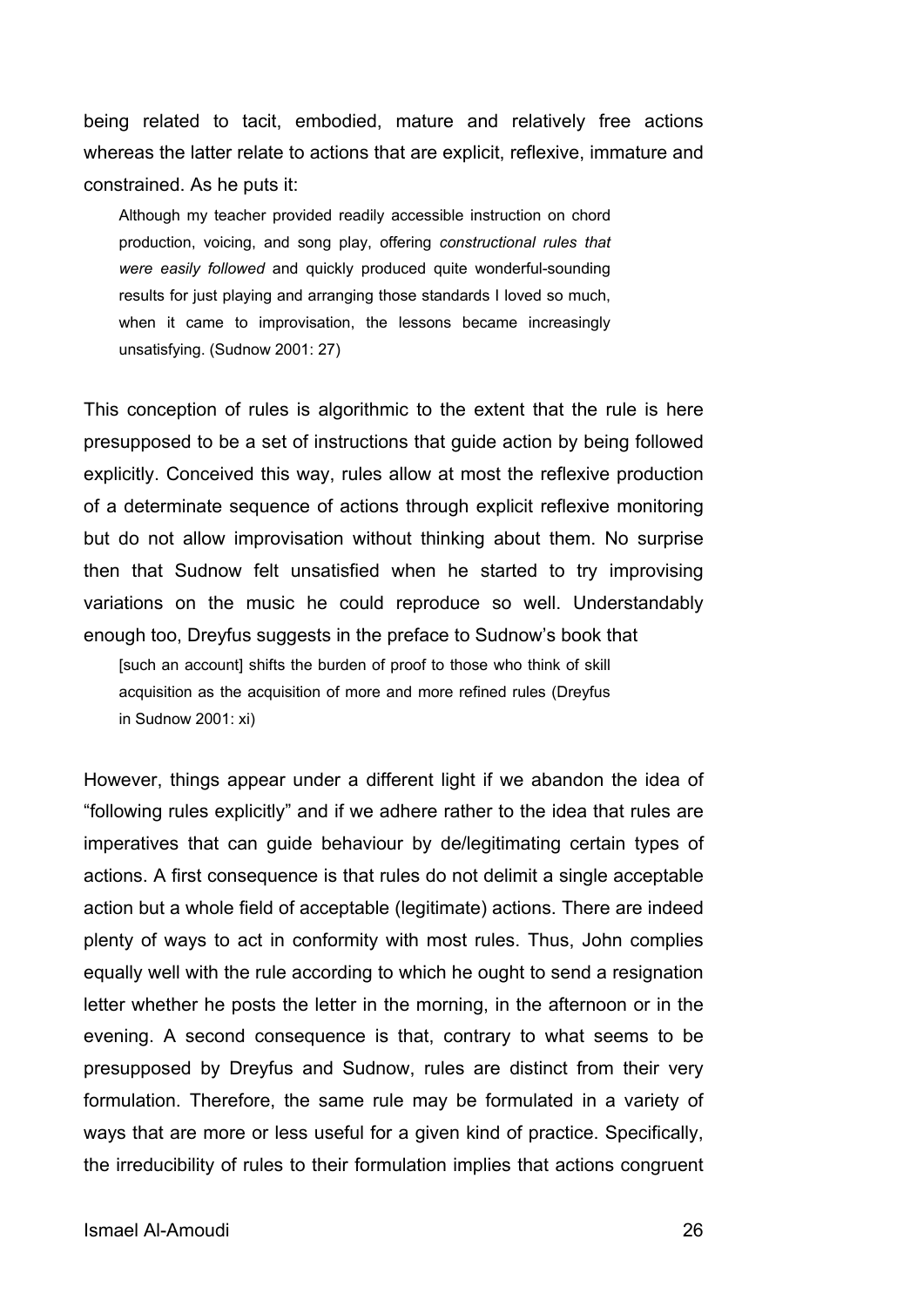being related to tacit, embodied, mature and relatively free actions whereas the latter relate to actions that are explicit, reflexive, immature and constrained. As he puts it:

> Although my teacher provided readily accessible instruction on chord production, voicing, and song play, offering *constructional rules that were easily followed* and quickly produced quite wonderful-sounding results for just playing and arranging those standards I loved so much, when it came to improvisation, the lessons became increasingly unsatisfying. (Sudnow 2001: 27)

This conception of rules is algorithmic to the extent that the rule is here presupposed to be a set of instructions that guide action by being followed explicitly. Conceived this way, rules allow at most the reflexive production of a determinate sequence of actions through explicit reflexive monitoring but do not allow improvisation without thinking about them. No surprise then that Sudnow felt unsatisfied when he started to try improvising variations on the music he could reproduce so well. Understandably enough too, Dreyfus suggests in the preface to Sudnow's book that

> [such an account] shifts the burden of proof to those who think of skill acquisition as the acquisition of more and more refined rules (Dreyfus in Sudnow 2001: xi)

However, things appear under a different light if we abandon the idea of "following rules explicitly" and if we adhere rather to the idea that rules are imperatives that can guide behaviour by de/legitimating certain types of actions. A first consequence is that rules do not delimit a single acceptable action but a whole field of acceptable (legitimate) actions. There are indeed plenty of ways to act in conformity with most rules. Thus, John complies equally well with the rule according to which he ought to send a resignation letter whether he posts the letter in the morning, in the afternoon or in the evening. A second consequence is that, contrary to what seems to be presupposed by Dreyfus and Sudnow, rules are distinct from their very formulation. Therefore, the same rule may be formulated in a variety of ways that are more or less useful for a given kind of practice. Specifically, the irreducibility of rules to their formulation implies that actions congruent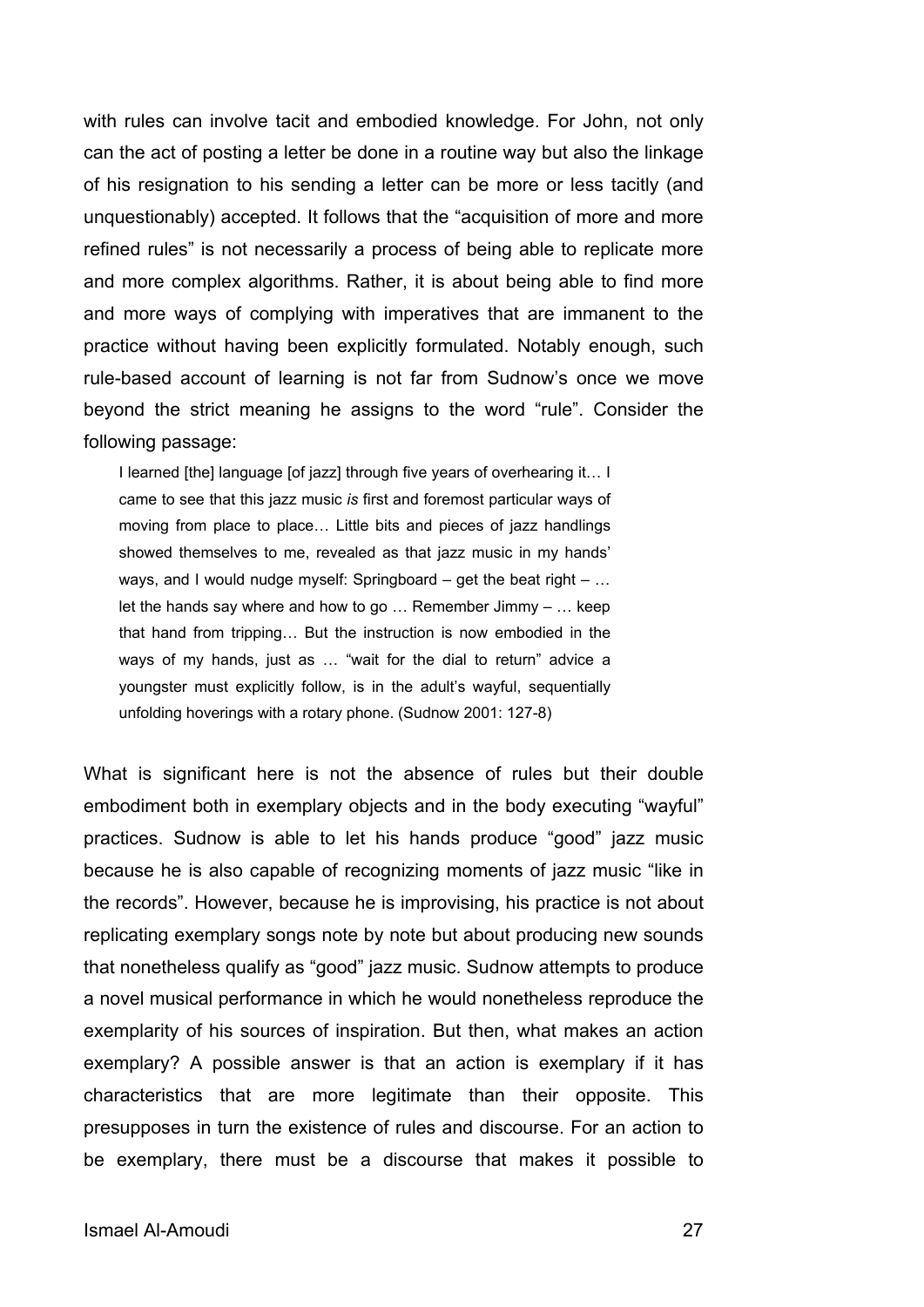with rules can involve tacit and embodied knowledge. For John, not only can the act of posting a letter be done in a routine way but also the linkage of his resignation to his sending a letter can be more or less tacitly (and unquestionably) accepted. It follows that the "acquisition of more and more refined rules" is not necessarily a process of being able to replicate more and more complex algorithms. Rather, it is about being able to find more and more ways of complying with imperatives that are immanent to the practice without having been explicitly formulated. Notably enough, such rule-based account of learning is not far from Sudnow's once we move beyond the strict meaning he assigns to the word "rule". Consider the following passage:

> I learned [the] language [of jazz] through five years of overhearing it… I came to see that this jazz music *is* first and foremost particular ways of moving from place to place… Little bits and pieces of jazz handlings showed themselves to me, revealed as that jazz music in my hands' ways, and I would nudge myself: Springboard – get the beat right – … let the hands say where and how to go … Remember Jimmy – … keep that hand from tripping… But the instruction is now embodied in the ways of my hands, just as … "wait for the dial to return" advice a youngster must explicitly follow, is in the adult's wayful, sequentially unfolding hoverings with a rotary phone. (Sudnow 2001: 127-8)

What is significant here is not the absence of rules but their double embodiment both in exemplary objects and in the body executing "wayful" practices. Sudnow is able to let his hands produce "good" jazz music because he is also capable of recognizing moments of jazz music "like in the records". However, because he is improvising, his practice is not about replicating exemplary songs note by note but about producing new sounds that nonetheless qualify as "good" jazz music. Sudnow attempts to produce a novel musical performance in which he would nonetheless reproduce the exemplarity of his sources of inspiration. But then, what makes an action exemplary? A possible answer is that an action is exemplary if it has characteristics that are more legitimate than their opposite. This presupposes in turn the existence of rules and discourse. For an action to be exemplary, there must be a discourse that makes it possible to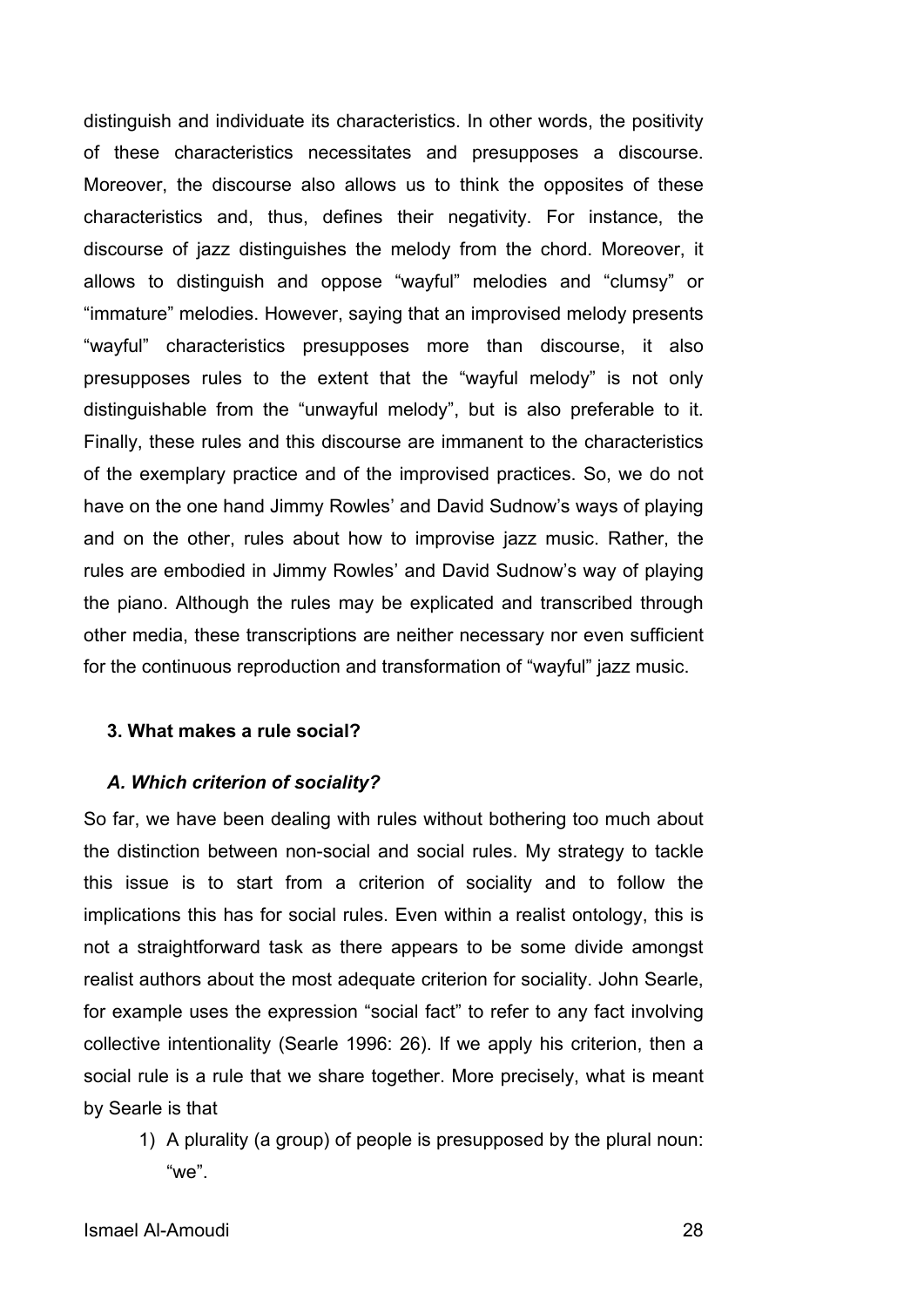distinguish and individuate its characteristics. In other words, the positivity of these characteristics necessitates and presupposes a discourse. Moreover, the discourse also allows us to think the opposites of these characteristics and, thus, defines their negativity. For instance, the discourse of jazz distinguishes the melody from the chord. Moreover, it allows to distinguish and oppose "wayful" melodies and "clumsy" or "immature" melodies. However, saying that an improvised melody presents "wayful" characteristics presupposes more than discourse, it also presupposes rules to the extent that the "wayful melody" is not only distinguishable from the "unwayful melody", but is also preferable to it. Finally, these rules and this discourse are immanent to the characteristics of the exemplary practice and of the improvised practices. So, we do not have on the one hand Jimmy Rowles' and David Sudnow's ways of playing and on the other, rules about how to improvise jazz music. Rather, the rules are embodied in Jimmy Rowles' and David Sudnow's way of playing the piano. Although the rules may be explicated and transcribed through other media, these transcriptions are neither necessary nor even sufficient for the continuous reproduction and transformation of "wayful" jazz music.

## 3. What makes a rule social?

### *A. Which criterion of sociality?*

So far, we have been dealing with rules without bothering too much about the distinction between non-social and social rules. My strategy to tackle this issue is to start from a criterion of sociality and to follow the implications this has for social rules. Even within a realist ontology, this is not a straightforward task as there appears to be some divide amongst realist authors about the most adequate criterion for sociality. John Searle, for example uses the expression "social fact" to refer to any fact involving collective intentionality (Searle 1996: 26). If we apply his criterion, then a social rule is a rule that we share together. More precisely, what is meant by Searle is that

1) A plurality (a group) of people is presupposed by the plural noun: "we".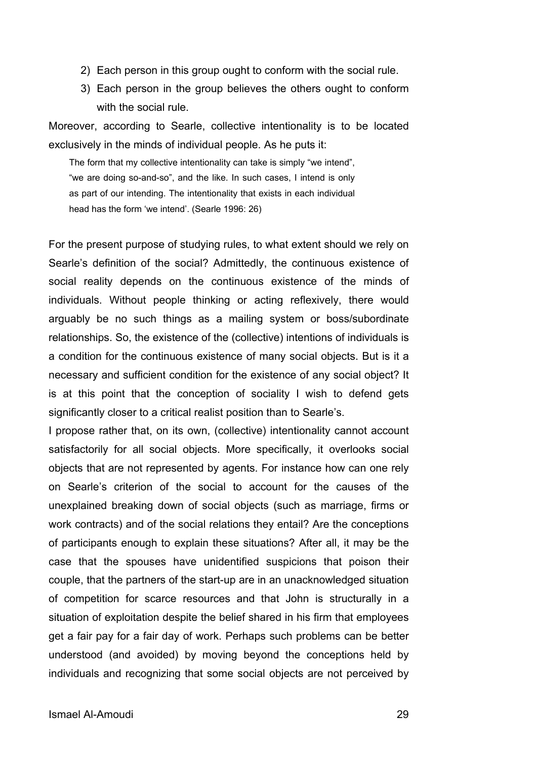2) Each person in this group ought to conform with the social rule.
3) Each person in the group believes the others ought to conform with the social rule.

Moreover, according to Searle, collective intentionality is to be located exclusively in the minds of individual people. As he puts it:

> The form that my collective intentionality can take is simply "we intend", "we are doing so-and-so", and the like. In such cases, I intend is only as part of our intending. The intentionality that exists in each individual head has the form 'we intend'. (Searle 1996: 26)

For the present purpose of studying rules, to what extent should we rely on Searle's definition of the social? Admittedly, the continuous existence of social reality depends on the continuous existence of the minds of individuals. Without people thinking or acting reflexively, there would arguably be no such things as a mailing system or boss/subordinate relationships. So, the existence of the (collective) intentions of individuals is a condition for the continuous existence of many social objects. But is it a necessary and sufficient condition for the existence of any social object? It is at this point that the conception of sociality I wish to defend gets significantly closer to a critical realist position than to Searle's.

I propose rather that, on its own, (collective) intentionality cannot account satisfactorily for all social objects. More specifically, it overlooks social objects that are not represented by agents. For instance how can one rely on Searle's criterion of the social to account for the causes of the unexplained breaking down of social objects (such as marriage, firms or work contracts) and of the social relations they entail? Are the conceptions of participants enough to explain these situations? After all, it may be the case that the spouses have unidentified suspicions that poison their couple, that the partners of the start-up are in an unacknowledged situation of competition for scarce resources and that John is structurally in a situation of exploitation despite the belief shared in his firm that employees get a fair pay for a fair day of work. Perhaps such problems can be better understood (and avoided) by moving beyond the conceptions held by individuals and recognizing that some social objects are not perceived by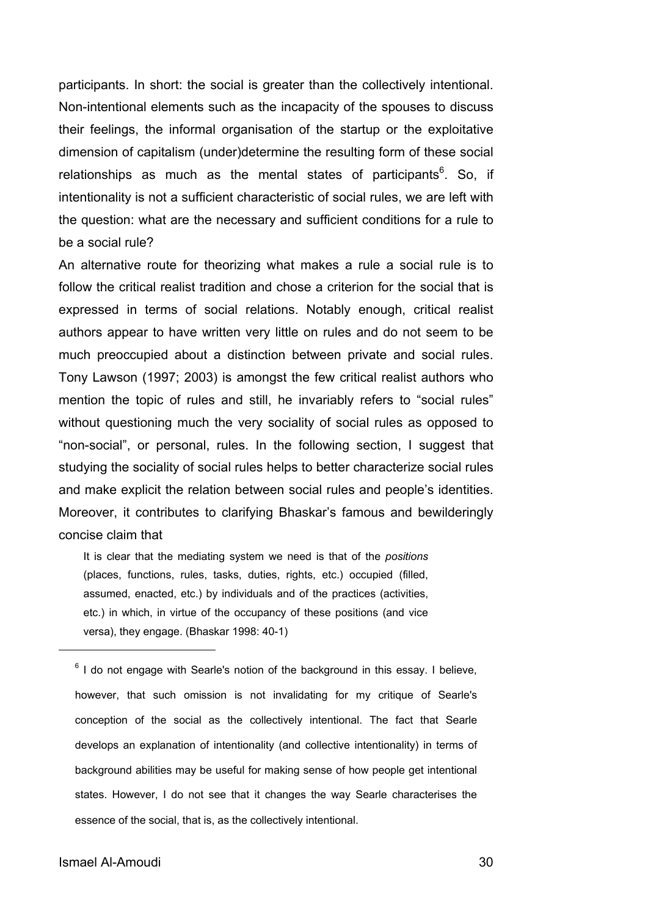participants. In short: the social is greater than the collectively intentional. Non-intentional elements such as the incapacity of the spouses to discuss their feelings, the informal organisation of the startup or the exploitative dimension of capitalism (under)determine the resulting form of these social relationships as much as the mental states of participants[6]. So, if intentionality is not a sufficient characteristic of social rules, we are left with the question: what are the necessary and sufficient conditions for a rule to be a social rule?

An alternative route for theorizing what makes a rule a social rule is to follow the critical realist tradition and chose a criterion for the social that is expressed in terms of social relations. Notably enough, critical realist authors appear to have written very little on rules and do not seem to be much preoccupied about a distinction between private and social rules. Tony Lawson (1997; 2003) is amongst the few critical realist authors who mention the topic of rules and still, he invariably refers to "social rules" without questioning much the very sociality of social rules as opposed to "non-social", or personal, rules. In the following section, I suggest that studying the sociality of social rules helps to better characterize social rules and make explicit the relation between social rules and people's identities. Moreover, it contributes to clarifying Bhaskar's famous and bewilderingly concise claim that

> It is clear that the mediating system we need is that of the *positions* (places, functions, rules, tasks, duties, rights, etc.) occupied (filled, assumed, enacted, etc.) by individuals and of the practices (activities, etc.) in which, in virtue of the occupancy of these positions (and vice versa), they engage. (Bhaskar 1998: 40-1)

---

[6] I do not engage with Searle's notion of the background in this essay. I believe, however, that such omission is not invalidating for my critique of Searle's conception of the social as the collectively intentional. The fact that Searle develops an explanation of intentionality (and collective intentionality) in terms of background abilities may be useful for making sense of how people get intentional states. However, I do not see that it changes the way Searle characterises the essence of the social, that is, as the collectively intentional.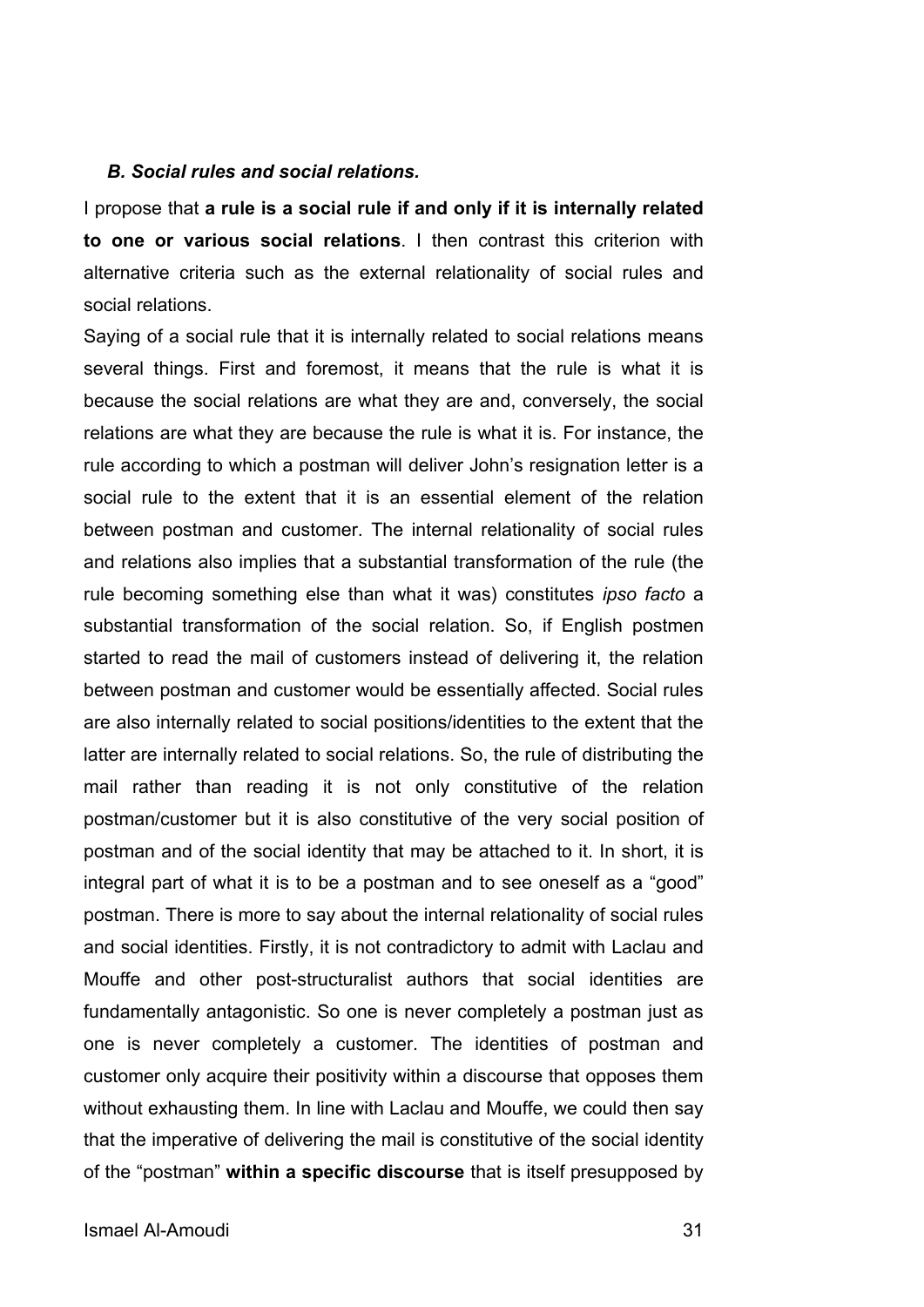### *B. Social rules and social relations.*

I propose that **a rule is a social rule if and only if it is internally related to one or various social relations**. I then contrast this criterion with alternative criteria such as the external relationality of social rules and social relations.

Saying of a social rule that it is internally related to social relations means several things. First and foremost, it means that the rule is what it is because the social relations are what they are and, conversely, the social relations are what they are because the rule is what it is. For instance, the rule according to which a postman will deliver John's resignation letter is a social rule to the extent that it is an essential element of the relation between postman and customer. The internal relationality of social rules and relations also implies that a substantial transformation of the rule (the rule becoming something else than what it was) constitutes *ipso facto* a substantial transformation of the social relation. So, if English postmen started to read the mail of customers instead of delivering it, the relation between postman and customer would be essentially affected. Social rules are also internally related to social positions/identities to the extent that the latter are internally related to social relations. So, the rule of distributing the mail rather than reading it is not only constitutive of the relation postman/customer but it is also constitutive of the very social position of postman and of the social identity that may be attached to it. In short, it is integral part of what it is to be a postman and to see oneself as a "good" postman. There is more to say about the internal relationality of social rules and social identities. Firstly, it is not contradictory to admit with Laclau and Mouffe and other post-structuralist authors that social identities are fundamentally antagonistic. So one is never completely a postman just as one is never completely a customer. The identities of postman and customer only acquire their positivity within a discourse that opposes them without exhausting them. In line with Laclau and Mouffe, we could then say that the imperative of delivering the mail is constitutive of the social identity of the "postman" **within a specific discourse** that is itself presupposed by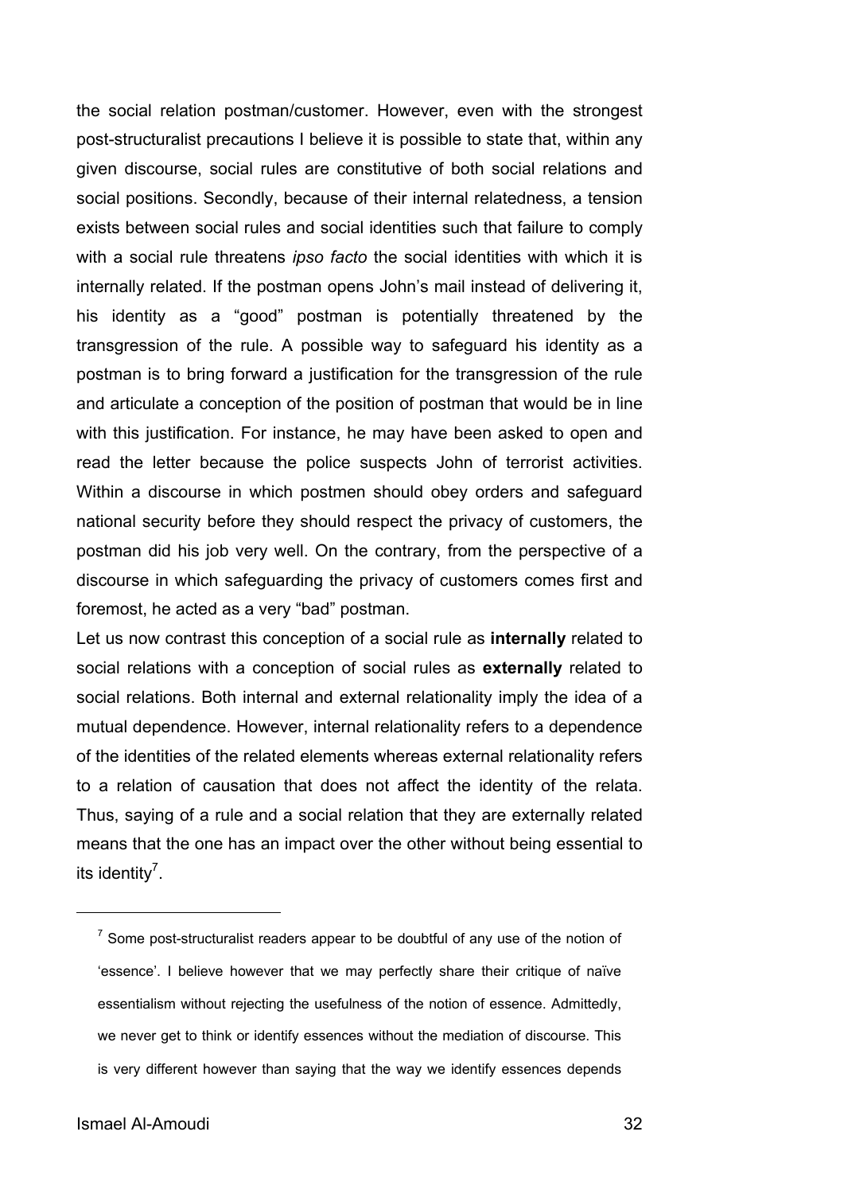the social relation postman/customer. However, even with the strongest post-structuralist precautions I believe it is possible to state that, within any given discourse, social rules are constitutive of both social relations and social positions. Secondly, because of their internal relatedness, a tension exists between social rules and social identities such that failure to comply with a social rule threatens *ipso facto* the social identities with which it is internally related. If the postman opens John's mail instead of delivering it, his identity as a "good" postman is potentially threatened by the transgression of the rule. A possible way to safeguard his identity as a postman is to bring forward a justification for the transgression of the rule and articulate a conception of the position of postman that would be in line with this justification. For instance, he may have been asked to open and read the letter because the police suspects John of terrorist activities. Within a discourse in which postmen should obey orders and safeguard national security before they should respect the privacy of customers, the postman did his job very well. On the contrary, from the perspective of a discourse in which safeguarding the privacy of customers comes first and foremost, he acted as a very "bad" postman.

Let us now contrast this conception of a social rule as **internally** related to social relations with a conception of social rules as **externally** related to social relations. Both internal and external relationality imply the idea of a mutual dependence. However, internal relationality refers to a dependence of the identities of the related elements whereas external relationality refers to a relation of causation that does not affect the identity of the relata. Thus, saying of a rule and a social relation that they are externally related means that the one has an impact over the other without being essential to its identity[7].

---

[7] Some post-structuralist readers appear to be doubtful of any use of the notion of 'essence'. I believe however that we may perfectly share their critique of naïve essentialism without rejecting the usefulness of the notion of essence. Admittedly, we never get to think or identify essences without the mediation of discourse. This is very different however than saying that the way we identify essences depends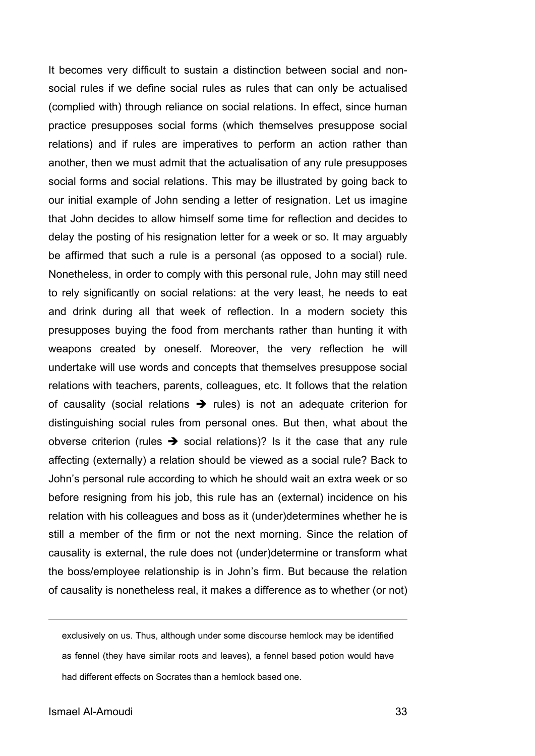It becomes very difficult to sustain a distinction between social and non-social rules if we define social rules as rules that can only be actualised (complied with) through reliance on social relations. In effect, since human practice presupposes social forms (which themselves presuppose social relations) and if rules are imperatives to perform an action rather than another, then we must admit that the actualisation of any rule presupposes social forms and social relations. This may be illustrated by going back to our initial example of John sending a letter of resignation. Let us imagine that John decides to allow himself some time for reflection and decides to delay the posting of his resignation letter for a week or so. It may arguably be affirmed that such a rule is a personal (as opposed to a social) rule. Nonetheless, in order to comply with this personal rule, John may still need to rely significantly on social relations: at the very least, he needs to eat and drink during all that week of reflection. In a modern society this presupposes buying the food from merchants rather than hunting it with weapons created by oneself. Moreover, the very reflection he will undertake will use words and concepts that themselves presuppose social relations with teachers, parents, colleagues, etc. It follows that the relation of causality (social relations ➔ rules) is not an adequate criterion for distinguishing social rules from personal ones. But then, what about the obverse criterion (rules ➔ social relations)? Is it the case that any rule affecting (externally) a relation should be viewed as a social rule? Back to John's personal rule according to which he should wait an extra week or so before resigning from his job, this rule has an (external) incidence on his relation with his colleagues and boss as it (under)determines whether he is still a member of the firm or not the next morning. Since the relation of causality is external, the rule does not (under)determine or transform what the boss/employee relationship is in John's firm. But because the relation of causality is nonetheless real, it makes a difference as to whether (or not)

---

exclusively on us. Thus, although under some discourse hemlock may be identified as fennel (they have similar roots and leaves), a fennel based potion would have had different effects on Socrates than a hemlock based one.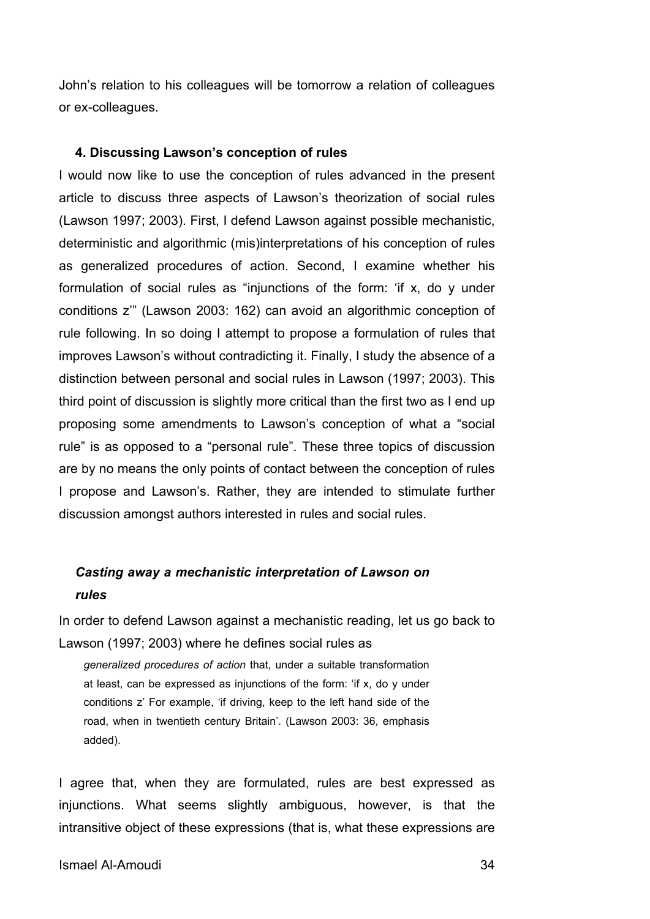John's relation to his colleagues will be tomorrow a relation of colleagues or ex-colleagues.

## 4. Discussing Lawson's conception of rules

I would now like to use the conception of rules advanced in the present article to discuss three aspects of Lawson's theorization of social rules (Lawson 1997; 2003). First, I defend Lawson against possible mechanistic, deterministic and algorithmic (mis)interpretations of his conception of rules as generalized procedures of action. Second, I examine whether his formulation of social rules as "injunctions of the form: 'if x, do y under conditions z'" (Lawson 2003: 162) can avoid an algorithmic conception of rule following. In so doing I attempt to propose a formulation of rules that improves Lawson's without contradicting it. Finally, I study the absence of a distinction between personal and social rules in Lawson (1997; 2003). This third point of discussion is slightly more critical than the first two as I end up proposing some amendments to Lawson's conception of what a "social rule" is as opposed to a "personal rule". These three topics of discussion are by no means the only points of contact between the conception of rules I propose and Lawson's. Rather, they are intended to stimulate further discussion amongst authors interested in rules and social rules.

### *Casting away a mechanistic interpretation of Lawson on rules*

In order to defend Lawson against a mechanistic reading, let us go back to Lawson (1997; 2003) where he defines social rules as

> *generalized procedures of action* that, under a suitable transformation at least, can be expressed as injunctions of the form: 'if x, do y under conditions z' For example, 'if driving, keep to the left hand side of the road, when in twentieth century Britain'. (Lawson 2003: 36, emphasis added).

I agree that, when they are formulated, rules are best expressed as injunctions. What seems slightly ambiguous, however, is that the intransitive object of these expressions (that is, what these expressions are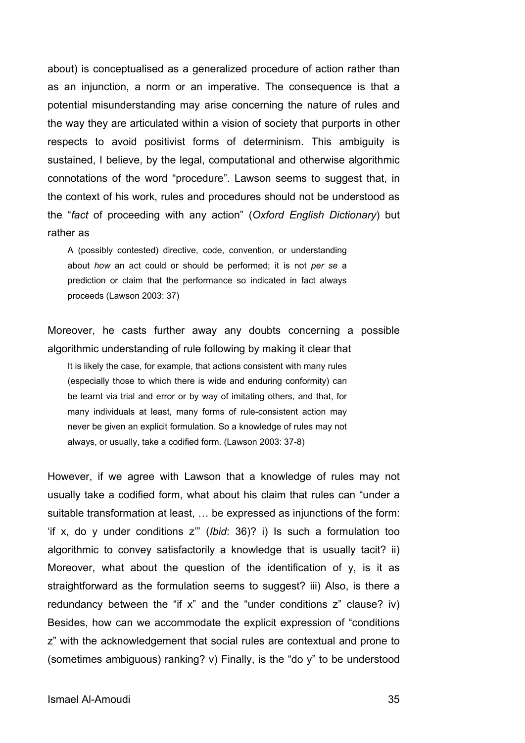about) is conceptualised as a generalized procedure of action rather than as an injunction, a norm or an imperative. The consequence is that a potential misunderstanding may arise concerning the nature of rules and the way they are articulated within a vision of society that purports in other respects to avoid positivist forms of determinism. This ambiguity is sustained, I believe, by the legal, computational and otherwise algorithmic connotations of the word "procedure". Lawson seems to suggest that, in the context of his work, rules and procedures should not be understood as the "*fact* of proceeding with any action" (*Oxford English Dictionary*) but rather as

> A (possibly contested) directive, code, convention, or understanding about *how* an act could or should be performed; it is not *per se* a prediction or claim that the performance so indicated in fact always proceeds (Lawson 2003: 37)

Moreover, he casts further away any doubts concerning a possible algorithmic understanding of rule following by making it clear that

> It is likely the case, for example, that actions consistent with many rules (especially those to which there is wide and enduring conformity) can be learnt via trial and error or by way of imitating others, and that, for many individuals at least, many forms of rule-consistent action may never be given an explicit formulation. So a knowledge of rules may not always, or usually, take a codified form. (Lawson 2003: 37-8)

However, if we agree with Lawson that a knowledge of rules may not usually take a codified form, what about his claim that rules can "under a suitable transformation at least, … be expressed as injunctions of the form: 'if x, do y under conditions z'" (*Ibid*: 36)? i) Is such a formulation too algorithmic to convey satisfactorily a knowledge that is usually tacit? ii) Moreover, what about the question of the identification of y, is it as straightforward as the formulation seems to suggest? iii) Also, is there a redundancy between the "if x" and the "under conditions z" clause? iv) Besides, how can we accommodate the explicit expression of "conditions z" with the acknowledgement that social rules are contextual and prone to (sometimes ambiguous) ranking? v) Finally, is the "do y" to be understood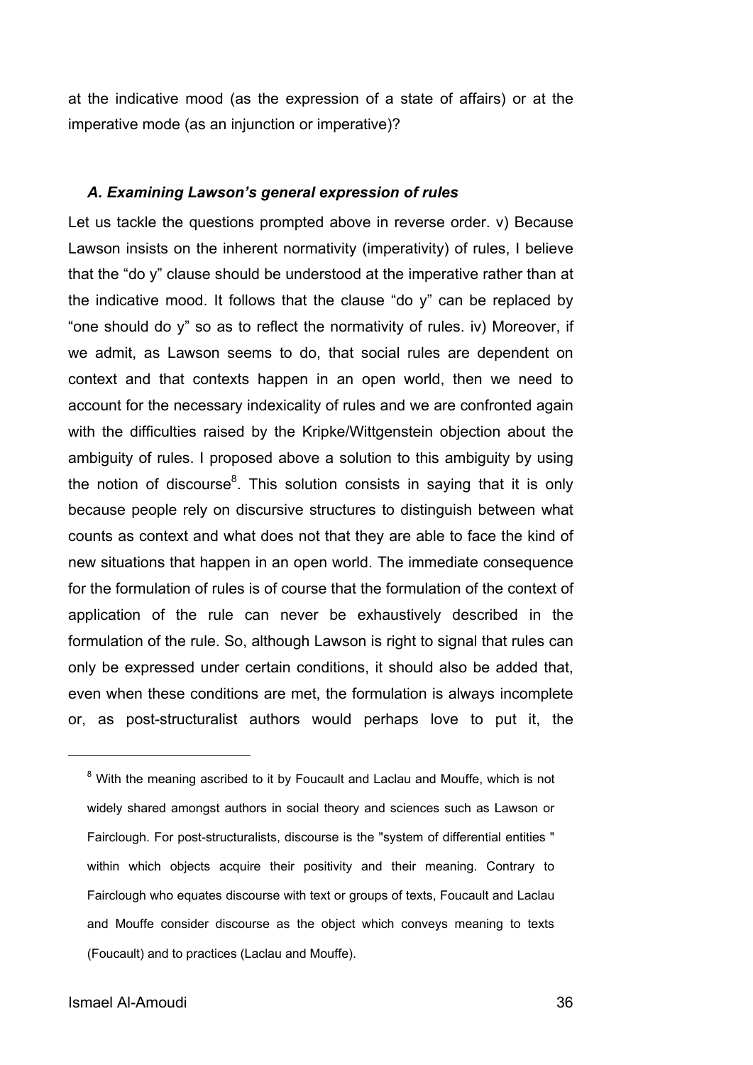at the indicative mood (as the expression of a state of affairs) or at the imperative mode (as an injunction or imperative)?

### *A. Examining Lawson's general expression of rules*

Let us tackle the questions prompted above in reverse order. v) Because Lawson insists on the inherent normativity (imperativity) of rules, I believe that the "do y" clause should be understood at the imperative rather than at the indicative mood. It follows that the clause "do y" can be replaced by "one should do y" so as to reflect the normativity of rules. iv) Moreover, if we admit, as Lawson seems to do, that social rules are dependent on context and that contexts happen in an open world, then we need to account for the necessary indexicality of rules and we are confronted again with the difficulties raised by the Kripke/Wittgenstein objection about the ambiguity of rules. I proposed above a solution to this ambiguity by using the notion of discourse[8]. This solution consists in saying that it is only because people rely on discursive structures to distinguish between what counts as context and what does not that they are able to face the kind of new situations that happen in an open world. The immediate consequence for the formulation of rules is of course that the formulation of the context of application of the rule can never be exhaustively described in the formulation of the rule. So, although Lawson is right to signal that rules can only be expressed under certain conditions, it should also be added that, even when these conditions are met, the formulation is always incomplete or, as post-structuralist authors would perhaps love to put it, the

[8] With the meaning ascribed to it by Foucault and Laclau and Mouffe, which is not widely shared amongst authors in social theory and sciences such as Lawson or Fairclough. For post-structuralists, discourse is the "system of differential entities " within which objects acquire their positivity and their meaning. Contrary to Fairclough who equates discourse with text or groups of texts, Foucault and Laclau and Mouffe consider discourse as the object which conveys meaning to texts (Foucault) and to practices (Laclau and Mouffe).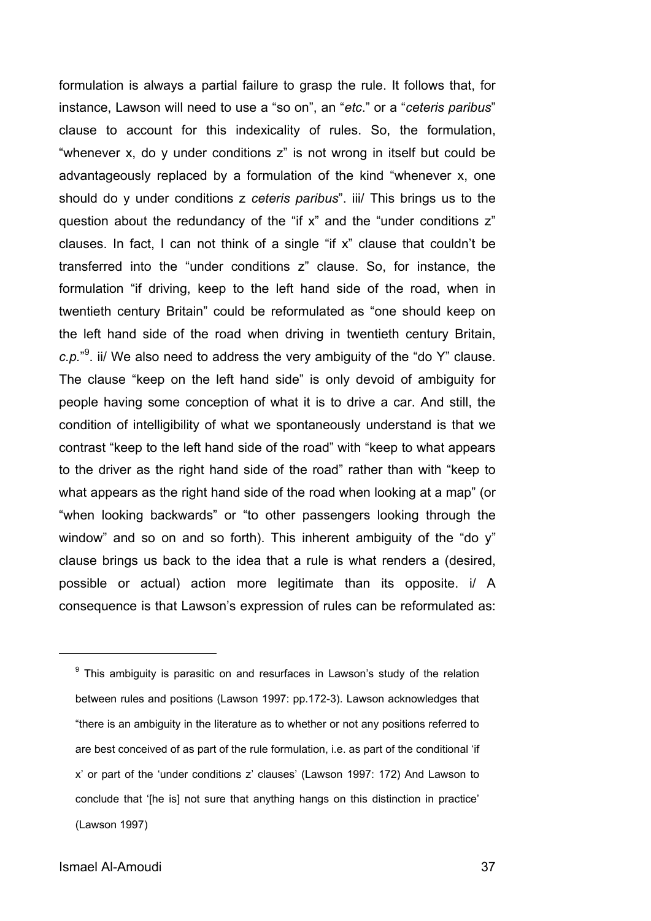formulation is always a partial failure to grasp the rule. It follows that, for instance, Lawson will need to use a "so on", an "*etc*." or a "*ceteris paribus*" clause to account for this indexicality of rules. So, the formulation, "whenever x, do y under conditions z" is not wrong in itself but could be advantageously replaced by a formulation of the kind "whenever x, one should do y under conditions z *ceteris paribus*". iii/ This brings us to the question about the redundancy of the "if x" and the "under conditions z" clauses. In fact, I can not think of a single "if x" clause that couldn't be transferred into the "under conditions z" clause. So, for instance, the formulation "if driving, keep to the left hand side of the road, when in twentieth century Britain" could be reformulated as "one should keep on the left hand side of the road when driving in twentieth century Britain, *c.p.*"[9]. ii/ We also need to address the very ambiguity of the "do Y" clause. The clause "keep on the left hand side" is only devoid of ambiguity for people having some conception of what it is to drive a car. And still, the condition of intelligibility of what we spontaneously understand is that we contrast "keep to the left hand side of the road" with "keep to what appears to the driver as the right hand side of the road" rather than with "keep to what appears as the right hand side of the road when looking at a map" (or "when looking backwards" or "to other passengers looking through the window" and so on and so forth). This inherent ambiguity of the "do y" clause brings us back to the idea that a rule is what renders a (desired, possible or actual) action more legitimate than its opposite. i/ A consequence is that Lawson's expression of rules can be reformulated as:

---

[9] This ambiguity is parasitic on and resurfaces in Lawson's study of the relation between rules and positions (Lawson 1997: pp.172-3). Lawson acknowledges that "there is an ambiguity in the literature as to whether or not any positions referred to are best conceived of as part of the rule formulation, i.e. as part of the conditional 'if x' or part of the 'under conditions z' clauses' (Lawson 1997: 172) And Lawson to conclude that '[he is] not sure that anything hangs on this distinction in practice' (Lawson 1997)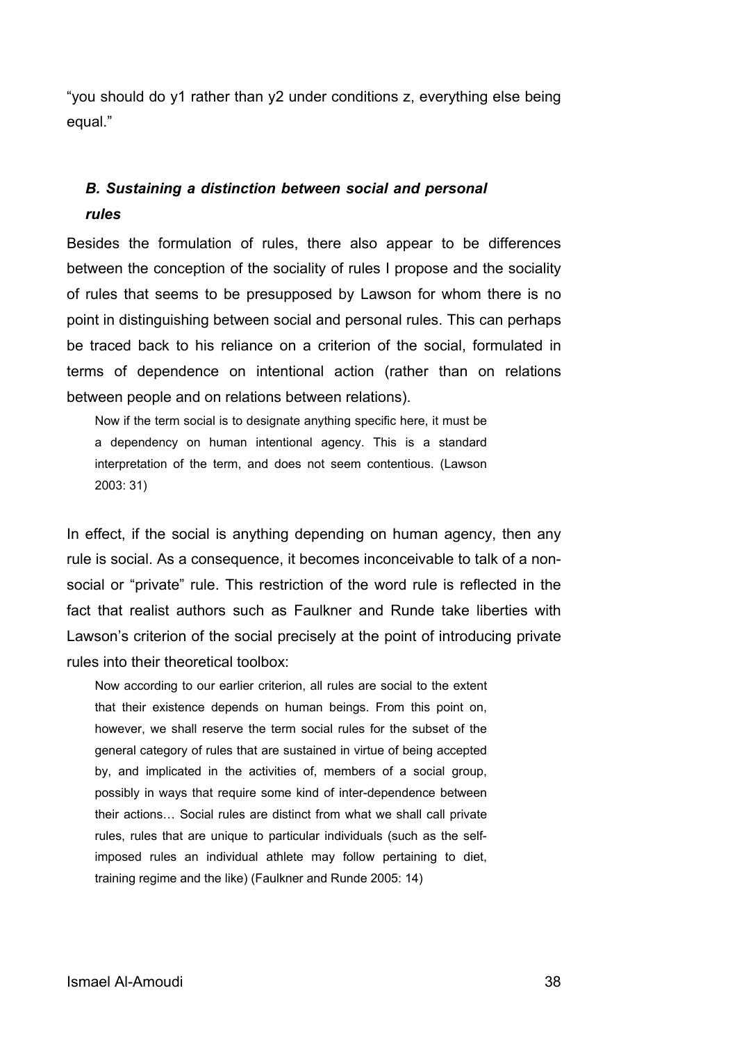"you should do y1 rather than y2 under conditions z, everything else being equal."

### *B. Sustaining a distinction between social and personal rules*

Besides the formulation of rules, there also appear to be differences between the conception of the sociality of rules I propose and the sociality of rules that seems to be presupposed by Lawson for whom there is no point in distinguishing between social and personal rules. This can perhaps be traced back to his reliance on a criterion of the social, formulated in terms of dependence on intentional action (rather than on relations between people and on relations between relations).

> Now if the term social is to designate anything specific here, it must be a dependency on human intentional agency. This is a standard interpretation of the term, and does not seem contentious. (Lawson 2003: 31)

In effect, if the social is anything depending on human agency, then any rule is social. As a consequence, it becomes inconceivable to talk of a non-social or "private" rule. This restriction of the word rule is reflected in the fact that realist authors such as Faulkner and Runde take liberties with Lawson's criterion of the social precisely at the point of introducing private rules into their theoretical toolbox:

> Now according to our earlier criterion, all rules are social to the extent that their existence depends on human beings. From this point on, however, we shall reserve the term social rules for the subset of the general category of rules that are sustained in virtue of being accepted by, and implicated in the activities of, members of a social group, possibly in ways that require some kind of inter-dependence between their actions… Social rules are distinct from what we shall call private rules, rules that are unique to particular individuals (such as the self-imposed rules an individual athlete may follow pertaining to diet, training regime and the like) (Faulkner and Runde 2005: 14)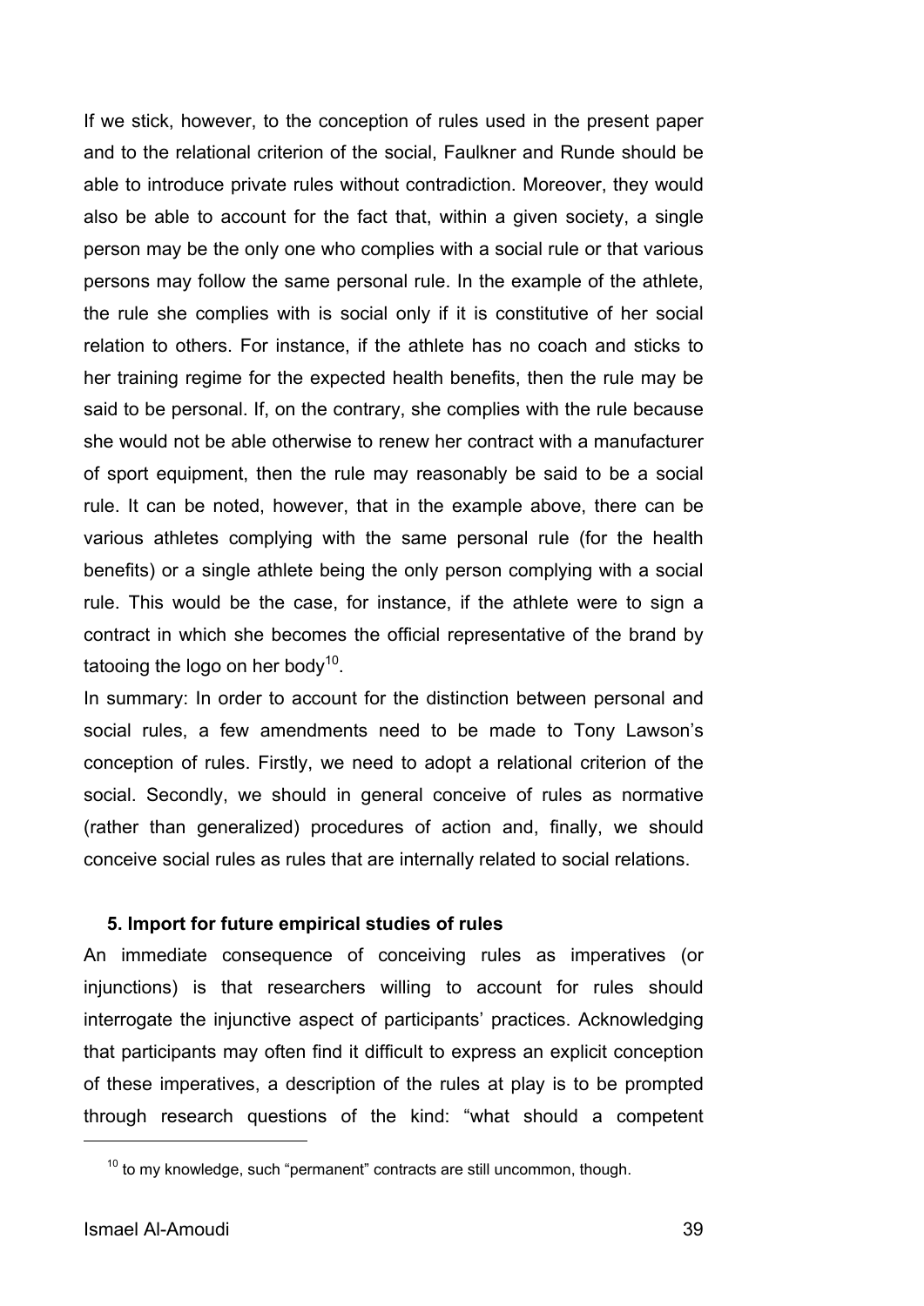If we stick, however, to the conception of rules used in the present paper and to the relational criterion of the social, Faulkner and Runde should be able to introduce private rules without contradiction. Moreover, they would also be able to account for the fact that, within a given society, a single person may be the only one who complies with a social rule or that various persons may follow the same personal rule. In the example of the athlete, the rule she complies with is social only if it is constitutive of her social relation to others. For instance, if the athlete has no coach and sticks to her training regime for the expected health benefits, then the rule may be said to be personal. If, on the contrary, she complies with the rule because she would not be able otherwise to renew her contract with a manufacturer of sport equipment, then the rule may reasonably be said to be a social rule. It can be noted, however, that in the example above, there can be various athletes complying with the same personal rule (for the health benefits) or a single athlete being the only person complying with a social rule. This would be the case, for instance, if the athlete were to sign a contract in which she becomes the official representative of the brand by tatooing the logo on her body[10].

In summary: In order to account for the distinction between personal and social rules, a few amendments need to be made to Tony Lawson's conception of rules. Firstly, we need to adopt a relational criterion of the social. Secondly, we should in general conceive of rules as normative (rather than generalized) procedures of action and, finally, we should conceive social rules as rules that are internally related to social relations.

## 5. Import for future empirical studies of rules

An immediate consequence of conceiving rules as imperatives (or injunctions) is that researchers willing to account for rules should interrogate the injunctive aspect of participants' practices. Acknowledging that participants may often find it difficult to express an explicit conception of these imperatives, a description of the rules at play is to be prompted through research questions of the kind: "what should a competent

---

[10] to my knowledge, such "permanent" contracts are still uncommon, though.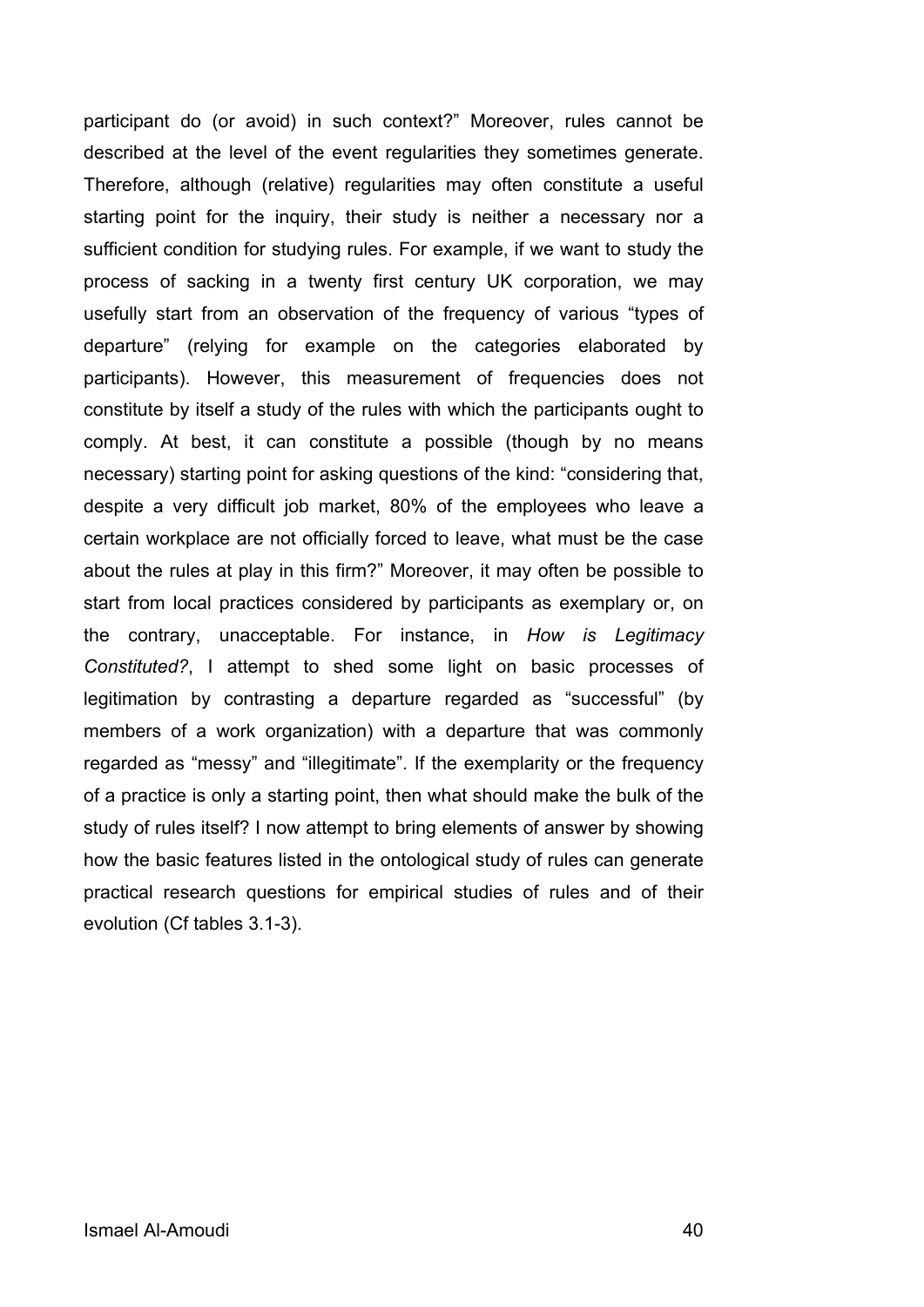participant do (or avoid) in such context?" Moreover, rules cannot be described at the level of the event regularities they sometimes generate. Therefore, although (relative) regularities may often constitute a useful starting point for the inquiry, their study is neither a necessary nor a sufficient condition for studying rules. For example, if we want to study the process of sacking in a twenty first century UK corporation, we may usefully start from an observation of the frequency of various "types of departure" (relying for example on the categories elaborated by participants). However, this measurement of frequencies does not constitute by itself a study of the rules with which the participants ought to comply. At best, it can constitute a possible (though by no means necessary) starting point for asking questions of the kind: "considering that, despite a very difficult job market, 80% of the employees who leave a certain workplace are not officially forced to leave, what must be the case about the rules at play in this firm?" Moreover, it may often be possible to start from local practices considered by participants as exemplary or, on the contrary, unacceptable. For instance, in *How is Legitimacy Constituted?*, I attempt to shed some light on basic processes of legitimation by contrasting a departure regarded as "successful" (by members of a work organization) with a departure that was commonly regarded as "messy" and "illegitimate". If the exemplarity or the frequency of a practice is only a starting point, then what should make the bulk of the study of rules itself? I now attempt to bring elements of answer by showing how the basic features listed in the ontological study of rules can generate practical research questions for empirical studies of rules and of their evolution (Cf tables 3.1-3).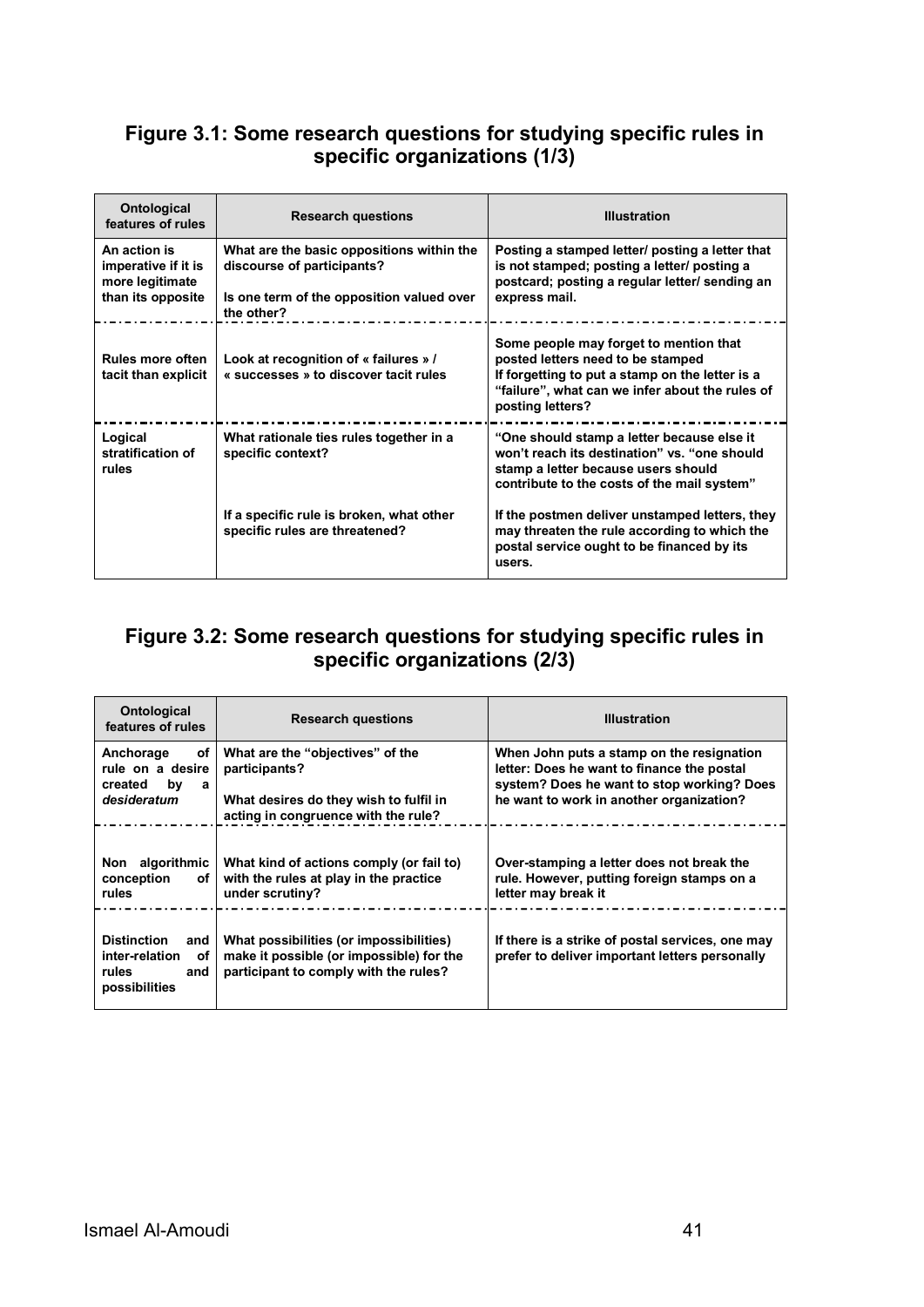## Figure 3.1: Some research questions for studying specific rules in specific organizations (1/3)

| Ontological features of rules | Research questions | Illustration |
| --- | --- | --- |
| An action is imperative if it is more legitimate than its opposite | What are the basic oppositions within the discourse of participants?<br><br>Is one term of the opposition valued over the other? | Posting a stamped letter/ posting a letter that is not stamped; posting a letter/ posting a postcard; posting a regular letter/ sending an express mail. |
| Rules more often tacit than explicit | Look at recognition of « failures » / « successes » to discover tacit rules | Some people may forget to mention that posted letters need to be stamped<br>If forgetting to put a stamp on the letter is a "failure", what can we infer about the rules of posting letters? |
| Logical stratification of rules | What rationale ties rules together in a specific context?<br><br>If a specific rule is broken, what other specific rules are threatened? | "One should stamp a letter because else it won't reach its destination" vs. "one should stamp a letter because users should contribute to the costs of the mail system"<br><br>If the postmen deliver unstamped letters, they may threaten the rule according to which the postal service ought to be financed by its users. |

## Figure 3.2: Some research questions for studying specific rules in specific organizations (2/3)

| Ontological features of rules | Research questions | Illustration |
| --- | --- | --- |
| Anchorage of rule on a desire created by a *desideratum* | What are the "objectives" of the participants?<br><br>What desires do they wish to fulfil in acting in congruence with the rule? | When John puts a stamp on the resignation letter: Does he want to finance the postal system? Does he want to stop working? Does he want to work in another organization? |
| Non algorithmic conception of rules | What kind of actions comply (or fail to) with the rules at play in the practice under scrutiny? | Over-stamping a letter does not break the rule. However, putting foreign stamps on a letter may break it |
| Distinction and inter-relation of rules and possibilities | What possibilities (or impossibilities) make it possible (or impossible) for the participant to comply with the rules? | If there is a strike of postal services, one may prefer to deliver important letters personally |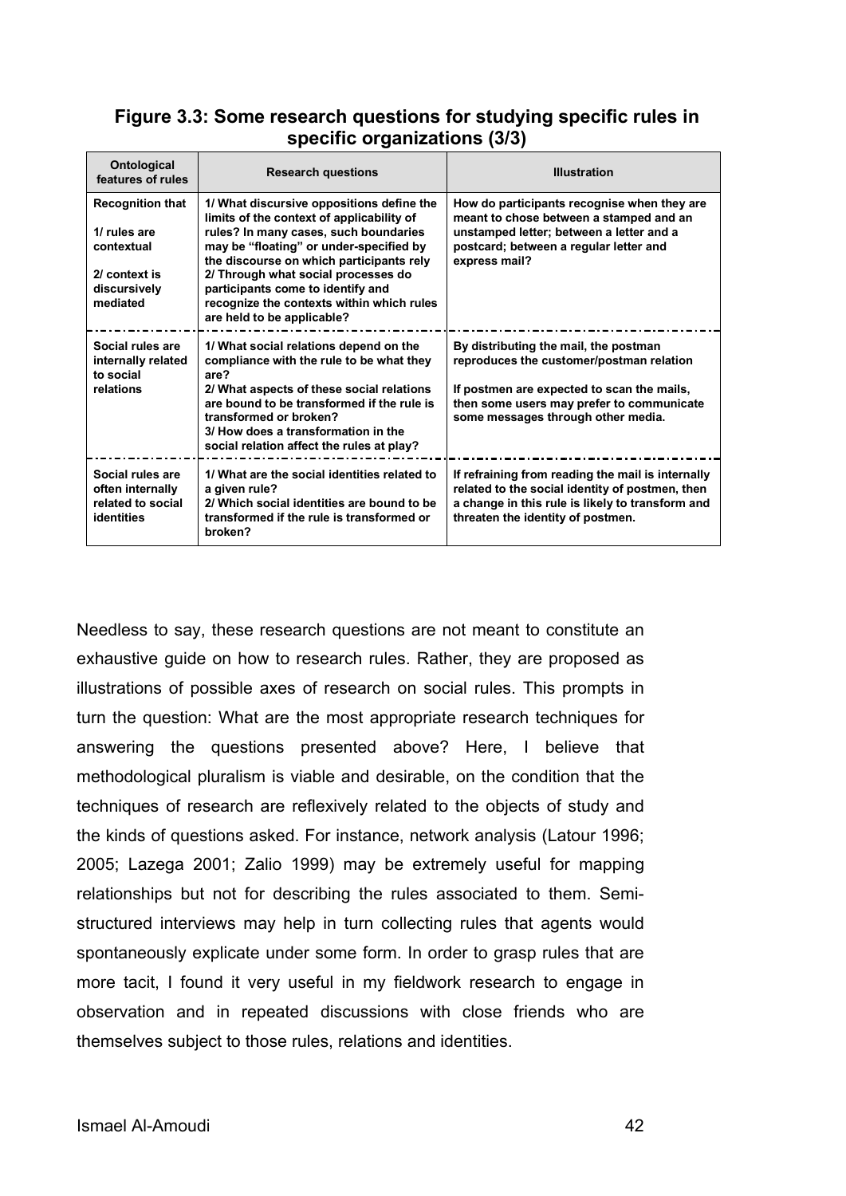**Figure 3.3: Some research questions for studying specific rules in specific organizations (3/3)**

| Ontological features of rules | Research questions | Illustration |
|---|---|---|
| **Recognition that** <br> **1/ rules are contextual** <br> **2/ context is discursively mediated** | **1/ What discursive oppositions define the limits of the context of applicability of rules? In many cases, such boundaries may be "floating" or under-specified by the discourse on which participants rely** <br> **2/ Through what social processes do participants come to identify and recognize the contexts within which rules are held to be applicable?** | **How do participants recognise when they are meant to chose between a stamped and an unstamped letter; between a letter and a postcard; between a regular letter and express mail?** |
| **Social rules are internally related to social relations** | **1/ What social relations depend on the compliance with the rule to be what they are?** <br> **2/ What aspects of these social relations are bound to be transformed if the rule is transformed or broken?** <br> **3/ How does a transformation in the social relation affect the rules at play?** | **By distributing the mail, the postman reproduces the customer/postman relation** <br> **If postmen are expected to scan the mails, then some users may prefer to communicate some messages through other media.** |
| **Social rules are often internally related to social identities** | **1/ What are the social identities related to a given rule?** <br> **2/ Which social identities are bound to be transformed if the rule is transformed or broken?** | **If refraining from reading the mail is internally related to the social identity of postmen, then a change in this rule is likely to transform and threaten the identity of postmen.** |

Needless to say, these research questions are not meant to constitute an exhaustive guide on how to research rules. Rather, they are proposed as illustrations of possible axes of research on social rules. This prompts in turn the question: What are the most appropriate research techniques for answering the questions presented above? Here, I believe that methodological pluralism is viable and desirable, on the condition that the techniques of research are reflexively related to the objects of study and the kinds of questions asked. For instance, network analysis (Latour 1996; 2005; Lazega 2001; Zalio 1999) may be extremely useful for mapping relationships but not for describing the rules associated to them. Semi-structured interviews may help in turn collecting rules that agents would spontaneously explicate under some form. In order to grasp rules that are more tacit, I found it very useful in my fieldwork research to engage in observation and in repeated discussions with close friends who are themselves subject to those rules, relations and identities.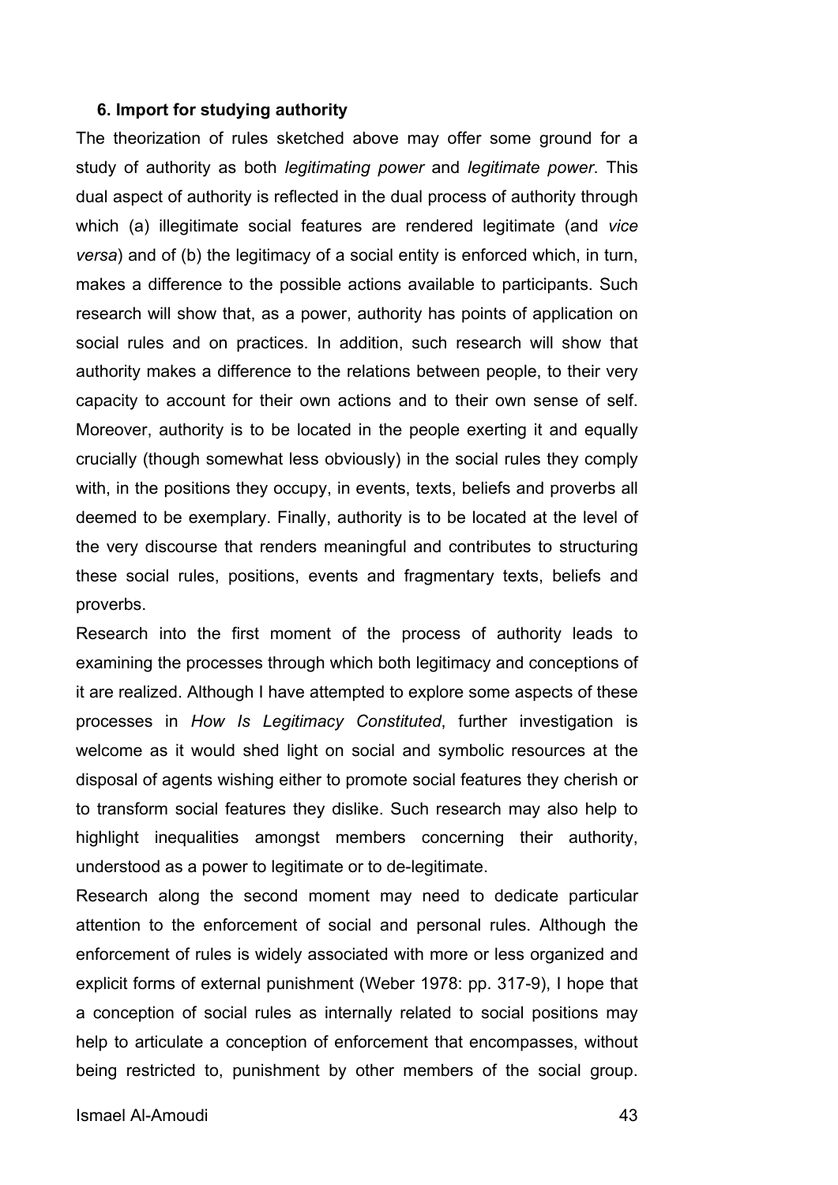### 6. Import for studying authority

The theorization of rules sketched above may offer some ground for a study of authority as both *legitimating power* and *legitimate power*. This dual aspect of authority is reflected in the dual process of authority through which (a) illegitimate social features are rendered legitimate (and *vice versa*) and of (b) the legitimacy of a social entity is enforced which, in turn, makes a difference to the possible actions available to participants. Such research will show that, as a power, authority has points of application on social rules and on practices. In addition, such research will show that authority makes a difference to the relations between people, to their very capacity to account for their own actions and to their own sense of self. Moreover, authority is to be located in the people exerting it and equally crucially (though somewhat less obviously) in the social rules they comply with, in the positions they occupy, in events, texts, beliefs and proverbs all deemed to be exemplary. Finally, authority is to be located at the level of the very discourse that renders meaningful and contributes to structuring these social rules, positions, events and fragmentary texts, beliefs and proverbs.

Research into the first moment of the process of authority leads to examining the processes through which both legitimacy and conceptions of it are realized. Although I have attempted to explore some aspects of these processes in *How Is Legitimacy Constituted*, further investigation is welcome as it would shed light on social and symbolic resources at the disposal of agents wishing either to promote social features they cherish or to transform social features they dislike. Such research may also help to highlight inequalities amongst members concerning their authority, understood as a power to legitimate or to de-legitimate.

Research along the second moment may need to dedicate particular attention to the enforcement of social and personal rules. Although the enforcement of rules is widely associated with more or less organized and explicit forms of external punishment (Weber 1978: pp. 317-9), I hope that a conception of social rules as internally related to social positions may help to articulate a conception of enforcement that encompasses, without being restricted to, punishment by other members of the social group.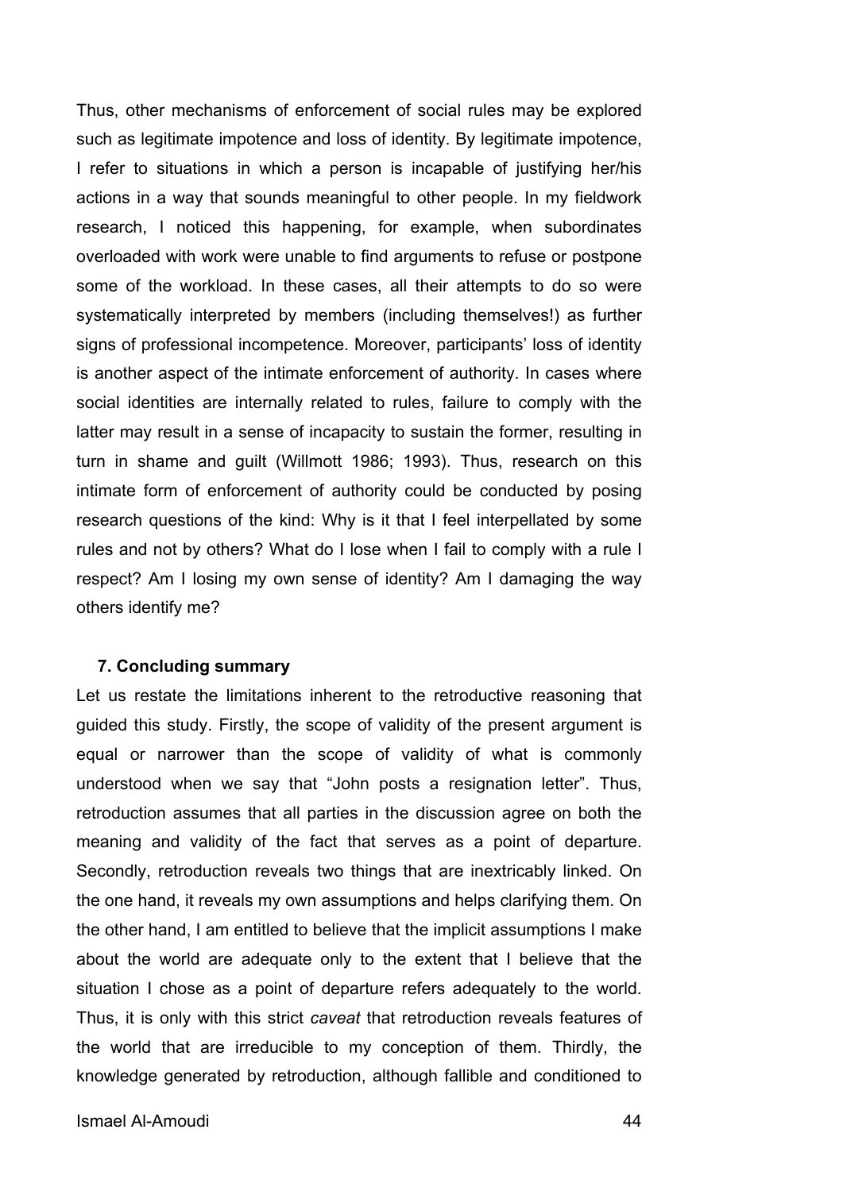Thus, other mechanisms of enforcement of social rules may be explored such as legitimate impotence and loss of identity. By legitimate impotence, I refer to situations in which a person is incapable of justifying her/his actions in a way that sounds meaningful to other people. In my fieldwork research, I noticed this happening, for example, when subordinates overloaded with work were unable to find arguments to refuse or postpone some of the workload. In these cases, all their attempts to do so were systematically interpreted by members (including themselves!) as further signs of professional incompetence. Moreover, participants' loss of identity is another aspect of the intimate enforcement of authority. In cases where social identities are internally related to rules, failure to comply with the latter may result in a sense of incapacity to sustain the former, resulting in turn in shame and guilt (Willmott 1986; 1993). Thus, research on this intimate form of enforcement of authority could be conducted by posing research questions of the kind: Why is it that I feel interpellated by some rules and not by others? What do I lose when I fail to comply with a rule I respect? Am I losing my own sense of identity? Am I damaging the way others identify me?

## 7. Concluding summary

Let us restate the limitations inherent to the retroductive reasoning that guided this study. Firstly, the scope of validity of the present argument is equal or narrower than the scope of validity of what is commonly understood when we say that "John posts a resignation letter". Thus, retroduction assumes that all parties in the discussion agree on both the meaning and validity of the fact that serves as a point of departure. Secondly, retroduction reveals two things that are inextricably linked. On the one hand, it reveals my own assumptions and helps clarifying them. On the other hand, I am entitled to believe that the implicit assumptions I make about the world are adequate only to the extent that I believe that the situation I chose as a point of departure refers adequately to the world. Thus, it is only with this strict *caveat* that retroduction reveals features of the world that are irreducible to my conception of them. Thirdly, the knowledge generated by retroduction, although fallible and conditioned to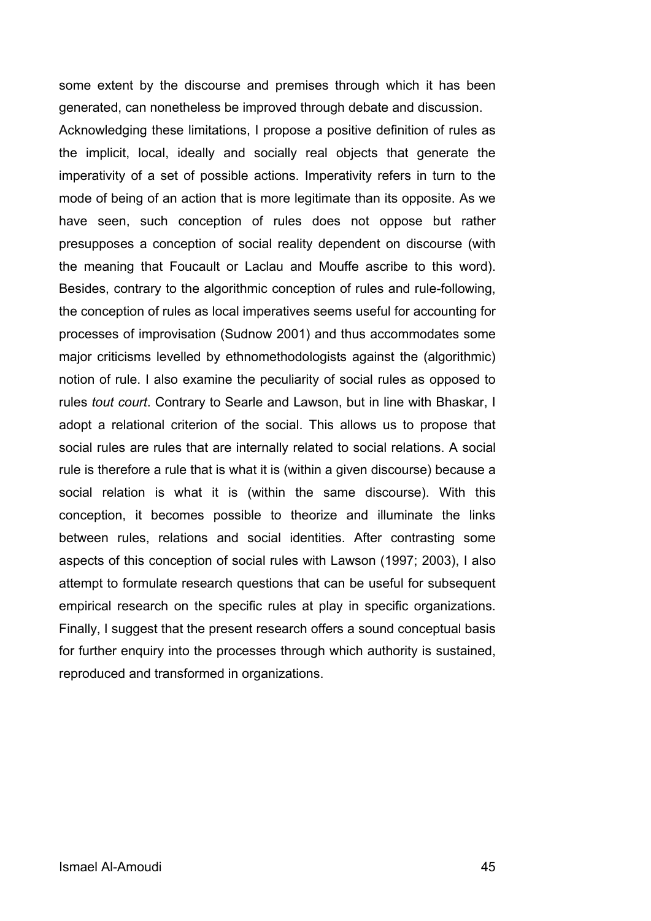some extent by the discourse and premises through which it has been generated, can nonetheless be improved through debate and discussion.

Acknowledging these limitations, I propose a positive definition of rules as the implicit, local, ideally and socially real objects that generate the imperativity of a set of possible actions. Imperativity refers in turn to the mode of being of an action that is more legitimate than its opposite. As we have seen, such conception of rules does not oppose but rather presupposes a conception of social reality dependent on discourse (with the meaning that Foucault or Laclau and Mouffe ascribe to this word). Besides, contrary to the algorithmic conception of rules and rule-following, the conception of rules as local imperatives seems useful for accounting for processes of improvisation (Sudnow 2001) and thus accommodates some major criticisms levelled by ethnomethodologists against the (algorithmic) notion of rule. I also examine the peculiarity of social rules as opposed to rules *tout court*. Contrary to Searle and Lawson, but in line with Bhaskar, I adopt a relational criterion of the social. This allows us to propose that social rules are rules that are internally related to social relations. A social rule is therefore a rule that is what it is (within a given discourse) because a social relation is what it is (within the same discourse). With this conception, it becomes possible to theorize and illuminate the links between rules, relations and social identities. After contrasting some aspects of this conception of social rules with Lawson (1997; 2003), I also attempt to formulate research questions that can be useful for subsequent empirical research on the specific rules at play in specific organizations. Finally, I suggest that the present research offers a sound conceptual basis for further enquiry into the processes through which authority is sustained, reproduced and transformed in organizations.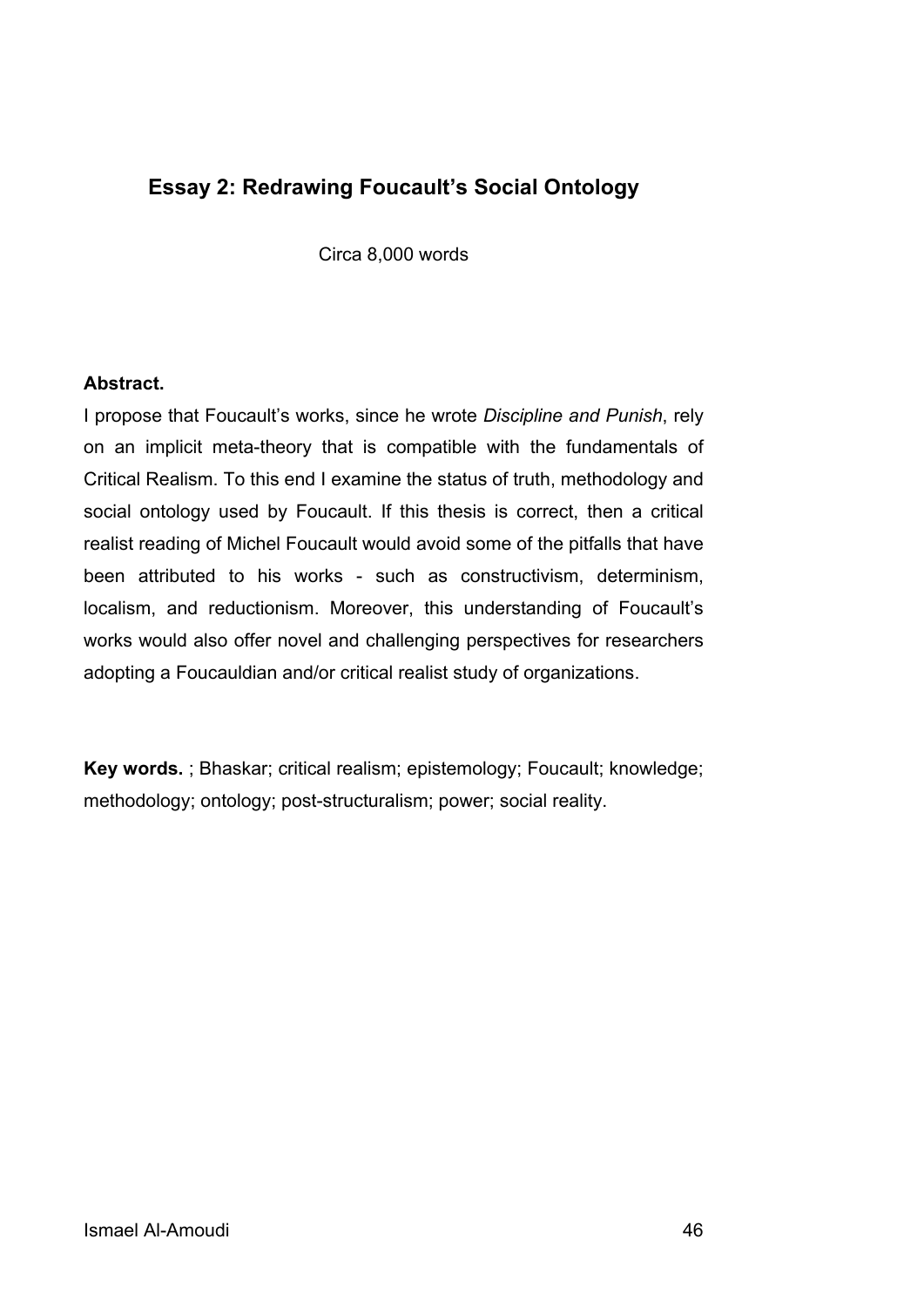## Essay 2: Redrawing Foucault's Social Ontology

Circa 8,000 words

**Abstract.**

I propose that Foucault's works, since he wrote *Discipline and Punish*, rely on an implicit meta-theory that is compatible with the fundamentals of Critical Realism. To this end I examine the status of truth, methodology and social ontology used by Foucault. If this thesis is correct, then a critical realist reading of Michel Foucault would avoid some of the pitfalls that have been attributed to his works - such as constructivism, determinism, localism, and reductionism. Moreover, this understanding of Foucault's works would also offer novel and challenging perspectives for researchers adopting a Foucauldian and/or critical realist study of organizations.

**Key words.** ; Bhaskar; critical realism; epistemology; Foucault; knowledge; methodology; ontology; post-structuralism; power; social reality.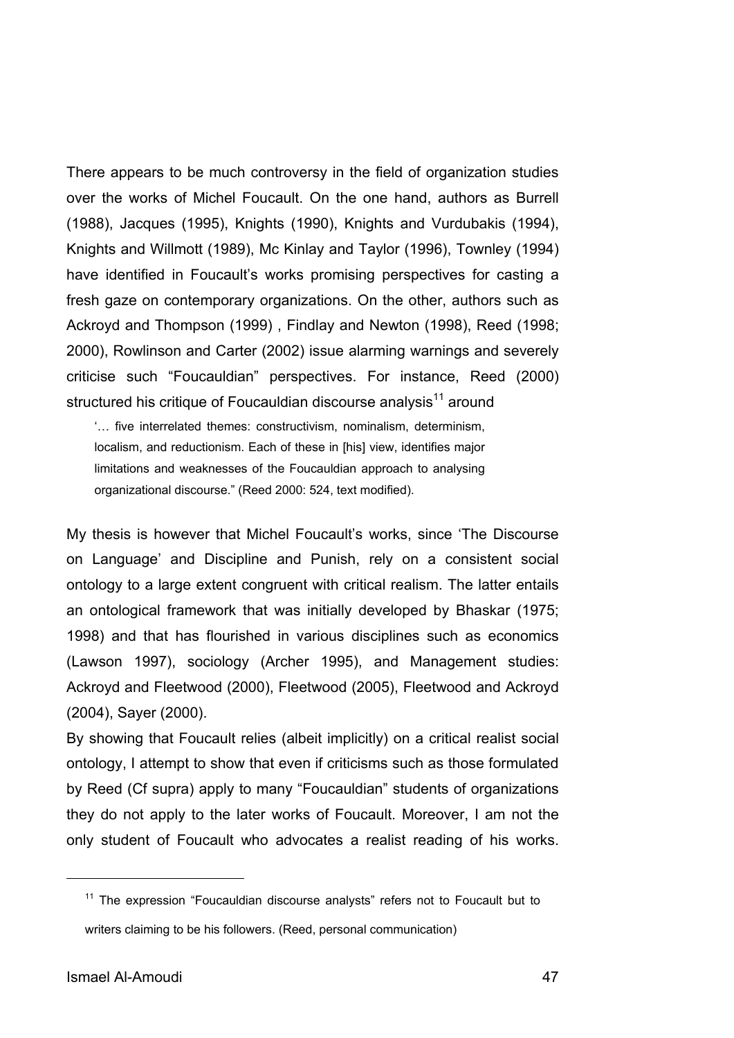There appears to be much controversy in the field of organization studies over the works of Michel Foucault. On the one hand, authors as Burrell (1988), Jacques (1995), Knights (1990), Knights and Vurdubakis (1994), Knights and Willmott (1989), Mc Kinlay and Taylor (1996), Townley (1994) have identified in Foucault's works promising perspectives for casting a fresh gaze on contemporary organizations. On the other, authors such as Ackroyd and Thompson (1999) , Findlay and Newton (1998), Reed (1998; 2000), Rowlinson and Carter (2002) issue alarming warnings and severely criticise such "Foucauldian" perspectives. For instance, Reed (2000) structured his critique of Foucauldian discourse analysis[11] around

> '… five interrelated themes: constructivism, nominalism, determinism, localism, and reductionism. Each of these in [his] view, identifies major limitations and weaknesses of the Foucauldian approach to analysing organizational discourse." (Reed 2000: 524, text modified).

My thesis is however that Michel Foucault's works, since 'The Discourse on Language' and Discipline and Punish, rely on a consistent social ontology to a large extent congruent with critical realism. The latter entails an ontological framework that was initially developed by Bhaskar (1975; 1998) and that has flourished in various disciplines such as economics (Lawson 1997), sociology (Archer 1995), and Management studies: Ackroyd and Fleetwood (2000), Fleetwood (2005), Fleetwood and Ackroyd (2004), Sayer (2000).

By showing that Foucault relies (albeit implicitly) on a critical realist social ontology, I attempt to show that even if criticisms such as those formulated by Reed (Cf supra) apply to many "Foucauldian" students of organizations they do not apply to the later works of Foucault. Moreover, I am not the only student of Foucault who advocates a realist reading of his works.

[11] The expression "Foucauldian discourse analysts" refers not to Foucault but to writers claiming to be his followers. (Reed, personal communication)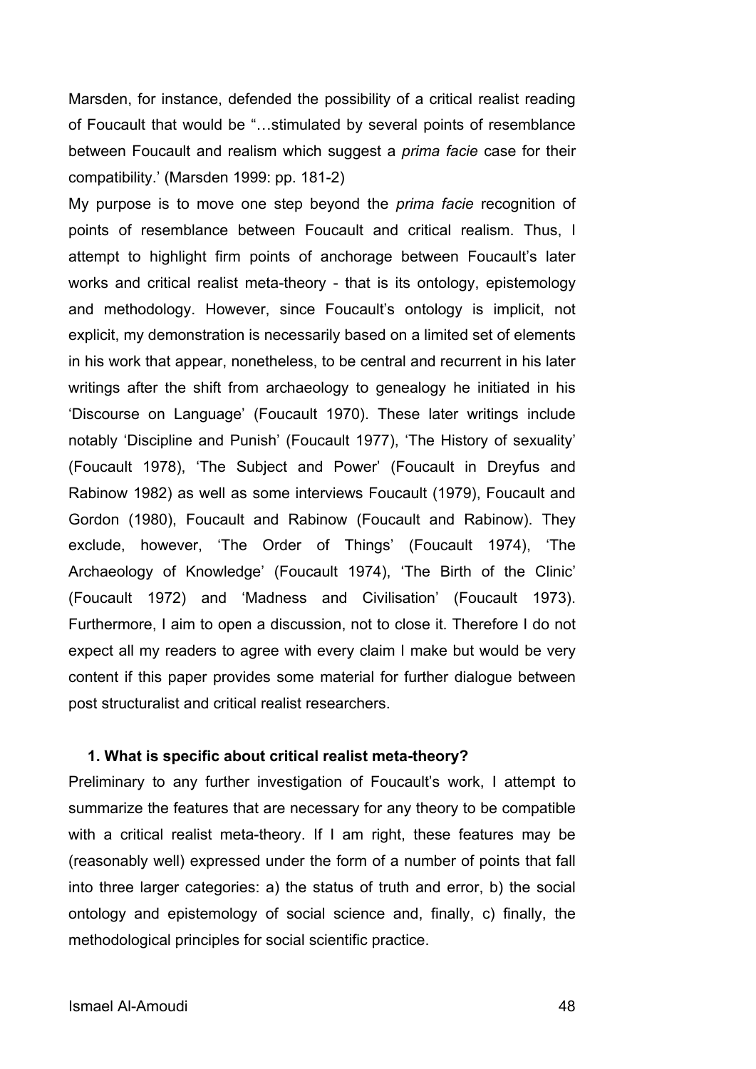Marsden, for instance, defended the possibility of a critical realist reading of Foucault that would be "…stimulated by several points of resemblance between Foucault and realism which suggest a *prima facie* case for their compatibility.' (Marsden 1999: pp. 181-2)

My purpose is to move one step beyond the *prima facie* recognition of points of resemblance between Foucault and critical realism. Thus, I attempt to highlight firm points of anchorage between Foucault's later works and critical realist meta-theory - that is its ontology, epistemology and methodology. However, since Foucault's ontology is implicit, not explicit, my demonstration is necessarily based on a limited set of elements in his work that appear, nonetheless, to be central and recurrent in his later writings after the shift from archaeology to genealogy he initiated in his 'Discourse on Language' (Foucault 1970). These later writings include notably 'Discipline and Punish' (Foucault 1977), 'The History of sexuality' (Foucault 1978), 'The Subject and Power' (Foucault in Dreyfus and Rabinow 1982) as well as some interviews Foucault (1979), Foucault and Gordon (1980), Foucault and Rabinow (Foucault and Rabinow). They exclude, however, 'The Order of Things' (Foucault 1974), 'The Archaeology of Knowledge' (Foucault 1974), 'The Birth of the Clinic' (Foucault 1972) and 'Madness and Civilisation' (Foucault 1973). Furthermore, I aim to open a discussion, not to close it. Therefore I do not expect all my readers to agree with every claim I make but would be very content if this paper provides some material for further dialogue between post structuralist and critical realist researchers.

## 1. What is specific about critical realist meta-theory?

Preliminary to any further investigation of Foucault's work, I attempt to summarize the features that are necessary for any theory to be compatible with a critical realist meta-theory. If I am right, these features may be (reasonably well) expressed under the form of a number of points that fall into three larger categories: a) the status of truth and error, b) the social ontology and epistemology of social science and, finally, c) finally, the methodological principles for social scientific practice.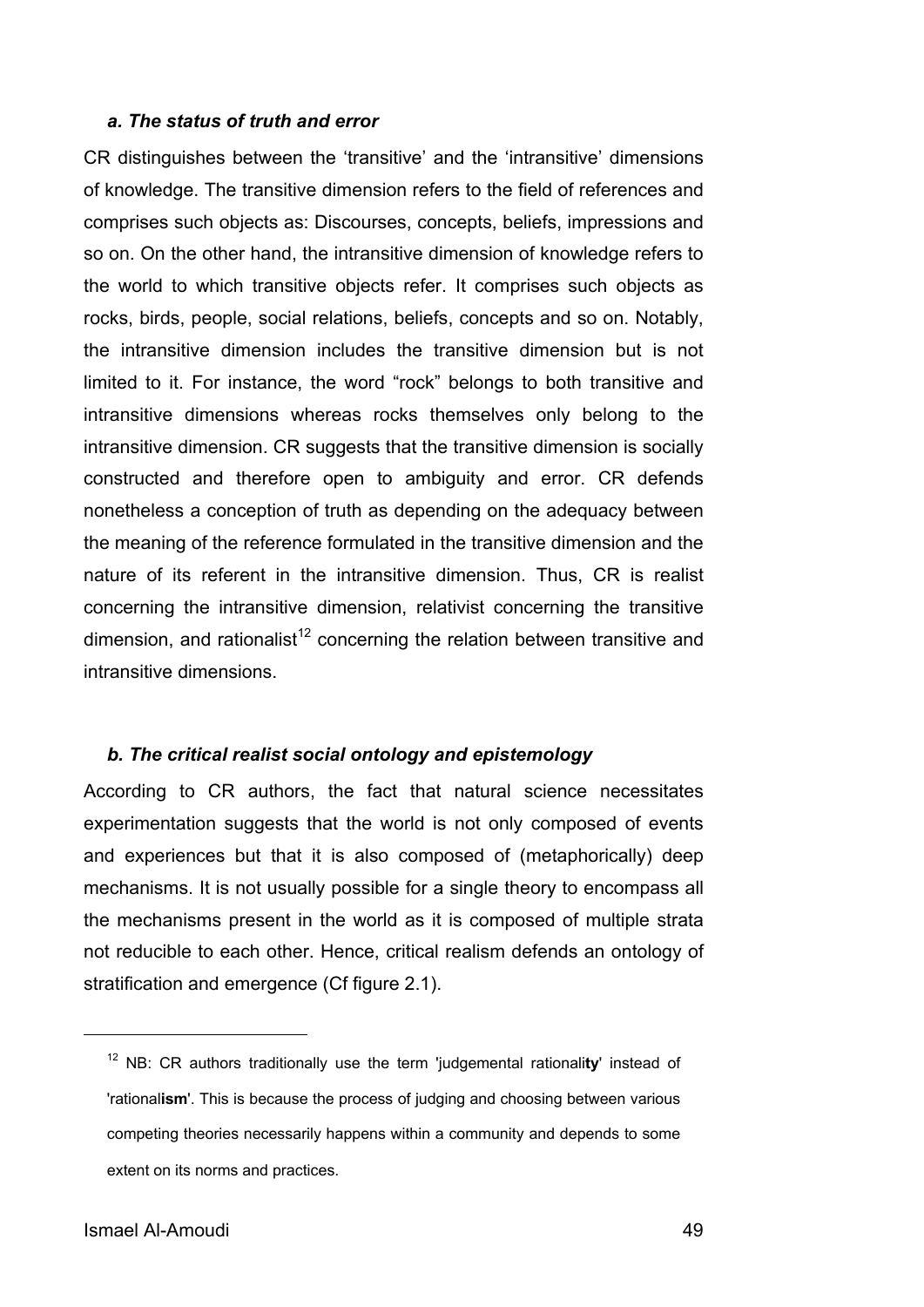### *a. The status of truth and error*

CR distinguishes between the 'transitive' and the 'intransitive' dimensions of knowledge. The transitive dimension refers to the field of references and comprises such objects as: Discourses, concepts, beliefs, impressions and so on. On the other hand, the intransitive dimension of knowledge refers to the world to which transitive objects refer. It comprises such objects as rocks, birds, people, social relations, beliefs, concepts and so on. Notably, the intransitive dimension includes the transitive dimension but is not limited to it. For instance, the word "rock" belongs to both transitive and intransitive dimensions whereas rocks themselves only belong to the intransitive dimension. CR suggests that the transitive dimension is socially constructed and therefore open to ambiguity and error. CR defends nonetheless a conception of truth as depending on the adequacy between the meaning of the reference formulated in the transitive dimension and the nature of its referent in the intransitive dimension. Thus, CR is realist concerning the intransitive dimension, relativist concerning the transitive dimension, and rationalist[12] concerning the relation between transitive and intransitive dimensions.

### *b. The critical realist social ontology and epistemology*

According to CR authors, the fact that natural science necessitates experimentation suggests that the world is not only composed of events and experiences but that it is also composed of (metaphorically) deep mechanisms. It is not usually possible for a single theory to encompass all the mechanisms present in the world as it is composed of multiple strata not reducible to each other. Hence, critical realism defends an ontology of stratification and emergence (Cf figure 2.1).

---

[12] NB: CR authors traditionally use the term 'judgemental rationali**ty**' instead of 'rational**ism**'. This is because the process of judging and choosing between various competing theories necessarily happens within a community and depends to some extent on its norms and practices.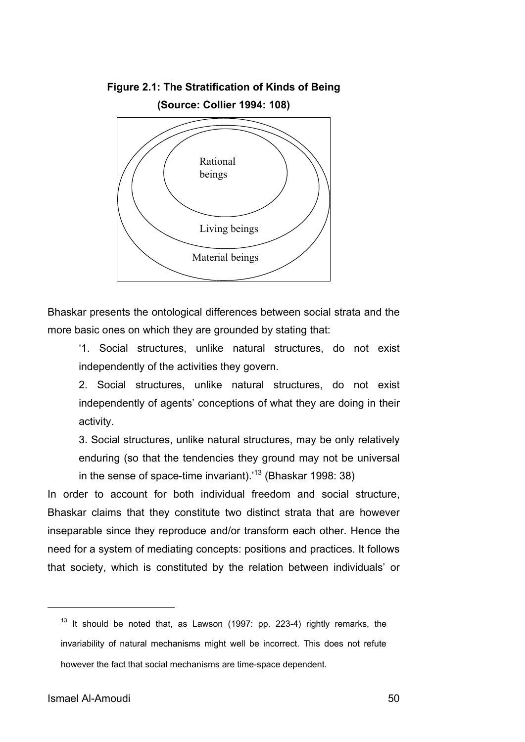**Figure 2.1: The Stratification of Kinds of Being**

**(Source: Collier 1994: 108)**

Rational beings

Living beings

Material beings

Bhaskar presents the ontological differences between social strata and the more basic ones on which they are grounded by stating that:

> '1. Social structures, unlike natural structures, do not exist independently of the activities they govern.
>
> 2. Social structures, unlike natural structures, do not exist independently of agents' conceptions of what they are doing in their activity.
>
> 3. Social structures, unlike natural structures, may be only relatively enduring (so that the tendencies they ground may not be universal in the sense of space-time invariant).'[13] (Bhaskar 1998: 38)

In order to account for both individual freedom and social structure, Bhaskar claims that they constitute two distinct strata that are however inseparable since they reproduce and/or transform each other. Hence the need for a system of mediating concepts: positions and practices. It follows that society, which is constituted by the relation between individuals' or

---

[13] It should be noted that, as Lawson (1997: pp. 223-4) rightly remarks, the invariability of natural mechanisms might well be incorrect. This does not refute however the fact that social mechanisms are time-space dependent.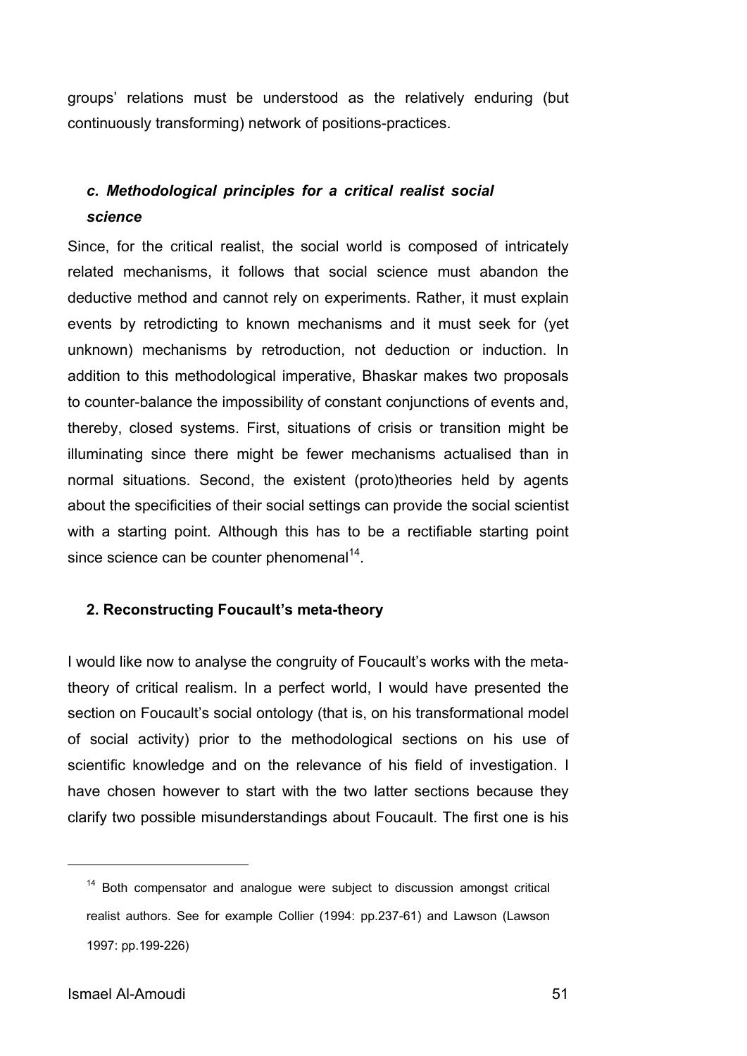groups' relations must be understood as the relatively enduring (but continuously transforming) network of positions-practices.

### *c. Methodological principles for a critical realist social science*

Since, for the critical realist, the social world is composed of intricately related mechanisms, it follows that social science must abandon the deductive method and cannot rely on experiments. Rather, it must explain events by retrodicting to known mechanisms and it must seek for (yet unknown) mechanisms by retroduction, not deduction or induction. In addition to this methodological imperative, Bhaskar makes two proposals to counter-balance the impossibility of constant conjunctions of events and, thereby, closed systems. First, situations of crisis or transition might be illuminating since there might be fewer mechanisms actualised than in normal situations. Second, the existent (proto)theories held by agents about the specificities of their social settings can provide the social scientist with a starting point. Although this has to be a rectifiable starting point since science can be counter phenomenal[14].

## 2. Reconstructing Foucault's meta-theory

I would like now to analyse the congruity of Foucault's works with the meta-theory of critical realism. In a perfect world, I would have presented the section on Foucault's social ontology (that is, on his transformational model of social activity) prior to the methodological sections on his use of scientific knowledge and on the relevance of his field of investigation. I have chosen however to start with the two latter sections because they clarify two possible misunderstandings about Foucault. The first one is his

[14] Both compensator and analogue were subject to discussion amongst critical realist authors. See for example Collier (1994: pp.237-61) and Lawson (Lawson 1997: pp.199-226)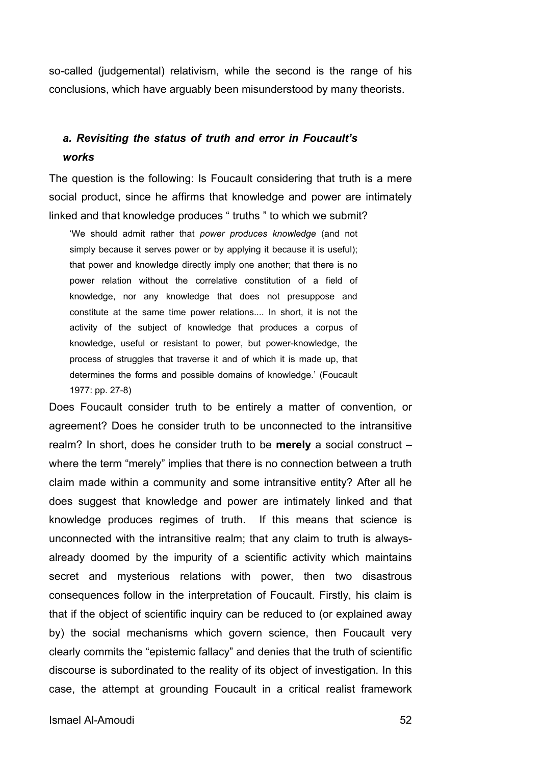so-called (judgemental) relativism, while the second is the range of his conclusions, which have arguably been misunderstood by many theorists.

### *a. Revisiting the status of truth and error in Foucault's works*

The question is the following: Is Foucault considering that truth is a mere social product, since he affirms that knowledge and power are intimately linked and that knowledge produces " truths " to which we submit?

> 'We should admit rather that *power produces knowledge* (and not simply because it serves power or by applying it because it is useful); that power and knowledge directly imply one another; that there is no power relation without the correlative constitution of a field of knowledge, nor any knowledge that does not presuppose and constitute at the same time power relations.... In short, it is not the activity of the subject of knowledge that produces a corpus of knowledge, useful or resistant to power, but power-knowledge, the process of struggles that traverse it and of which it is made up, that determines the forms and possible domains of knowledge.' (Foucault 1977: pp. 27-8)

Does Foucault consider truth to be entirely a matter of convention, or agreement? Does he consider truth to be unconnected to the intransitive realm? In short, does he consider truth to be **merely** a social construct – where the term "merely" implies that there is no connection between a truth claim made within a community and some intransitive entity? After all he does suggest that knowledge and power are intimately linked and that knowledge produces regimes of truth. If this means that science is unconnected with the intransitive realm; that any claim to truth is always-already doomed by the impurity of a scientific activity which maintains secret and mysterious relations with power, then two disastrous consequences follow in the interpretation of Foucault. Firstly, his claim is that if the object of scientific inquiry can be reduced to (or explained away by) the social mechanisms which govern science, then Foucault very clearly commits the "epistemic fallacy" and denies that the truth of scientific discourse is subordinated to the reality of its object of investigation. In this case, the attempt at grounding Foucault in a critical realist framework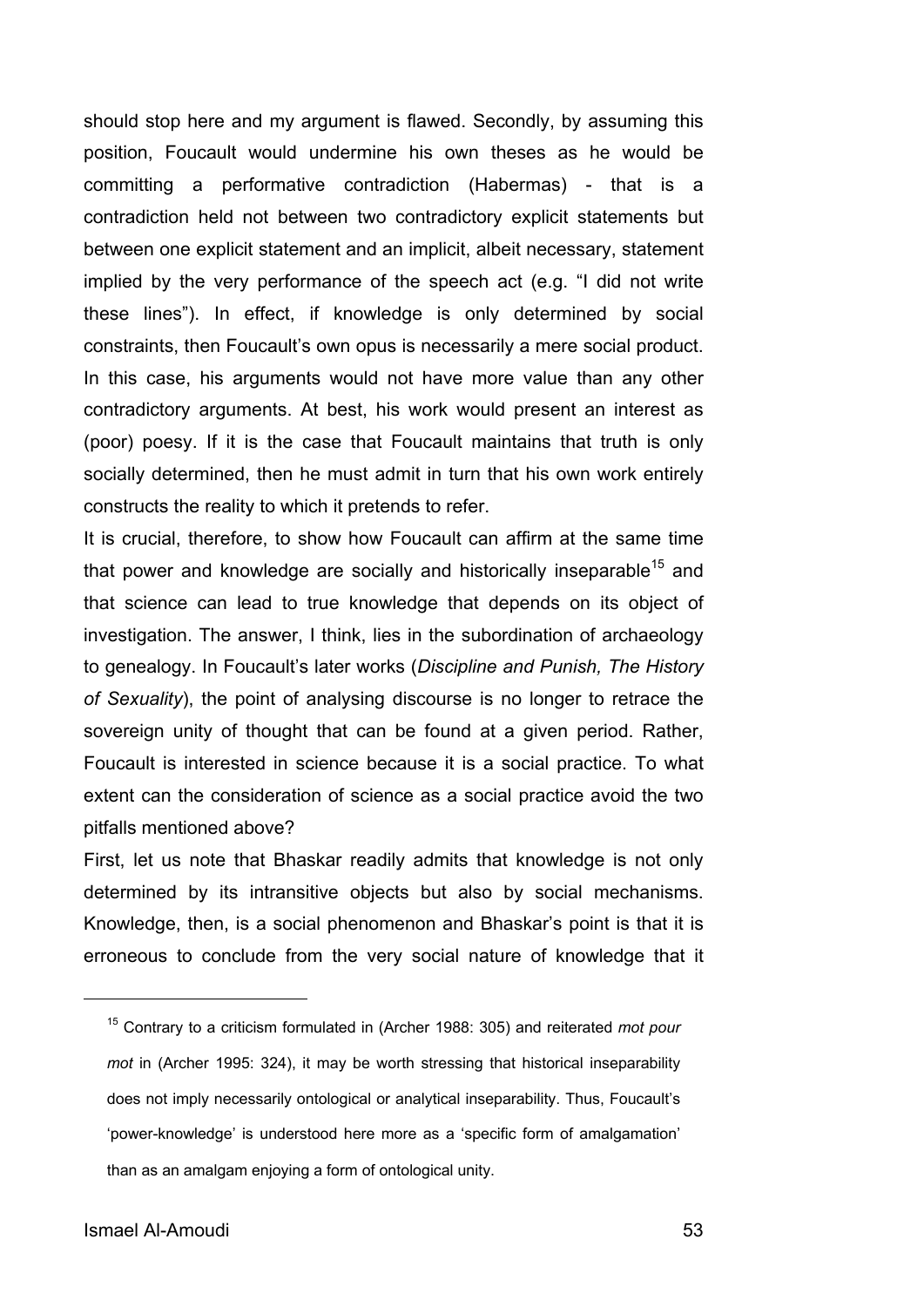should stop here and my argument is flawed. Secondly, by assuming this position, Foucault would undermine his own theses as he would be committing a performative contradiction (Habermas) - that is a contradiction held not between two contradictory explicit statements but between one explicit statement and an implicit, albeit necessary, statement implied by the very performance of the speech act (e.g. "I did not write these lines"). In effect, if knowledge is only determined by social constraints, then Foucault's own opus is necessarily a mere social product. In this case, his arguments would not have more value than any other contradictory arguments. At best, his work would present an interest as (poor) poesy. If it is the case that Foucault maintains that truth is only socially determined, then he must admit in turn that his own work entirely constructs the reality to which it pretends to refer.

It is crucial, therefore, to show how Foucault can affirm at the same time that power and knowledge are socially and historically inseparable[15] and that science can lead to true knowledge that depends on its object of investigation. The answer, I think, lies in the subordination of archaeology to genealogy. In Foucault's later works (*Discipline and Punish, The History of Sexuality*), the point of analysing discourse is no longer to retrace the sovereign unity of thought that can be found at a given period. Rather, Foucault is interested in science because it is a social practice. To what extent can the consideration of science as a social practice avoid the two pitfalls mentioned above?

First, let us note that Bhaskar readily admits that knowledge is not only determined by its intransitive objects but also by social mechanisms. Knowledge, then, is a social phenomenon and Bhaskar's point is that it is erroneous to conclude from the very social nature of knowledge that it

---

[15] Contrary to a criticism formulated in (Archer 1988: 305) and reiterated *mot pour mot* in (Archer 1995: 324), it may be worth stressing that historical inseparability does not imply necessarily ontological or analytical inseparability. Thus, Foucault's 'power-knowledge' is understood here more as a 'specific form of amalgamation' than as an amalgam enjoying a form of ontological unity.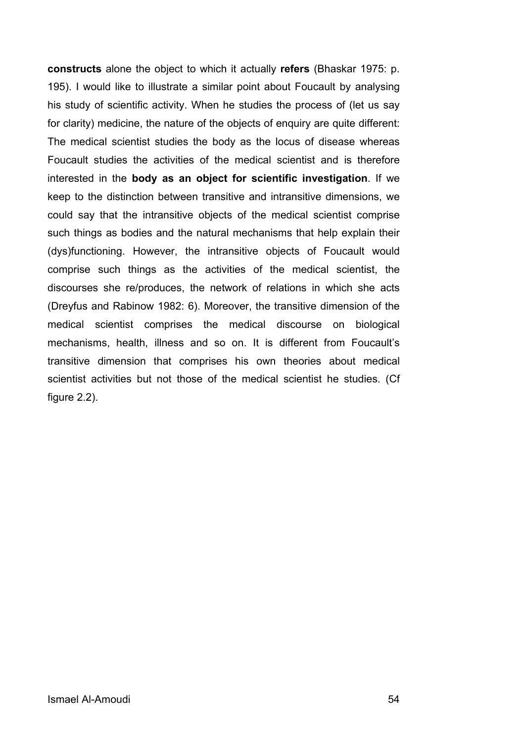**constructs** alone the object to which it actually **refers** (Bhaskar 1975: p. 195). I would like to illustrate a similar point about Foucault by analysing his study of scientific activity. When he studies the process of (let us say for clarity) medicine, the nature of the objects of enquiry are quite different: The medical scientist studies the body as the locus of disease whereas Foucault studies the activities of the medical scientist and is therefore interested in the **body as an object for scientific investigation**. If we keep to the distinction between transitive and intransitive dimensions, we could say that the intransitive objects of the medical scientist comprise such things as bodies and the natural mechanisms that help explain their (dys)functioning. However, the intransitive objects of Foucault would comprise such things as the activities of the medical scientist, the discourses she re/produces, the network of relations in which she acts (Dreyfus and Rabinow 1982: 6). Moreover, the transitive dimension of the medical scientist comprises the medical discourse on biological mechanisms, health, illness and so on. It is different from Foucault's transitive dimension that comprises his own theories about medical scientist activities but not those of the medical scientist he studies. (Cf figure 2.2).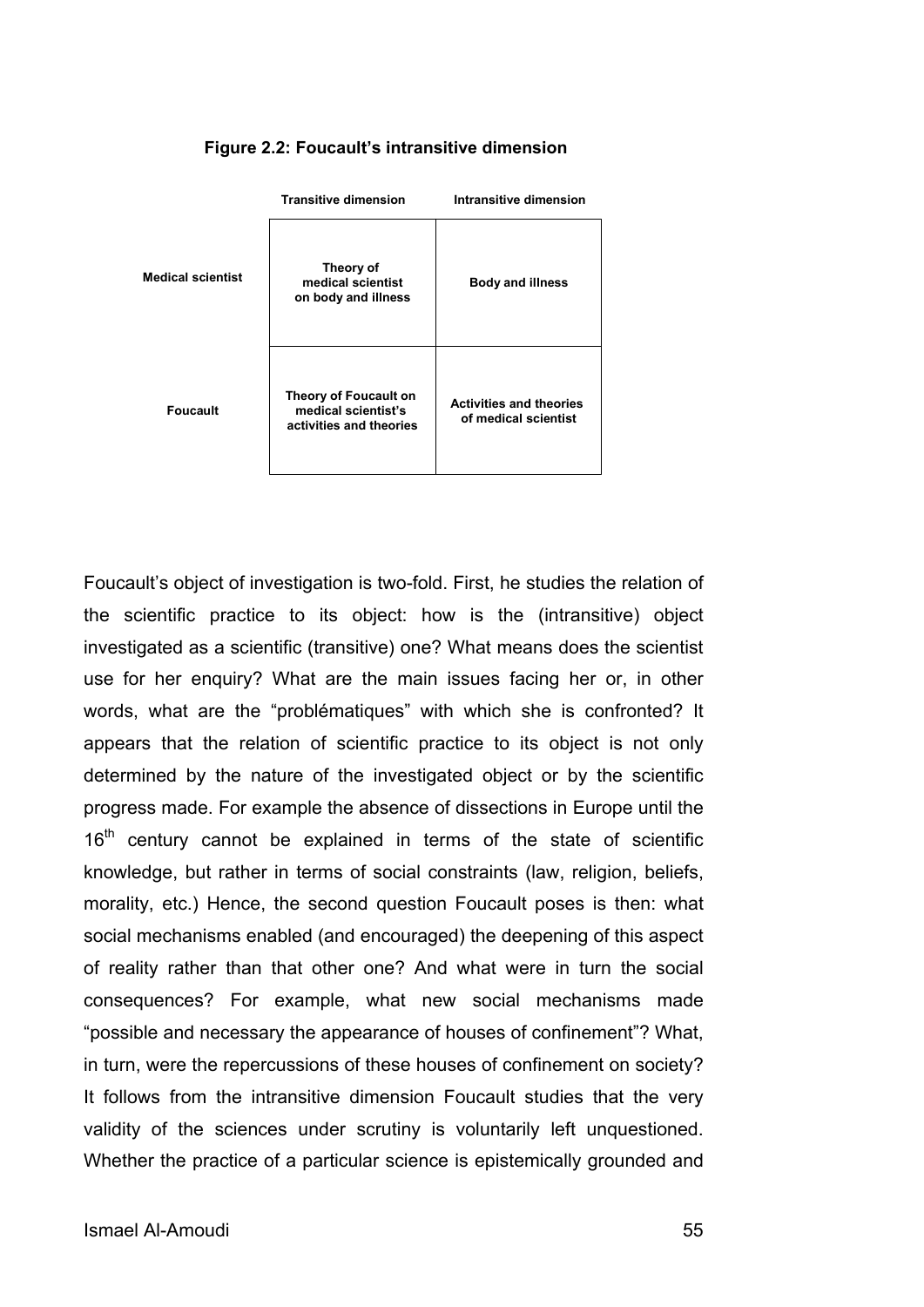**Figure 2.2: Foucault's intransitive dimension**

| | Transitive dimension | Intransitive dimension |
|---|---|---|
| **Medical scientist** | Theory of medical scientist on body and illness | Body and illness |
| **Foucault** | Theory of Foucault on medical scientist's activities and theories | Activities and theories of medical scientist |

Foucault's object of investigation is two-fold. First, he studies the relation of the scientific practice to its object: how is the (intransitive) object investigated as a scientific (transitive) one? What means does the scientist use for her enquiry? What are the main issues facing her or, in other words, what are the "problématiques" with which she is confronted? It appears that the relation of scientific practice to its object is not only determined by the nature of the investigated object or by the scientific progress made. For example the absence of dissections in Europe until the 16th century cannot be explained in terms of the state of scientific knowledge, but rather in terms of social constraints (law, religion, beliefs, morality, etc.) Hence, the second question Foucault poses is then: what social mechanisms enabled (and encouraged) the deepening of this aspect of reality rather than that other one? And what were in turn the social consequences? For example, what new social mechanisms made "possible and necessary the appearance of houses of confinement"? What, in turn, were the repercussions of these houses of confinement on society? It follows from the intransitive dimension Foucault studies that the very validity of the sciences under scrutiny is voluntarily left unquestioned. Whether the practice of a particular science is epistemically grounded and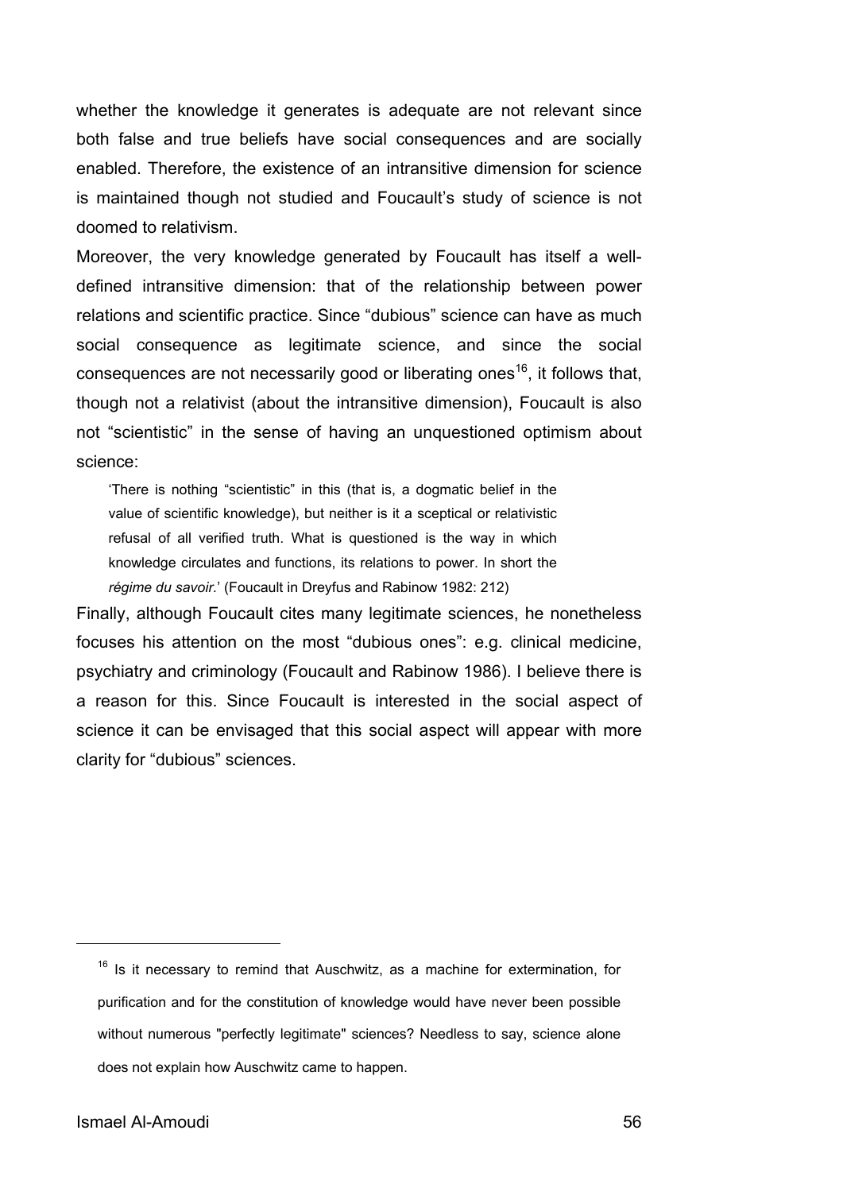whether the knowledge it generates is adequate are not relevant since both false and true beliefs have social consequences and are socially enabled. Therefore, the existence of an intransitive dimension for science is maintained though not studied and Foucault's study of science is not doomed to relativism.

Moreover, the very knowledge generated by Foucault has itself a well-defined intransitive dimension: that of the relationship between power relations and scientific practice. Since "dubious" science can have as much social consequence as legitimate science, and since the social consequences are not necessarily good or liberating ones[16], it follows that, though not a relativist (about the intransitive dimension), Foucault is also not "scientistic" in the sense of having an unquestioned optimism about science:

> 'There is nothing "scientistic" in this (that is, a dogmatic belief in the value of scientific knowledge), but neither is it a sceptical or relativistic refusal of all verified truth. What is questioned is the way in which knowledge circulates and functions, its relations to power. In short the *régime du savoir*.' (Foucault in Dreyfus and Rabinow 1982: 212)

Finally, although Foucault cites many legitimate sciences, he nonetheless focuses his attention on the most "dubious ones": e.g. clinical medicine, psychiatry and criminology (Foucault and Rabinow 1986). I believe there is a reason for this. Since Foucault is interested in the social aspect of science it can be envisaged that this social aspect will appear with more clarity for "dubious" sciences.

---

[16] Is it necessary to remind that Auschwitz, as a machine for extermination, for purification and for the constitution of knowledge would have never been possible without numerous "perfectly legitimate" sciences? Needless to say, science alone does not explain how Auschwitz came to happen.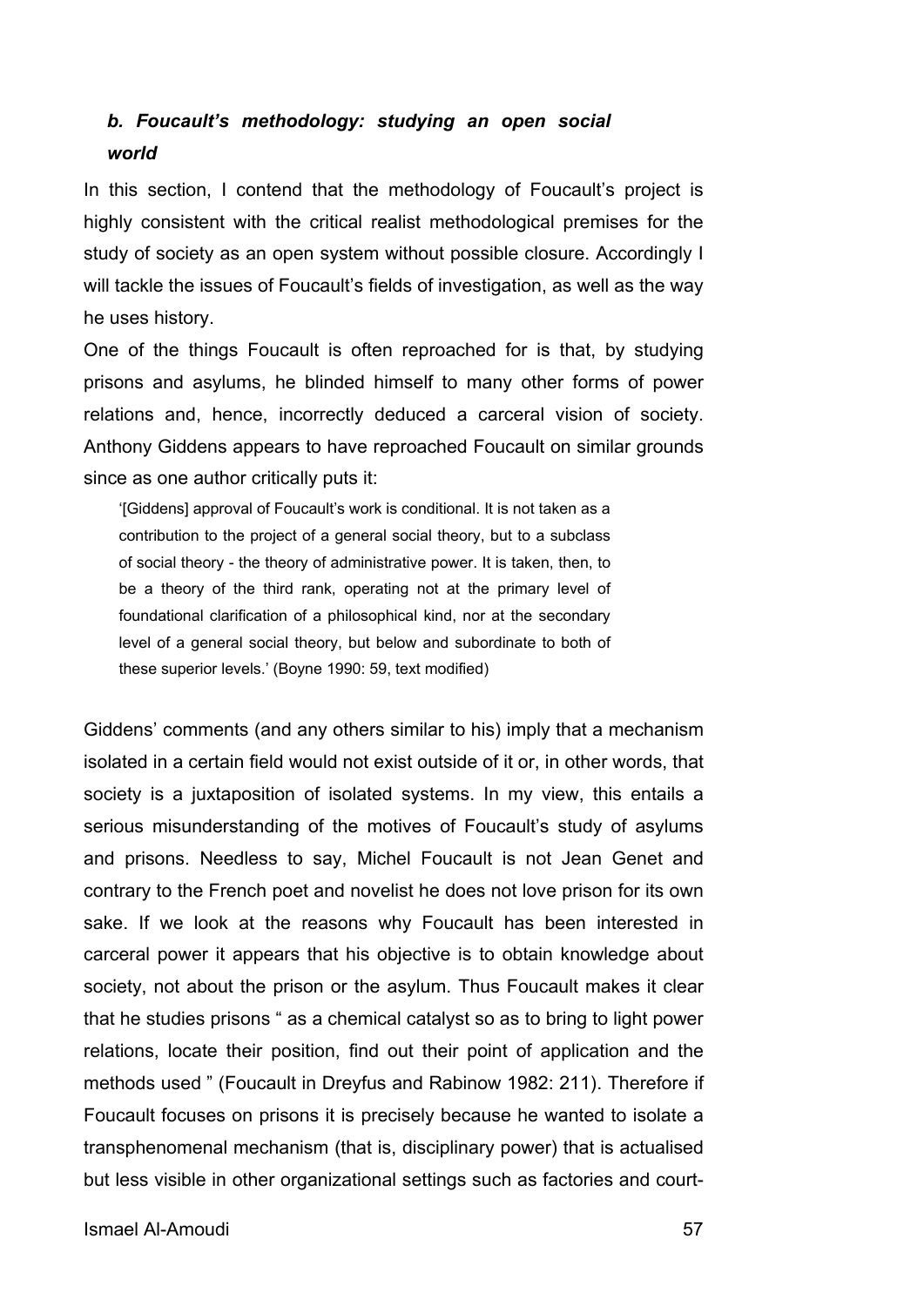### *b. Foucault's methodology: studying an open social world*

In this section, I contend that the methodology of Foucault's project is highly consistent with the critical realist methodological premises for the study of society as an open system without possible closure. Accordingly I will tackle the issues of Foucault's fields of investigation, as well as the way he uses history.

One of the things Foucault is often reproached for is that, by studying prisons and asylums, he blinded himself to many other forms of power relations and, hence, incorrectly deduced a carceral vision of society. Anthony Giddens appears to have reproached Foucault on similar grounds since as one author critically puts it:

> '[Giddens] approval of Foucault's work is conditional. It is not taken as a contribution to the project of a general social theory, but to a subclass of social theory - the theory of administrative power. It is taken, then, to be a theory of the third rank, operating not at the primary level of foundational clarification of a philosophical kind, nor at the secondary level of a general social theory, but below and subordinate to both of these superior levels.' (Boyne 1990: 59, text modified)

Giddens' comments (and any others similar to his) imply that a mechanism isolated in a certain field would not exist outside of it or, in other words, that society is a juxtaposition of isolated systems. In my view, this entails a serious misunderstanding of the motives of Foucault's study of asylums and prisons. Needless to say, Michel Foucault is not Jean Genet and contrary to the French poet and novelist he does not love prison for its own sake. If we look at the reasons why Foucault has been interested in carceral power it appears that his objective is to obtain knowledge about society, not about the prison or the asylum. Thus Foucault makes it clear that he studies prisons " as a chemical catalyst so as to bring to light power relations, locate their position, find out their point of application and the methods used " (Foucault in Dreyfus and Rabinow 1982: 211). Therefore if Foucault focuses on prisons it is precisely because he wanted to isolate a transphenomenal mechanism (that is, disciplinary power) that is actualised but less visible in other organizational settings such as factories and court-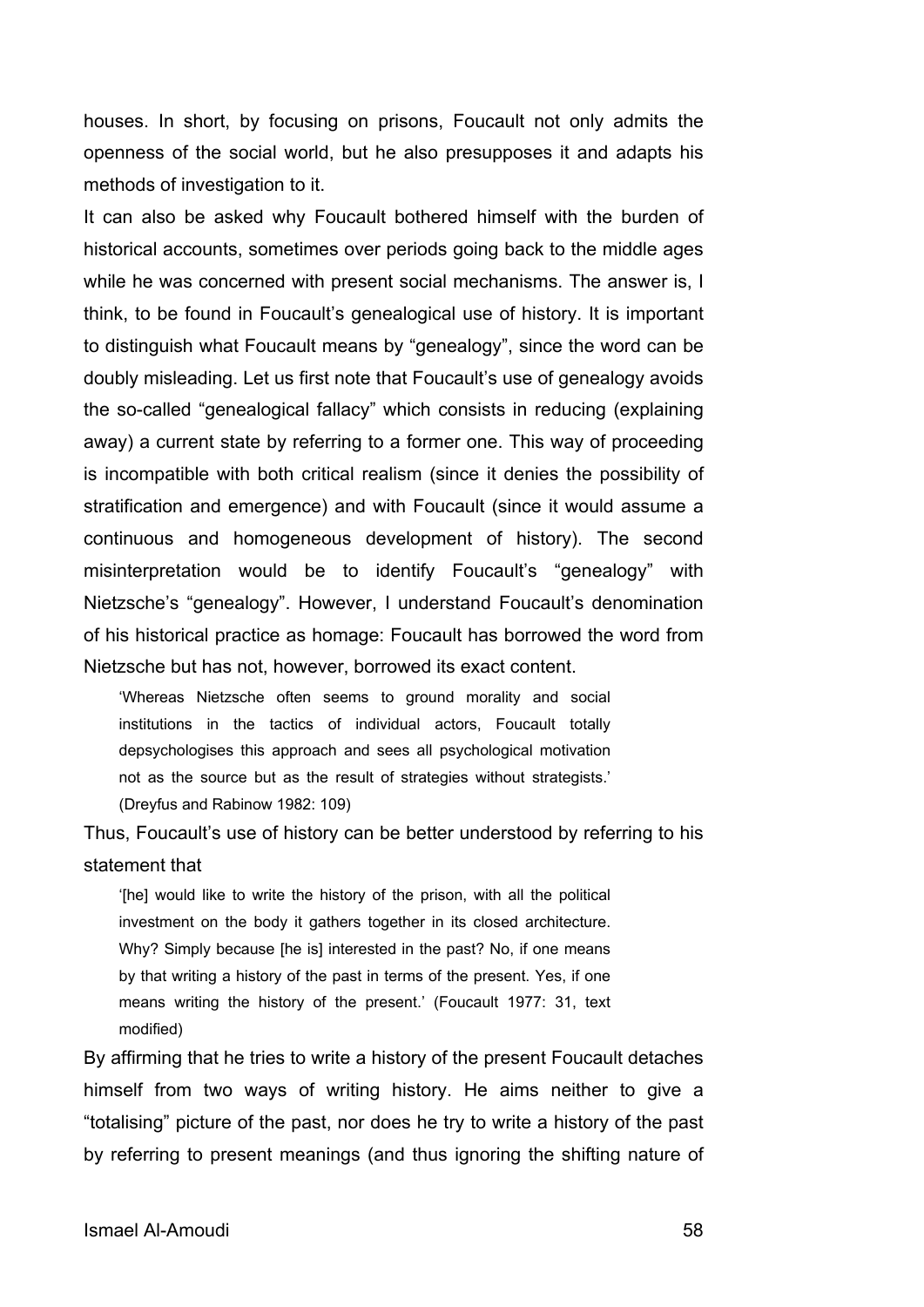houses. In short, by focusing on prisons, Foucault not only admits the openness of the social world, but he also presupposes it and adapts his methods of investigation to it.

It can also be asked why Foucault bothered himself with the burden of historical accounts, sometimes over periods going back to the middle ages while he was concerned with present social mechanisms. The answer is, I think, to be found in Foucault's genealogical use of history. It is important to distinguish what Foucault means by "genealogy", since the word can be doubly misleading. Let us first note that Foucault's use of genealogy avoids the so-called "genealogical fallacy" which consists in reducing (explaining away) a current state by referring to a former one. This way of proceeding is incompatible with both critical realism (since it denies the possibility of stratification and emergence) and with Foucault (since it would assume a continuous and homogeneous development of history). The second misinterpretation would be to identify Foucault's "genealogy" with Nietzsche's "genealogy". However, I understand Foucault's denomination of his historical practice as homage: Foucault has borrowed the word from Nietzsche but has not, however, borrowed its exact content.

> 'Whereas Nietzsche often seems to ground morality and social institutions in the tactics of individual actors, Foucault totally depsychologises this approach and sees all psychological motivation not as the source but as the result of strategies without strategists.' (Dreyfus and Rabinow 1982: 109)

Thus, Foucault's use of history can be better understood by referring to his statement that

> '[he] would like to write the history of the prison, with all the political investment on the body it gathers together in its closed architecture. Why? Simply because [he is] interested in the past? No, if one means by that writing a history of the past in terms of the present. Yes, if one means writing the history of the present.' (Foucault 1977: 31, text modified)

By affirming that he tries to write a history of the present Foucault detaches himself from two ways of writing history. He aims neither to give a "totalising" picture of the past, nor does he try to write a history of the past by referring to present meanings (and thus ignoring the shifting nature of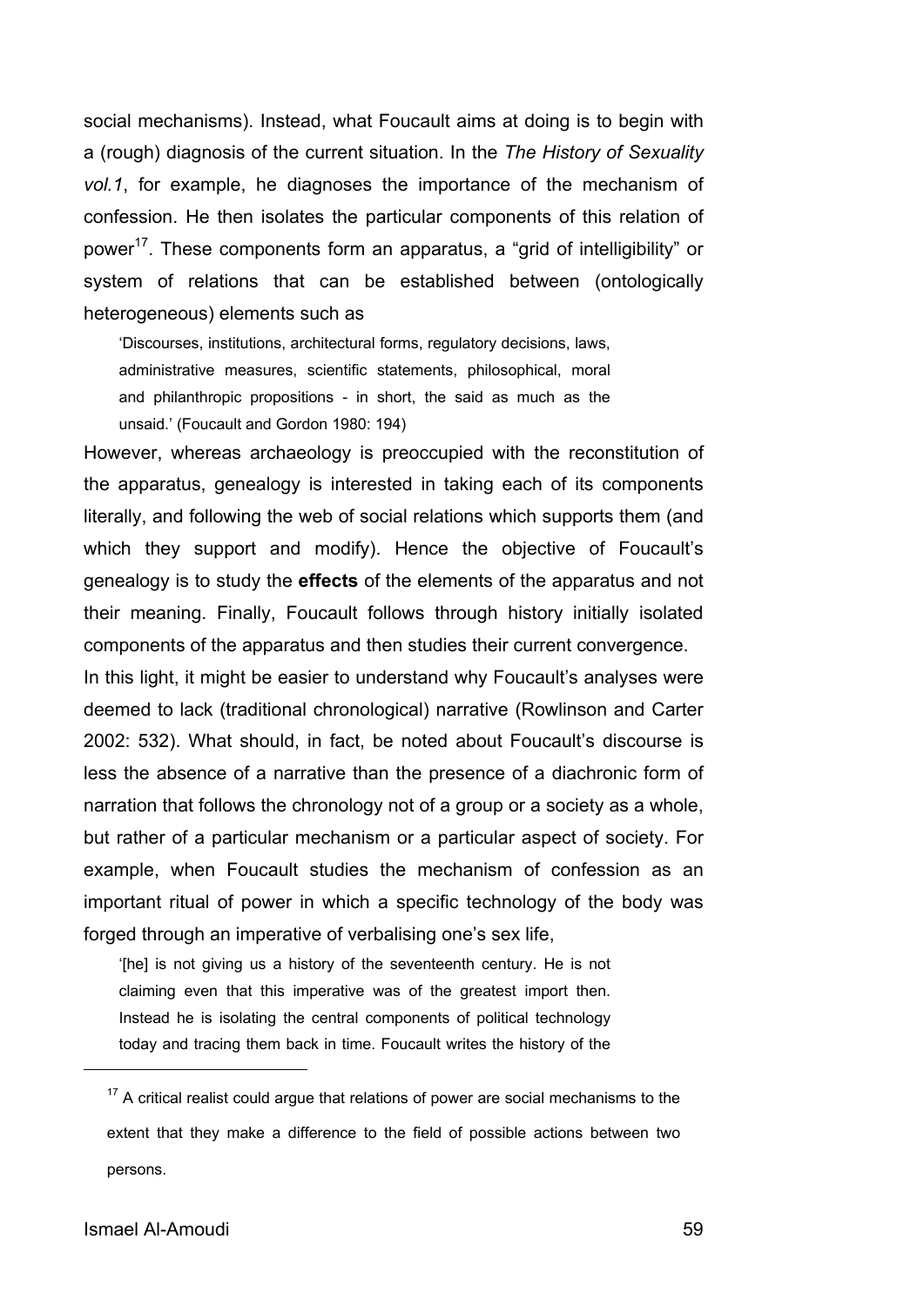social mechanisms). Instead, what Foucault aims at doing is to begin with a (rough) diagnosis of the current situation. In the *The History of Sexuality vol.1*, for example, he diagnoses the importance of the mechanism of confession. He then isolates the particular components of this relation of power[17]. These components form an apparatus, a "grid of intelligibility" or system of relations that can be established between (ontologically heterogeneous) elements such as

> 'Discourses, institutions, architectural forms, regulatory decisions, laws, administrative measures, scientific statements, philosophical, moral and philanthropic propositions - in short, the said as much as the unsaid.' (Foucault and Gordon 1980: 194)

However, whereas archaeology is preoccupied with the reconstitution of the apparatus, genealogy is interested in taking each of its components literally, and following the web of social relations which supports them (and which they support and modify). Hence the objective of Foucault's genealogy is to study the **effects** of the elements of the apparatus and not their meaning. Finally, Foucault follows through history initially isolated components of the apparatus and then studies their current convergence.

In this light, it might be easier to understand why Foucault's analyses were deemed to lack (traditional chronological) narrative (Rowlinson and Carter 2002: 532). What should, in fact, be noted about Foucault's discourse is less the absence of a narrative than the presence of a diachronic form of narration that follows the chronology not of a group or a society as a whole, but rather of a particular mechanism or a particular aspect of society. For example, when Foucault studies the mechanism of confession as an important ritual of power in which a specific technology of the body was forged through an imperative of verbalising one's sex life,

> '[he] is not giving us a history of the seventeenth century. He is not claiming even that this imperative was of the greatest import then. Instead he is isolating the central components of political technology today and tracing them back in time. Foucault writes the history of the

[17] A critical realist could argue that relations of power are social mechanisms to the extent that they make a difference to the field of possible actions between two persons.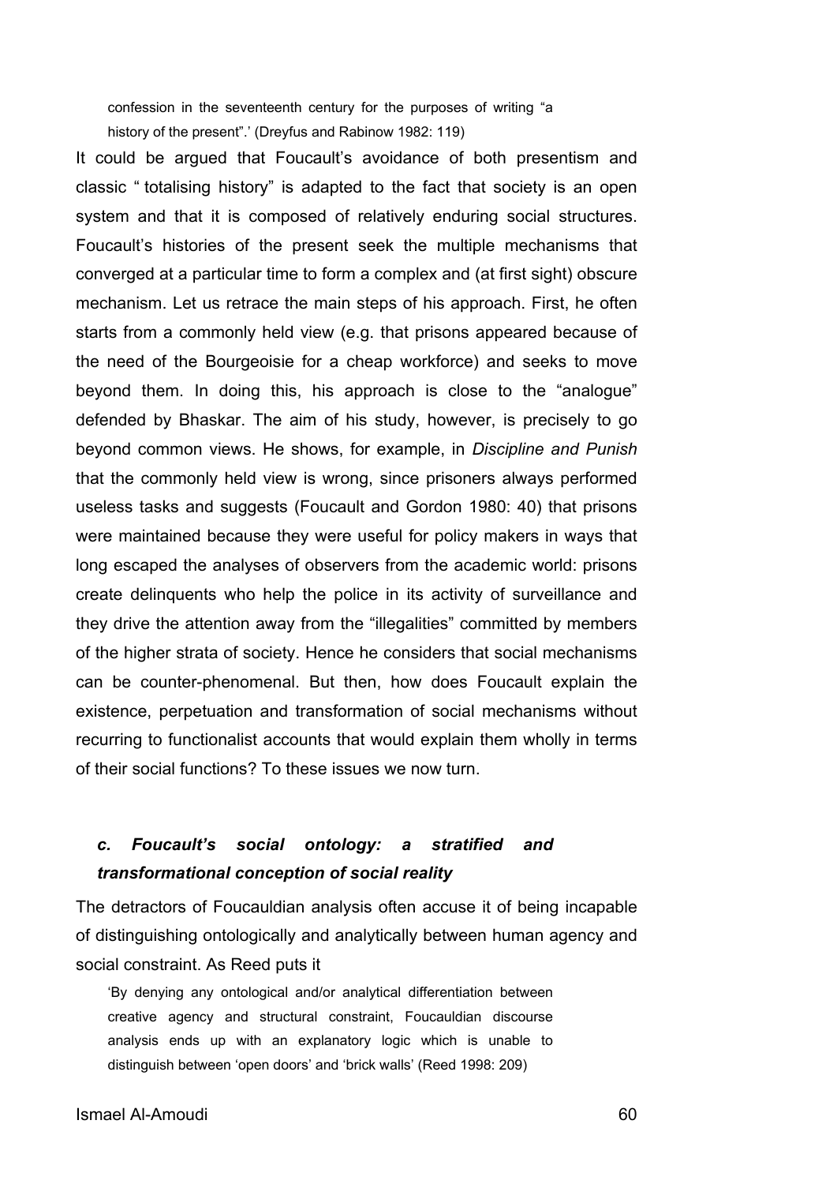> confession in the seventeenth century for the purposes of writing "a history of the present".' (Dreyfus and Rabinow 1982: 119)

It could be argued that Foucault's avoidance of both presentism and classic " totalising history" is adapted to the fact that society is an open system and that it is composed of relatively enduring social structures. Foucault's histories of the present seek the multiple mechanisms that converged at a particular time to form a complex and (at first sight) obscure mechanism. Let us retrace the main steps of his approach. First, he often starts from a commonly held view (e.g. that prisons appeared because of the need of the Bourgeoisie for a cheap workforce) and seeks to move beyond them. In doing this, his approach is close to the "analogue" defended by Bhaskar. The aim of his study, however, is precisely to go beyond common views. He shows, for example, in *Discipline and Punish* that the commonly held view is wrong, since prisoners always performed useless tasks and suggests (Foucault and Gordon 1980: 40) that prisons were maintained because they were useful for policy makers in ways that long escaped the analyses of observers from the academic world: prisons create delinquents who help the police in its activity of surveillance and they drive the attention away from the "illegalities" committed by members of the higher strata of society. Hence he considers that social mechanisms can be counter-phenomenal. But then, how does Foucault explain the existence, perpetuation and transformation of social mechanisms without recurring to functionalist accounts that would explain them wholly in terms of their social functions? To these issues we now turn.

### *c. Foucault's social ontology: a stratified and transformational conception of social reality*

The detractors of Foucauldian analysis often accuse it of being incapable of distinguishing ontologically and analytically between human agency and social constraint. As Reed puts it

> 'By denying any ontological and/or analytical differentiation between creative agency and structural constraint, Foucauldian discourse analysis ends up with an explanatory logic which is unable to distinguish between 'open doors' and 'brick walls' (Reed 1998: 209)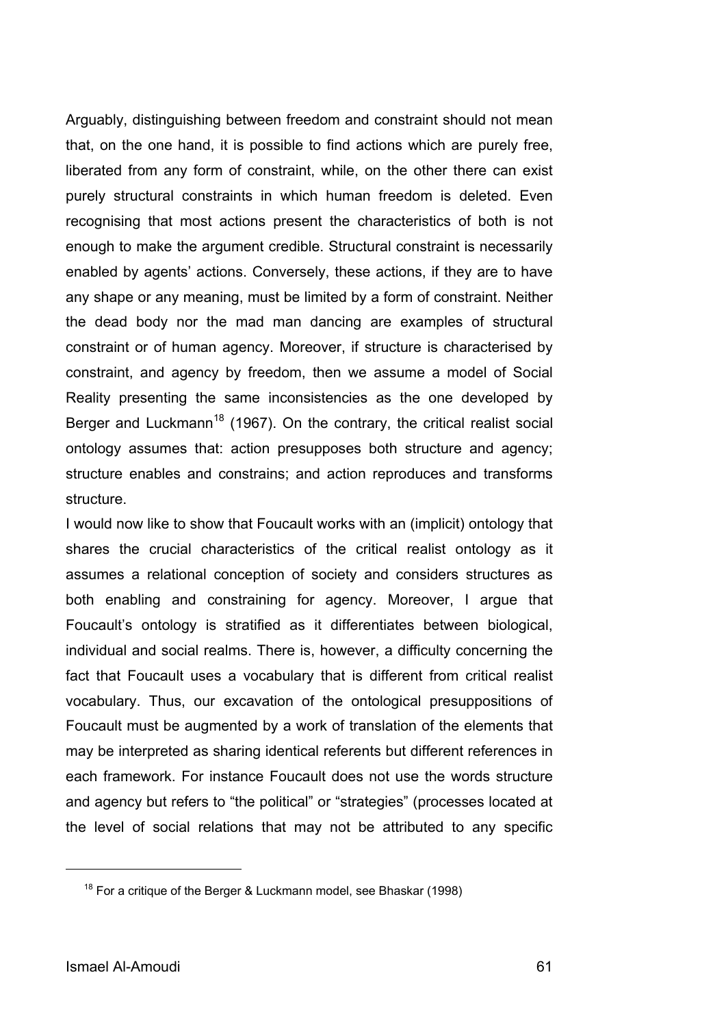Arguably, distinguishing between freedom and constraint should not mean that, on the one hand, it is possible to find actions which are purely free, liberated from any form of constraint, while, on the other there can exist purely structural constraints in which human freedom is deleted. Even recognising that most actions present the characteristics of both is not enough to make the argument credible. Structural constraint is necessarily enabled by agents' actions. Conversely, these actions, if they are to have any shape or any meaning, must be limited by a form of constraint. Neither the dead body nor the mad man dancing are examples of structural constraint or of human agency. Moreover, if structure is characterised by constraint, and agency by freedom, then we assume a model of Social Reality presenting the same inconsistencies as the one developed by Berger and Luckmann[18] (1967). On the contrary, the critical realist social ontology assumes that: action presupposes both structure and agency; structure enables and constrains; and action reproduces and transforms structure.

I would now like to show that Foucault works with an (implicit) ontology that shares the crucial characteristics of the critical realist ontology as it assumes a relational conception of society and considers structures as both enabling and constraining for agency. Moreover, I argue that Foucault's ontology is stratified as it differentiates between biological, individual and social realms. There is, however, a difficulty concerning the fact that Foucault uses a vocabulary that is different from critical realist vocabulary. Thus, our excavation of the ontological presuppositions of Foucault must be augmented by a work of translation of the elements that may be interpreted as sharing identical referents but different references in each framework. For instance Foucault does not use the words structure and agency but refers to "the political" or "strategies" (processes located at the level of social relations that may not be attributed to any specific

[18] For a critique of the Berger & Luckmann model, see Bhaskar (1998)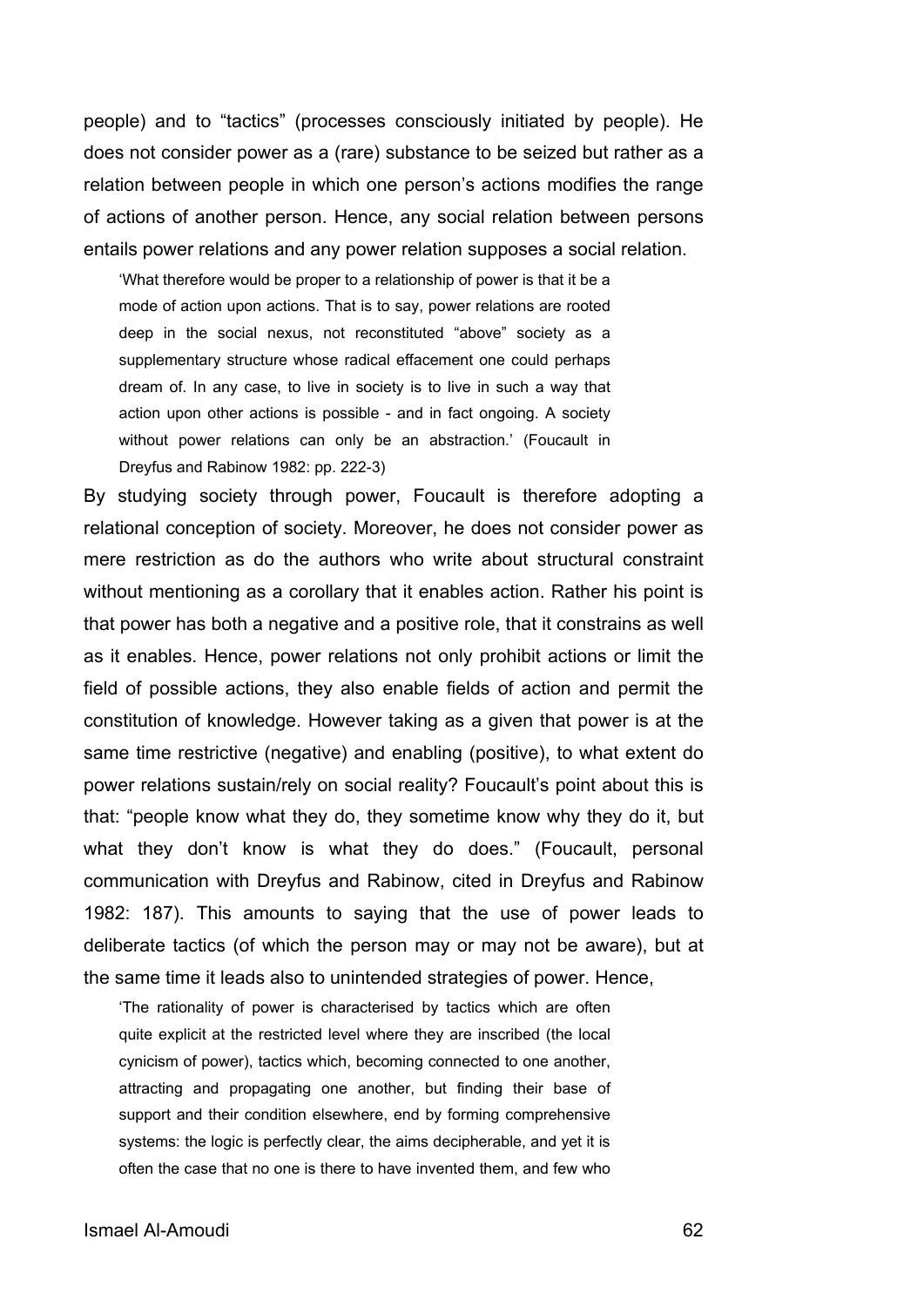people) and to "tactics" (processes consciously initiated by people). He does not consider power as a (rare) substance to be seized but rather as a relation between people in which one person's actions modifies the range of actions of another person. Hence, any social relation between persons entails power relations and any power relation supposes a social relation.

> 'What therefore would be proper to a relationship of power is that it be a mode of action upon actions. That is to say, power relations are rooted deep in the social nexus, not reconstituted "above" society as a supplementary structure whose radical effacement one could perhaps dream of. In any case, to live in society is to live in such a way that action upon other actions is possible - and in fact ongoing. A society without power relations can only be an abstraction.' (Foucault in Dreyfus and Rabinow 1982: pp. 222-3)

By studying society through power, Foucault is therefore adopting a relational conception of society. Moreover, he does not consider power as mere restriction as do the authors who write about structural constraint without mentioning as a corollary that it enables action. Rather his point is that power has both a negative and a positive role, that it constrains as well as it enables. Hence, power relations not only prohibit actions or limit the field of possible actions, they also enable fields of action and permit the constitution of knowledge. However taking as a given that power is at the same time restrictive (negative) and enabling (positive), to what extent do power relations sustain/rely on social reality? Foucault's point about this is that: "people know what they do, they sometime know why they do it, but what they don't know is what they do does." (Foucault, personal communication with Dreyfus and Rabinow, cited in Dreyfus and Rabinow 1982: 187). This amounts to saying that the use of power leads to deliberate tactics (of which the person may or may not be aware), but at the same time it leads also to unintended strategies of power. Hence,

> 'The rationality of power is characterised by tactics which are often quite explicit at the restricted level where they are inscribed (the local cynicism of power), tactics which, becoming connected to one another, attracting and propagating one another, but finding their base of support and their condition elsewhere, end by forming comprehensive systems: the logic is perfectly clear, the aims decipherable, and yet it is often the case that no one is there to have invented them, and few who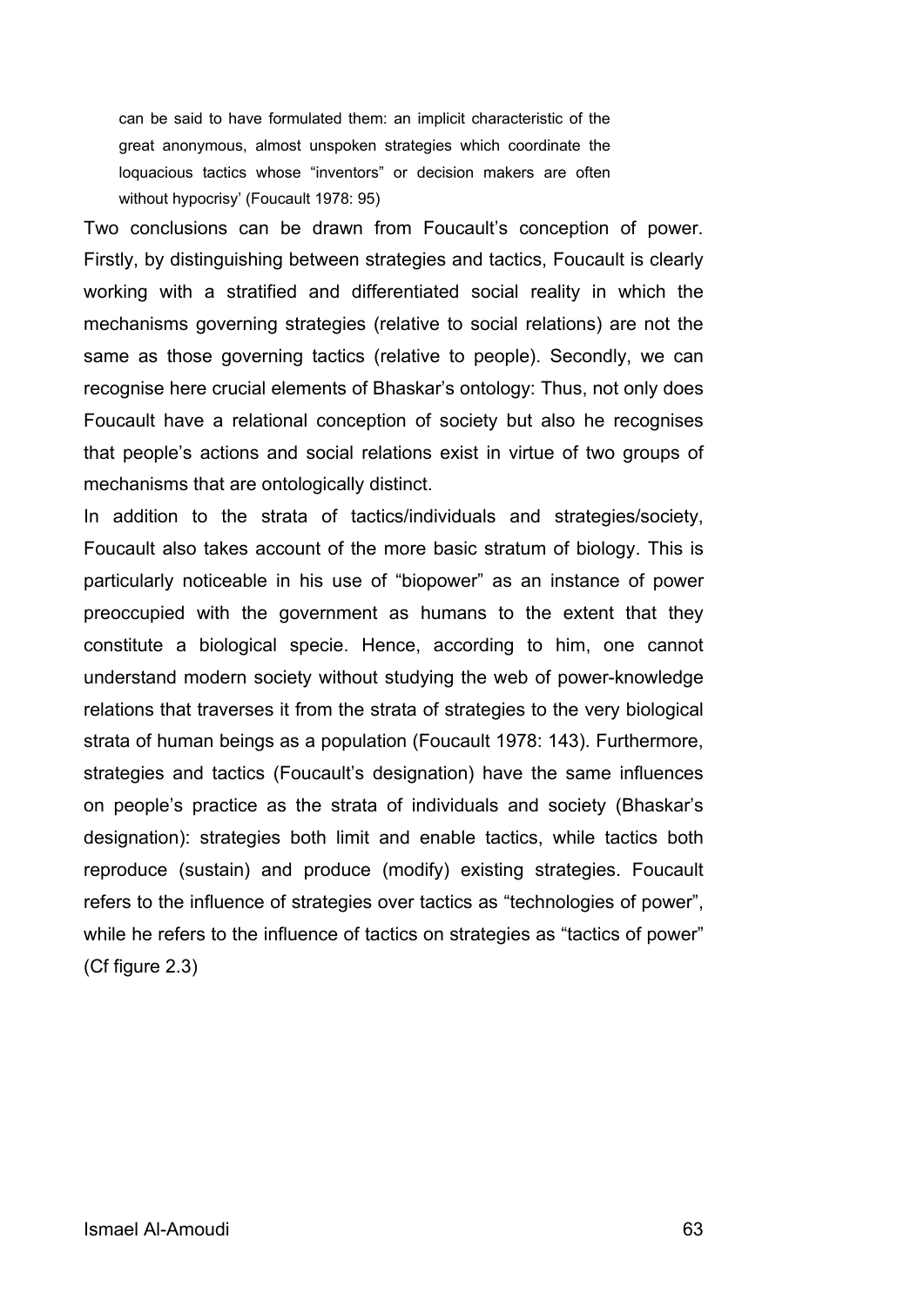> can be said to have formulated them: an implicit characteristic of the great anonymous, almost unspoken strategies which coordinate the loquacious tactics whose "inventors" or decision makers are often without hypocrisy' (Foucault 1978: 95)

Two conclusions can be drawn from Foucault's conception of power. Firstly, by distinguishing between strategies and tactics, Foucault is clearly working with a stratified and differentiated social reality in which the mechanisms governing strategies (relative to social relations) are not the same as those governing tactics (relative to people). Secondly, we can recognise here crucial elements of Bhaskar's ontology: Thus, not only does Foucault have a relational conception of society but also he recognises that people's actions and social relations exist in virtue of two groups of mechanisms that are ontologically distinct.

In addition to the strata of tactics/individuals and strategies/society, Foucault also takes account of the more basic stratum of biology. This is particularly noticeable in his use of "biopower" as an instance of power preoccupied with the government as humans to the extent that they constitute a biological specie. Hence, according to him, one cannot understand modern society without studying the web of power-knowledge relations that traverses it from the strata of strategies to the very biological strata of human beings as a population (Foucault 1978: 143). Furthermore, strategies and tactics (Foucault's designation) have the same influences on people's practice as the strata of individuals and society (Bhaskar's designation): strategies both limit and enable tactics, while tactics both reproduce (sustain) and produce (modify) existing strategies. Foucault refers to the influence of strategies over tactics as "technologies of power", while he refers to the influence of tactics on strategies as "tactics of power" (Cf figure 2.3)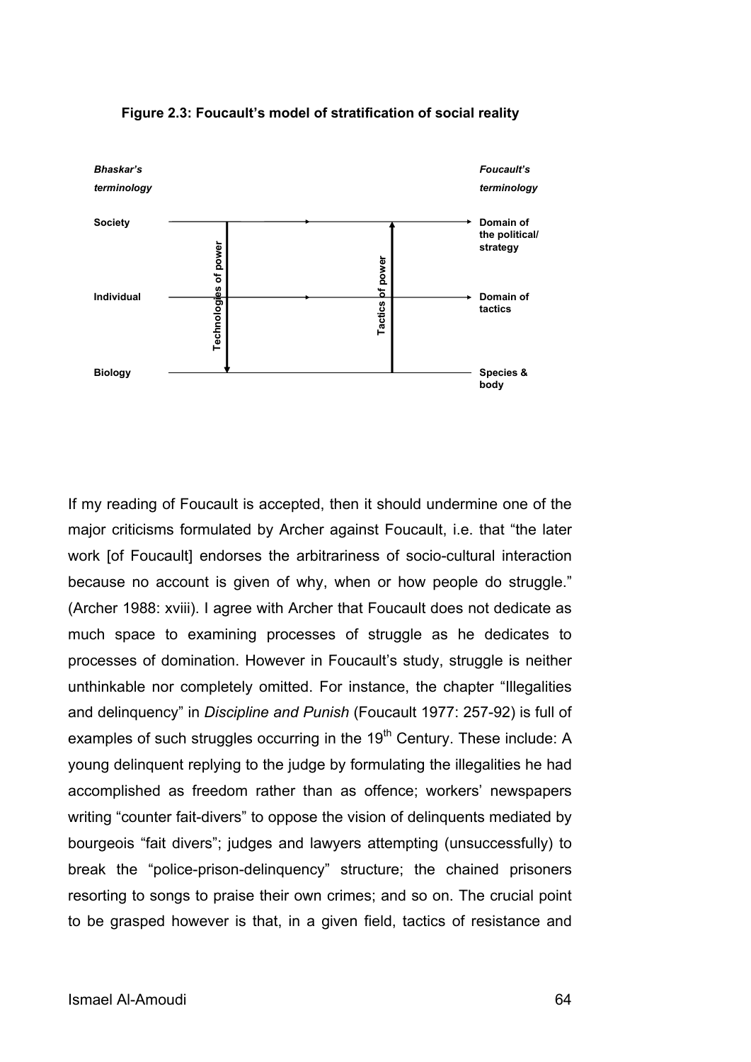**Figure 2.3: Foucault's model of stratification of social reality**

| *Bhaskar's terminology* | | *Foucault's terminology* |
|---|---|---|
| Society | | Domain of the political/ strategy |
| Individual | Technologies of power ↓ / Tactics of power ↑ | Domain of tactics |
| Biology | | Species & body |

If my reading of Foucault is accepted, then it should undermine one of the major criticisms formulated by Archer against Foucault, i.e. that "the later work [of Foucault] endorses the arbitrariness of socio-cultural interaction because no account is given of why, when or how people do struggle." (Archer 1988: xviii). I agree with Archer that Foucault does not dedicate as much space to examining processes of struggle as he dedicates to processes of domination. However in Foucault's study, struggle is neither unthinkable nor completely omitted. For instance, the chapter "Illegalities and delinquency" in *Discipline and Punish* (Foucault 1977: 257-92) is full of examples of such struggles occurring in the 19th Century. These include: A young delinquent replying to the judge by formulating the illegalities he had accomplished as freedom rather than as offence; workers' newspapers writing "counter fait-divers" to oppose the vision of delinquents mediated by bourgeois "fait divers"; judges and lawyers attempting (unsuccessfully) to break the "police-prison-delinquency" structure; the chained prisoners resorting to songs to praise their own crimes; and so on. The crucial point to be grasped however is that, in a given field, tactics of resistance and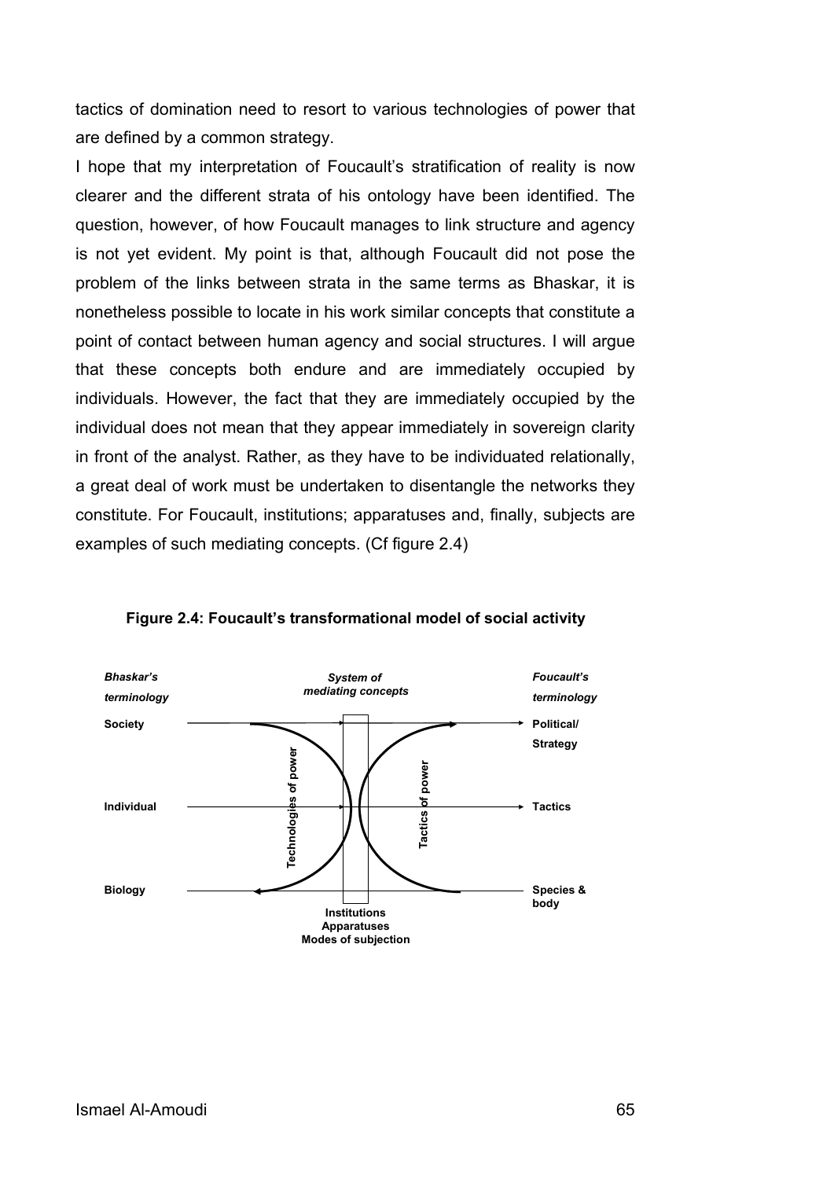tactics of domination need to resort to various technologies of power that are defined by a common strategy.

I hope that my interpretation of Foucault's stratification of reality is now clearer and the different strata of his ontology have been identified. The question, however, of how Foucault manages to link structure and agency is not yet evident. My point is that, although Foucault did not pose the problem of the links between strata in the same terms as Bhaskar, it is nonetheless possible to locate in his work similar concepts that constitute a point of contact between human agency and social structures. I will argue that these concepts both endure and are immediately occupied by individuals. However, the fact that they are immediately occupied by the individual does not mean that they appear immediately in sovereign clarity in front of the analyst. Rather, as they have to be individuated relationally, a great deal of work must be undertaken to disentangle the networks they constitute. For Foucault, institutions; apparatuses and, finally, subjects are examples of such mediating concepts. (Cf figure 2.4)

**Figure 2.4: Foucault's transformational model of social activity**

| *Bhaskar's terminology* | *System of mediating concepts* | *Foucault's terminology* |
|---|---|---|
| Society | | Political/ Strategy |
| Individual | Technologies of power / Tactics of power | Tactics |
| Biology | Institutions, Apparatuses, Modes of subjection | Species & body |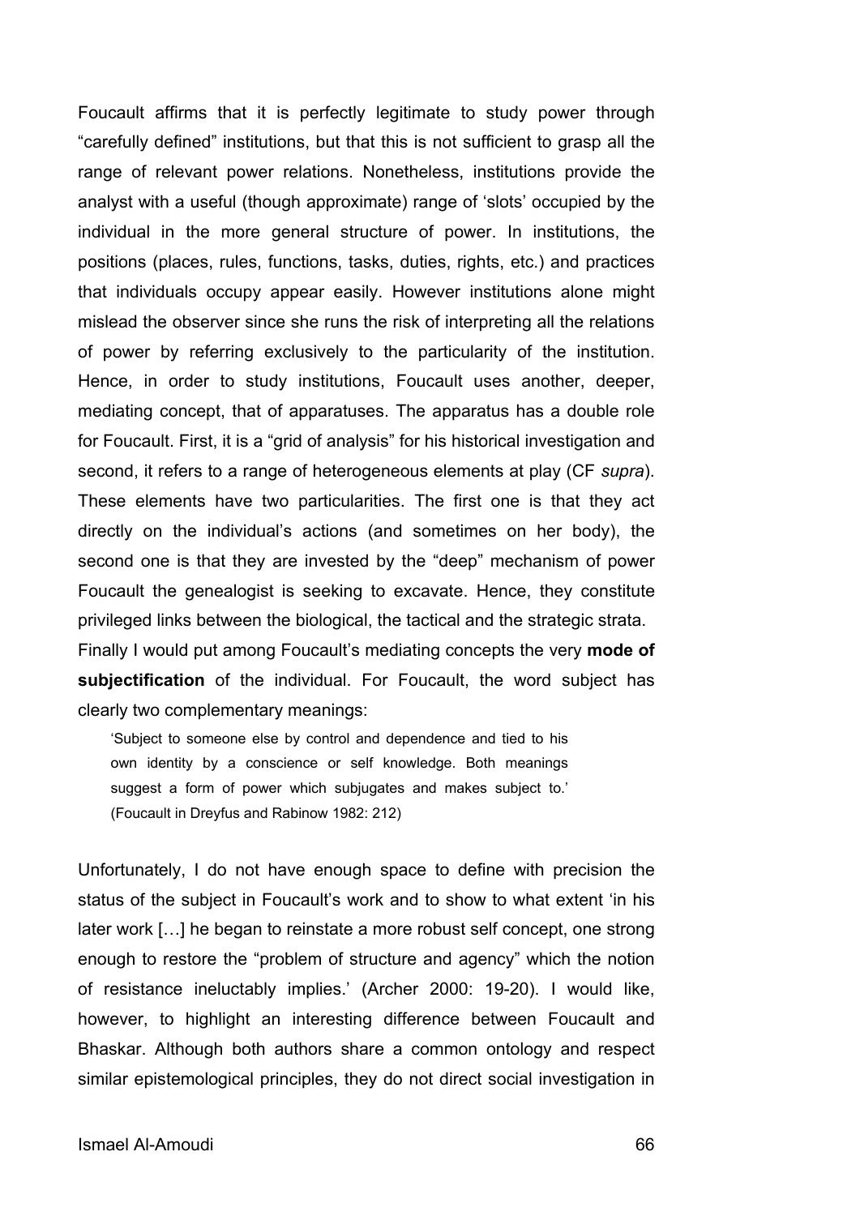Foucault affirms that it is perfectly legitimate to study power through "carefully defined" institutions, but that this is not sufficient to grasp all the range of relevant power relations. Nonetheless, institutions provide the analyst with a useful (though approximate) range of 'slots' occupied by the individual in the more general structure of power. In institutions, the positions (places, rules, functions, tasks, duties, rights, etc.) and practices that individuals occupy appear easily. However institutions alone might mislead the observer since she runs the risk of interpreting all the relations of power by referring exclusively to the particularity of the institution. Hence, in order to study institutions, Foucault uses another, deeper, mediating concept, that of apparatuses. The apparatus has a double role for Foucault. First, it is a "grid of analysis" for his historical investigation and second, it refers to a range of heterogeneous elements at play (CF *supra*). These elements have two particularities. The first one is that they act directly on the individual's actions (and sometimes on her body), the second one is that they are invested by the "deep" mechanism of power Foucault the genealogist is seeking to excavate. Hence, they constitute privileged links between the biological, the tactical and the strategic strata.
Finally I would put among Foucault's mediating concepts the very **mode of subjectification** of the individual. For Foucault, the word subject has clearly two complementary meanings:

> 'Subject to someone else by control and dependence and tied to his own identity by a conscience or self knowledge. Both meanings suggest a form of power which subjugates and makes subject to.' (Foucault in Dreyfus and Rabinow 1982: 212)

Unfortunately, I do not have enough space to define with precision the status of the subject in Foucault's work and to show to what extent 'in his later work […] he began to reinstate a more robust self concept, one strong enough to restore the "problem of structure and agency" which the notion of resistance ineluctably implies.' (Archer 2000: 19-20). I would like, however, to highlight an interesting difference between Foucault and Bhaskar. Although both authors share a common ontology and respect similar epistemological principles, they do not direct social investigation in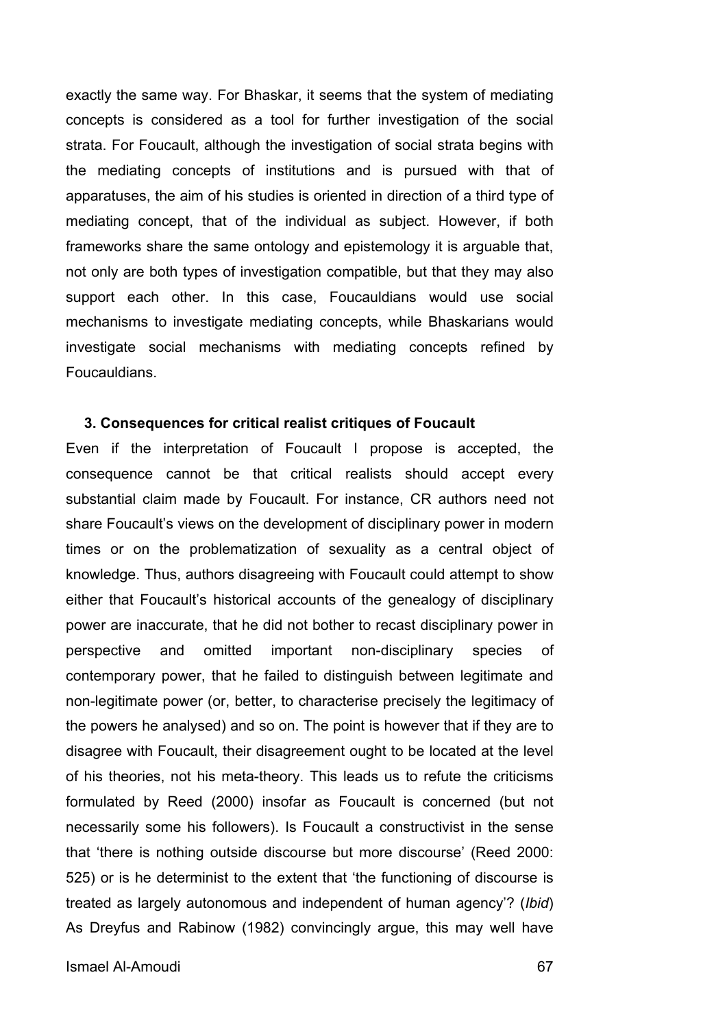exactly the same way. For Bhaskar, it seems that the system of mediating concepts is considered as a tool for further investigation of the social strata. For Foucault, although the investigation of social strata begins with the mediating concepts of institutions and is pursued with that of apparatuses, the aim of his studies is oriented in direction of a third type of mediating concept, that of the individual as subject. However, if both frameworks share the same ontology and epistemology it is arguable that, not only are both types of investigation compatible, but that they may also support each other. In this case, Foucauldians would use social mechanisms to investigate mediating concepts, while Bhaskarians would investigate social mechanisms with mediating concepts refined by Foucauldians.

### 3. Consequences for critical realist critiques of Foucault

Even if the interpretation of Foucault I propose is accepted, the consequence cannot be that critical realists should accept every substantial claim made by Foucault. For instance, CR authors need not share Foucault's views on the development of disciplinary power in modern times or on the problematization of sexuality as a central object of knowledge. Thus, authors disagreeing with Foucault could attempt to show either that Foucault's historical accounts of the genealogy of disciplinary power are inaccurate, that he did not bother to recast disciplinary power in perspective and omitted important non-disciplinary species of contemporary power, that he failed to distinguish between legitimate and non-legitimate power (or, better, to characterise precisely the legitimacy of the powers he analysed) and so on. The point is however that if they are to disagree with Foucault, their disagreement ought to be located at the level of his theories, not his meta-theory. This leads us to refute the criticisms formulated by Reed (2000) insofar as Foucault is concerned (but not necessarily some his followers). Is Foucault a constructivist in the sense that 'there is nothing outside discourse but more discourse' (Reed 2000: 525) or is he determinist to the extent that 'the functioning of discourse is treated as largely autonomous and independent of human agency'? (*Ibid*) As Dreyfus and Rabinow (1982) convincingly argue, this may well have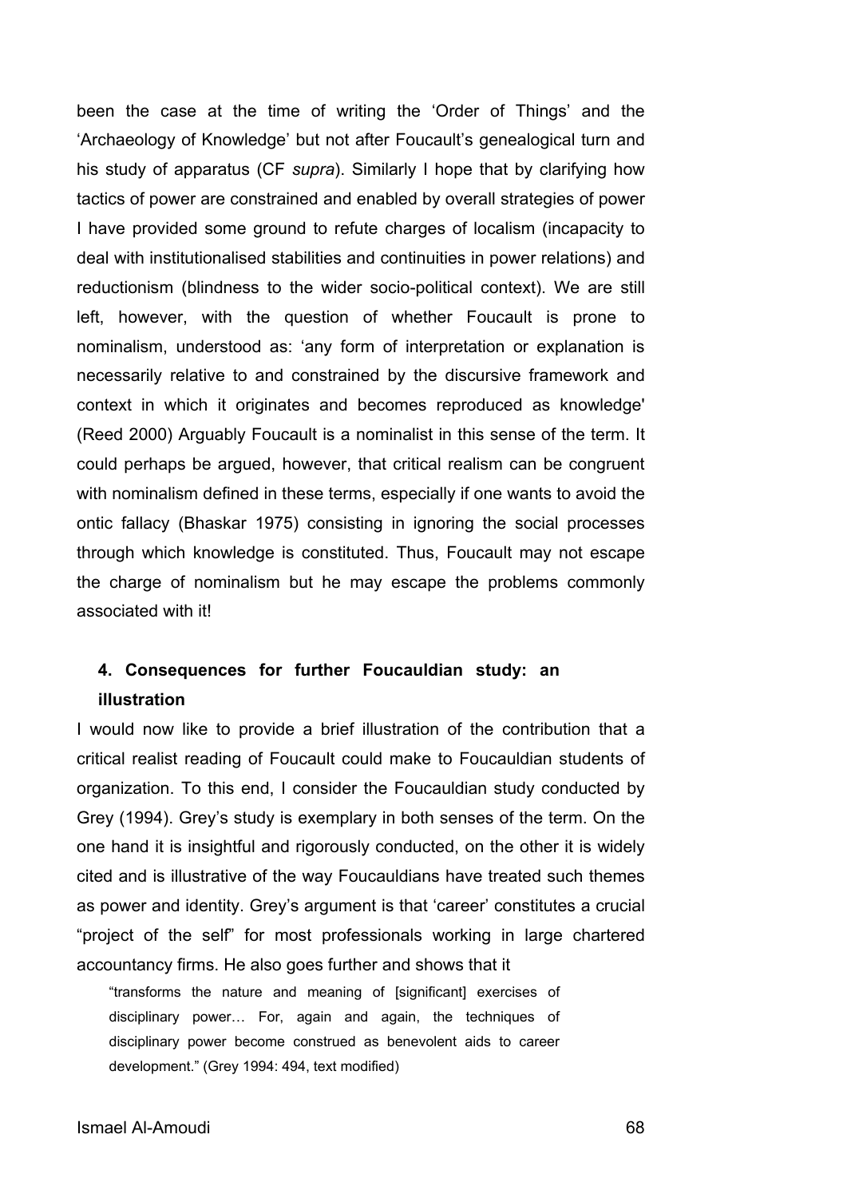been the case at the time of writing the 'Order of Things' and the 'Archaeology of Knowledge' but not after Foucault's genealogical turn and his study of apparatus (CF *supra*). Similarly I hope that by clarifying how tactics of power are constrained and enabled by overall strategies of power I have provided some ground to refute charges of localism (incapacity to deal with institutionalised stabilities and continuities in power relations) and reductionism (blindness to the wider socio-political context). We are still left, however, with the question of whether Foucault is prone to nominalism, understood as: 'any form of interpretation or explanation is necessarily relative to and constrained by the discursive framework and context in which it originates and becomes reproduced as knowledge' (Reed 2000) Arguably Foucault is a nominalist in this sense of the term. It could perhaps be argued, however, that critical realism can be congruent with nominalism defined in these terms, especially if one wants to avoid the ontic fallacy (Bhaskar 1975) consisting in ignoring the social processes through which knowledge is constituted. Thus, Foucault may not escape the charge of nominalism but he may escape the problems commonly associated with it!

## 4. Consequences for further Foucauldian study: an illustration

I would now like to provide a brief illustration of the contribution that a critical realist reading of Foucault could make to Foucauldian students of organization. To this end, I consider the Foucauldian study conducted by Grey (1994). Grey's study is exemplary in both senses of the term. On the one hand it is insightful and rigorously conducted, on the other it is widely cited and is illustrative of the way Foucauldians have treated such themes as power and identity. Grey's argument is that 'career' constitutes a crucial "project of the self" for most professionals working in large chartered accountancy firms. He also goes further and shows that it

> "transforms the nature and meaning of [significant] exercises of disciplinary power… For, again and again, the techniques of disciplinary power become construed as benevolent aids to career development." (Grey 1994: 494, text modified)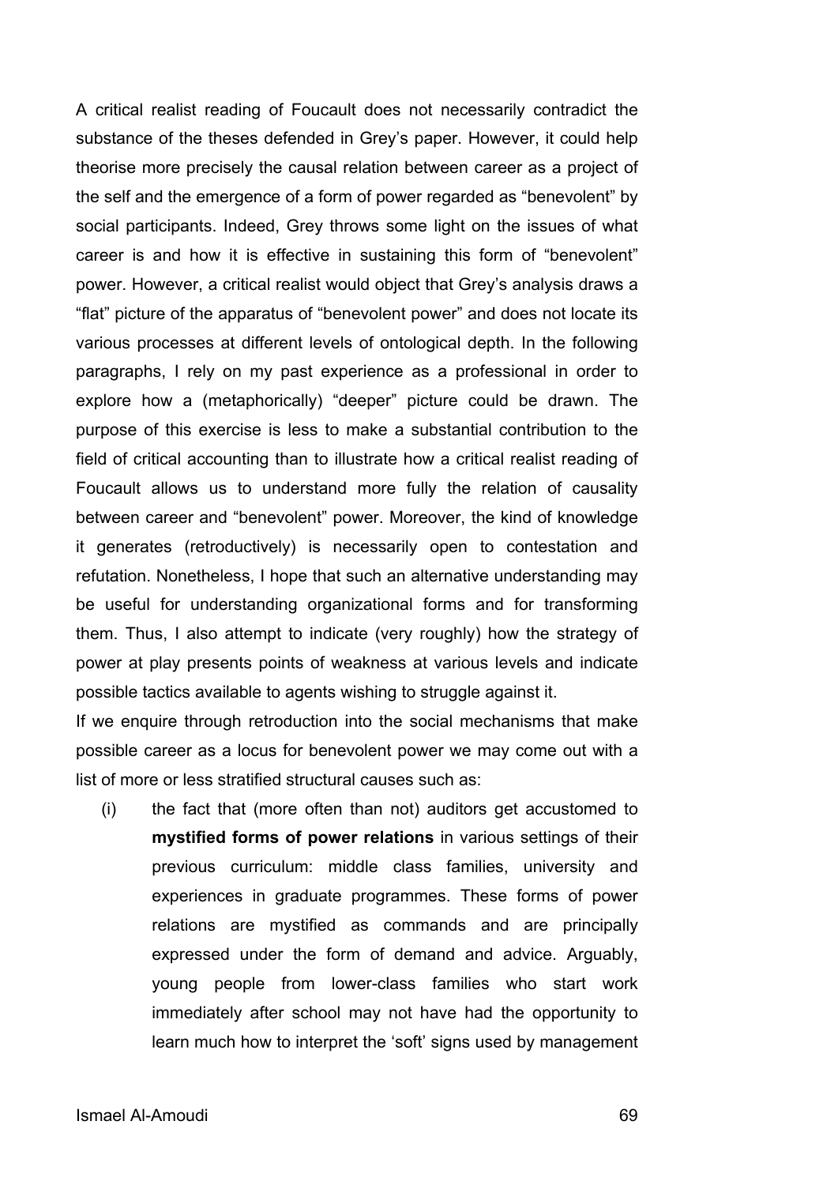A critical realist reading of Foucault does not necessarily contradict the substance of the theses defended in Grey's paper. However, it could help theorise more precisely the causal relation between career as a project of the self and the emergence of a form of power regarded as "benevolent" by social participants. Indeed, Grey throws some light on the issues of what career is and how it is effective in sustaining this form of "benevolent" power. However, a critical realist would object that Grey's analysis draws a "flat" picture of the apparatus of "benevolent power" and does not locate its various processes at different levels of ontological depth. In the following paragraphs, I rely on my past experience as a professional in order to explore how a (metaphorically) "deeper" picture could be drawn. The purpose of this exercise is less to make a substantial contribution to the field of critical accounting than to illustrate how a critical realist reading of Foucault allows us to understand more fully the relation of causality between career and "benevolent" power. Moreover, the kind of knowledge it generates (retroductively) is necessarily open to contestation and refutation. Nonetheless, I hope that such an alternative understanding may be useful for understanding organizational forms and for transforming them. Thus, I also attempt to indicate (very roughly) how the strategy of power at play presents points of weakness at various levels and indicate possible tactics available to agents wishing to struggle against it.

If we enquire through retroduction into the social mechanisms that make possible career as a locus for benevolent power we may come out with a list of more or less stratified structural causes such as:

(i) the fact that (more often than not) auditors get accustomed to **mystified forms of power relations** in various settings of their previous curriculum: middle class families, university and experiences in graduate programmes. These forms of power relations are mystified as commands and are principally expressed under the form of demand and advice. Arguably, young people from lower-class families who start work immediately after school may not have had the opportunity to learn much how to interpret the 'soft' signs used by management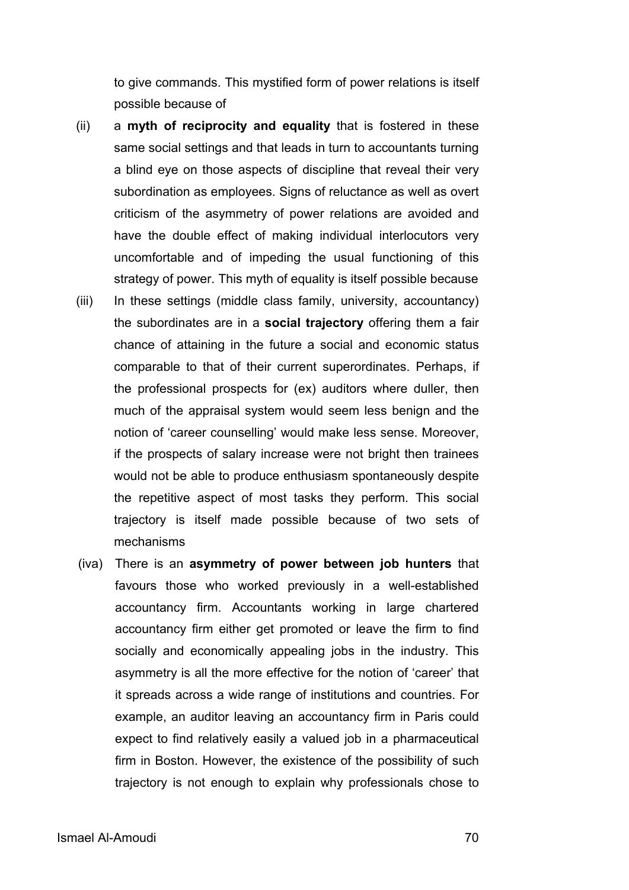to give commands. This mystified form of power relations is itself possible because of

(ii) a **myth of reciprocity and equality** that is fostered in these same social settings and that leads in turn to accountants turning a blind eye on those aspects of discipline that reveal their very subordination as employees. Signs of reluctance as well as overt criticism of the asymmetry of power relations are avoided and have the double effect of making individual interlocutors very uncomfortable and of impeding the usual functioning of this strategy of power. This myth of equality is itself possible because

(iii) In these settings (middle class family, university, accountancy) the subordinates are in a **social trajectory** offering them a fair chance of attaining in the future a social and economic status comparable to that of their current superordinates. Perhaps, if the professional prospects for (ex) auditors where duller, then much of the appraisal system would seem less benign and the notion of 'career counselling' would make less sense. Moreover, if the prospects of salary increase were not bright then trainees would not be able to produce enthusiasm spontaneously despite the repetitive aspect of most tasks they perform. This social trajectory is itself made possible because of two sets of mechanisms

(iva) There is an **asymmetry of power between job hunters** that favours those who worked previously in a well-established accountancy firm. Accountants working in large chartered accountancy firm either get promoted or leave the firm to find socially and economically appealing jobs in the industry. This asymmetry is all the more effective for the notion of 'career' that it spreads across a wide range of institutions and countries. For example, an auditor leaving an accountancy firm in Paris could expect to find relatively easily a valued job in a pharmaceutical firm in Boston. However, the existence of the possibility of such trajectory is not enough to explain why professionals chose to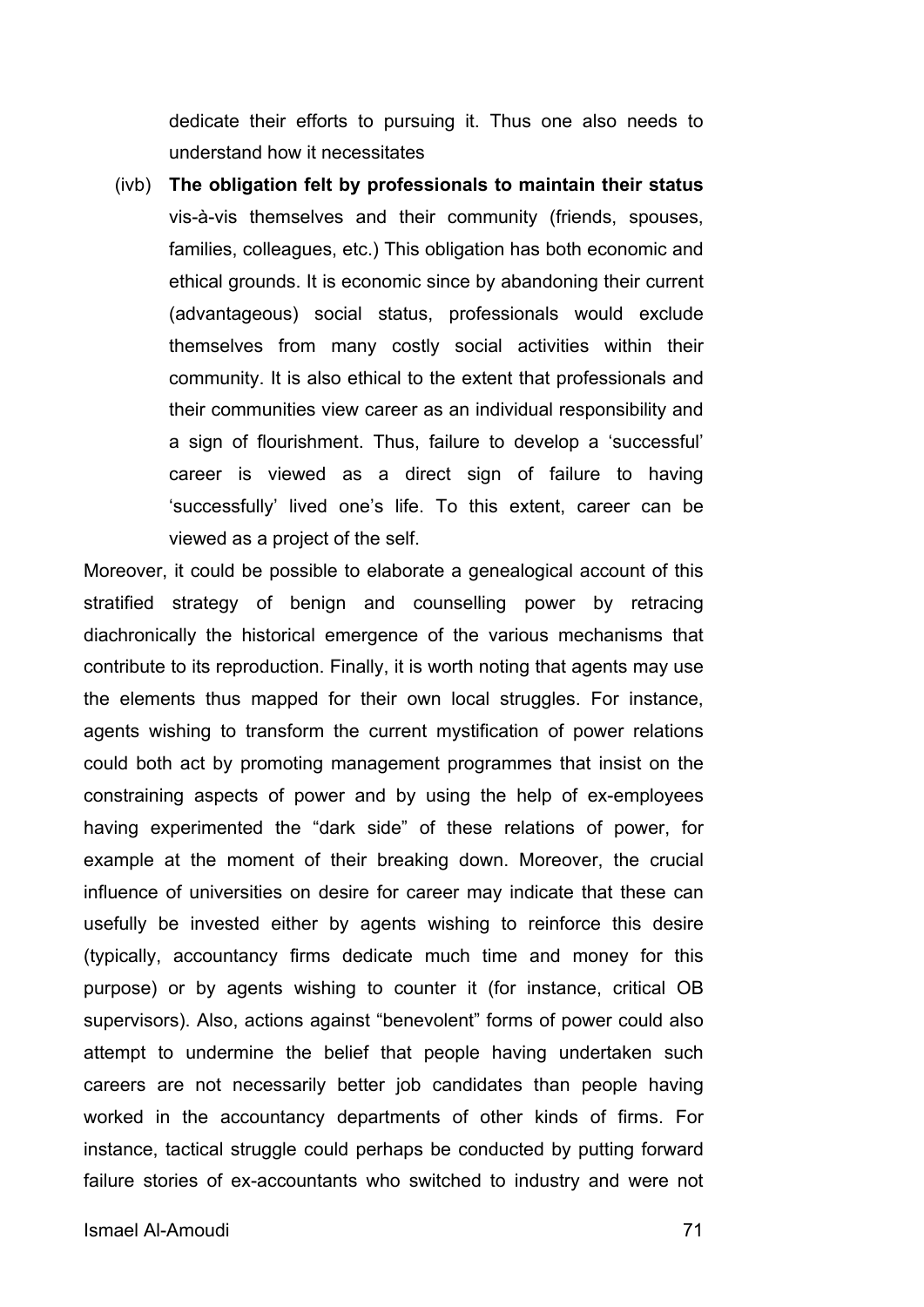dedicate their efforts to pursuing it. Thus one also needs to understand how it necessitates

(ivb) **The obligation felt by professionals to maintain their status** vis-à-vis themselves and their community (friends, spouses, families, colleagues, etc.) This obligation has both economic and ethical grounds. It is economic since by abandoning their current (advantageous) social status, professionals would exclude themselves from many costly social activities within their community. It is also ethical to the extent that professionals and their communities view career as an individual responsibility and a sign of flourishment. Thus, failure to develop a 'successful' career is viewed as a direct sign of failure to having 'successfully' lived one's life. To this extent, career can be viewed as a project of the self.

Moreover, it could be possible to elaborate a genealogical account of this stratified strategy of benign and counselling power by retracing diachronically the historical emergence of the various mechanisms that contribute to its reproduction. Finally, it is worth noting that agents may use the elements thus mapped for their own local struggles. For instance, agents wishing to transform the current mystification of power relations could both act by promoting management programmes that insist on the constraining aspects of power and by using the help of ex-employees having experimented the "dark side" of these relations of power, for example at the moment of their breaking down. Moreover, the crucial influence of universities on desire for career may indicate that these can usefully be invested either by agents wishing to reinforce this desire (typically, accountancy firms dedicate much time and money for this purpose) or by agents wishing to counter it (for instance, critical OB supervisors). Also, actions against "benevolent" forms of power could also attempt to undermine the belief that people having undertaken such careers are not necessarily better job candidates than people having worked in the accountancy departments of other kinds of firms. For instance, tactical struggle could perhaps be conducted by putting forward failure stories of ex-accountants who switched to industry and were not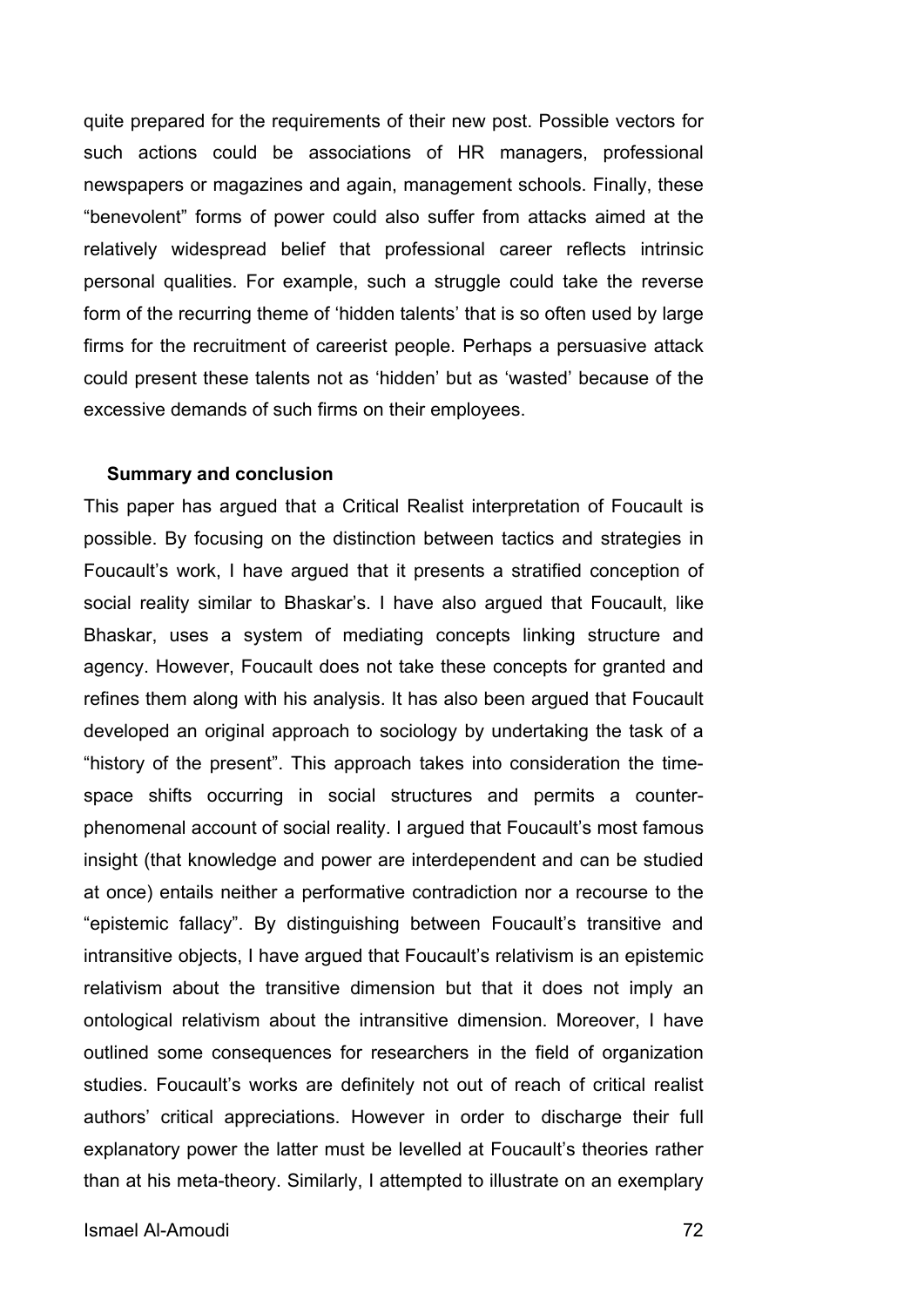quite prepared for the requirements of their new post. Possible vectors for such actions could be associations of HR managers, professional newspapers or magazines and again, management schools. Finally, these "benevolent" forms of power could also suffer from attacks aimed at the relatively widespread belief that professional career reflects intrinsic personal qualities. For example, such a struggle could take the reverse form of the recurring theme of 'hidden talents' that is so often used by large firms for the recruitment of careerist people. Perhaps a persuasive attack could present these talents not as 'hidden' but as 'wasted' because of the excessive demands of such firms on their employees.

## Summary and conclusion

This paper has argued that a Critical Realist interpretation of Foucault is possible. By focusing on the distinction between tactics and strategies in Foucault's work, I have argued that it presents a stratified conception of social reality similar to Bhaskar's. I have also argued that Foucault, like Bhaskar, uses a system of mediating concepts linking structure and agency. However, Foucault does not take these concepts for granted and refines them along with his analysis. It has also been argued that Foucault developed an original approach to sociology by undertaking the task of a "history of the present". This approach takes into consideration the time-space shifts occurring in social structures and permits a counter-phenomenal account of social reality. I argued that Foucault's most famous insight (that knowledge and power are interdependent and can be studied at once) entails neither a performative contradiction nor a recourse to the "epistemic fallacy". By distinguishing between Foucault's transitive and intransitive objects, I have argued that Foucault's relativism is an epistemic relativism about the transitive dimension but that it does not imply an ontological relativism about the intransitive dimension. Moreover, I have outlined some consequences for researchers in the field of organization studies. Foucault's works are definitely not out of reach of critical realist authors' critical appreciations. However in order to discharge their full explanatory power the latter must be levelled at Foucault's theories rather than at his meta-theory. Similarly, I attempted to illustrate on an exemplary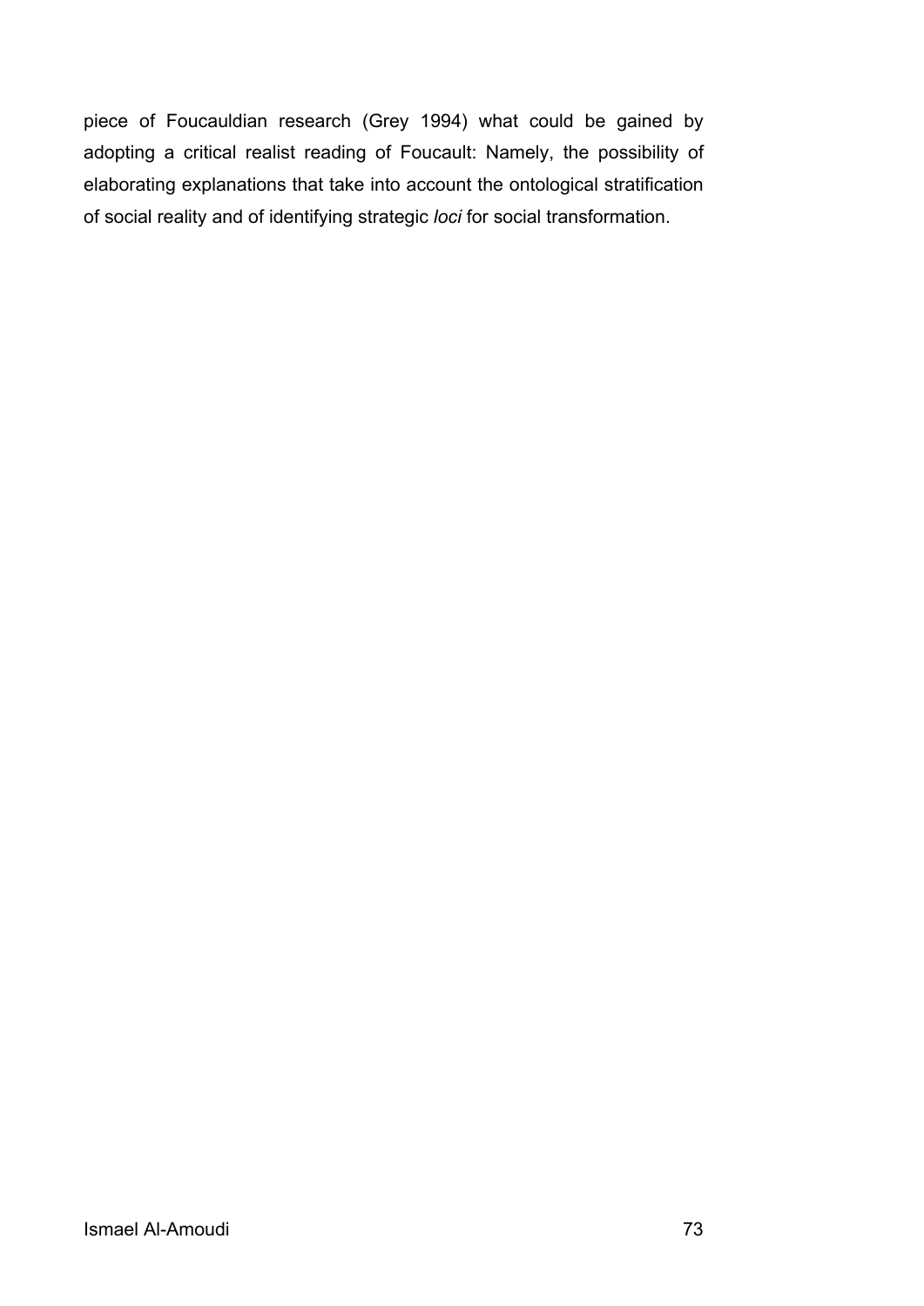piece of Foucauldian research (Grey 1994) what could be gained by adopting a critical realist reading of Foucault: Namely, the possibility of elaborating explanations that take into account the ontological stratification of social reality and of identifying strategic *loci* for social transformation.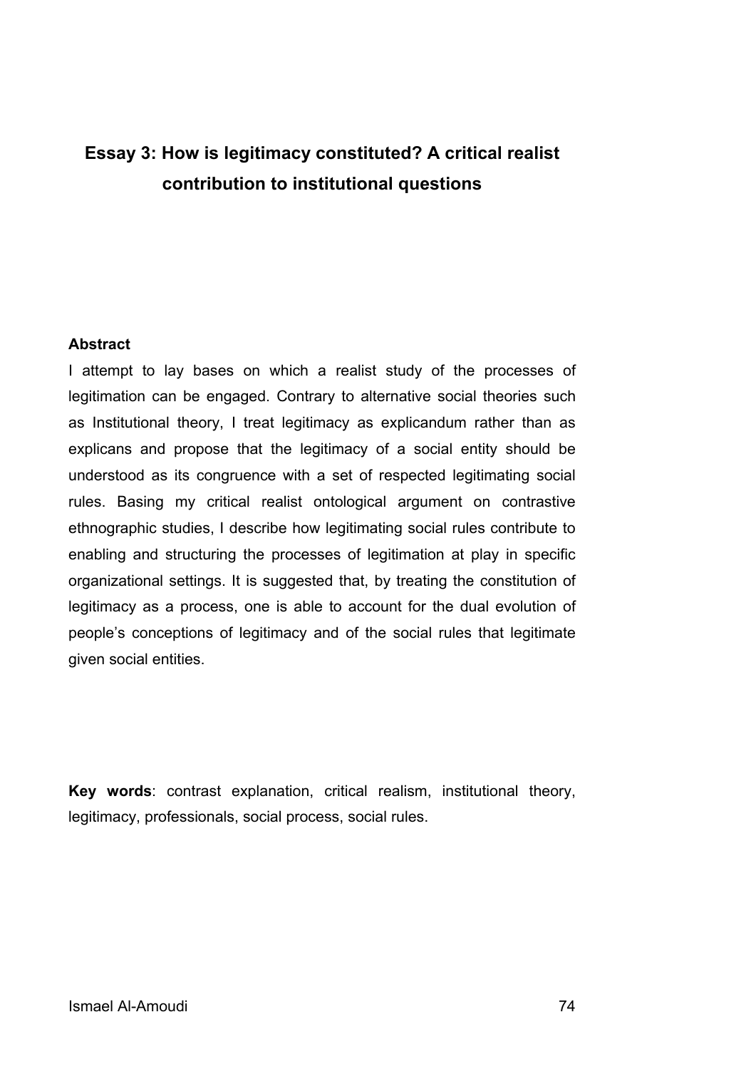# Essay 3: How is legitimacy constituted? A critical realist contribution to institutional questions

**Abstract**

I attempt to lay bases on which a realist study of the processes of legitimation can be engaged. Contrary to alternative social theories such as Institutional theory, I treat legitimacy as explicandum rather than as explicans and propose that the legitimacy of a social entity should be understood as its congruence with a set of respected legitimating social rules. Basing my critical realist ontological argument on contrastive ethnographic studies, I describe how legitimating social rules contribute to enabling and structuring the processes of legitimation at play in specific organizational settings. It is suggested that, by treating the constitution of legitimacy as a process, one is able to account for the dual evolution of people's conceptions of legitimacy and of the social rules that legitimate given social entities.

**Key words**: contrast explanation, critical realism, institutional theory, legitimacy, professionals, social process, social rules.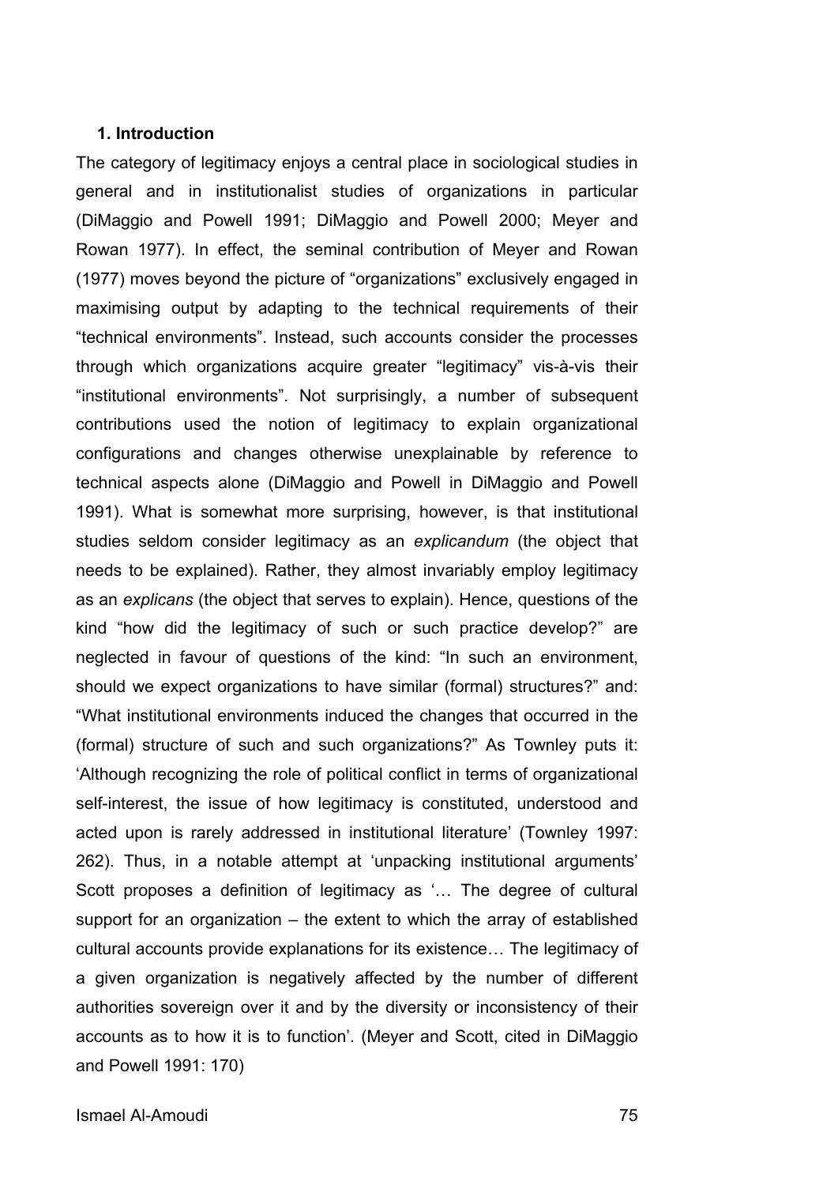## 1. Introduction

The category of legitimacy enjoys a central place in sociological studies in general and in institutionalist studies of organizations in particular (DiMaggio and Powell 1991; DiMaggio and Powell 2000; Meyer and Rowan 1977). In effect, the seminal contribution of Meyer and Rowan (1977) moves beyond the picture of "organizations" exclusively engaged in maximising output by adapting to the technical requirements of their "technical environments". Instead, such accounts consider the processes through which organizations acquire greater "legitimacy" vis-à-vis their "institutional environments". Not surprisingly, a number of subsequent contributions used the notion of legitimacy to explain organizational configurations and changes otherwise unexplainable by reference to technical aspects alone (DiMaggio and Powell in DiMaggio and Powell 1991). What is somewhat more surprising, however, is that institutional studies seldom consider legitimacy as an *explicandum* (the object that needs to be explained). Rather, they almost invariably employ legitimacy as an *explicans* (the object that serves to explain). Hence, questions of the kind "how did the legitimacy of such or such practice develop?" are neglected in favour of questions of the kind: "In such an environment, should we expect organizations to have similar (formal) structures?" and: "What institutional environments induced the changes that occurred in the (formal) structure of such and such organizations?" As Townley puts it: 'Although recognizing the role of political conflict in terms of organizational self-interest, the issue of how legitimacy is constituted, understood and acted upon is rarely addressed in institutional literature' (Townley 1997: 262). Thus, in a notable attempt at 'unpacking institutional arguments' Scott proposes a definition of legitimacy as '… The degree of cultural support for an organization – the extent to which the array of established cultural accounts provide explanations for its existence… The legitimacy of a given organization is negatively affected by the number of different authorities sovereign over it and by the diversity or inconsistency of their accounts as to how it is to function'. (Meyer and Scott, cited in DiMaggio and Powell 1991: 170)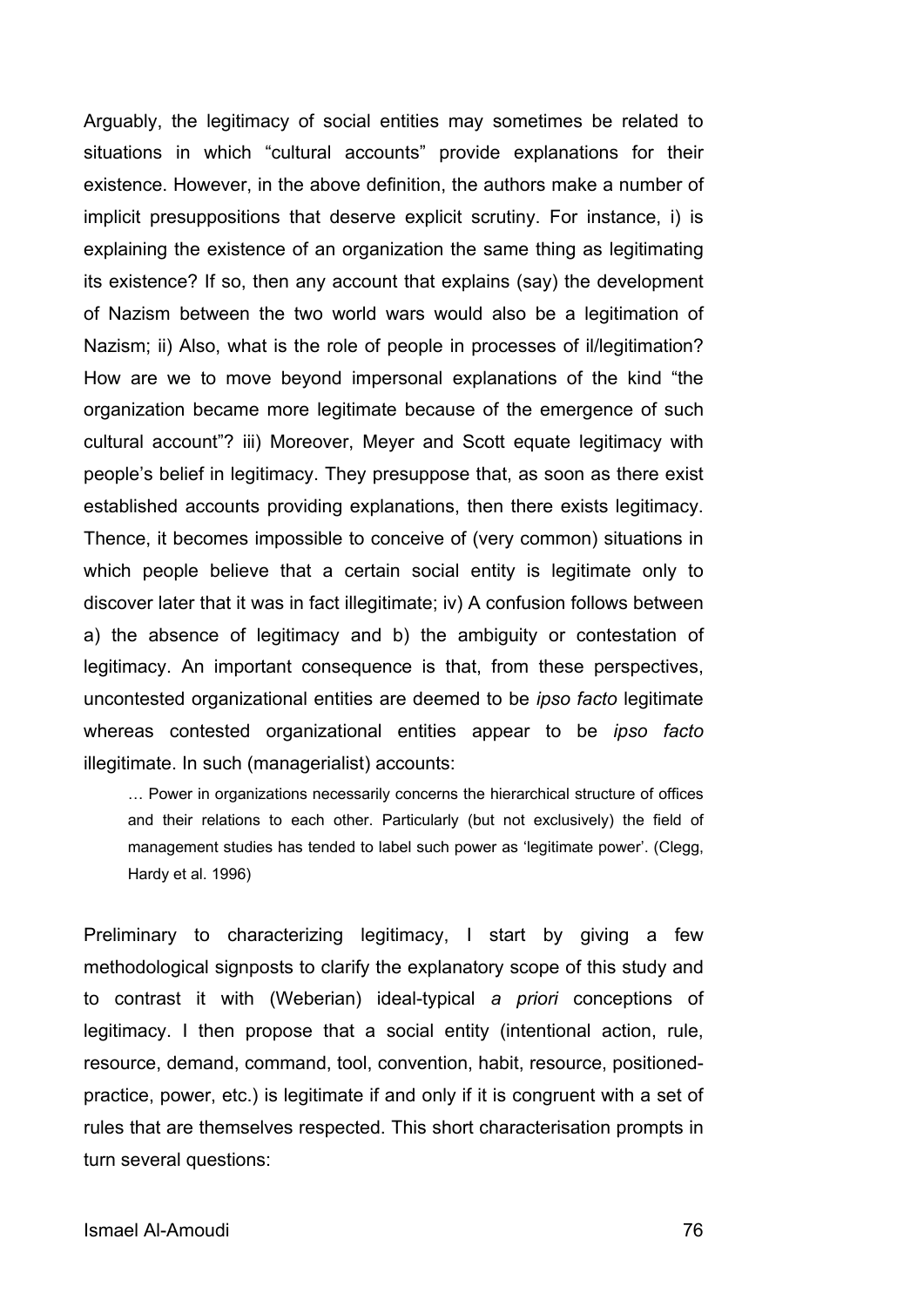Arguably, the legitimacy of social entities may sometimes be related to situations in which "cultural accounts" provide explanations for their existence. However, in the above definition, the authors make a number of implicit presuppositions that deserve explicit scrutiny. For instance, i) is explaining the existence of an organization the same thing as legitimating its existence? If so, then any account that explains (say) the development of Nazism between the two world wars would also be a legitimation of Nazism; ii) Also, what is the role of people in processes of il/legitimation? How are we to move beyond impersonal explanations of the kind "the organization became more legitimate because of the emergence of such cultural account"? iii) Moreover, Meyer and Scott equate legitimacy with people's belief in legitimacy. They presuppose that, as soon as there exist established accounts providing explanations, then there exists legitimacy. Thence, it becomes impossible to conceive of (very common) situations in which people believe that a certain social entity is legitimate only to discover later that it was in fact illegitimate; iv) A confusion follows between a) the absence of legitimacy and b) the ambiguity or contestation of legitimacy. An important consequence is that, from these perspectives, uncontested organizational entities are deemed to be *ipso facto* legitimate whereas contested organizational entities appear to be *ipso facto* illegitimate. In such (managerialist) accounts:

> … Power in organizations necessarily concerns the hierarchical structure of offices and their relations to each other. Particularly (but not exclusively) the field of management studies has tended to label such power as 'legitimate power'. (Clegg, Hardy et al. 1996)

Preliminary to characterizing legitimacy, I start by giving a few methodological signposts to clarify the explanatory scope of this study and to contrast it with (Weberian) ideal-typical *a priori* conceptions of legitimacy. I then propose that a social entity (intentional action, rule, resource, demand, command, tool, convention, habit, resource, positioned-practice, power, etc.) is legitimate if and only if it is congruent with a set of rules that are themselves respected. This short characterisation prompts in turn several questions: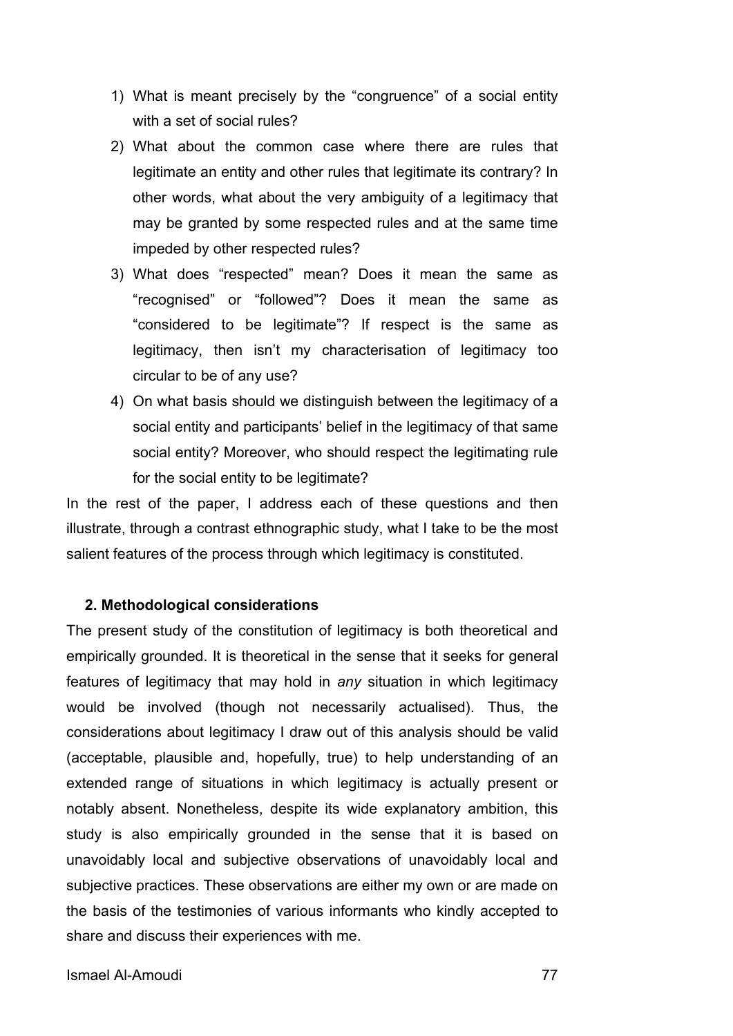1) What is meant precisely by the “congruence” of a social entity with a set of social rules?
2) What about the common case where there are rules that legitimate an entity and other rules that legitimate its contrary? In other words, what about the very ambiguity of a legitimacy that may be granted by some respected rules and at the same time impeded by other respected rules?
3) What does “respected” mean? Does it mean the same as “recognised” or “followed”? Does it mean the same as “considered to be legitimate”? If respect is the same as legitimacy, then isn’t my characterisation of legitimacy too circular to be of any use?
4) On what basis should we distinguish between the legitimacy of a social entity and participants’ belief in the legitimacy of that same social entity? Moreover, who should respect the legitimating rule for the social entity to be legitimate?

In the rest of the paper, I address each of these questions and then illustrate, through a contrast ethnographic study, what I take to be the most salient features of the process through which legitimacy is constituted.

## 2. Methodological considerations

The present study of the constitution of legitimacy is both theoretical and empirically grounded. It is theoretical in the sense that it seeks for general features of legitimacy that may hold in *any* situation in which legitimacy would be involved (though not necessarily actualised). Thus, the considerations about legitimacy I draw out of this analysis should be valid (acceptable, plausible and, hopefully, true) to help understanding of an extended range of situations in which legitimacy is actually present or notably absent. Nonetheless, despite its wide explanatory ambition, this study is also empirically grounded in the sense that it is based on unavoidably local and subjective observations of unavoidably local and subjective practices. These observations are either my own or are made on the basis of the testimonies of various informants who kindly accepted to share and discuss their experiences with me.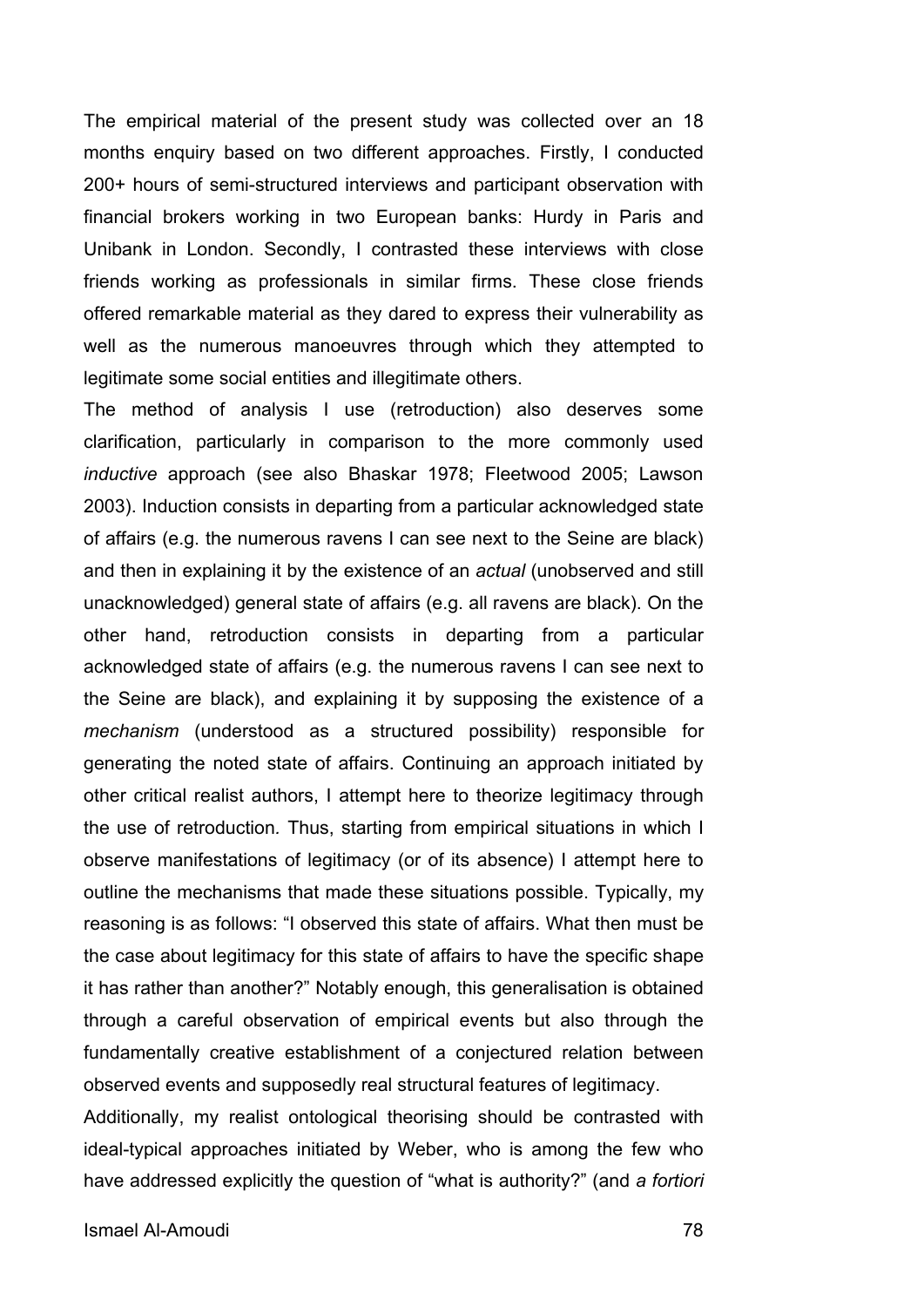The empirical material of the present study was collected over an 18 months enquiry based on two different approaches. Firstly, I conducted 200+ hours of semi-structured interviews and participant observation with financial brokers working in two European banks: Hurdy in Paris and Unibank in London. Secondly, I contrasted these interviews with close friends working as professionals in similar firms. These close friends offered remarkable material as they dared to express their vulnerability as well as the numerous manoeuvres through which they attempted to legitimate some social entities and illegitimate others.

The method of analysis I use (retroduction) also deserves some clarification, particularly in comparison to the more commonly used *inductive* approach (see also Bhaskar 1978; Fleetwood 2005; Lawson 2003). Induction consists in departing from a particular acknowledged state of affairs (e.g. the numerous ravens I can see next to the Seine are black) and then in explaining it by the existence of an *actual* (unobserved and still unacknowledged) general state of affairs (e.g. all ravens are black). On the other hand, retroduction consists in departing from a particular acknowledged state of affairs (e.g. the numerous ravens I can see next to the Seine are black), and explaining it by supposing the existence of a *mechanism* (understood as a structured possibility) responsible for generating the noted state of affairs. Continuing an approach initiated by other critical realist authors, I attempt here to theorize legitimacy through the use of retroduction. Thus, starting from empirical situations in which I observe manifestations of legitimacy (or of its absence) I attempt here to outline the mechanisms that made these situations possible. Typically, my reasoning is as follows: "I observed this state of affairs. What then must be the case about legitimacy for this state of affairs to have the specific shape it has rather than another?" Notably enough, this generalisation is obtained through a careful observation of empirical events but also through the fundamentally creative establishment of a conjectured relation between observed events and supposedly real structural features of legitimacy.

Additionally, my realist ontological theorising should be contrasted with ideal-typical approaches initiated by Weber, who is among the few who have addressed explicitly the question of "what is authority?" (and *a fortiori*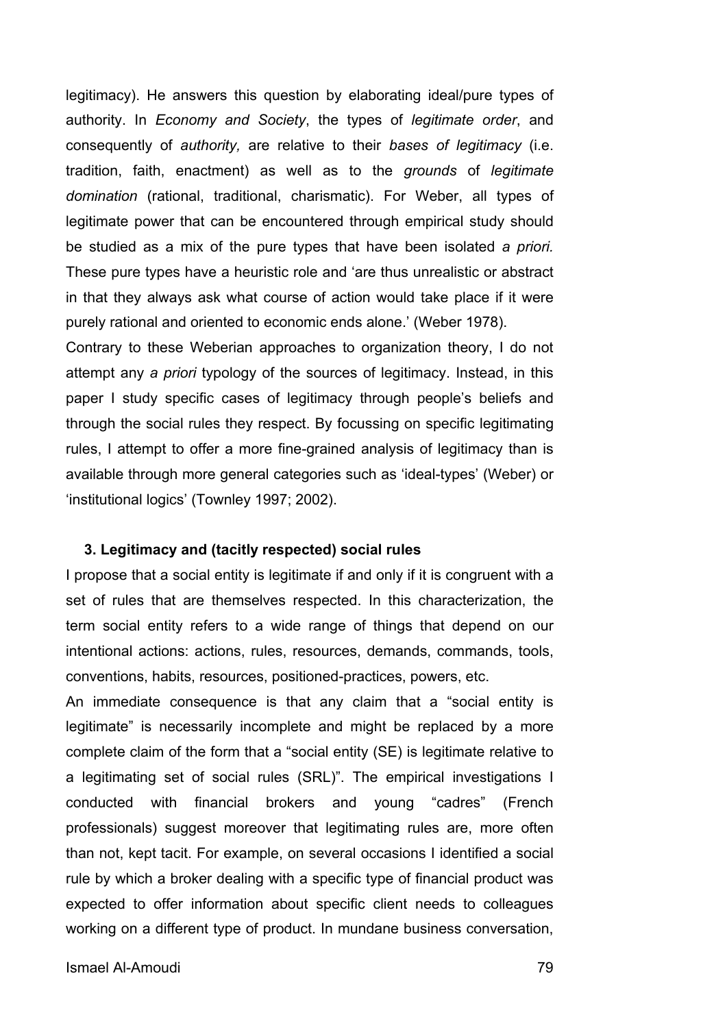legitimacy). He answers this question by elaborating ideal/pure types of authority. In *Economy and Society*, the types of *legitimate order*, and consequently of *authority,* are relative to their *bases of legitimacy* (i.e. tradition, faith, enactment) as well as to the *grounds* of *legitimate domination* (rational, traditional, charismatic). For Weber, all types of legitimate power that can be encountered through empirical study should be studied as a mix of the pure types that have been isolated *a priori*. These pure types have a heuristic role and 'are thus unrealistic or abstract in that they always ask what course of action would take place if it were purely rational and oriented to economic ends alone.' (Weber 1978).

Contrary to these Weberian approaches to organization theory, I do not attempt any *a priori* typology of the sources of legitimacy. Instead, in this paper I study specific cases of legitimacy through people's beliefs and through the social rules they respect. By focussing on specific legitimating rules, I attempt to offer a more fine-grained analysis of legitimacy than is available through more general categories such as 'ideal-types' (Weber) or 'institutional logics' (Townley 1997; 2002).

## 3. Legitimacy and (tacitly respected) social rules

I propose that a social entity is legitimate if and only if it is congruent with a set of rules that are themselves respected. In this characterization, the term social entity refers to a wide range of things that depend on our intentional actions: actions, rules, resources, demands, commands, tools, conventions, habits, resources, positioned-practices, powers, etc.

An immediate consequence is that any claim that a "social entity is legitimate" is necessarily incomplete and might be replaced by a more complete claim of the form that a "social entity (SE) is legitimate relative to a legitimating set of social rules (SRL)". The empirical investigations I conducted with financial brokers and young "cadres" (French professionals) suggest moreover that legitimating rules are, more often than not, kept tacit. For example, on several occasions I identified a social rule by which a broker dealing with a specific type of financial product was expected to offer information about specific client needs to colleagues working on a different type of product. In mundane business conversation,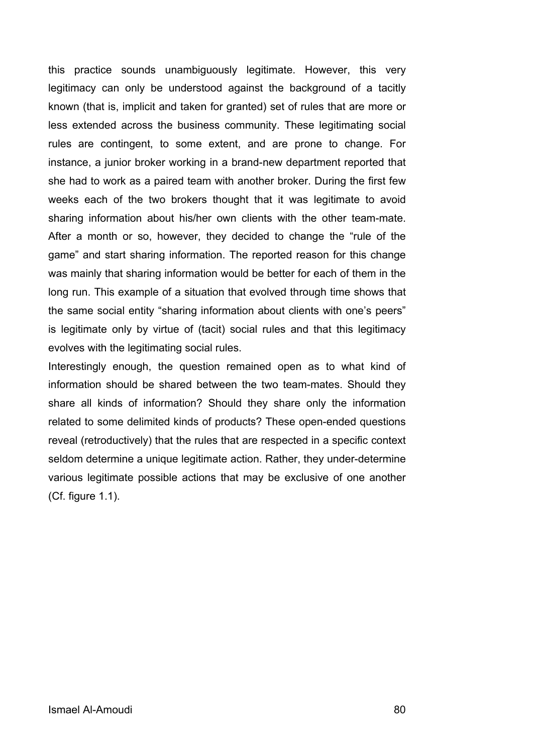this practice sounds unambiguously legitimate. However, this very legitimacy can only be understood against the background of a tacitly known (that is, implicit and taken for granted) set of rules that are more or less extended across the business community. These legitimating social rules are contingent, to some extent, and are prone to change. For instance, a junior broker working in a brand-new department reported that she had to work as a paired team with another broker. During the first few weeks each of the two brokers thought that it was legitimate to avoid sharing information about his/her own clients with the other team-mate. After a month or so, however, they decided to change the "rule of the game" and start sharing information. The reported reason for this change was mainly that sharing information would be better for each of them in the long run. This example of a situation that evolved through time shows that the same social entity "sharing information about clients with one's peers" is legitimate only by virtue of (tacit) social rules and that this legitimacy evolves with the legitimating social rules.

Interestingly enough, the question remained open as to what kind of information should be shared between the two team-mates. Should they share all kinds of information? Should they share only the information related to some delimited kinds of products? These open-ended questions reveal (retroductively) that the rules that are respected in a specific context seldom determine a unique legitimate action. Rather, they under-determine various legitimate possible actions that may be exclusive of one another (Cf. figure 1.1).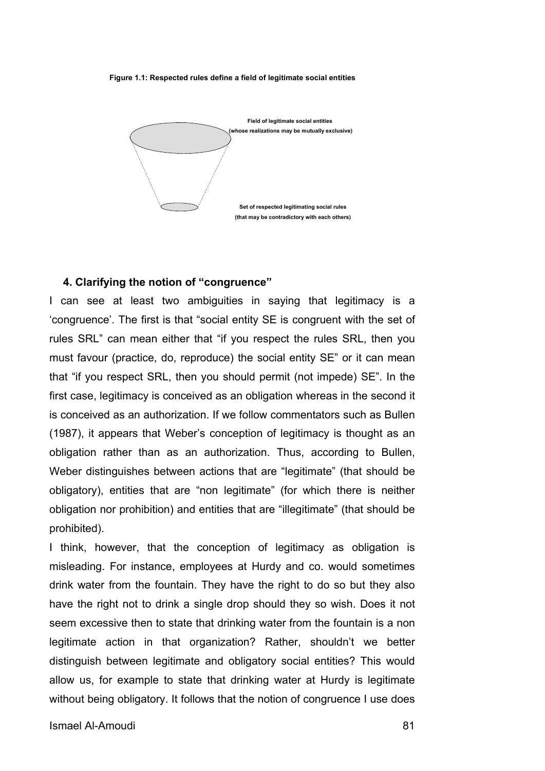**Figure 1.1: Respected rules define a field of legitimate social entities**

Field of legitimate social entities
(whose realizations may be mutually exclusive)

Set of respected legitimating social rules
(that may be contradictory with each others)

### 4. Clarifying the notion of "congruence"

I can see at least two ambiguities in saying that legitimacy is a 'congruence'. The first is that "social entity SE is congruent with the set of rules SRL" can mean either that "if you respect the rules SRL, then you must favour (practice, do, reproduce) the social entity SE" or it can mean that "if you respect SRL, then you should permit (not impede) SE". In the first case, legitimacy is conceived as an obligation whereas in the second it is conceived as an authorization. If we follow commentators such as Bullen (1987), it appears that Weber's conception of legitimacy is thought as an obligation rather than as an authorization. Thus, according to Bullen, Weber distinguishes between actions that are "legitimate" (that should be obligatory), entities that are "non legitimate" (for which there is neither obligation nor prohibition) and entities that are "illegitimate" (that should be prohibited).

I think, however, that the conception of legitimacy as obligation is misleading. For instance, employees at Hurdy and co. would sometimes drink water from the fountain. They have the right to do so but they also have the right not to drink a single drop should they so wish. Does it not seem excessive then to state that drinking water from the fountain is a non legitimate action in that organization? Rather, shouldn't we better distinguish between legitimate and obligatory social entities? This would allow us, for example to state that drinking water at Hurdy is legitimate without being obligatory. It follows that the notion of congruence I use does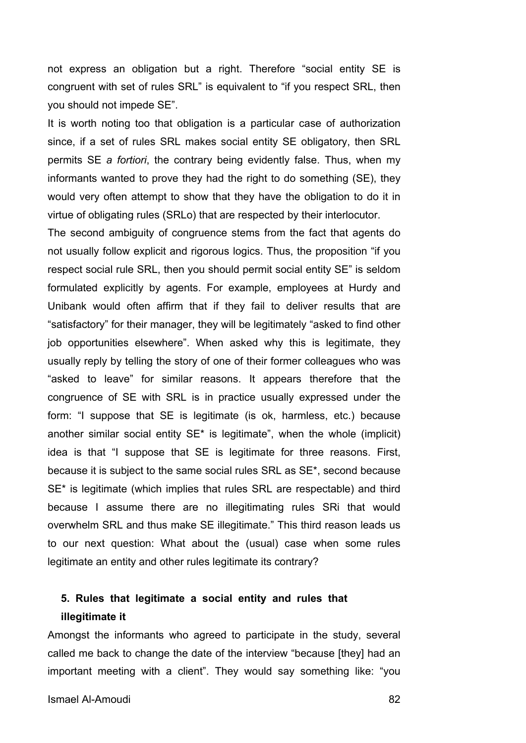not express an obligation but a right. Therefore "social entity SE is congruent with set of rules SRL" is equivalent to "if you respect SRL, then you should not impede SE".

It is worth noting too that obligation is a particular case of authorization since, if a set of rules SRL makes social entity SE obligatory, then SRL permits SE *a fortiori*, the contrary being evidently false. Thus, when my informants wanted to prove they had the right to do something (SE), they would very often attempt to show that they have the obligation to do it in virtue of obligating rules (SRLo) that are respected by their interlocutor.

The second ambiguity of congruence stems from the fact that agents do not usually follow explicit and rigorous logics. Thus, the proposition "if you respect social rule SRL, then you should permit social entity SE" is seldom formulated explicitly by agents. For example, employees at Hurdy and Unibank would often affirm that if they fail to deliver results that are "satisfactory" for their manager, they will be legitimately "asked to find other job opportunities elsewhere". When asked why this is legitimate, they usually reply by telling the story of one of their former colleagues who was "asked to leave" for similar reasons. It appears therefore that the congruence of SE with SRL is in practice usually expressed under the form: "I suppose that SE is legitimate (is ok, harmless, etc.) because another similar social entity SE* is legitimate", when the whole (implicit) idea is that "I suppose that SE is legitimate for three reasons. First, because it is subject to the same social rules SRL as SE*, second because SE* is legitimate (which implies that rules SRL are respectable) and third because I assume there are no illegitimating rules SRi that would overwhelm SRL and thus make SE illegitimate." This third reason leads us to our next question: What about the (usual) case when some rules legitimate an entity and other rules legitimate its contrary?

## 5. Rules that legitimate a social entity and rules that illegitimate it

Amongst the informants who agreed to participate in the study, several called me back to change the date of the interview "because [they] had an important meeting with a client". They would say something like: "you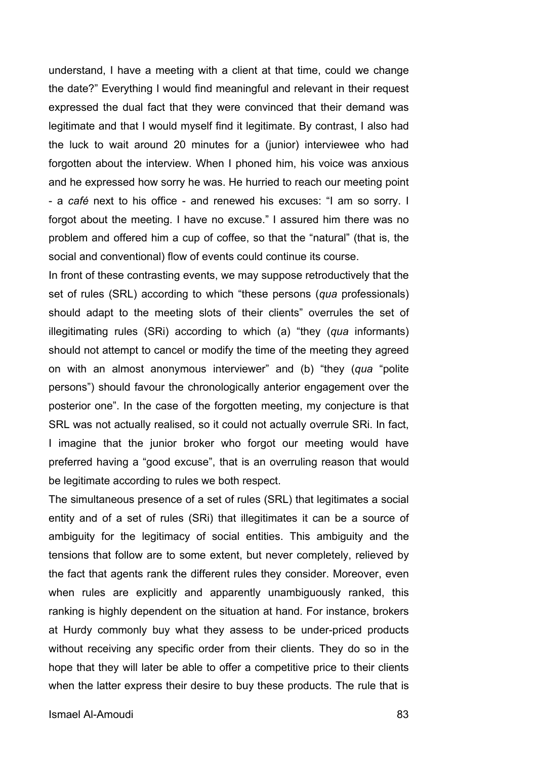understand, I have a meeting with a client at that time, could we change the date?" Everything I would find meaningful and relevant in their request expressed the dual fact that they were convinced that their demand was legitimate and that I would myself find it legitimate. By contrast, I also had the luck to wait around 20 minutes for a (junior) interviewee who had forgotten about the interview. When I phoned him, his voice was anxious and he expressed how sorry he was. He hurried to reach our meeting point - a *café* next to his office - and renewed his excuses: "I am so sorry. I forgot about the meeting. I have no excuse." I assured him there was no problem and offered him a cup of coffee, so that the "natural" (that is, the social and conventional) flow of events could continue its course.

In front of these contrasting events, we may suppose retroductively that the set of rules (SRL) according to which "these persons (*qua* professionals) should adapt to the meeting slots of their clients" overrules the set of illegitimating rules (SRi) according to which (a) "they (*qua* informants) should not attempt to cancel or modify the time of the meeting they agreed on with an almost anonymous interviewer" and (b) "they (*qua* "polite persons") should favour the chronologically anterior engagement over the posterior one". In the case of the forgotten meeting, my conjecture is that SRL was not actually realised, so it could not actually overrule SRi. In fact, I imagine that the junior broker who forgot our meeting would have preferred having a "good excuse", that is an overruling reason that would be legitimate according to rules we both respect.

The simultaneous presence of a set of rules (SRL) that legitimates a social entity and of a set of rules (SRi) that illegitimates it can be a source of ambiguity for the legitimacy of social entities. This ambiguity and the tensions that follow are to some extent, but never completely, relieved by the fact that agents rank the different rules they consider. Moreover, even when rules are explicitly and apparently unambiguously ranked, this ranking is highly dependent on the situation at hand. For instance, brokers at Hurdy commonly buy what they assess to be under-priced products without receiving any specific order from their clients. They do so in the hope that they will later be able to offer a competitive price to their clients when the latter express their desire to buy these products. The rule that is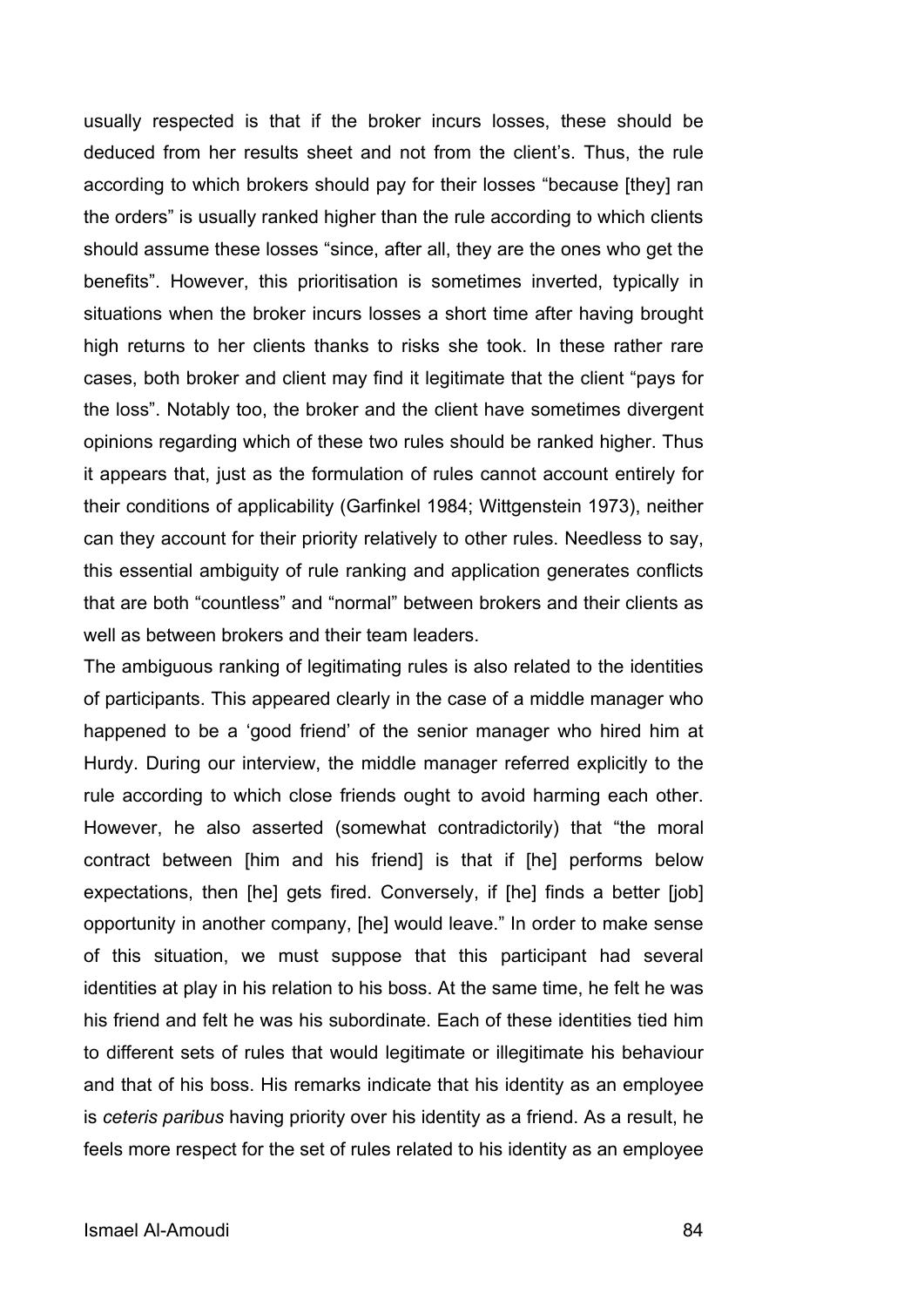usually respected is that if the broker incurs losses, these should be deduced from her results sheet and not from the client's. Thus, the rule according to which brokers should pay for their losses "because [they] ran the orders" is usually ranked higher than the rule according to which clients should assume these losses "since, after all, they are the ones who get the benefits". However, this prioritisation is sometimes inverted, typically in situations when the broker incurs losses a short time after having brought high returns to her clients thanks to risks she took. In these rather rare cases, both broker and client may find it legitimate that the client "pays for the loss". Notably too, the broker and the client have sometimes divergent opinions regarding which of these two rules should be ranked higher. Thus it appears that, just as the formulation of rules cannot account entirely for their conditions of applicability (Garfinkel 1984; Wittgenstein 1973), neither can they account for their priority relatively to other rules. Needless to say, this essential ambiguity of rule ranking and application generates conflicts that are both "countless" and "normal" between brokers and their clients as well as between brokers and their team leaders.

The ambiguous ranking of legitimating rules is also related to the identities of participants. This appeared clearly in the case of a middle manager who happened to be a 'good friend' of the senior manager who hired him at Hurdy. During our interview, the middle manager referred explicitly to the rule according to which close friends ought to avoid harming each other. However, he also asserted (somewhat contradictorily) that "the moral contract between [him and his friend] is that if [he] performs below expectations, then [he] gets fired. Conversely, if [he] finds a better [job] opportunity in another company, [he] would leave." In order to make sense of this situation, we must suppose that this participant had several identities at play in his relation to his boss. At the same time, he felt he was his friend and felt he was his subordinate. Each of these identities tied him to different sets of rules that would legitimate or illegitimate his behaviour and that of his boss. His remarks indicate that his identity as an employee is *ceteris paribus* having priority over his identity as a friend. As a result, he feels more respect for the set of rules related to his identity as an employee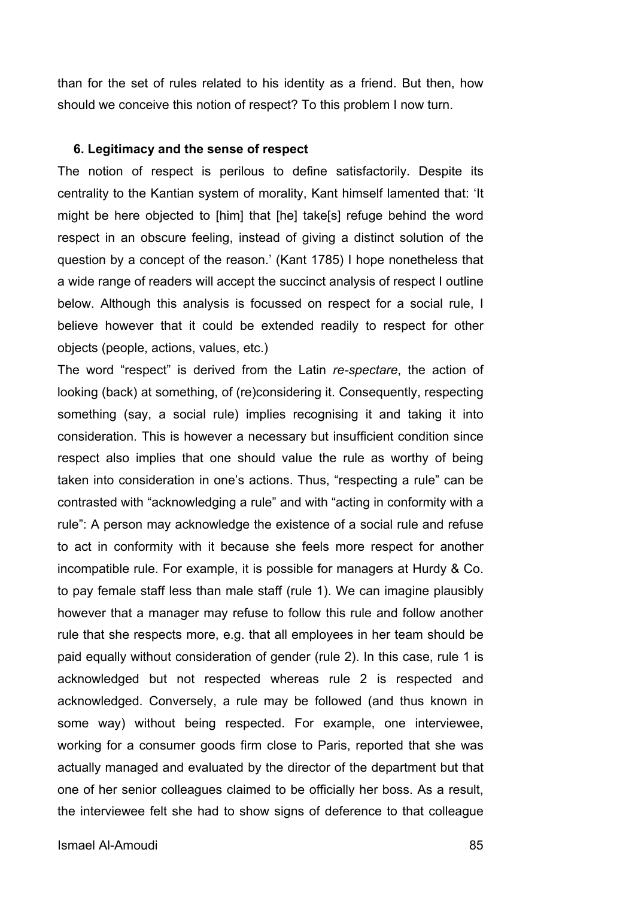than for the set of rules related to his identity as a friend. But then, how should we conceive this notion of respect? To this problem I now turn.

### 6. Legitimacy and the sense of respect

The notion of respect is perilous to define satisfactorily. Despite its centrality to the Kantian system of morality, Kant himself lamented that: 'It might be here objected to [him] that [he] take[s] refuge behind the word respect in an obscure feeling, instead of giving a distinct solution of the question by a concept of the reason.' (Kant 1785) I hope nonetheless that a wide range of readers will accept the succinct analysis of respect I outline below. Although this analysis is focussed on respect for a social rule, I believe however that it could be extended readily to respect for other objects (people, actions, values, etc.)

The word "respect" is derived from the Latin *re-spectare*, the action of looking (back) at something, of (re)considering it. Consequently, respecting something (say, a social rule) implies recognising it and taking it into consideration. This is however a necessary but insufficient condition since respect also implies that one should value the rule as worthy of being taken into consideration in one's actions. Thus, "respecting a rule" can be contrasted with "acknowledging a rule" and with "acting in conformity with a rule": A person may acknowledge the existence of a social rule and refuse to act in conformity with it because she feels more respect for another incompatible rule. For example, it is possible for managers at Hurdy & Co. to pay female staff less than male staff (rule 1). We can imagine plausibly however that a manager may refuse to follow this rule and follow another rule that she respects more, e.g. that all employees in her team should be paid equally without consideration of gender (rule 2). In this case, rule 1 is acknowledged but not respected whereas rule 2 is respected and acknowledged. Conversely, a rule may be followed (and thus known in some way) without being respected. For example, one interviewee, working for a consumer goods firm close to Paris, reported that she was actually managed and evaluated by the director of the department but that one of her senior colleagues claimed to be officially her boss. As a result, the interviewee felt she had to show signs of deference to that colleague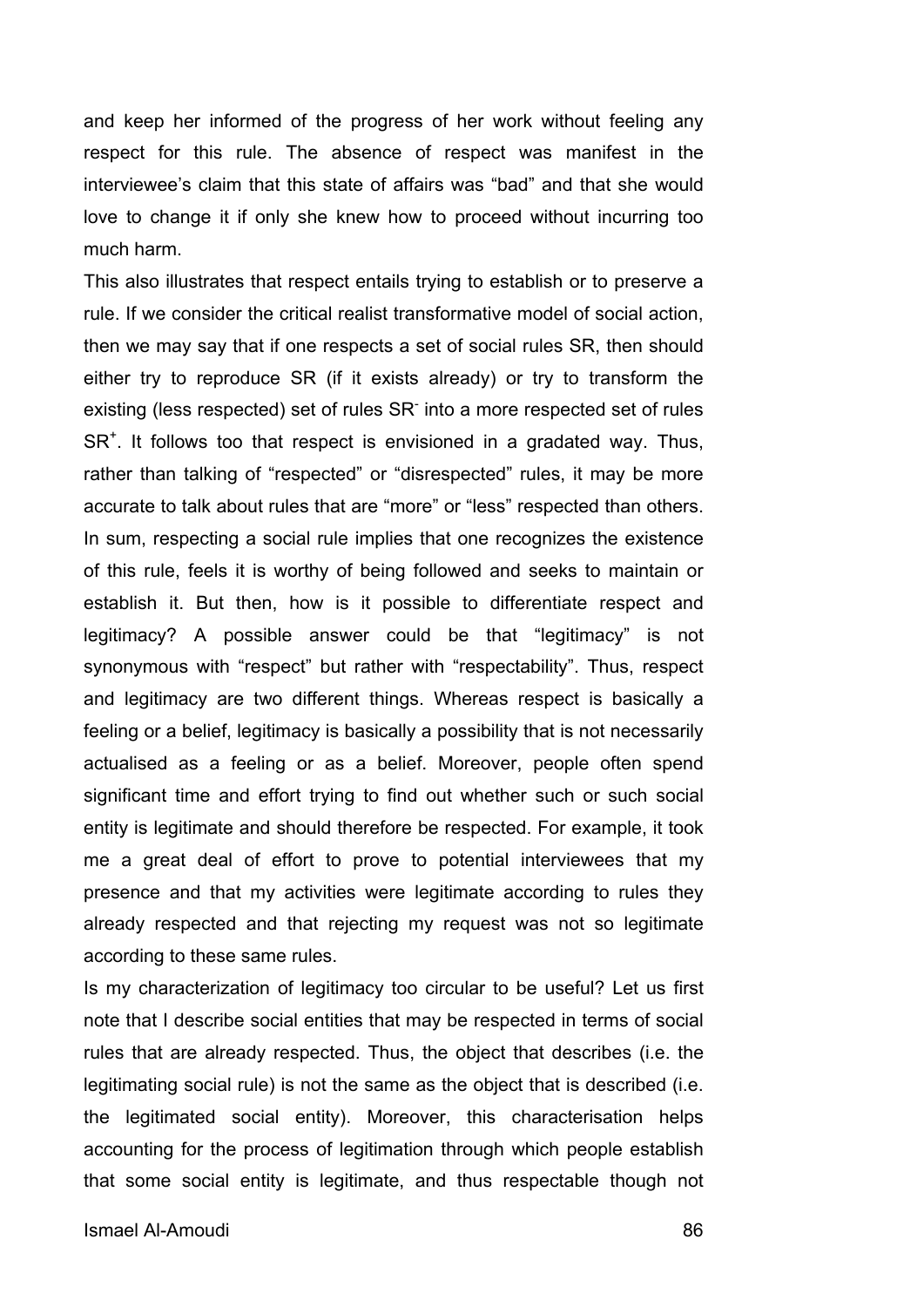and keep her informed of the progress of her work without feeling any respect for this rule. The absence of respect was manifest in the interviewee's claim that this state of affairs was "bad" and that she would love to change it if only she knew how to proceed without incurring too much harm.

This also illustrates that respect entails trying to establish or to preserve a rule. If we consider the critical realist transformative model of social action, then we may say that if one respects a set of social rules SR, then should either try to reproduce SR (if it exists already) or try to transform the existing (less respected) set of rules $SR^-$ into a more respected set of rules $SR^+$. It follows too that respect is envisioned in a gradated way. Thus, rather than talking of "respected" or "disrespected" rules, it may be more accurate to talk about rules that are "more" or "less" respected than others. In sum, respecting a social rule implies that one recognizes the existence of this rule, feels it is worthy of being followed and seeks to maintain or establish it. But then, how is it possible to differentiate respect and legitimacy? A possible answer could be that "legitimacy" is not synonymous with "respect" but rather with "respectability". Thus, respect and legitimacy are two different things. Whereas respect is basically a feeling or a belief, legitimacy is basically a possibility that is not necessarily actualised as a feeling or as a belief. Moreover, people often spend significant time and effort trying to find out whether such or such social entity is legitimate and should therefore be respected. For example, it took me a great deal of effort to prove to potential interviewees that my presence and that my activities were legitimate according to rules they already respected and that rejecting my request was not so legitimate according to these same rules.

Is my characterization of legitimacy too circular to be useful? Let us first note that I describe social entities that may be respected in terms of social rules that are already respected. Thus, the object that describes (i.e. the legitimating social rule) is not the same as the object that is described (i.e. the legitimated social entity). Moreover, this characterisation helps accounting for the process of legitimation through which people establish that some social entity is legitimate, and thus respectable though not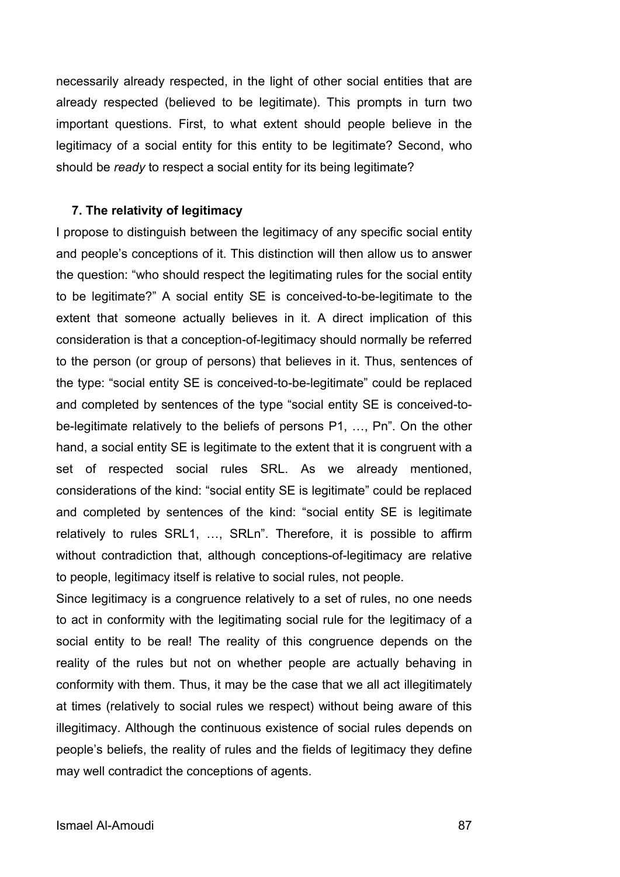necessarily already respected, in the light of other social entities that are already respected (believed to be legitimate). This prompts in turn two important questions. First, to what extent should people believe in the legitimacy of a social entity for this entity to be legitimate? Second, who should be *ready* to respect a social entity for its being legitimate?

## 7. The relativity of legitimacy

I propose to distinguish between the legitimacy of any specific social entity and people's conceptions of it. This distinction will then allow us to answer the question: "who should respect the legitimating rules for the social entity to be legitimate?" A social entity SE is conceived-to-be-legitimate to the extent that someone actually believes in it. A direct implication of this consideration is that a conception-of-legitimacy should normally be referred to the person (or group of persons) that believes in it. Thus, sentences of the type: "social entity SE is conceived-to-be-legitimate" could be replaced and completed by sentences of the type "social entity SE is conceived-to-be-legitimate relatively to the beliefs of persons P1, …, Pn". On the other hand, a social entity SE is legitimate to the extent that it is congruent with a set of respected social rules SRL. As we already mentioned, considerations of the kind: "social entity SE is legitimate" could be replaced and completed by sentences of the kind: "social entity SE is legitimate relatively to rules SRL1, …, SRLn". Therefore, it is possible to affirm without contradiction that, although conceptions-of-legitimacy are relative to people, legitimacy itself is relative to social rules, not people.

Since legitimacy is a congruence relatively to a set of rules, no one needs to act in conformity with the legitimating social rule for the legitimacy of a social entity to be real! The reality of this congruence depends on the reality of the rules but not on whether people are actually behaving in conformity with them. Thus, it may be the case that we all act illegitimately at times (relatively to social rules we respect) without being aware of this illegitimacy. Although the continuous existence of social rules depends on people's beliefs, the reality of rules and the fields of legitimacy they define may well contradict the conceptions of agents.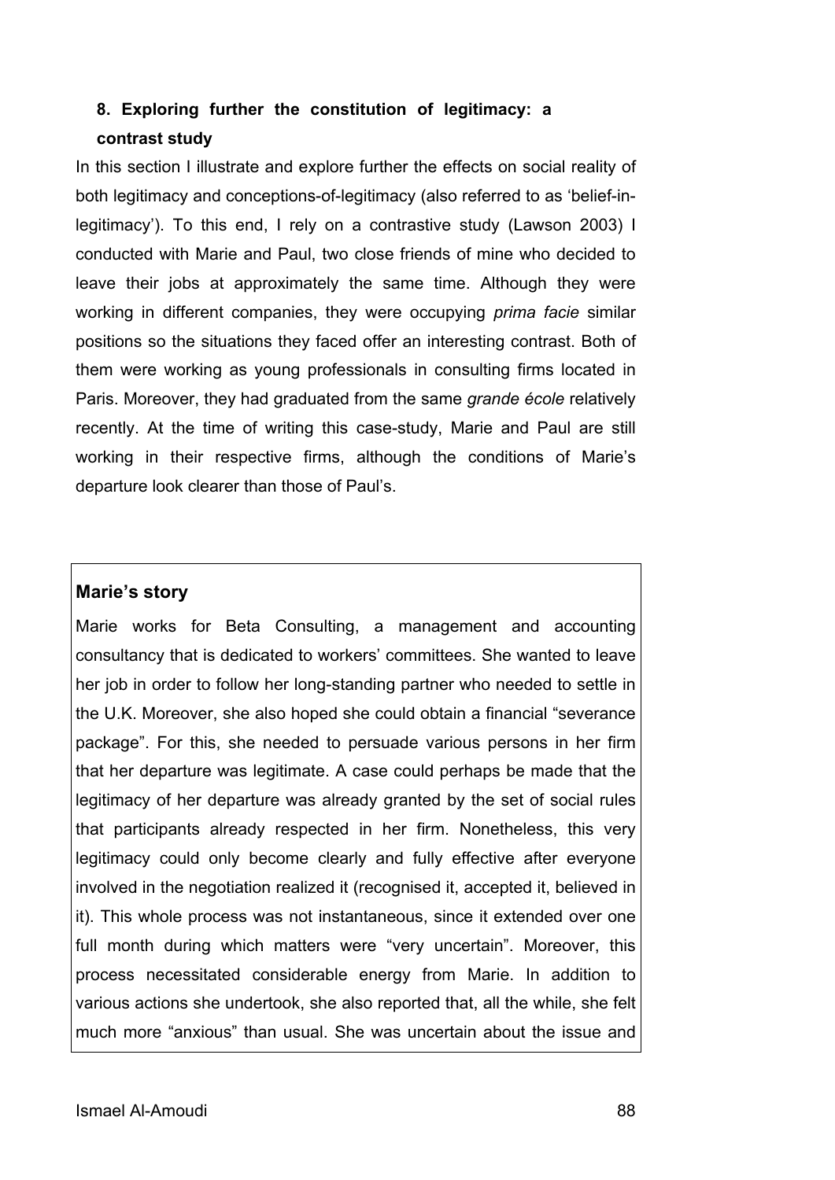## 8. Exploring further the constitution of legitimacy: a contrast study

In this section I illustrate and explore further the effects on social reality of both legitimacy and conceptions-of-legitimacy (also referred to as 'belief-in-legitimacy'). To this end, I rely on a contrastive study (Lawson 2003) I conducted with Marie and Paul, two close friends of mine who decided to leave their jobs at approximately the same time. Although they were working in different companies, they were occupying *prima facie* similar positions so the situations they faced offer an interesting contrast. Both of them were working as young professionals in consulting firms located in Paris. Moreover, they had graduated from the same *grande école* relatively recently. At the time of writing this case-study, Marie and Paul are still working in their respective firms, although the conditions of Marie's departure look clearer than those of Paul's.

**Marie's story**

Marie works for Beta Consulting, a management and accounting consultancy that is dedicated to workers' committees. She wanted to leave her job in order to follow her long-standing partner who needed to settle in the U.K. Moreover, she also hoped she could obtain a financial "severance package". For this, she needed to persuade various persons in her firm that her departure was legitimate. A case could perhaps be made that the legitimacy of her departure was already granted by the set of social rules that participants already respected in her firm. Nonetheless, this very legitimacy could only become clearly and fully effective after everyone involved in the negotiation realized it (recognised it, accepted it, believed in it). This whole process was not instantaneous, since it extended over one full month during which matters were "very uncertain". Moreover, this process necessitated considerable energy from Marie. In addition to various actions she undertook, she also reported that, all the while, she felt much more "anxious" than usual. She was uncertain about the issue and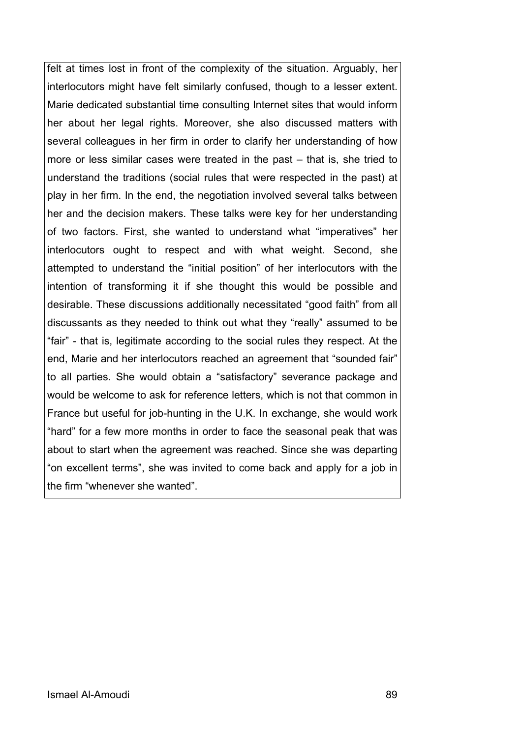felt at times lost in front of the complexity of the situation. Arguably, her interlocutors might have felt similarly confused, though to a lesser extent. Marie dedicated substantial time consulting Internet sites that would inform her about her legal rights. Moreover, she also discussed matters with several colleagues in her firm in order to clarify her understanding of how more or less similar cases were treated in the past – that is, she tried to understand the traditions (social rules that were respected in the past) at play in her firm. In the end, the negotiation involved several talks between her and the decision makers. These talks were key for her understanding of two factors. First, she wanted to understand what "imperatives" her interlocutors ought to respect and with what weight. Second, she attempted to understand the "initial position" of her interlocutors with the intention of transforming it if she thought this would be possible and desirable. These discussions additionally necessitated "good faith" from all discussants as they needed to think out what they "really" assumed to be "fair" - that is, legitimate according to the social rules they respect. At the end, Marie and her interlocutors reached an agreement that "sounded fair" to all parties. She would obtain a "satisfactory" severance package and would be welcome to ask for reference letters, which is not that common in France but useful for job-hunting in the U.K. In exchange, she would work "hard" for a few more months in order to face the seasonal peak that was about to start when the agreement was reached. Since she was departing "on excellent terms", she was invited to come back and apply for a job in the firm "whenever she wanted".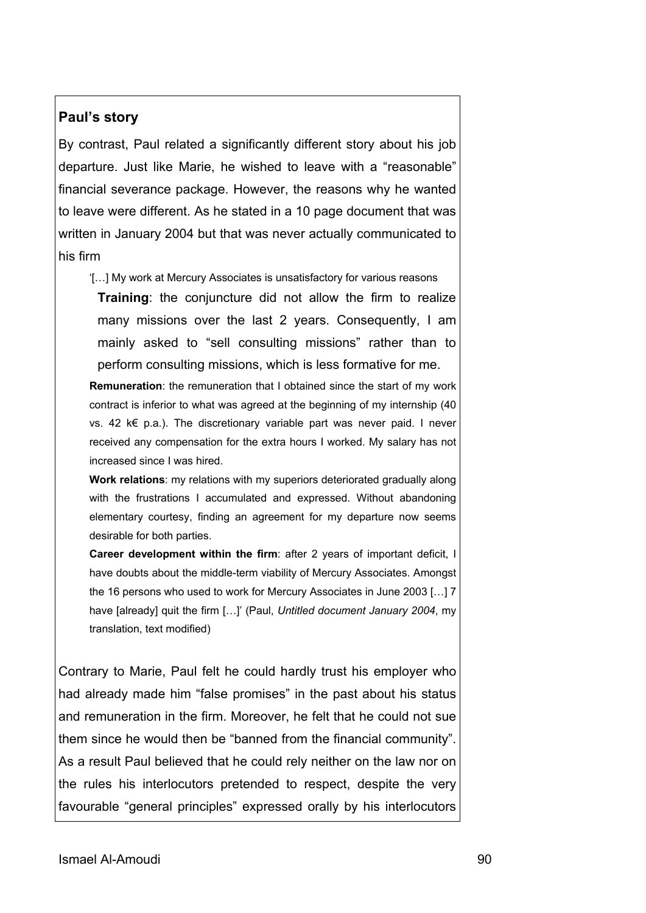## Paul's story

By contrast, Paul related a significantly different story about his job departure. Just like Marie, he wished to leave with a "reasonable" financial severance package. However, the reasons why he wanted to leave were different. As he stated in a 10 page document that was written in January 2004 but that was never actually communicated to his firm

> '[…] My work at Mercury Associates is unsatisfactory for various reasons
>
> **Training**: the conjuncture did not allow the firm to realize many missions over the last 2 years. Consequently, I am mainly asked to "sell consulting missions" rather than to perform consulting missions, which is less formative for me.
>
> **Remuneration**: the remuneration that I obtained since the start of my work contract is inferior to what was agreed at the beginning of my internship (40 vs. 42 k€ p.a.). The discretionary variable part was never paid. I never received any compensation for the extra hours I worked. My salary has not increased since I was hired.
>
> **Work relations**: my relations with my superiors deteriorated gradually along with the frustrations I accumulated and expressed. Without abandoning elementary courtesy, finding an agreement for my departure now seems desirable for both parties.
>
> **Career development within the firm**: after 2 years of important deficit, I have doubts about the middle-term viability of Mercury Associates. Amongst the 16 persons who used to work for Mercury Associates in June 2003 […] 7 have [already] quit the firm […]' (Paul, *Untitled document January 2004*, my translation, text modified)

Contrary to Marie, Paul felt he could hardly trust his employer who had already made him "false promises" in the past about his status and remuneration in the firm. Moreover, he felt that he could not sue them since he would then be "banned from the financial community". As a result Paul believed that he could rely neither on the law nor on the rules his interlocutors pretended to respect, despite the very favourable "general principles" expressed orally by his interlocutors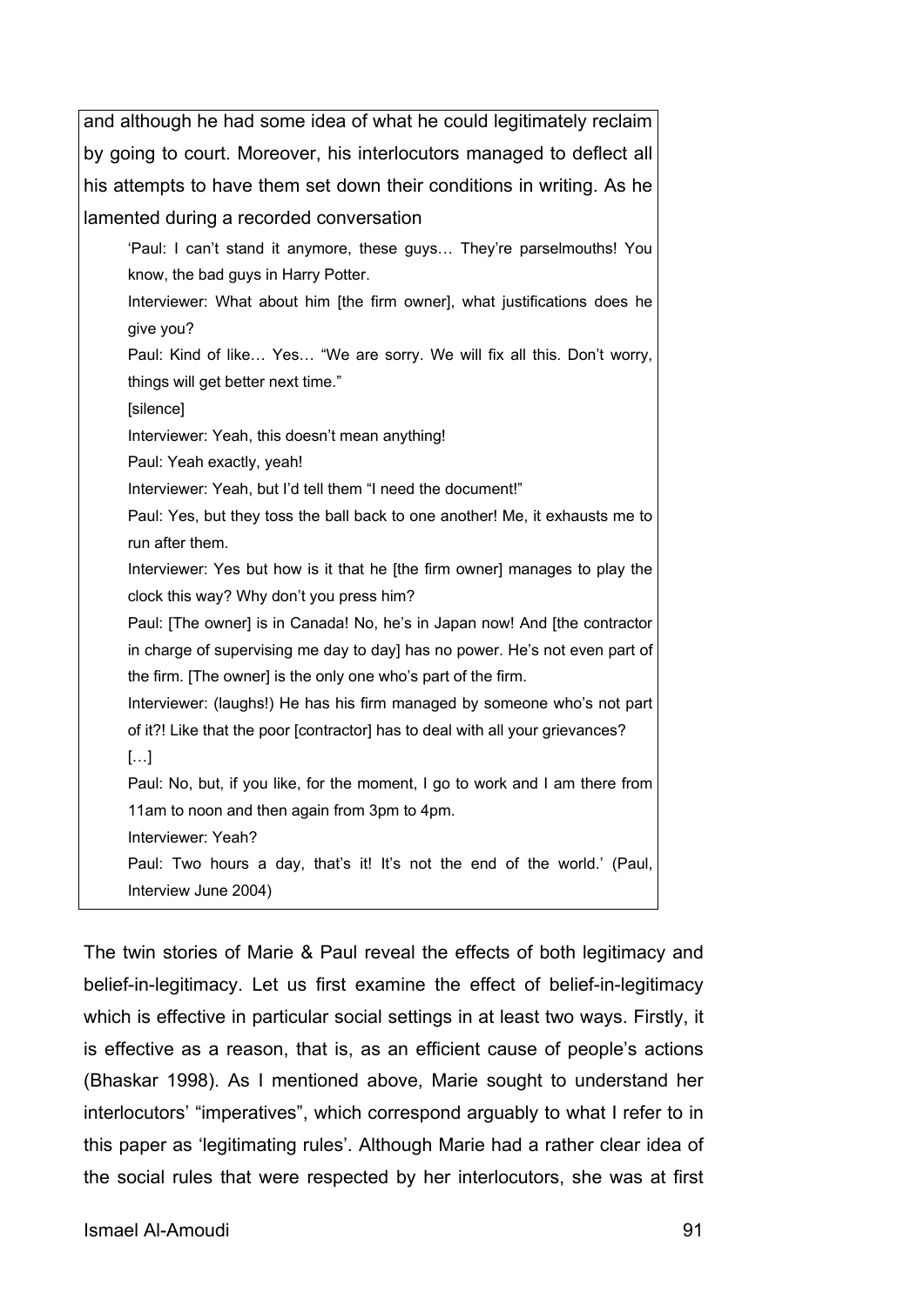and although he had some idea of what he could legitimately reclaim by going to court. Moreover, his interlocutors managed to deflect all his attempts to have them set down their conditions in writing. As he lamented during a recorded conversation

> 'Paul: I can't stand it anymore, these guys… They're parselmouths! You know, the bad guys in Harry Potter.
>
> Interviewer: What about him [the firm owner], what justifications does he give you?
>
> Paul: Kind of like… Yes… "We are sorry. We will fix all this. Don't worry, things will get better next time."
>
> [silence]
>
> Interviewer: Yeah, this doesn't mean anything!
>
> Paul: Yeah exactly, yeah!
>
> Interviewer: Yeah, but I'd tell them "I need the document!"
>
> Paul: Yes, but they toss the ball back to one another! Me, it exhausts me to run after them.
>
> Interviewer: Yes but how is it that he [the firm owner] manages to play the clock this way? Why don't you press him?
>
> Paul: [The owner] is in Canada! No, he's in Japan now! And [the contractor in charge of supervising me day to day] has no power. He's not even part of the firm. [The owner] is the only one who's part of the firm.
>
> Interviewer: (laughs!) He has his firm managed by someone who's not part of it?! Like that the poor [contractor] has to deal with all your grievances?
>
> […]
>
> Paul: No, but, if you like, for the moment, I go to work and I am there from 11am to noon and then again from 3pm to 4pm.
>
> Interviewer: Yeah?
>
> Paul: Two hours a day, that's it! It's not the end of the world.' (Paul, Interview June 2004)

The twin stories of Marie & Paul reveal the effects of both legitimacy and belief-in-legitimacy. Let us first examine the effect of belief-in-legitimacy which is effective in particular social settings in at least two ways. Firstly, it is effective as a reason, that is, as an efficient cause of people's actions (Bhaskar 1998). As I mentioned above, Marie sought to understand her interlocutors' "imperatives", which correspond arguably to what I refer to in this paper as 'legitimating rules'. Although Marie had a rather clear idea of the social rules that were respected by her interlocutors, she was at first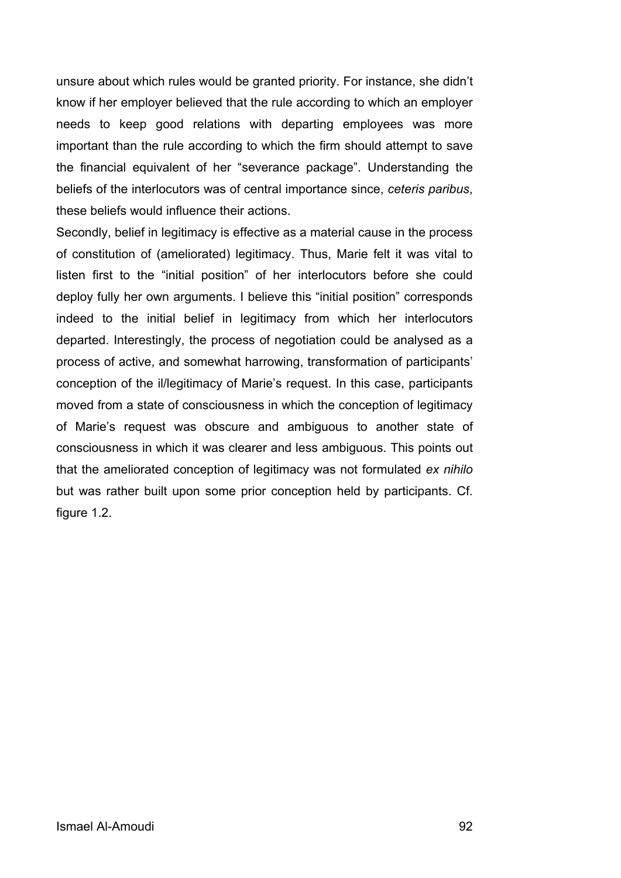unsure about which rules would be granted priority. For instance, she didn't know if her employer believed that the rule according to which an employer needs to keep good relations with departing employees was more important than the rule according to which the firm should attempt to save the financial equivalent of her "severance package". Understanding the beliefs of the interlocutors was of central importance since, *ceteris paribus*, these beliefs would influence their actions.

Secondly, belief in legitimacy is effective as a material cause in the process of constitution of (ameliorated) legitimacy. Thus, Marie felt it was vital to listen first to the "initial position" of her interlocutors before she could deploy fully her own arguments. I believe this "initial position" corresponds indeed to the initial belief in legitimacy from which her interlocutors departed. Interestingly, the process of negotiation could be analysed as a process of active, and somewhat harrowing, transformation of participants' conception of the il/legitimacy of Marie's request. In this case, participants moved from a state of consciousness in which the conception of legitimacy of Marie's request was obscure and ambiguous to another state of consciousness in which it was clearer and less ambiguous. This points out that the ameliorated conception of legitimacy was not formulated *ex nihilo* but was rather built upon some prior conception held by participants. Cf. figure 1.2.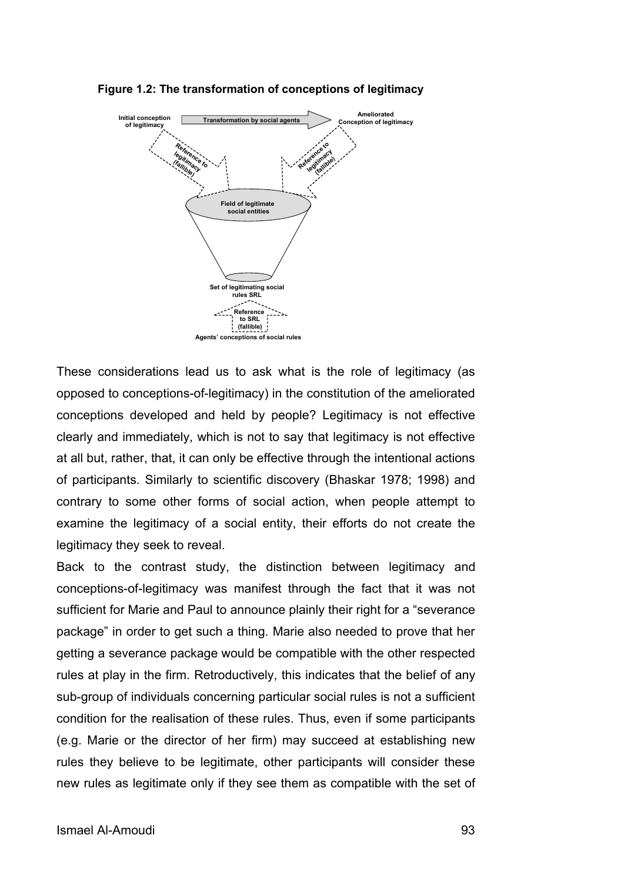**Figure 1.2: The transformation of conceptions of legitimacy**

These considerations lead us to ask what is the role of legitimacy (as opposed to conceptions-of-legitimacy) in the constitution of the ameliorated conceptions developed and held by people? Legitimacy is not effective clearly and immediately, which is not to say that legitimacy is not effective at all but, rather, that, it can only be effective through the intentional actions of participants. Similarly to scientific discovery (Bhaskar 1978; 1998) and contrary to some other forms of social action, when people attempt to examine the legitimacy of a social entity, their efforts do not create the legitimacy they seek to reveal.

Back to the contrast study, the distinction between legitimacy and conceptions-of-legitimacy was manifest through the fact that it was not sufficient for Marie and Paul to announce plainly their right for a "severance package" in order to get such a thing. Marie also needed to prove that her getting a severance package would be compatible with the other respected rules at play in the firm. Retroductively, this indicates that the belief of any sub-group of individuals concerning particular social rules is not a sufficient condition for the realisation of these rules. Thus, even if some participants (e.g. Marie or the director of her firm) may succeed at establishing new rules they believe to be legitimate, other participants will consider these new rules as legitimate only if they see them as compatible with the set of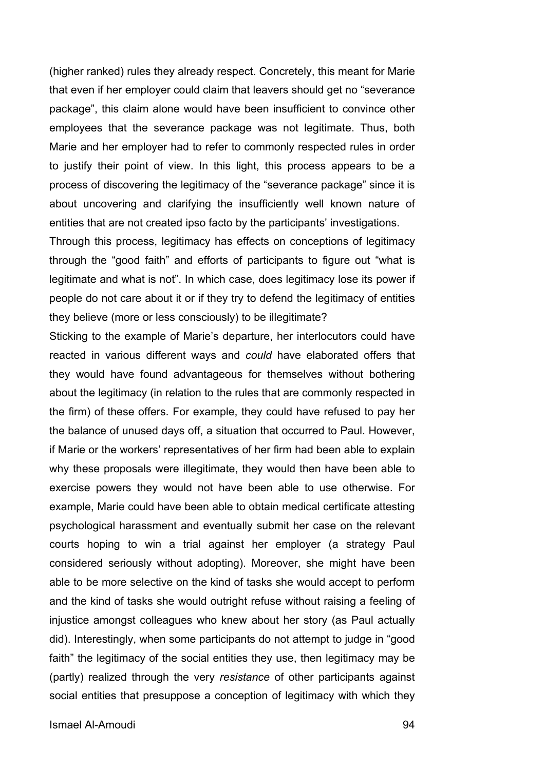(higher ranked) rules they already respect. Concretely, this meant for Marie that even if her employer could claim that leavers should get no "severance package", this claim alone would have been insufficient to convince other employees that the severance package was not legitimate. Thus, both Marie and her employer had to refer to commonly respected rules in order to justify their point of view. In this light, this process appears to be a process of discovering the legitimacy of the "severance package" since it is about uncovering and clarifying the insufficiently well known nature of entities that are not created ipso facto by the participants' investigations.

Through this process, legitimacy has effects on conceptions of legitimacy through the "good faith" and efforts of participants to figure out "what is legitimate and what is not". In which case, does legitimacy lose its power if people do not care about it or if they try to defend the legitimacy of entities they believe (more or less consciously) to be illegitimate?

Sticking to the example of Marie's departure, her interlocutors could have reacted in various different ways and *could* have elaborated offers that they would have found advantageous for themselves without bothering about the legitimacy (in relation to the rules that are commonly respected in the firm) of these offers. For example, they could have refused to pay her the balance of unused days off, a situation that occurred to Paul. However, if Marie or the workers' representatives of her firm had been able to explain why these proposals were illegitimate, they would then have been able to exercise powers they would not have been able to use otherwise. For example, Marie could have been able to obtain medical certificate attesting psychological harassment and eventually submit her case on the relevant courts hoping to win a trial against her employer (a strategy Paul considered seriously without adopting). Moreover, she might have been able to be more selective on the kind of tasks she would accept to perform and the kind of tasks she would outright refuse without raising a feeling of injustice amongst colleagues who knew about her story (as Paul actually did). Interestingly, when some participants do not attempt to judge in "good faith" the legitimacy of the social entities they use, then legitimacy may be (partly) realized through the very *resistance* of other participants against social entities that presuppose a conception of legitimacy with which they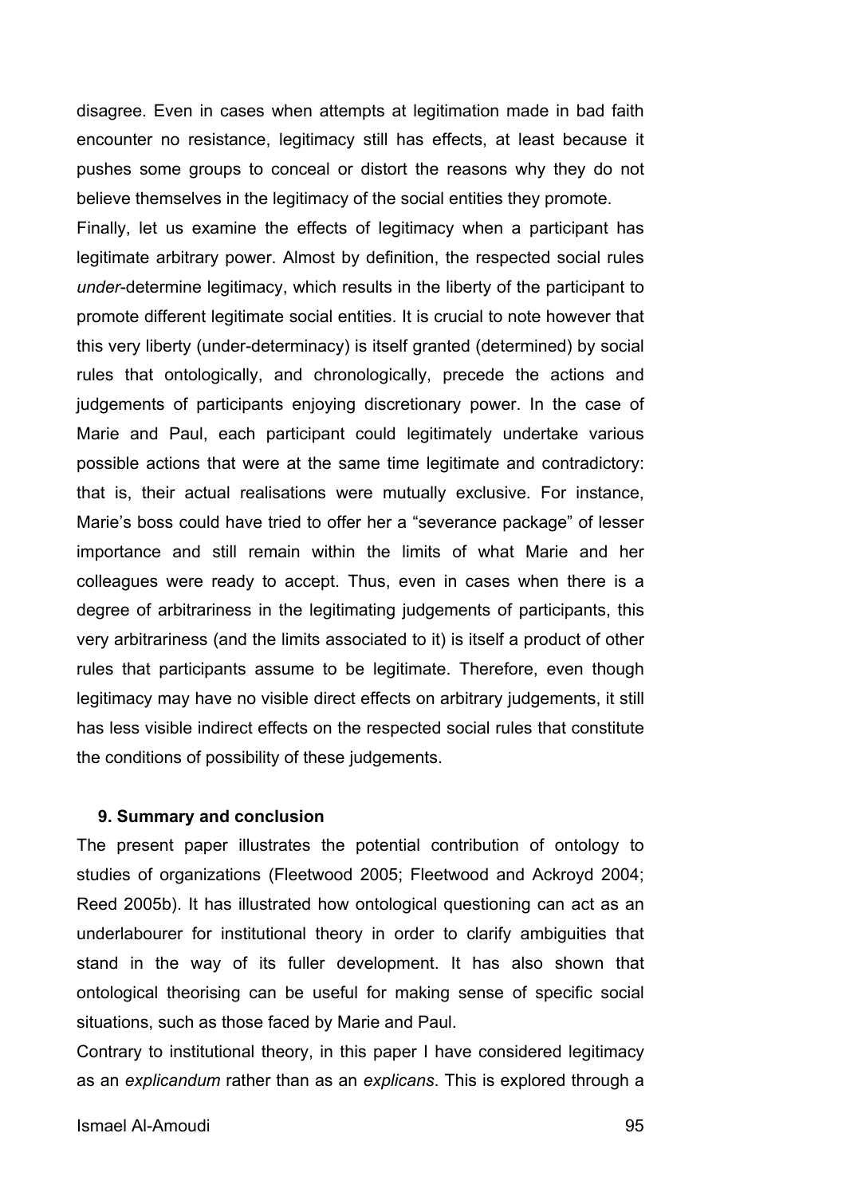disagree. Even in cases when attempts at legitimation made in bad faith encounter no resistance, legitimacy still has effects, at least because it pushes some groups to conceal or distort the reasons why they do not believe themselves in the legitimacy of the social entities they promote.

Finally, let us examine the effects of legitimacy when a participant has legitimate arbitrary power. Almost by definition, the respected social rules *under*-determine legitimacy, which results in the liberty of the participant to promote different legitimate social entities. It is crucial to note however that this very liberty (under-determinacy) is itself granted (determined) by social rules that ontologically, and chronologically, precede the actions and judgements of participants enjoying discretionary power. In the case of Marie and Paul, each participant could legitimately undertake various possible actions that were at the same time legitimate and contradictory: that is, their actual realisations were mutually exclusive. For instance, Marie's boss could have tried to offer her a "severance package" of lesser importance and still remain within the limits of what Marie and her colleagues were ready to accept. Thus, even in cases when there is a degree of arbitrariness in the legitimating judgements of participants, this very arbitrariness (and the limits associated to it) is itself a product of other rules that participants assume to be legitimate. Therefore, even though legitimacy may have no visible direct effects on arbitrary judgements, it still has less visible indirect effects on the respected social rules that constitute the conditions of possibility of these judgements.

## 9. Summary and conclusion

The present paper illustrates the potential contribution of ontology to studies of organizations (Fleetwood 2005; Fleetwood and Ackroyd 2004; Reed 2005b). It has illustrated how ontological questioning can act as an underlabourer for institutional theory in order to clarify ambiguities that stand in the way of its fuller development. It has also shown that ontological theorising can be useful for making sense of specific social situations, such as those faced by Marie and Paul.

Contrary to institutional theory, in this paper I have considered legitimacy as an *explicandum* rather than as an *explicans*. This is explored through a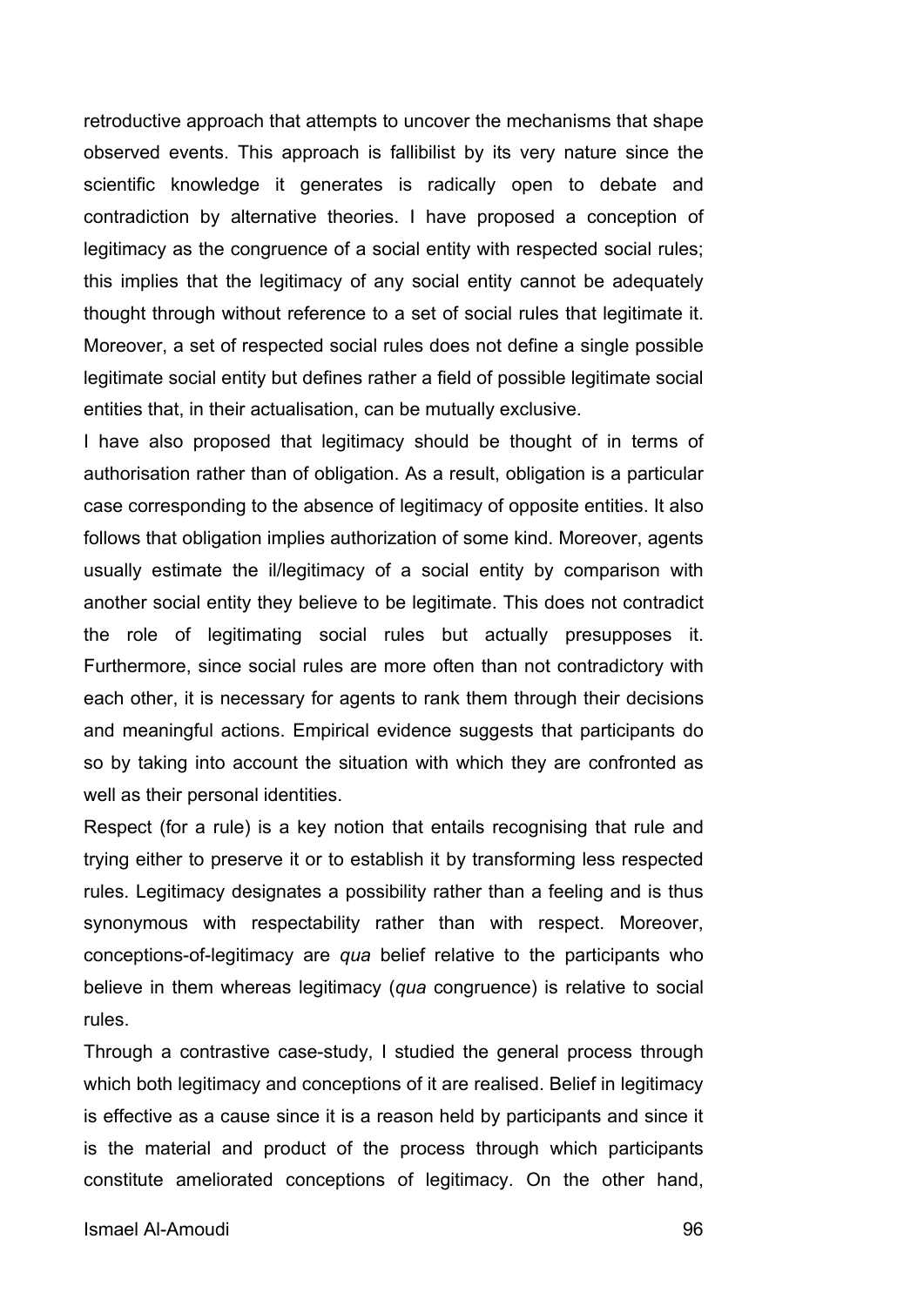retroductive approach that attempts to uncover the mechanisms that shape observed events. This approach is fallibilist by its very nature since the scientific knowledge it generates is radically open to debate and contradiction by alternative theories. I have proposed a conception of legitimacy as the congruence of a social entity with respected social rules; this implies that the legitimacy of any social entity cannot be adequately thought through without reference to a set of social rules that legitimate it. Moreover, a set of respected social rules does not define a single possible legitimate social entity but defines rather a field of possible legitimate social entities that, in their actualisation, can be mutually exclusive.

I have also proposed that legitimacy should be thought of in terms of authorisation rather than of obligation. As a result, obligation is a particular case corresponding to the absence of legitimacy of opposite entities. It also follows that obligation implies authorization of some kind. Moreover, agents usually estimate the il/legitimacy of a social entity by comparison with another social entity they believe to be legitimate. This does not contradict the role of legitimating social rules but actually presupposes it. Furthermore, since social rules are more often than not contradictory with each other, it is necessary for agents to rank them through their decisions and meaningful actions. Empirical evidence suggests that participants do so by taking into account the situation with which they are confronted as well as their personal identities.

Respect (for a rule) is a key notion that entails recognising that rule and trying either to preserve it or to establish it by transforming less respected rules. Legitimacy designates a possibility rather than a feeling and is thus synonymous with respectability rather than with respect. Moreover, conceptions-of-legitimacy are *qua* belief relative to the participants who believe in them whereas legitimacy (*qua* congruence) is relative to social rules.

Through a contrastive case-study, I studied the general process through which both legitimacy and conceptions of it are realised. Belief in legitimacy is effective as a cause since it is a reason held by participants and since it is the material and product of the process through which participants constitute ameliorated conceptions of legitimacy. On the other hand,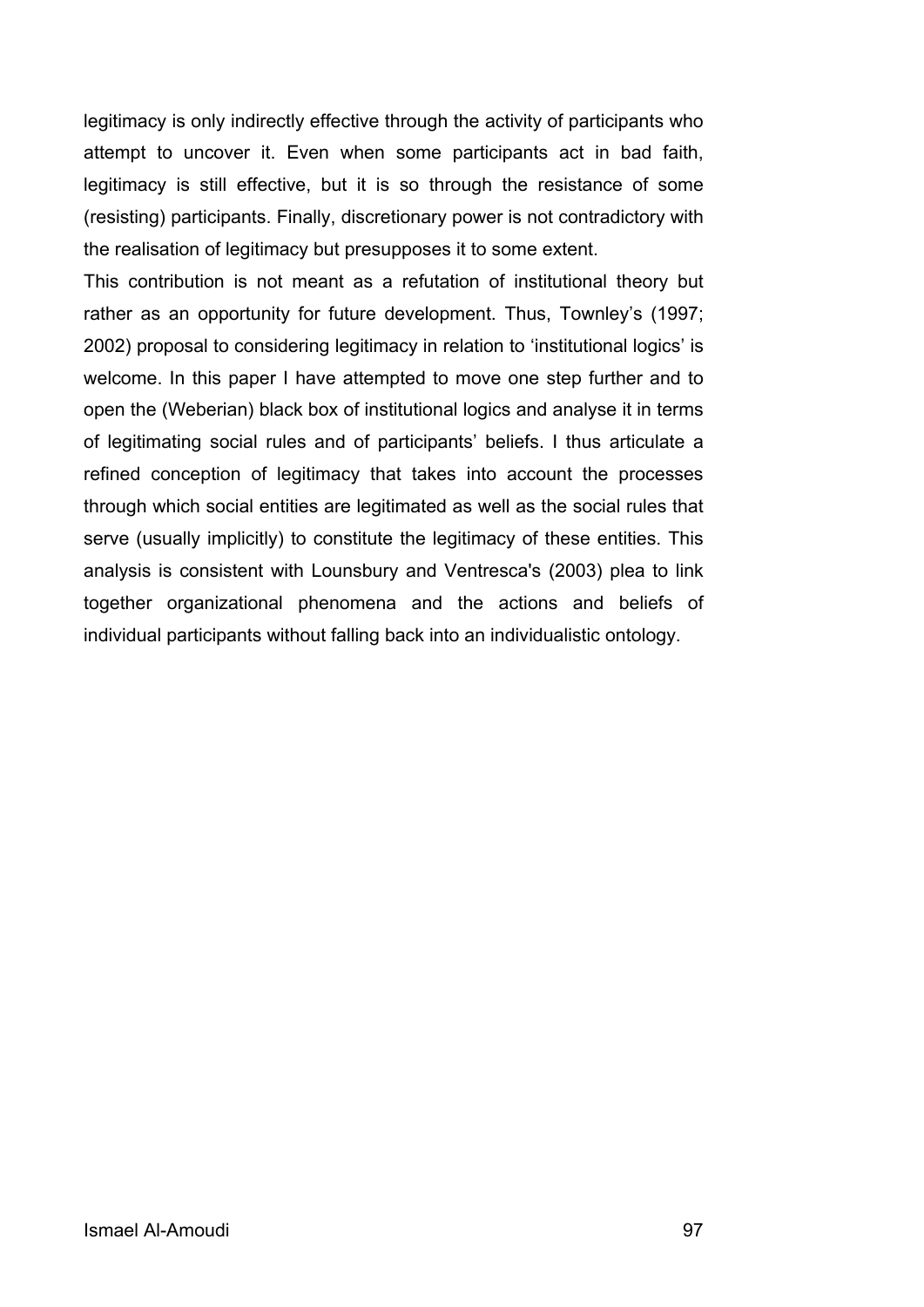legitimacy is only indirectly effective through the activity of participants who attempt to uncover it. Even when some participants act in bad faith, legitimacy is still effective, but it is so through the resistance of some (resisting) participants. Finally, discretionary power is not contradictory with the realisation of legitimacy but presupposes it to some extent.

This contribution is not meant as a refutation of institutional theory but rather as an opportunity for future development. Thus, Townley's (1997; 2002) proposal to considering legitimacy in relation to 'institutional logics' is welcome. In this paper I have attempted to move one step further and to open the (Weberian) black box of institutional logics and analyse it in terms of legitimating social rules and of participants' beliefs. I thus articulate a refined conception of legitimacy that takes into account the processes through which social entities are legitimated as well as the social rules that serve (usually implicitly) to constitute the legitimacy of these entities. This analysis is consistent with Lounsbury and Ventresca's (2003) plea to link together organizational phenomena and the actions and beliefs of individual participants without falling back into an individualistic ontology.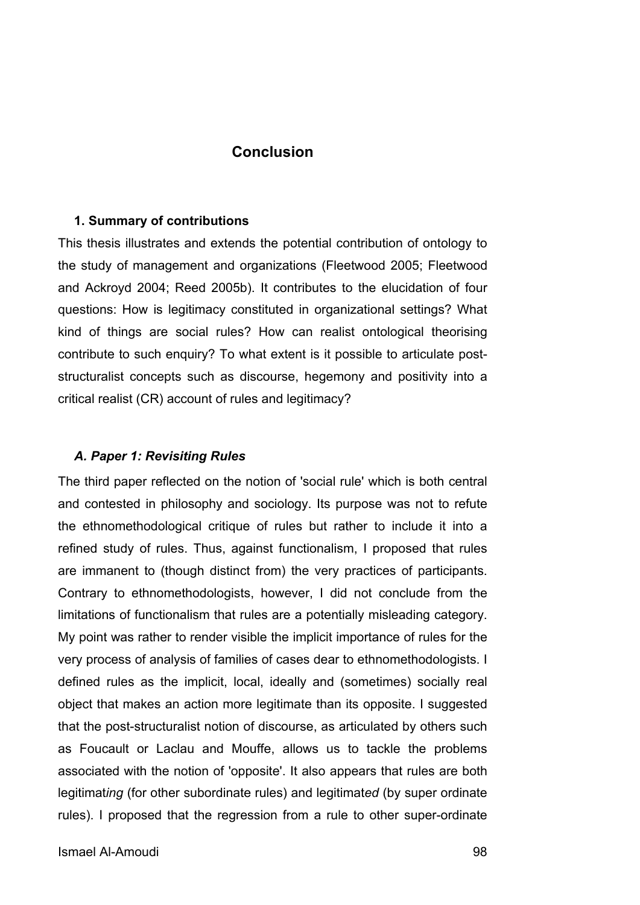# Conclusion

## 1. Summary of contributions

This thesis illustrates and extends the potential contribution of ontology to the study of management and organizations (Fleetwood 2005; Fleetwood and Ackroyd 2004; Reed 2005b). It contributes to the elucidation of four questions: How is legitimacy constituted in organizational settings? What kind of things are social rules? How can realist ontological theorising contribute to such enquiry? To what extent is it possible to articulate post-structuralist concepts such as discourse, hegemony and positivity into a critical realist (CR) account of rules and legitimacy?

### *A. Paper 1: Revisiting Rules*

The third paper reflected on the notion of 'social rule' which is both central and contested in philosophy and sociology. Its purpose was not to refute the ethnomethodological critique of rules but rather to include it into a refined study of rules. Thus, against functionalism, I proposed that rules are immanent to (though distinct from) the very practices of participants. Contrary to ethnomethodologists, however, I did not conclude from the limitations of functionalism that rules are a potentially misleading category. My point was rather to render visible the implicit importance of rules for the very process of analysis of families of cases dear to ethnomethodologists. I defined rules as the implicit, local, ideally and (sometimes) socially real object that makes an action more legitimate than its opposite. I suggested that the post-structuralist notion of discourse, as articulated by others such as Foucault or Laclau and Mouffe, allows us to tackle the problems associated with the notion of 'opposite'. It also appears that rules are both legitimat*ing* (for other subordinate rules) and legitimat*ed* (by super ordinate rules). I proposed that the regression from a rule to other super-ordinate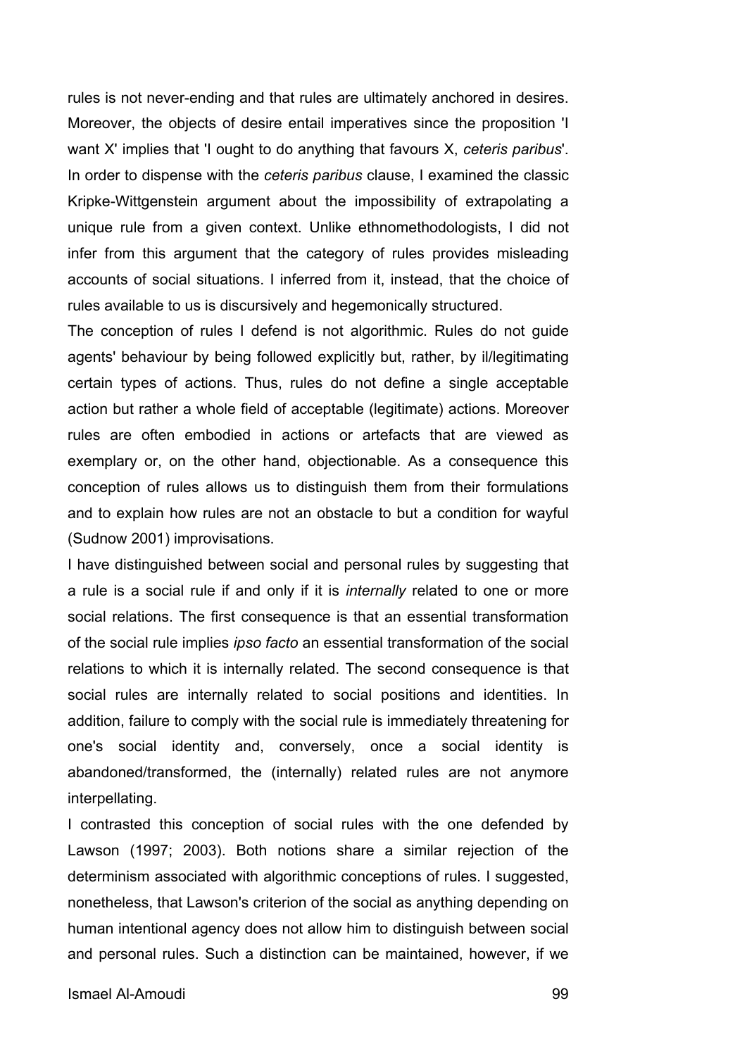rules is not never-ending and that rules are ultimately anchored in desires. Moreover, the objects of desire entail imperatives since the proposition 'I want X' implies that 'I ought to do anything that favours X, *ceteris paribus*'. In order to dispense with the *ceteris paribus* clause, I examined the classic Kripke-Wittgenstein argument about the impossibility of extrapolating a unique rule from a given context. Unlike ethnomethodologists, I did not infer from this argument that the category of rules provides misleading accounts of social situations. I inferred from it, instead, that the choice of rules available to us is discursively and hegemonically structured.

The conception of rules I defend is not algorithmic. Rules do not guide agents' behaviour by being followed explicitly but, rather, by il/legitimating certain types of actions. Thus, rules do not define a single acceptable action but rather a whole field of acceptable (legitimate) actions. Moreover rules are often embodied in actions or artefacts that are viewed as exemplary or, on the other hand, objectionable. As a consequence this conception of rules allows us to distinguish them from their formulations and to explain how rules are not an obstacle to but a condition for wayful (Sudnow 2001) improvisations.

I have distinguished between social and personal rules by suggesting that a rule is a social rule if and only if it is *internally* related to one or more social relations. The first consequence is that an essential transformation of the social rule implies *ipso facto* an essential transformation of the social relations to which it is internally related. The second consequence is that social rules are internally related to social positions and identities. In addition, failure to comply with the social rule is immediately threatening for one's social identity and, conversely, once a social identity is abandoned/transformed, the (internally) related rules are not anymore interpellating.

I contrasted this conception of social rules with the one defended by Lawson (1997; 2003). Both notions share a similar rejection of the determinism associated with algorithmic conceptions of rules. I suggested, nonetheless, that Lawson's criterion of the social as anything depending on human intentional agency does not allow him to distinguish between social and personal rules. Such a distinction can be maintained, however, if we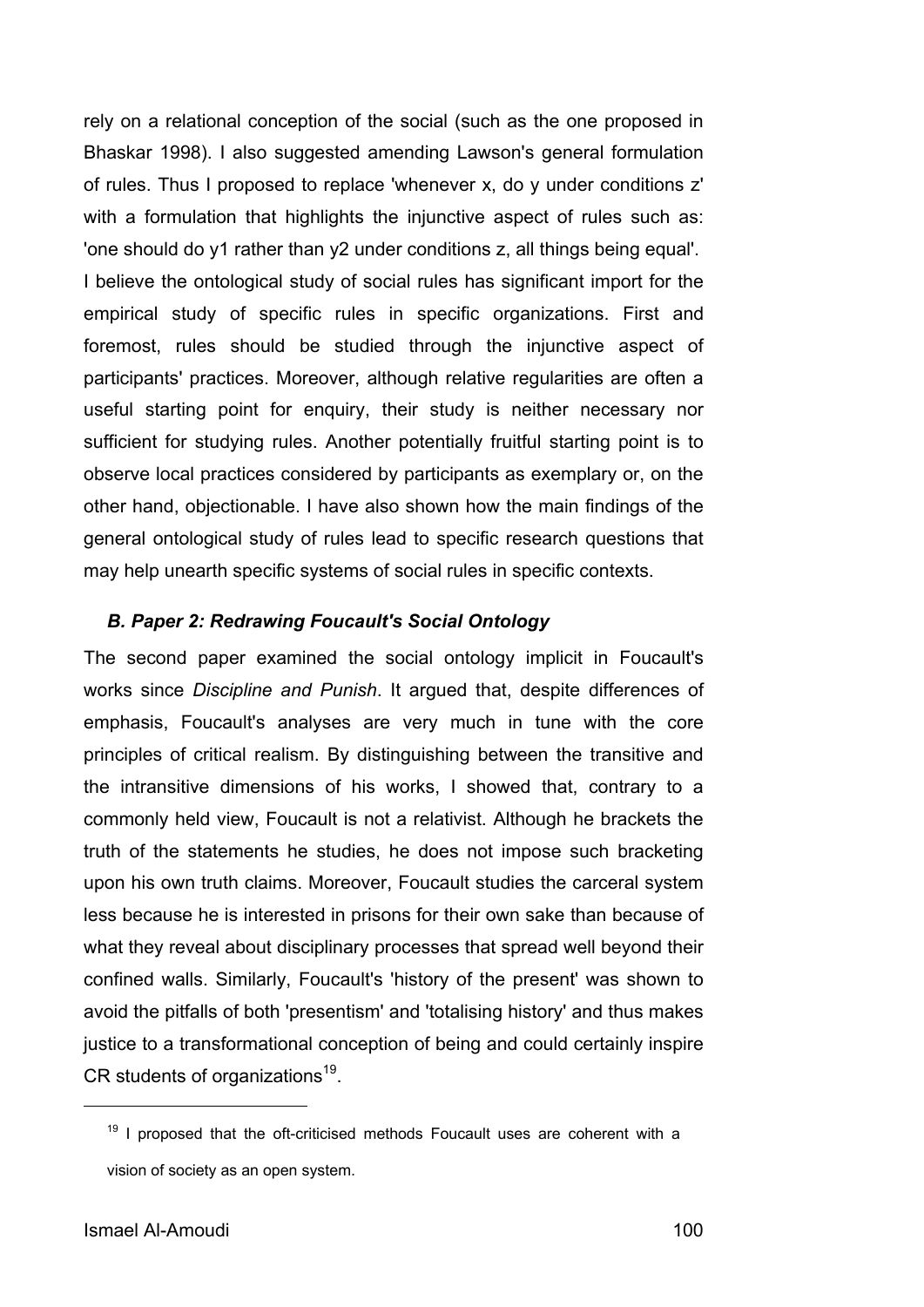rely on a relational conception of the social (such as the one proposed in Bhaskar 1998). I also suggested amending Lawson's general formulation of rules. Thus I proposed to replace 'whenever x, do y under conditions z' with a formulation that highlights the injunctive aspect of rules such as: 'one should do y1 rather than y2 under conditions z, all things being equal'.

I believe the ontological study of social rules has significant import for the empirical study of specific rules in specific organizations. First and foremost, rules should be studied through the injunctive aspect of participants' practices. Moreover, although relative regularities are often a useful starting point for enquiry, their study is neither necessary nor sufficient for studying rules. Another potentially fruitful starting point is to observe local practices considered by participants as exemplary or, on the other hand, objectionable. I have also shown how the main findings of the general ontological study of rules lead to specific research questions that may help unearth specific systems of social rules in specific contexts.

### *B. Paper 2: Redrawing Foucault's Social Ontology*

The second paper examined the social ontology implicit in Foucault's works since *Discipline and Punish*. It argued that, despite differences of emphasis, Foucault's analyses are very much in tune with the core principles of critical realism. By distinguishing between the transitive and the intransitive dimensions of his works, I showed that, contrary to a commonly held view, Foucault is not a relativist. Although he brackets the truth of the statements he studies, he does not impose such bracketing upon his own truth claims. Moreover, Foucault studies the carceral system less because he is interested in prisons for their own sake than because of what they reveal about disciplinary processes that spread well beyond their confined walls. Similarly, Foucault's 'history of the present' was shown to avoid the pitfalls of both 'presentism' and 'totalising history' and thus makes justice to a transformational conception of being and could certainly inspire CR students of organizations[19].

[19] I proposed that the oft-criticised methods Foucault uses are coherent with a vision of society as an open system.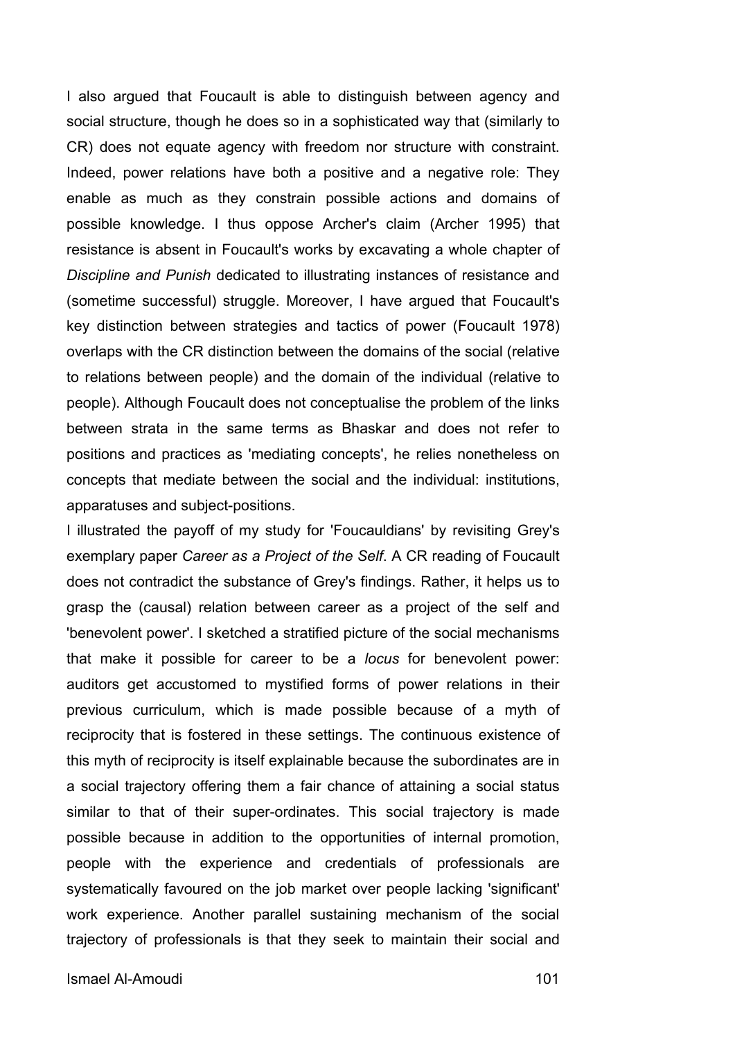I also argued that Foucault is able to distinguish between agency and social structure, though he does so in a sophisticated way that (similarly to CR) does not equate agency with freedom nor structure with constraint. Indeed, power relations have both a positive and a negative role: They enable as much as they constrain possible actions and domains of possible knowledge. I thus oppose Archer's claim (Archer 1995) that resistance is absent in Foucault's works by excavating a whole chapter of *Discipline and Punish* dedicated to illustrating instances of resistance and (sometime successful) struggle. Moreover, I have argued that Foucault's key distinction between strategies and tactics of power (Foucault 1978) overlaps with the CR distinction between the domains of the social (relative to relations between people) and the domain of the individual (relative to people). Although Foucault does not conceptualise the problem of the links between strata in the same terms as Bhaskar and does not refer to positions and practices as 'mediating concepts', he relies nonetheless on concepts that mediate between the social and the individual: institutions, apparatuses and subject-positions.

I illustrated the payoff of my study for 'Foucauldians' by revisiting Grey's exemplary paper *Career as a Project of the Self*. A CR reading of Foucault does not contradict the substance of Grey's findings. Rather, it helps us to grasp the (causal) relation between career as a project of the self and 'benevolent power'. I sketched a stratified picture of the social mechanisms that make it possible for career to be a *locus* for benevolent power: auditors get accustomed to mystified forms of power relations in their previous curriculum, which is made possible because of a myth of reciprocity that is fostered in these settings. The continuous existence of this myth of reciprocity is itself explainable because the subordinates are in a social trajectory offering them a fair chance of attaining a social status similar to that of their super-ordinates. This social trajectory is made possible because in addition to the opportunities of internal promotion, people with the experience and credentials of professionals are systematically favoured on the job market over people lacking 'significant' work experience. Another parallel sustaining mechanism of the social trajectory of professionals is that they seek to maintain their social and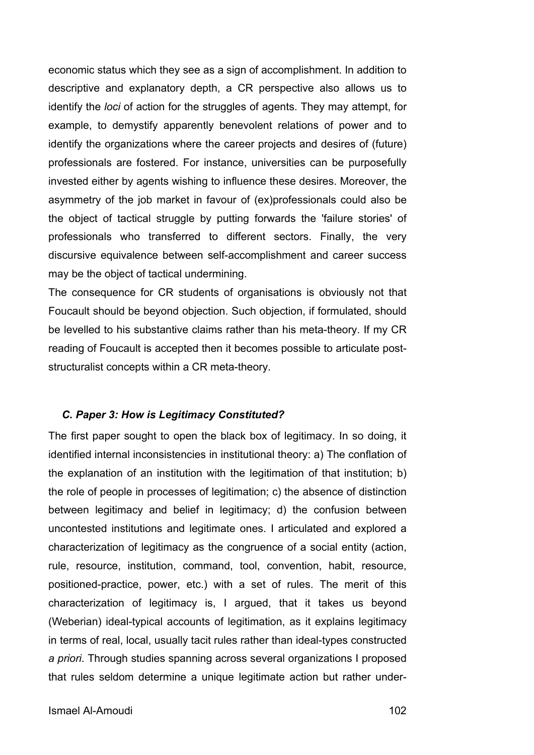economic status which they see as a sign of accomplishment. In addition to descriptive and explanatory depth, a CR perspective also allows us to identify the *loci* of action for the struggles of agents. They may attempt, for example, to demystify apparently benevolent relations of power and to identify the organizations where the career projects and desires of (future) professionals are fostered. For instance, universities can be purposefully invested either by agents wishing to influence these desires. Moreover, the asymmetry of the job market in favour of (ex)professionals could also be the object of tactical struggle by putting forwards the 'failure stories' of professionals who transferred to different sectors. Finally, the very discursive equivalence between self-accomplishment and career success may be the object of tactical undermining.

The consequence for CR students of organisations is obviously not that Foucault should be beyond objection. Such objection, if formulated, should be levelled to his substantive claims rather than his meta-theory. If my CR reading of Foucault is accepted then it becomes possible to articulate post-structuralist concepts within a CR meta-theory.

### *C. Paper 3: How is Legitimacy Constituted?*

The first paper sought to open the black box of legitimacy. In so doing, it identified internal inconsistencies in institutional theory: a) The conflation of the explanation of an institution with the legitimation of that institution; b) the role of people in processes of legitimation; c) the absence of distinction between legitimacy and belief in legitimacy; d) the confusion between uncontested institutions and legitimate ones. I articulated and explored a characterization of legitimacy as the congruence of a social entity (action, rule, resource, institution, command, tool, convention, habit, resource, positioned-practice, power, etc.) with a set of rules. The merit of this characterization of legitimacy is, I argued, that it takes us beyond (Weberian) ideal-typical accounts of legitimation, as it explains legitimacy in terms of real, local, usually tacit rules rather than ideal-types constructed *a priori*. Through studies spanning across several organizations I proposed that rules seldom determine a unique legitimate action but rather under-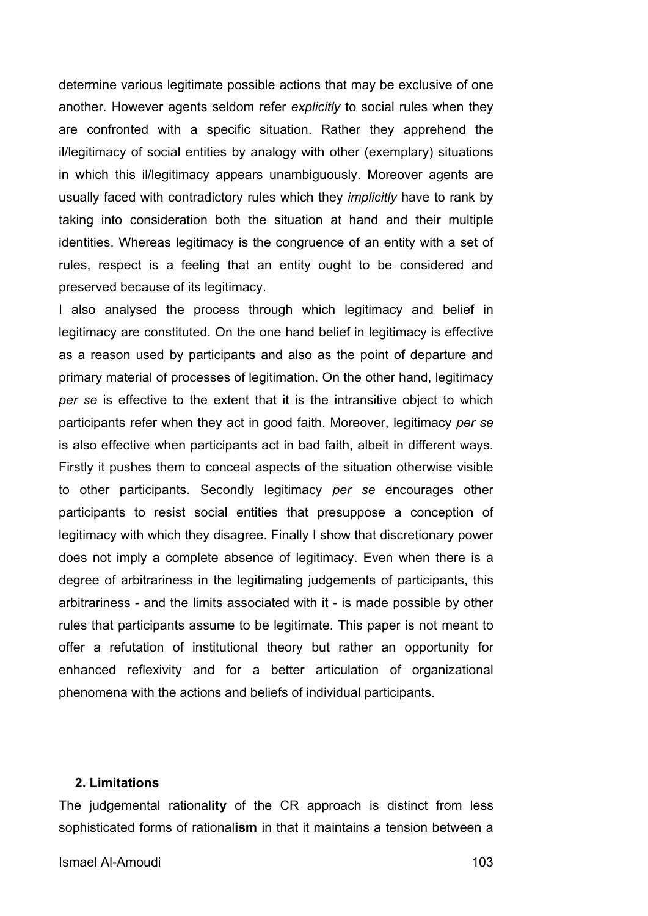determine various legitimate possible actions that may be exclusive of one another. However agents seldom refer *explicitly* to social rules when they are confronted with a specific situation. Rather they apprehend the il/legitimacy of social entities by analogy with other (exemplary) situations in which this il/legitimacy appears unambiguously. Moreover agents are usually faced with contradictory rules which they *implicitly* have to rank by taking into consideration both the situation at hand and their multiple identities. Whereas legitimacy is the congruence of an entity with a set of rules, respect is a feeling that an entity ought to be considered and preserved because of its legitimacy.

I also analysed the process through which legitimacy and belief in legitimacy are constituted. On the one hand belief in legitimacy is effective as a reason used by participants and also as the point of departure and primary material of processes of legitimation. On the other hand, legitimacy *per se* is effective to the extent that it is the intransitive object to which participants refer when they act in good faith. Moreover, legitimacy *per se* is also effective when participants act in bad faith, albeit in different ways. Firstly it pushes them to conceal aspects of the situation otherwise visible to other participants. Secondly legitimacy *per se* encourages other participants to resist social entities that presuppose a conception of legitimacy with which they disagree. Finally I show that discretionary power does not imply a complete absence of legitimacy. Even when there is a degree of arbitrariness in the legitimating judgements of participants, this arbitrariness - and the limits associated with it - is made possible by other rules that participants assume to be legitimate. This paper is not meant to offer a refutation of institutional theory but rather an opportunity for enhanced reflexivity and for a better articulation of organizational phenomena with the actions and beliefs of individual participants.

## 2. Limitations

The judgemental rational**ity** of the CR approach is distinct from less sophisticated forms of rational**ism** in that it maintains a tension between a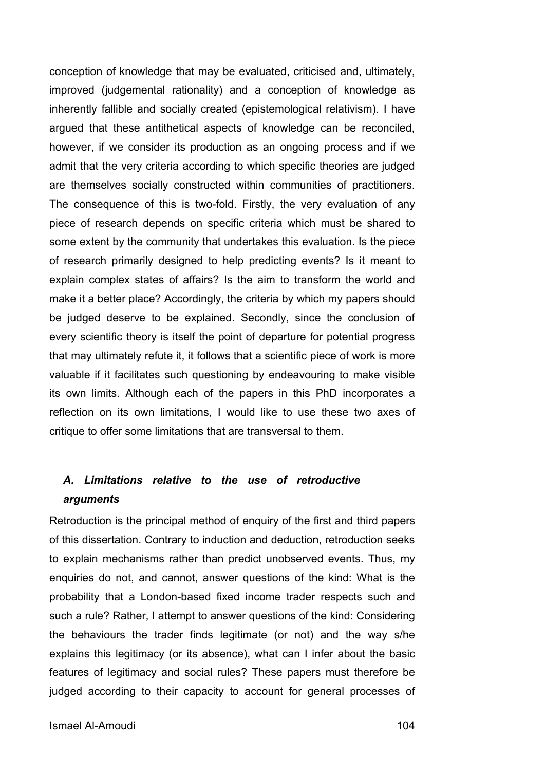conception of knowledge that may be evaluated, criticised and, ultimately, improved (judgemental rationality) and a conception of knowledge as inherently fallible and socially created (epistemological relativism). I have argued that these antithetical aspects of knowledge can be reconciled, however, if we consider its production as an ongoing process and if we admit that the very criteria according to which specific theories are judged are themselves socially constructed within communities of practitioners. The consequence of this is two-fold. Firstly, the very evaluation of any piece of research depends on specific criteria which must be shared to some extent by the community that undertakes this evaluation. Is the piece of research primarily designed to help predicting events? Is it meant to explain complex states of affairs? Is the aim to transform the world and make it a better place? Accordingly, the criteria by which my papers should be judged deserve to be explained. Secondly, since the conclusion of every scientific theory is itself the point of departure for potential progress that may ultimately refute it, it follows that a scientific piece of work is more valuable if it facilitates such questioning by endeavouring to make visible its own limits. Although each of the papers in this PhD incorporates a reflection on its own limitations, I would like to use these two axes of critique to offer some limitations that are transversal to them.

### *A. Limitations relative to the use of retroductive arguments*

Retroduction is the principal method of enquiry of the first and third papers of this dissertation. Contrary to induction and deduction, retroduction seeks to explain mechanisms rather than predict unobserved events. Thus, my enquiries do not, and cannot, answer questions of the kind: What is the probability that a London-based fixed income trader respects such and such a rule? Rather, I attempt to answer questions of the kind: Considering the behaviours the trader finds legitimate (or not) and the way s/he explains this legitimacy (or its absence), what can I infer about the basic features of legitimacy and social rules? These papers must therefore be judged according to their capacity to account for general processes of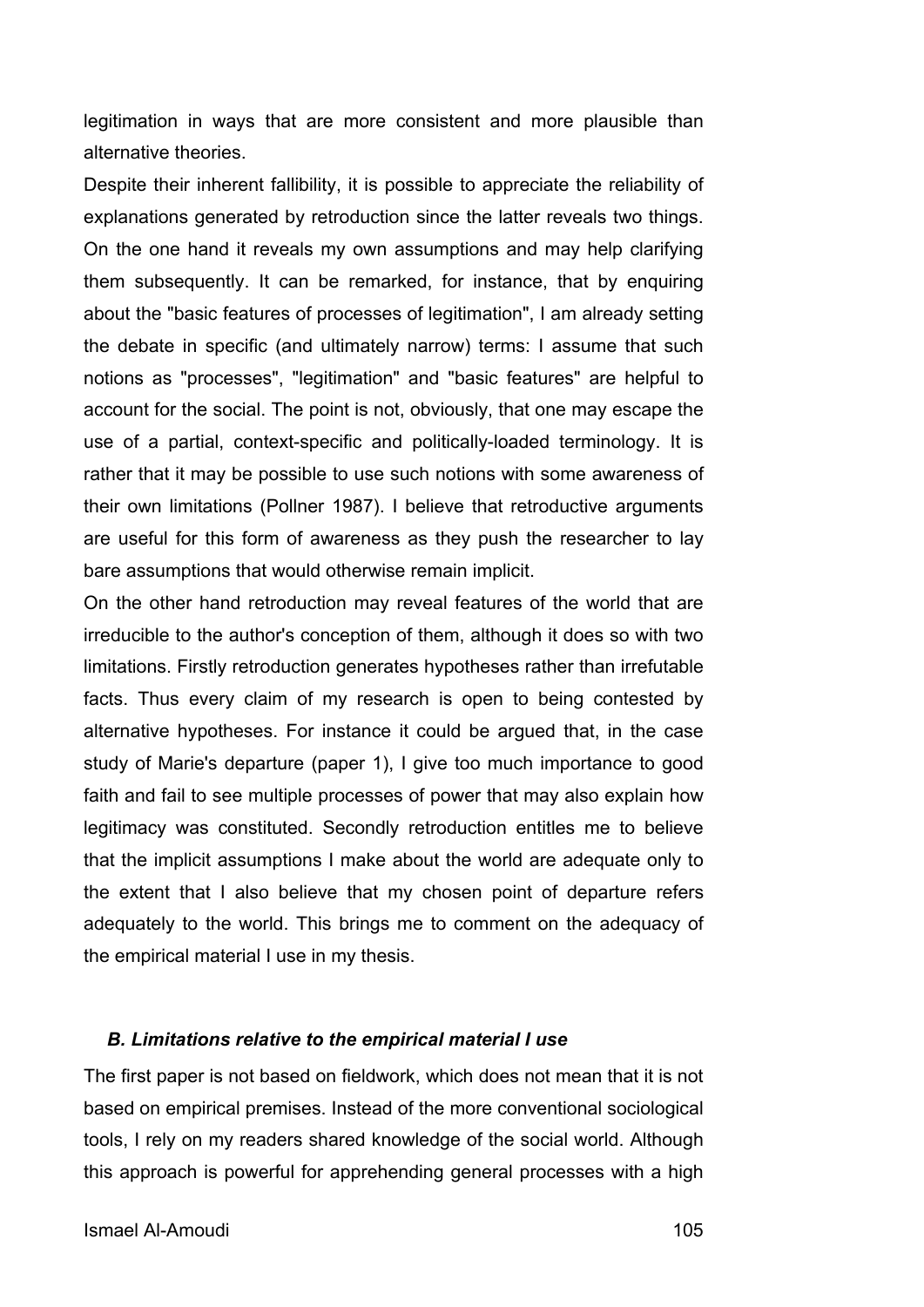legitimation in ways that are more consistent and more plausible than alternative theories.

Despite their inherent fallibility, it is possible to appreciate the reliability of explanations generated by retroduction since the latter reveals two things. On the one hand it reveals my own assumptions and may help clarifying them subsequently. It can be remarked, for instance, that by enquiring about the "basic features of processes of legitimation", I am already setting the debate in specific (and ultimately narrow) terms: I assume that such notions as "processes", "legitimation" and "basic features" are helpful to account for the social. The point is not, obviously, that one may escape the use of a partial, context-specific and politically-loaded terminology. It is rather that it may be possible to use such notions with some awareness of their own limitations (Pollner 1987). I believe that retroductive arguments are useful for this form of awareness as they push the researcher to lay bare assumptions that would otherwise remain implicit.

On the other hand retroduction may reveal features of the world that are irreducible to the author's conception of them, although it does so with two limitations. Firstly retroduction generates hypotheses rather than irrefutable facts. Thus every claim of my research is open to being contested by alternative hypotheses. For instance it could be argued that, in the case study of Marie's departure (paper 1), I give too much importance to good faith and fail to see multiple processes of power that may also explain how legitimacy was constituted. Secondly retroduction entitles me to believe that the implicit assumptions I make about the world are adequate only to the extent that I also believe that my chosen point of departure refers adequately to the world. This brings me to comment on the adequacy of the empirical material I use in my thesis.

### *B. Limitations relative to the empirical material I use*

The first paper is not based on fieldwork, which does not mean that it is not based on empirical premises. Instead of the more conventional sociological tools, I rely on my readers shared knowledge of the social world. Although this approach is powerful for apprehending general processes with a high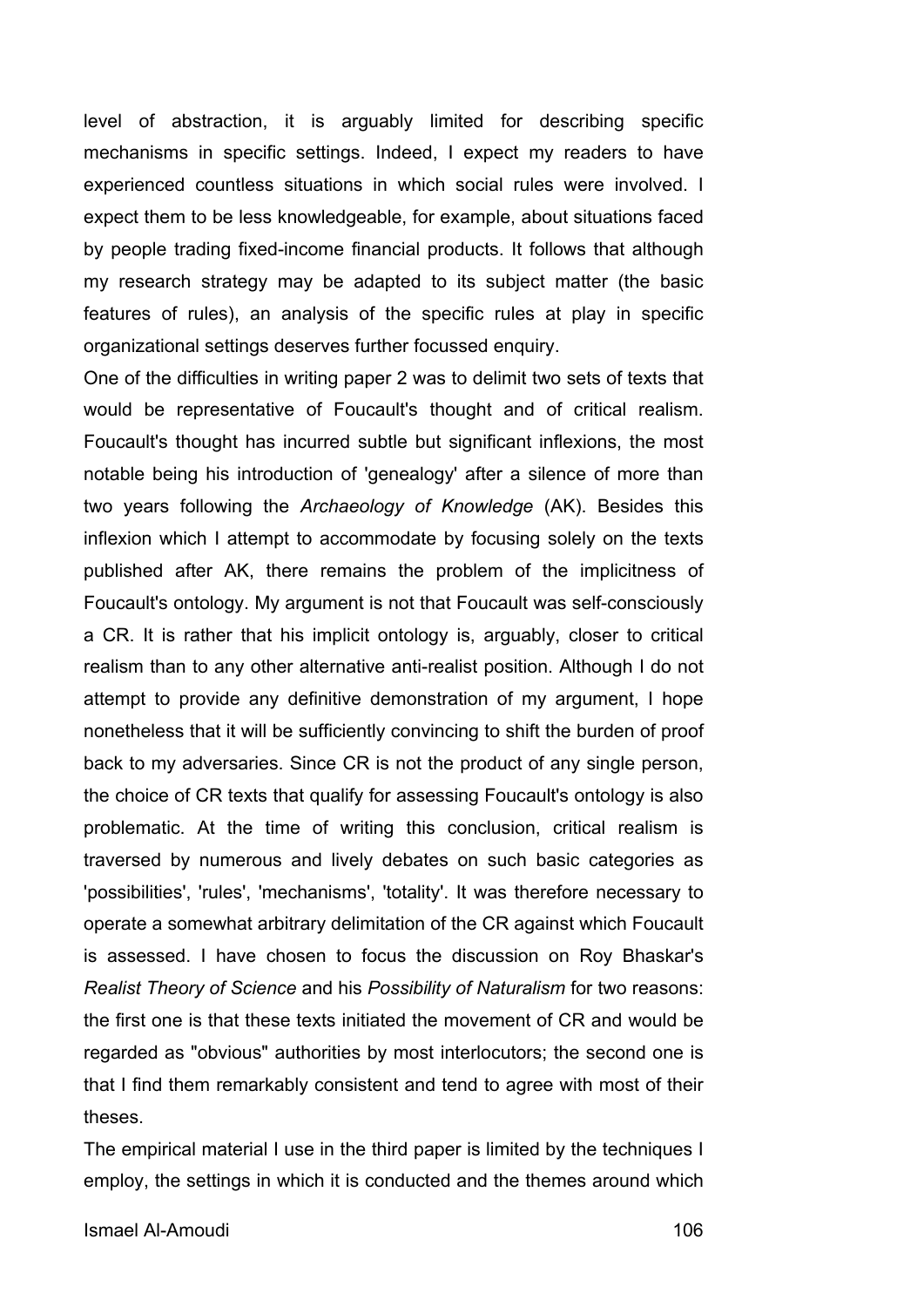level of abstraction, it is arguably limited for describing specific mechanisms in specific settings. Indeed, I expect my readers to have experienced countless situations in which social rules were involved. I expect them to be less knowledgeable, for example, about situations faced by people trading fixed-income financial products. It follows that although my research strategy may be adapted to its subject matter (the basic features of rules), an analysis of the specific rules at play in specific organizational settings deserves further focussed enquiry.

One of the difficulties in writing paper 2 was to delimit two sets of texts that would be representative of Foucault's thought and of critical realism. Foucault's thought has incurred subtle but significant inflexions, the most notable being his introduction of 'genealogy' after a silence of more than two years following the *Archaeology of Knowledge* (AK). Besides this inflexion which I attempt to accommodate by focusing solely on the texts published after AK, there remains the problem of the implicitness of Foucault's ontology. My argument is not that Foucault was self-consciously a CR. It is rather that his implicit ontology is, arguably, closer to critical realism than to any other alternative anti-realist position. Although I do not attempt to provide any definitive demonstration of my argument, I hope nonetheless that it will be sufficiently convincing to shift the burden of proof back to my adversaries. Since CR is not the product of any single person, the choice of CR texts that qualify for assessing Foucault's ontology is also problematic. At the time of writing this conclusion, critical realism is traversed by numerous and lively debates on such basic categories as 'possibilities', 'rules', 'mechanisms', 'totality'. It was therefore necessary to operate a somewhat arbitrary delimitation of the CR against which Foucault is assessed. I have chosen to focus the discussion on Roy Bhaskar's *Realist Theory of Science* and his *Possibility of Naturalism* for two reasons: the first one is that these texts initiated the movement of CR and would be regarded as "obvious" authorities by most interlocutors; the second one is that I find them remarkably consistent and tend to agree with most of their theses.

The empirical material I use in the third paper is limited by the techniques I employ, the settings in which it is conducted and the themes around which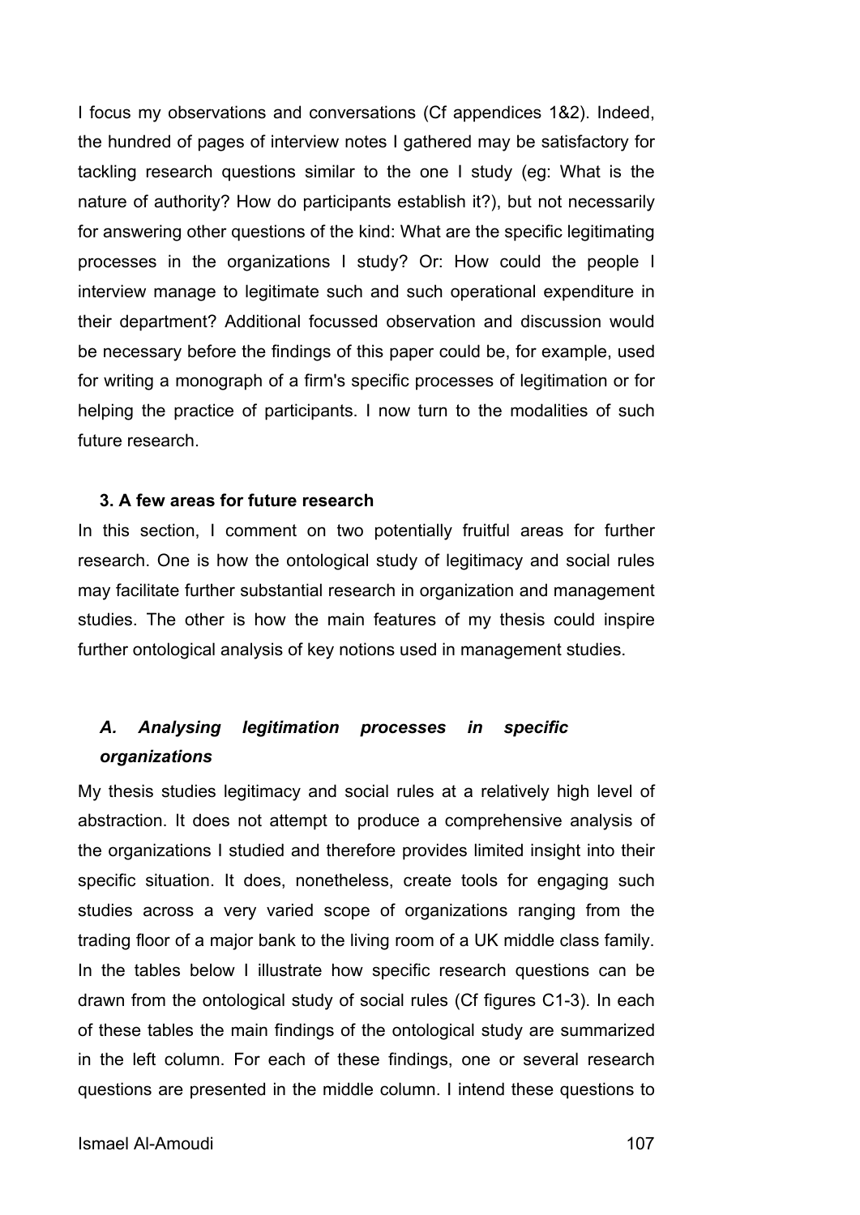I focus my observations and conversations (Cf appendices 1&2). Indeed, the hundred of pages of interview notes I gathered may be satisfactory for tackling research questions similar to the one I study (eg: What is the nature of authority? How do participants establish it?), but not necessarily for answering other questions of the kind: What are the specific legitimating processes in the organizations I study? Or: How could the people I interview manage to legitimate such and such operational expenditure in their department? Additional focussed observation and discussion would be necessary before the findings of this paper could be, for example, used for writing a monograph of a firm's specific processes of legitimation or for helping the practice of participants. I now turn to the modalities of such future research.

### 3. A few areas for future research

In this section, I comment on two potentially fruitful areas for further research. One is how the ontological study of legitimacy and social rules may facilitate further substantial research in organization and management studies. The other is how the main features of my thesis could inspire further ontological analysis of key notions used in management studies.

#### *A. Analysing legitimation processes in specific organizations*

My thesis studies legitimacy and social rules at a relatively high level of abstraction. It does not attempt to produce a comprehensive analysis of the organizations I studied and therefore provides limited insight into their specific situation. It does, nonetheless, create tools for engaging such studies across a very varied scope of organizations ranging from the trading floor of a major bank to the living room of a UK middle class family. In the tables below I illustrate how specific research questions can be drawn from the ontological study of social rules (Cf figures C1-3). In each of these tables the main findings of the ontological study are summarized in the left column. For each of these findings, one or several research questions are presented in the middle column. I intend these questions to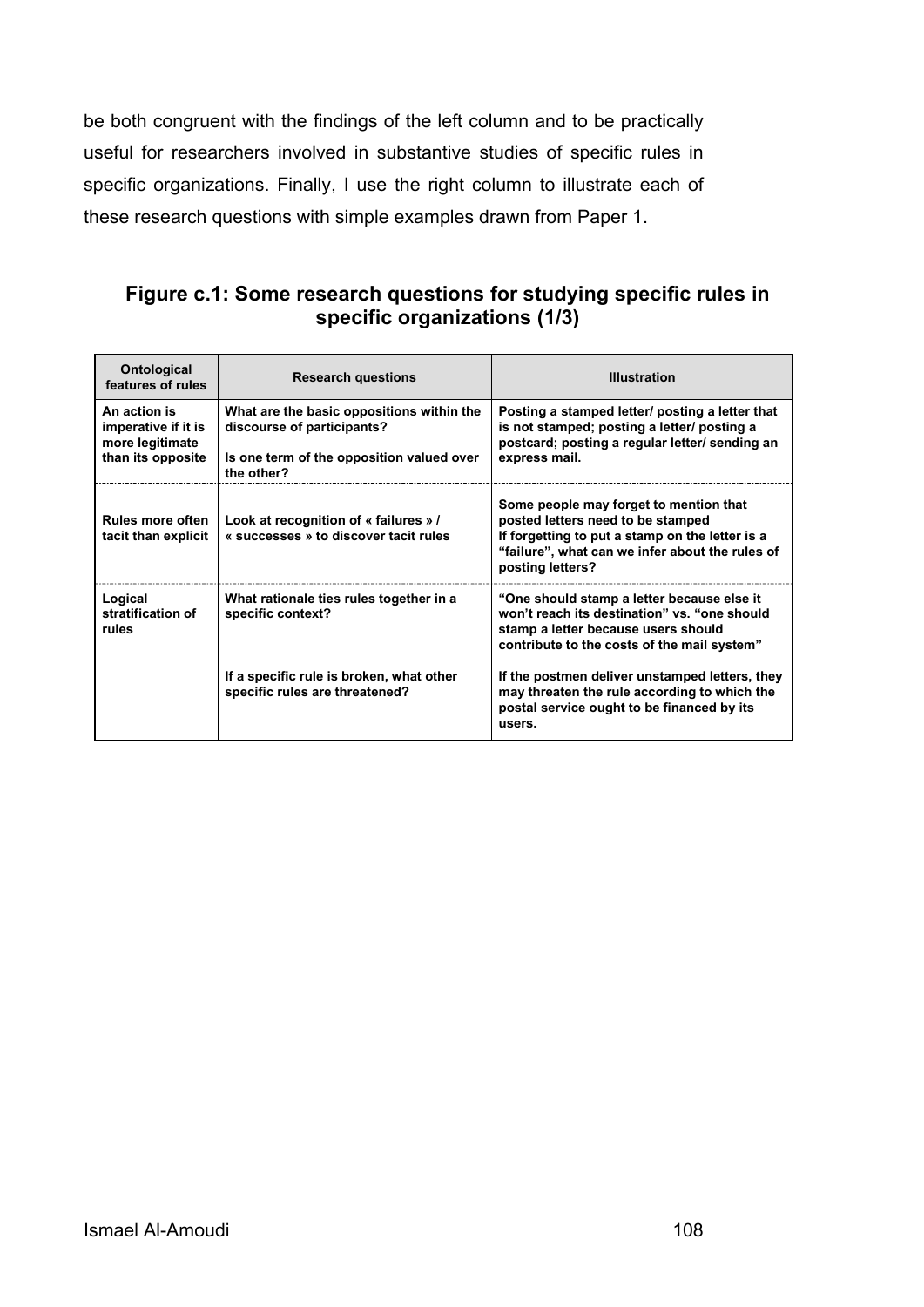be both congruent with the findings of the left column and to be practically useful for researchers involved in substantive studies of specific rules in specific organizations. Finally, I use the right column to illustrate each of these research questions with simple examples drawn from Paper 1.

**Figure c.1: Some research questions for studying specific rules in specific organizations (1/3)**

| Ontological features of rules | Research questions | Illustration |
|---|---|---|
| **An action is imperative if it is more legitimate than its opposite** | **What are the basic oppositions within the discourse of participants?** <br><br> **Is one term of the opposition valued over the other?** | **Posting a stamped letter/ posting a letter that is not stamped; posting a letter/ posting a postcard; posting a regular letter/ sending an express mail.** |
| **Rules more often tacit than explicit** | **Look at recognition of « failures » / « successes » to discover tacit rules** | **Some people may forget to mention that posted letters need to be stamped** <br> **If forgetting to put a stamp on the letter is a "failure", what can we infer about the rules of posting letters?** |
| **Logical stratification of rules** | **What rationale ties rules together in a specific context?** <br><br> **If a specific rule is broken, what other specific rules are threatened?** | **"One should stamp a letter because else it won't reach its destination" vs. "one should stamp a letter because users should contribute to the costs of the mail system"** <br><br> **If the postmen deliver unstamped letters, they may threaten the rule according to which the postal service ought to be financed by its users.** |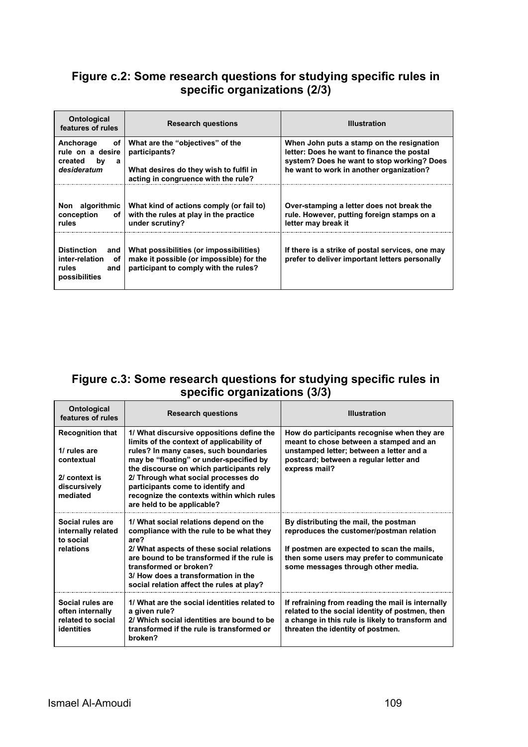## Figure c.2: Some research questions for studying specific rules in specific organizations (2/3)

| Ontological features of rules | Research questions | Illustration |
|---|---|---|
| Anchorage of rule on a desire created by a *desideratum* | What are the "objectives" of the participants?<br><br>What desires do they wish to fulfil in acting in congruence with the rule? | When John puts a stamp on the resignation letter: Does he want to finance the postal system? Does he want to stop working? Does he want to work in another organization? |
| Non algorithmic conception of rules | What kind of actions comply (or fail to) with the rules at play in the practice under scrutiny? | Over-stamping a letter does not break the rule. However, putting foreign stamps on a letter may break it |
| Distinction and inter-relation of rules and possibilities | What possibilities (or impossibilities) make it possible (or impossible) for the participant to comply with the rules? | If there is a strike of postal services, one may prefer to deliver important letters personally |

## Figure c.3: Some research questions for studying specific rules in specific organizations (3/3)

| Ontological features of rules | Research questions | Illustration |
|---|---|---|
| Recognition that<br><br>1/ rules are contextual<br><br>2/ context is discursively mediated | 1/ What discursive oppositions define the limits of the context of applicability of rules? In many cases, such boundaries may be "floating" or under-specified by the discourse on which participants rely<br>2/ Through what social processes do participants come to identify and recognize the contexts within which rules are held to be applicable? | How do participants recognise when they are meant to chose between a stamped and an unstamped letter; between a letter and a postcard; between a regular letter and express mail? |
| Social rules are internally related to social relations | 1/ What social relations depend on the compliance with the rule to be what they are?<br>2/ What aspects of these social relations are bound to be transformed if the rule is transformed or broken?<br>3/ How does a transformation in the social relation affect the rules at play? | By distributing the mail, the postman reproduces the customer/postman relation<br><br>If postmen are expected to scan the mails, then some users may prefer to communicate some messages through other media. |
| Social rules are often internally related to social identities | 1/ What are the social identities related to a given rule?<br>2/ Which social identities are bound to be transformed if the rule is transformed or broken? | If refraining from reading the mail is internally related to the social identity of postmen, then a change in this rule is likely to transform and threaten the identity of postmen. |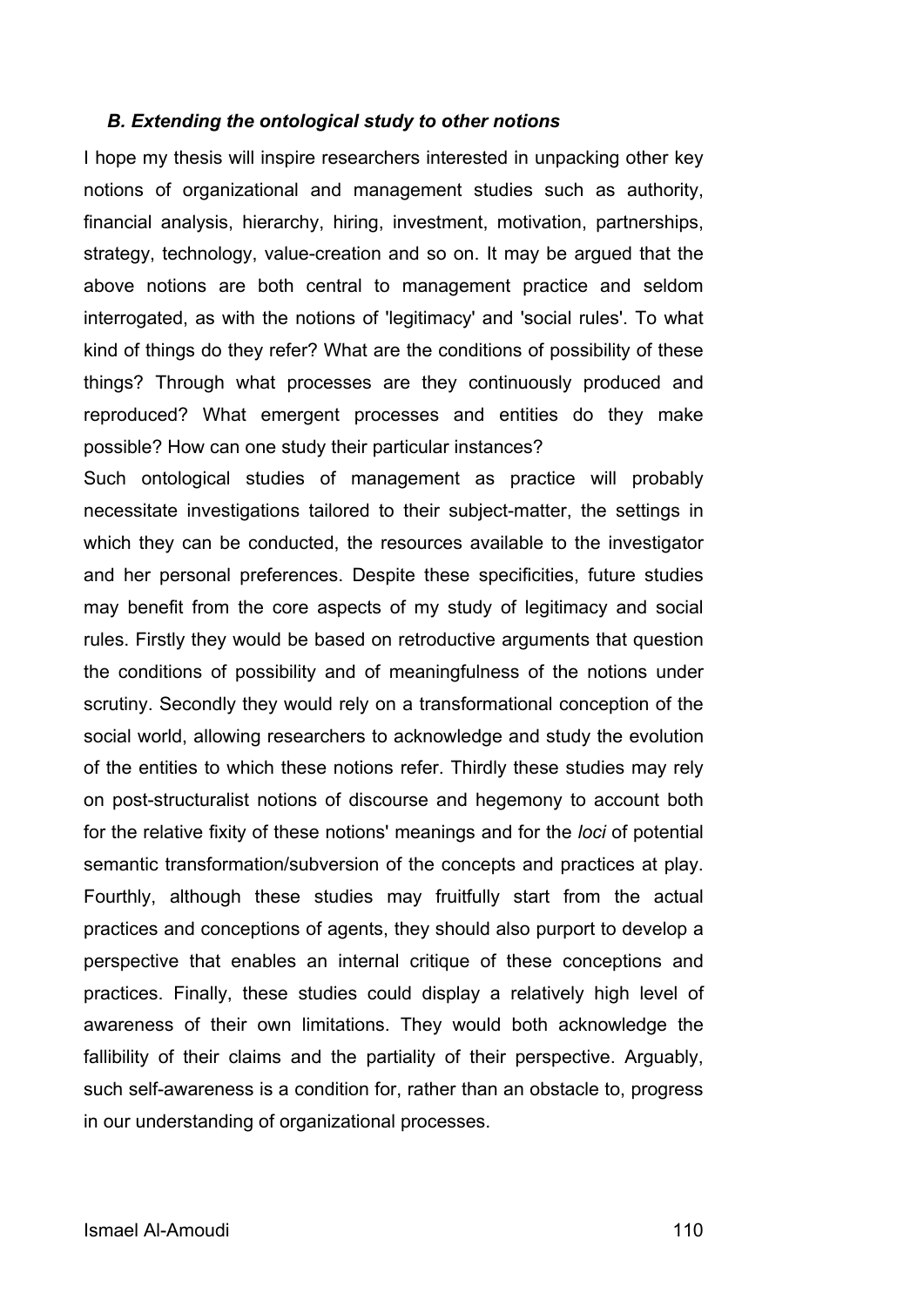### *B. Extending the ontological study to other notions*

I hope my thesis will inspire researchers interested in unpacking other key notions of organizational and management studies such as authority, financial analysis, hierarchy, hiring, investment, motivation, partnerships, strategy, technology, value-creation and so on. It may be argued that the above notions are both central to management practice and seldom interrogated, as with the notions of 'legitimacy' and 'social rules'. To what kind of things do they refer? What are the conditions of possibility of these things? Through what processes are they continuously produced and reproduced? What emergent processes and entities do they make possible? How can one study their particular instances?

Such ontological studies of management as practice will probably necessitate investigations tailored to their subject-matter, the settings in which they can be conducted, the resources available to the investigator and her personal preferences. Despite these specificities, future studies may benefit from the core aspects of my study of legitimacy and social rules. Firstly they would be based on retroductive arguments that question the conditions of possibility and of meaningfulness of the notions under scrutiny. Secondly they would rely on a transformational conception of the social world, allowing researchers to acknowledge and study the evolution of the entities to which these notions refer. Thirdly these studies may rely on post-structuralist notions of discourse and hegemony to account both for the relative fixity of these notions' meanings and for the *loci* of potential semantic transformation/subversion of the concepts and practices at play. Fourthly, although these studies may fruitfully start from the actual practices and conceptions of agents, they should also purport to develop a perspective that enables an internal critique of these conceptions and practices. Finally, these studies could display a relatively high level of awareness of their own limitations. They would both acknowledge the fallibility of their claims and the partiality of their perspective. Arguably, such self-awareness is a condition for, rather than an obstacle to, progress in our understanding of organizational processes.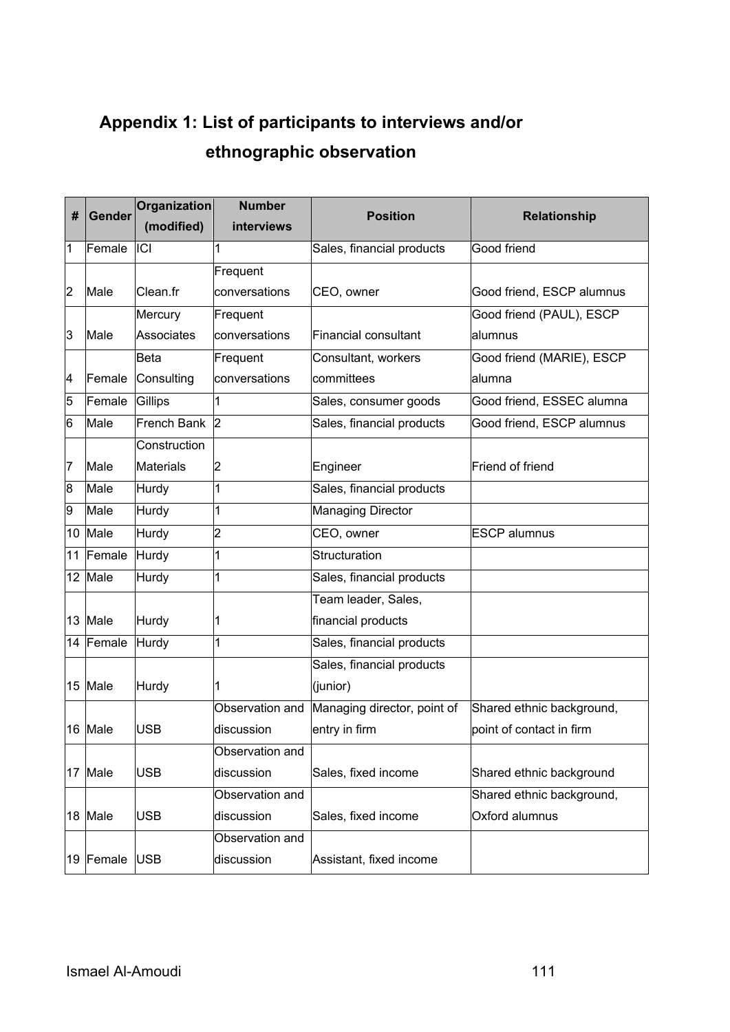# Appendix 1: List of participants to interviews and/or ethnographic observation

| # | Gender | Organization (modified) | Number interviews | Position | Relationship |
|---|---|---|---|---|---|
| 1 | Female | ICI | 1 | Sales, financial products | Good friend |
| 2 | Male | Clean.fr | Frequent conversations | CEO, owner | Good friend, ESCP alumnus |
| 3 | Male | Mercury Associates | Frequent conversations | Financial consultant | Good friend (PAUL), ESCP alumnus |
| 4 | Female | Beta Consulting | Frequent conversations | Consultant, workers committees | Good friend (MARIE), ESCP alumna |
| 5 | Female | Gillips | 1 | Sales, consumer goods | Good friend, ESSEC alumna |
| 6 | Male | French Bank | 2 | Sales, financial products | Good friend, ESCP alumnus |
| 7 | Male | Construction Materials | 2 | Engineer | Friend of friend |
| 8 | Male | Hurdy | 1 | Sales, financial products | |
| 9 | Male | Hurdy | 1 | Managing Director | |
| 10 | Male | Hurdy | 2 | CEO, owner | ESCP alumnus |
| 11 | Female | Hurdy | 1 | Structuration | |
| 12 | Male | Hurdy | 1 | Sales, financial products | |
| 13 | Male | Hurdy | 1 | Team leader, Sales, financial products | |
| 14 | Female | Hurdy | 1 | Sales, financial products | |
| 15 | Male | Hurdy | 1 | Sales, financial products (junior) | |
| 16 | Male | USB | Observation and discussion | Managing director, point of entry in firm | Shared ethnic background, point of contact in firm |
| 17 | Male | USB | Observation and discussion | Sales, fixed income | Shared ethnic background |
| 18 | Male | USB | Observation and discussion | Sales, fixed income | Shared ethnic background, Oxford alumnus |
| 19 | Female | USB | Observation and discussion | Assistant, fixed income | |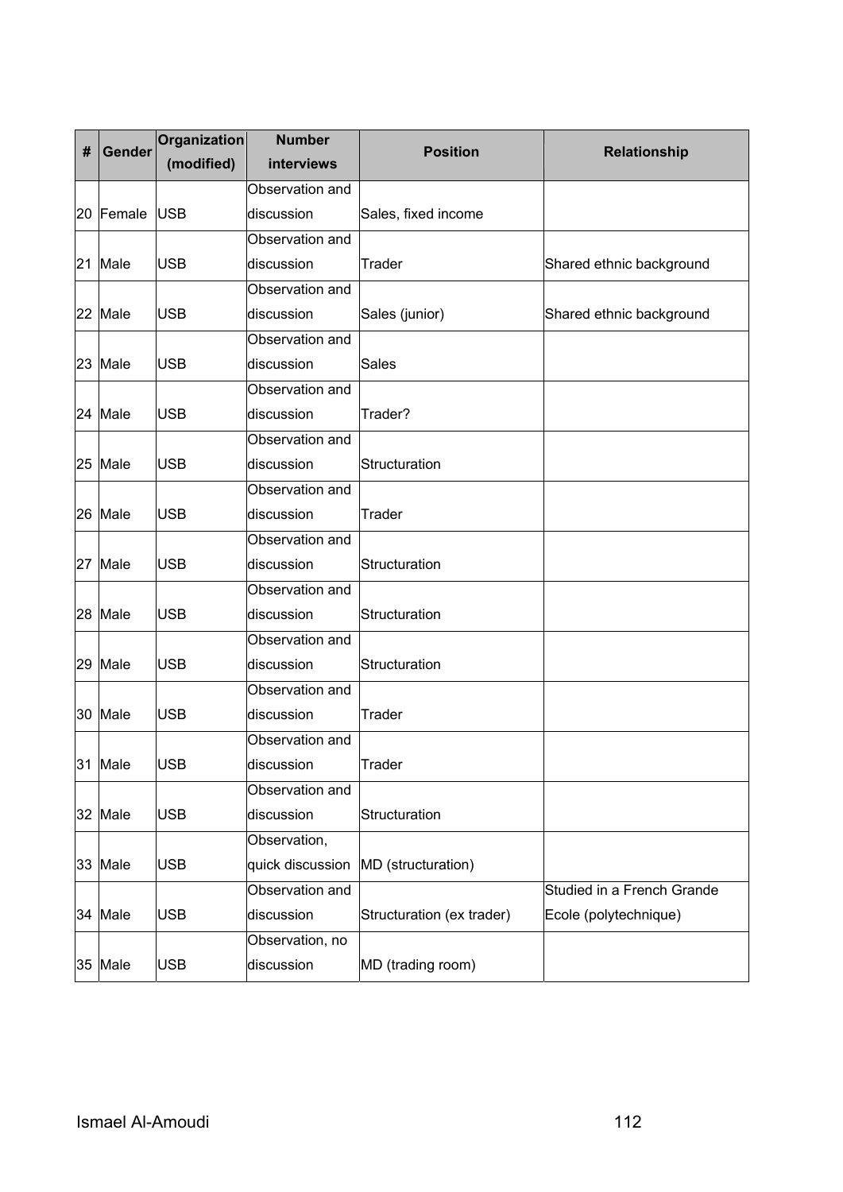| # | Gender | Organization (modified) | Number interviews | Position | Relationship |
|---|---|---|---|---|---|
| 20 | Female | USB | Observation and discussion | Sales, fixed income | |
| 21 | Male | USB | Observation and discussion | Trader | Shared ethnic background |
| 22 | Male | USB | Observation and discussion | Sales (junior) | Shared ethnic background |
| 23 | Male | USB | Observation and discussion | Sales | |
| 24 | Male | USB | Observation and discussion | Trader? | |
| 25 | Male | USB | Observation and discussion | Structuration | |
| 26 | Male | USB | Observation and discussion | Trader | |
| 27 | Male | USB | Observation and discussion | Structuration | |
| 28 | Male | USB | Observation and discussion | Structuration | |
| 29 | Male | USB | Observation and discussion | Structuration | |
| 30 | Male | USB | Observation and discussion | Trader | |
| 31 | Male | USB | Observation and discussion | Trader | |
| 32 | Male | USB | Observation and discussion | Structuration | |
| 33 | Male | USB | Observation, quick discussion | MD (structuration) | |
| 34 | Male | USB | Observation and discussion | Structuration (ex trader) | Studied in a French Grande Ecole (polytechnique) |
| 35 | Male | USB | Observation, no discussion | MD (trading room) | |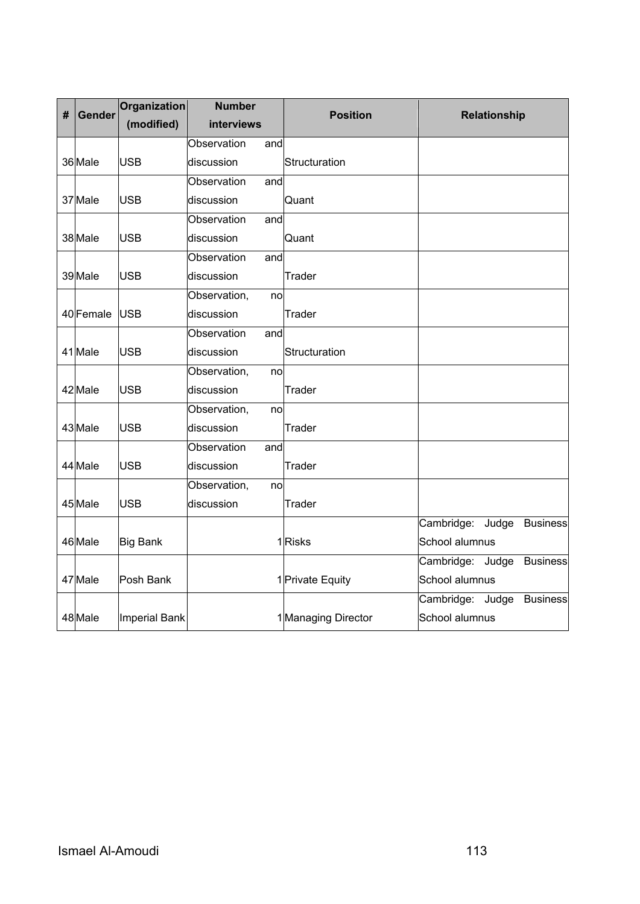| # | Gender | Organization (modified) | Number interviews | Position | Relationship |
|---|---|---|---|---|---|
| 36 | Male | USB | Observation and discussion | Structuration | |
| 37 | Male | USB | Observation and discussion | Quant | |
| 38 | Male | USB | Observation and discussion | Quant | |
| 39 | Male | USB | Observation and discussion | Trader | |
| 40 | Female | USB | Observation, no discussion | Trader | |
| 41 | Male | USB | Observation and discussion | Structuration | |
| 42 | Male | USB | Observation, no discussion | Trader | |
| 43 | Male | USB | Observation, no discussion | Trader | |
| 44 | Male | USB | Observation and discussion | Trader | |
| 45 | Male | USB | Observation, no discussion | Trader | |
| 46 | Male | Big Bank | 1 | Risks | Cambridge: Judge Business School alumnus |
| 47 | Male | Posh Bank | 1 | Private Equity | Cambridge: Judge Business School alumnus |
| 48 | Male | Imperial Bank | 1 | Managing Director | Cambridge: Judge Business School alumnus |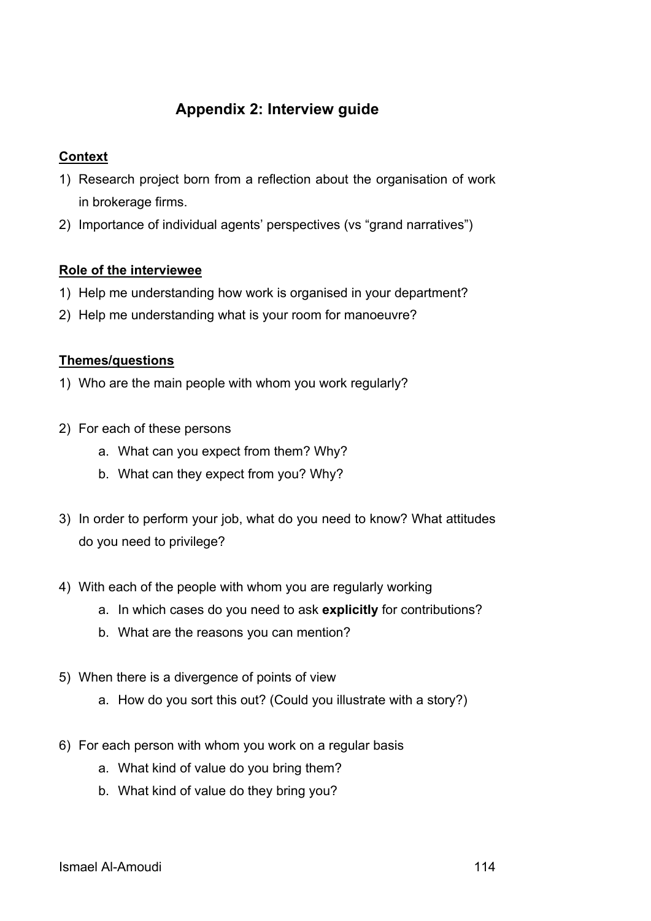## Appendix 2: Interview guide

**Context**

1) Research project born from a reflection about the organisation of work in brokerage firms.
2) Importance of individual agents' perspectives (vs "grand narratives")

**Role of the interviewee**

1) Help me understanding how work is organised in your department?
2) Help me understanding what is your room for manoeuvre?

**Themes/questions**

1) Who are the main people with whom you work regularly?

2) For each of these persons
   a. What can you expect from them? Why?
   b. What can they expect from you? Why?

3) In order to perform your job, what do you need to know? What attitudes do you need to privilege?

4) With each of the people with whom you are regularly working
   a. In which cases do you need to ask **explicitly** for contributions?
   b. What are the reasons you can mention?

5) When there is a divergence of points of view
   a. How do you sort this out? (Could you illustrate with a story?)

6) For each person with whom you work on a regular basis
   a. What kind of value do you bring them?
   b. What kind of value do they bring you?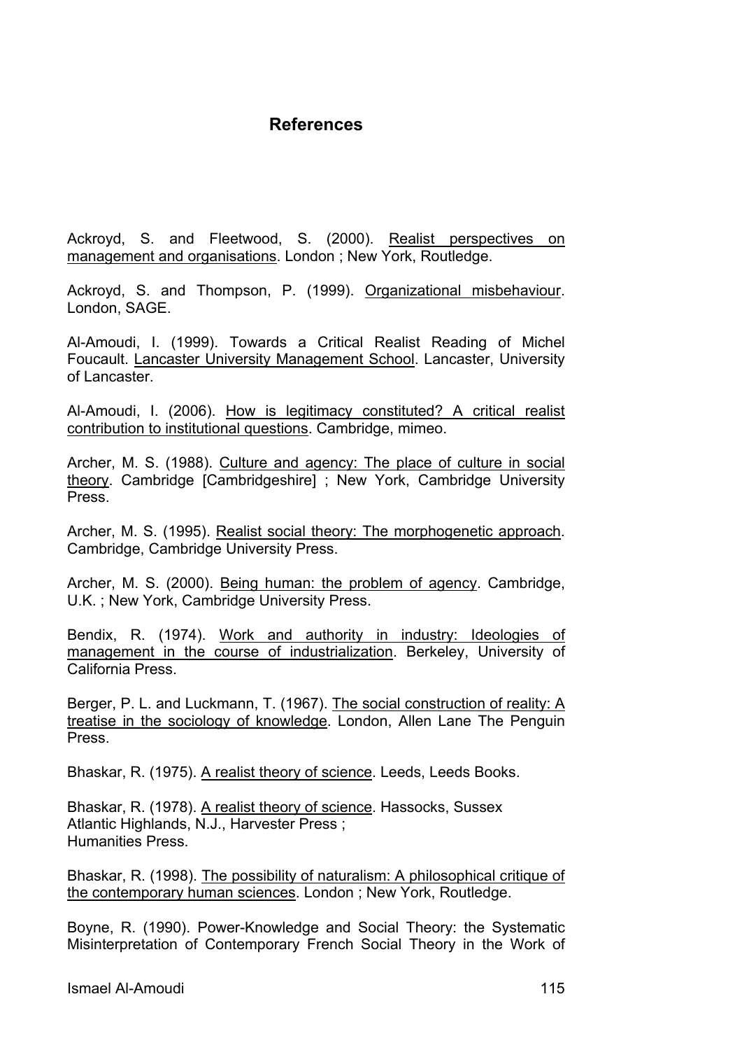# References

Ackroyd, S. and Fleetwood, S. (2000). Realist perspectives on management and organisations. London ; New York, Routledge.

Ackroyd, S. and Thompson, P. (1999). Organizational misbehaviour. London, SAGE.

Al-Amoudi, I. (1999). Towards a Critical Realist Reading of Michel Foucault. Lancaster University Management School. Lancaster, University of Lancaster.

Al-Amoudi, I. (2006). How is legitimacy constituted? A critical realist contribution to institutional questions. Cambridge, mimeo.

Archer, M. S. (1988). Culture and agency: The place of culture in social theory. Cambridge [Cambridgeshire] ; New York, Cambridge University Press.

Archer, M. S. (1995). Realist social theory: The morphogenetic approach. Cambridge, Cambridge University Press.

Archer, M. S. (2000). Being human: the problem of agency. Cambridge, U.K. ; New York, Cambridge University Press.

Bendix, R. (1974). Work and authority in industry: Ideologies of management in the course of industrialization. Berkeley, University of California Press.

Berger, P. L. and Luckmann, T. (1967). The social construction of reality: A treatise in the sociology of knowledge. London, Allen Lane The Penguin Press.

Bhaskar, R. (1975). A realist theory of science. Leeds, Leeds Books.

Bhaskar, R. (1978). A realist theory of science. Hassocks, Sussex
Atlantic Highlands, N.J., Harvester Press ;
Humanities Press.

Bhaskar, R. (1998). The possibility of naturalism: A philosophical critique of the contemporary human sciences. London ; New York, Routledge.

Boyne, R. (1990). Power-Knowledge and Social Theory: the Systematic Misinterpretation of Contemporary French Social Theory in the Work of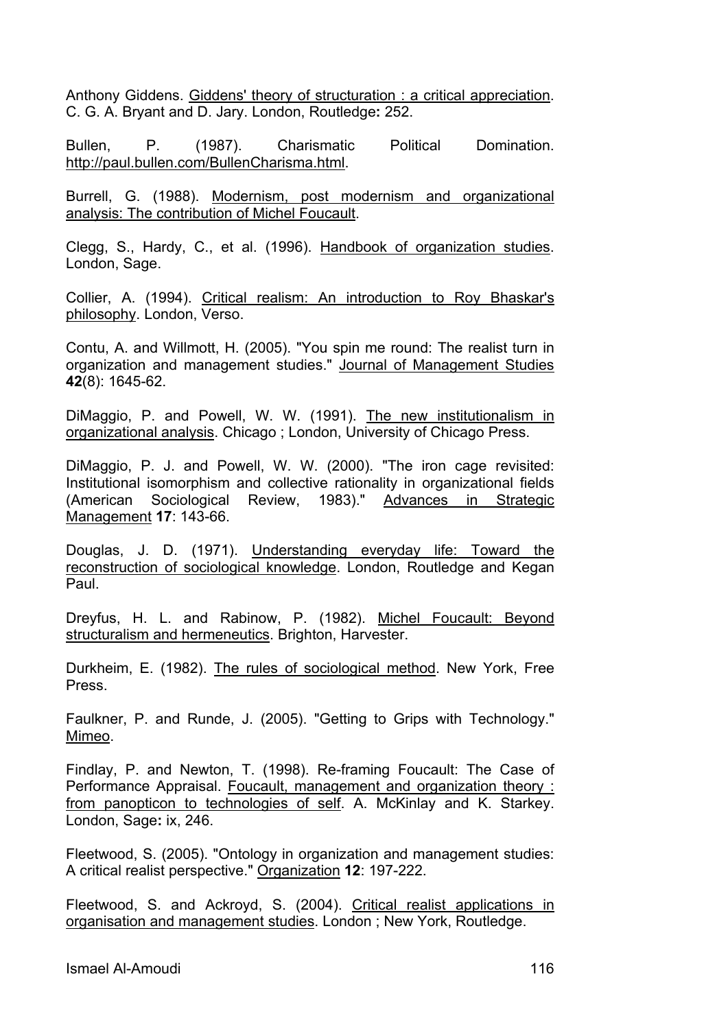Anthony Giddens. Giddens' theory of structuration : a critical appreciation. C. G. A. Bryant and D. Jary. London, Routledge**:** 252.

Bullen, P. (1987). Charismatic Political Domination. http://paul.bullen.com/BullenCharisma.html.

Burrell, G. (1988). Modernism, post modernism and organizational analysis: The contribution of Michel Foucault.

Clegg, S., Hardy, C., et al. (1996). Handbook of organization studies. London, Sage.

Collier, A. (1994). Critical realism: An introduction to Roy Bhaskar's philosophy. London, Verso.

Contu, A. and Willmott, H. (2005). "You spin me round: The realist turn in organization and management studies." Journal of Management Studies **42**(8): 1645-62.

DiMaggio, P. and Powell, W. W. (1991). The new institutionalism in organizational analysis. Chicago ; London, University of Chicago Press.

DiMaggio, P. J. and Powell, W. W. (2000). "The iron cage revisited: Institutional isomorphism and collective rationality in organizational fields (American Sociological Review, 1983)." Advances in Strategic Management **17**: 143-66.

Douglas, J. D. (1971). Understanding everyday life: Toward the reconstruction of sociological knowledge. London, Routledge and Kegan Paul.

Dreyfus, H. L. and Rabinow, P. (1982). Michel Foucault: Beyond structuralism and hermeneutics. Brighton, Harvester.

Durkheim, E. (1982). The rules of sociological method. New York, Free Press.

Faulkner, P. and Runde, J. (2005). "Getting to Grips with Technology." Mimeo.

Findlay, P. and Newton, T. (1998). Re-framing Foucault: The Case of Performance Appraisal. Foucault, management and organization theory : from panopticon to technologies of self. A. McKinlay and K. Starkey. London, Sage**:** ix, 246.

Fleetwood, S. (2005). "Ontology in organization and management studies: A critical realist perspective." Organization **12**: 197-222.

Fleetwood, S. and Ackroyd, S. (2004). Critical realist applications in organisation and management studies. London ; New York, Routledge.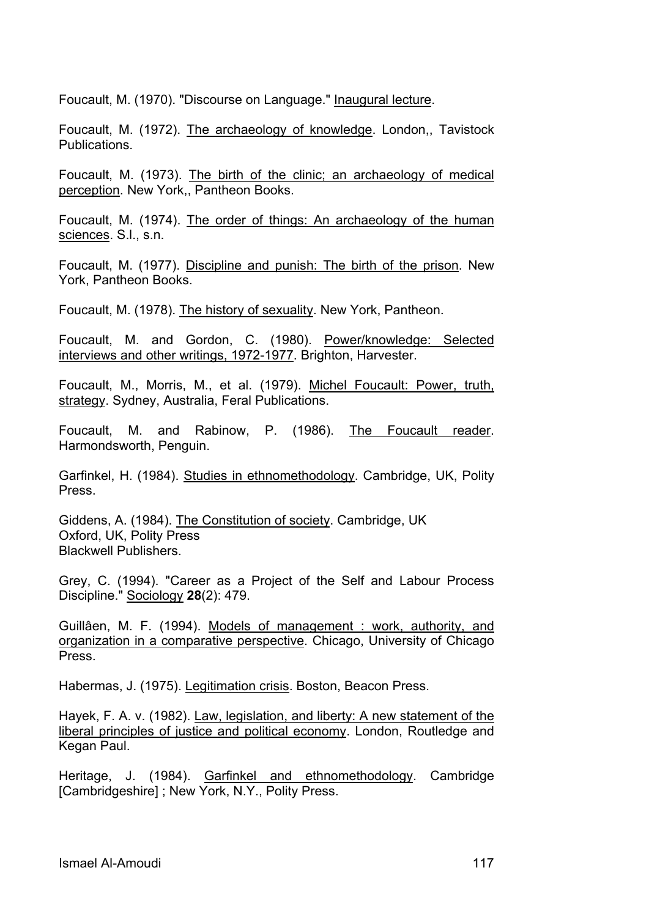Foucault, M. (1970). "Discourse on Language." Inaugural lecture.

Foucault, M. (1972). The archaeology of knowledge. London,, Tavistock Publications.

Foucault, M. (1973). The birth of the clinic; an archaeology of medical perception. New York,, Pantheon Books.

Foucault, M. (1974). The order of things: An archaeology of the human sciences. S.l., s.n.

Foucault, M. (1977). Discipline and punish: The birth of the prison. New York, Pantheon Books.

Foucault, M. (1978). The history of sexuality. New York, Pantheon.

Foucault, M. and Gordon, C. (1980). Power/knowledge: Selected interviews and other writings, 1972-1977. Brighton, Harvester.

Foucault, M., Morris, M., et al. (1979). Michel Foucault: Power, truth, strategy. Sydney, Australia, Feral Publications.

Foucault, M. and Rabinow, P. (1986). The Foucault reader. Harmondsworth, Penguin.

Garfinkel, H. (1984). Studies in ethnomethodology. Cambridge, UK, Polity Press.

Giddens, A. (1984). The Constitution of society. Cambridge, UK
Oxford, UK, Polity Press
Blackwell Publishers.

Grey, C. (1994). "Career as a Project of the Self and Labour Process Discipline." Sociology **28**(2): 479.

Guillâen, M. F. (1994). Models of management : work, authority, and organization in a comparative perspective. Chicago, University of Chicago Press.

Habermas, J. (1975). Legitimation crisis. Boston, Beacon Press.

Hayek, F. A. v. (1982). Law, legislation, and liberty: A new statement of the liberal principles of justice and political economy. London, Routledge and Kegan Paul.

Heritage, J. (1984). Garfinkel and ethnomethodology. Cambridge [Cambridgeshire] ; New York, N.Y., Polity Press.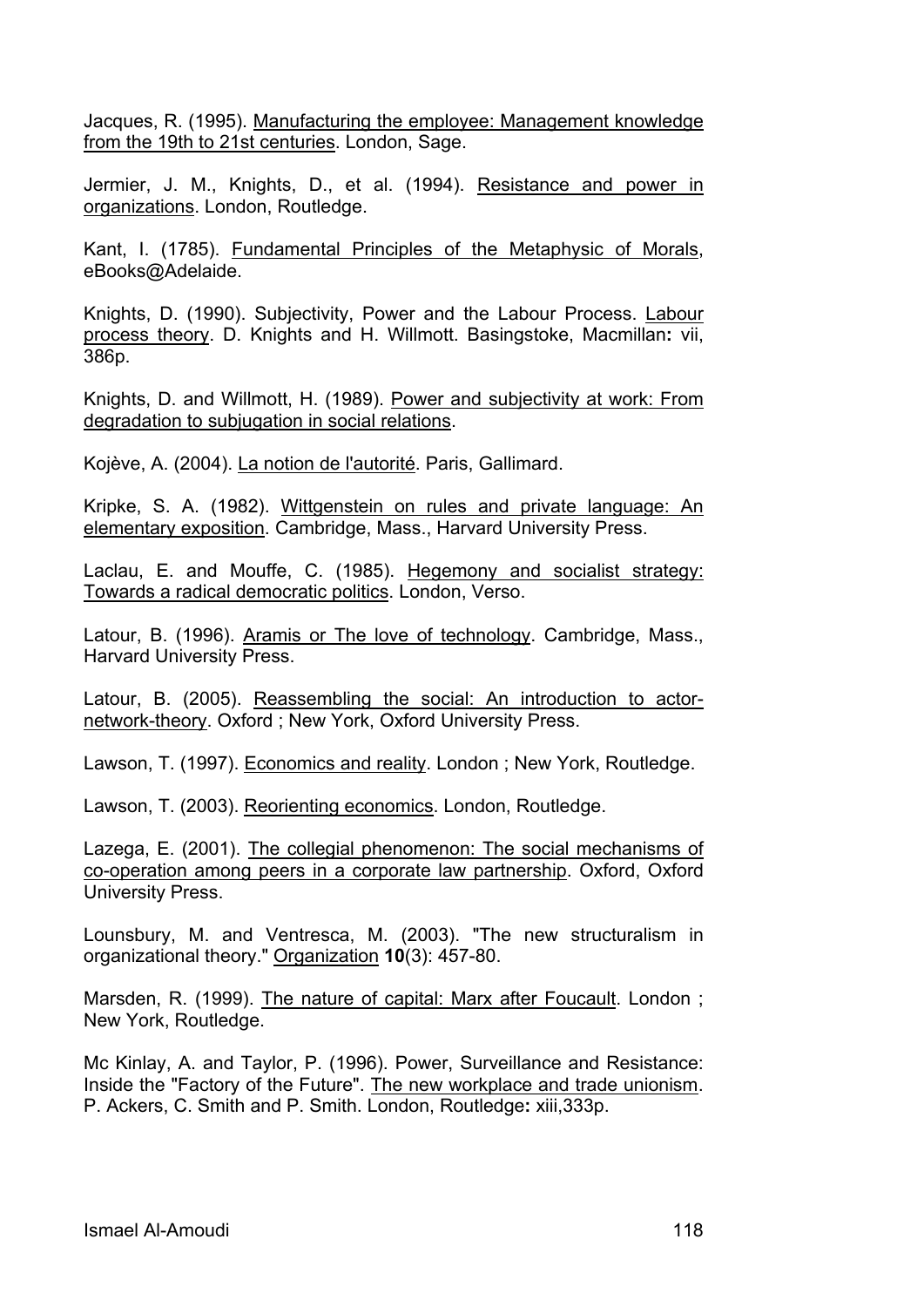Jacques, R. (1995). Manufacturing the employee: Management knowledge from the 19th to 21st centuries. London, Sage.

Jermier, J. M., Knights, D., et al. (1994). Resistance and power in organizations. London, Routledge.

Kant, I. (1785). Fundamental Principles of the Metaphysic of Morals, eBooks@Adelaide.

Knights, D. (1990). Subjectivity, Power and the Labour Process. Labour process theory. D. Knights and H. Willmott. Basingstoke, Macmillan**:** vii, 386p.

Knights, D. and Willmott, H. (1989). Power and subjectivity at work: From degradation to subjugation in social relations.

Kojève, A. (2004). La notion de l'autorité. Paris, Gallimard.

Kripke, S. A. (1982). Wittgenstein on rules and private language: An elementary exposition. Cambridge, Mass., Harvard University Press.

Laclau, E. and Mouffe, C. (1985). Hegemony and socialist strategy: Towards a radical democratic politics. London, Verso.

Latour, B. (1996). Aramis or The love of technology. Cambridge, Mass., Harvard University Press.

Latour, B. (2005). Reassembling the social: An introduction to actor-network-theory. Oxford ; New York, Oxford University Press.

Lawson, T. (1997). Economics and reality. London ; New York, Routledge.

Lawson, T. (2003). Reorienting economics. London, Routledge.

Lazega, E. (2001). The collegial phenomenon: The social mechanisms of co-operation among peers in a corporate law partnership. Oxford, Oxford University Press.

Lounsbury, M. and Ventresca, M. (2003). "The new structuralism in organizational theory." Organization **10**(3): 457-80.

Marsden, R. (1999). The nature of capital: Marx after Foucault. London ; New York, Routledge.

Mc Kinlay, A. and Taylor, P. (1996). Power, Surveillance and Resistance: Inside the "Factory of the Future". The new workplace and trade unionism. P. Ackers, C. Smith and P. Smith. London, Routledge**:** xiii,333p.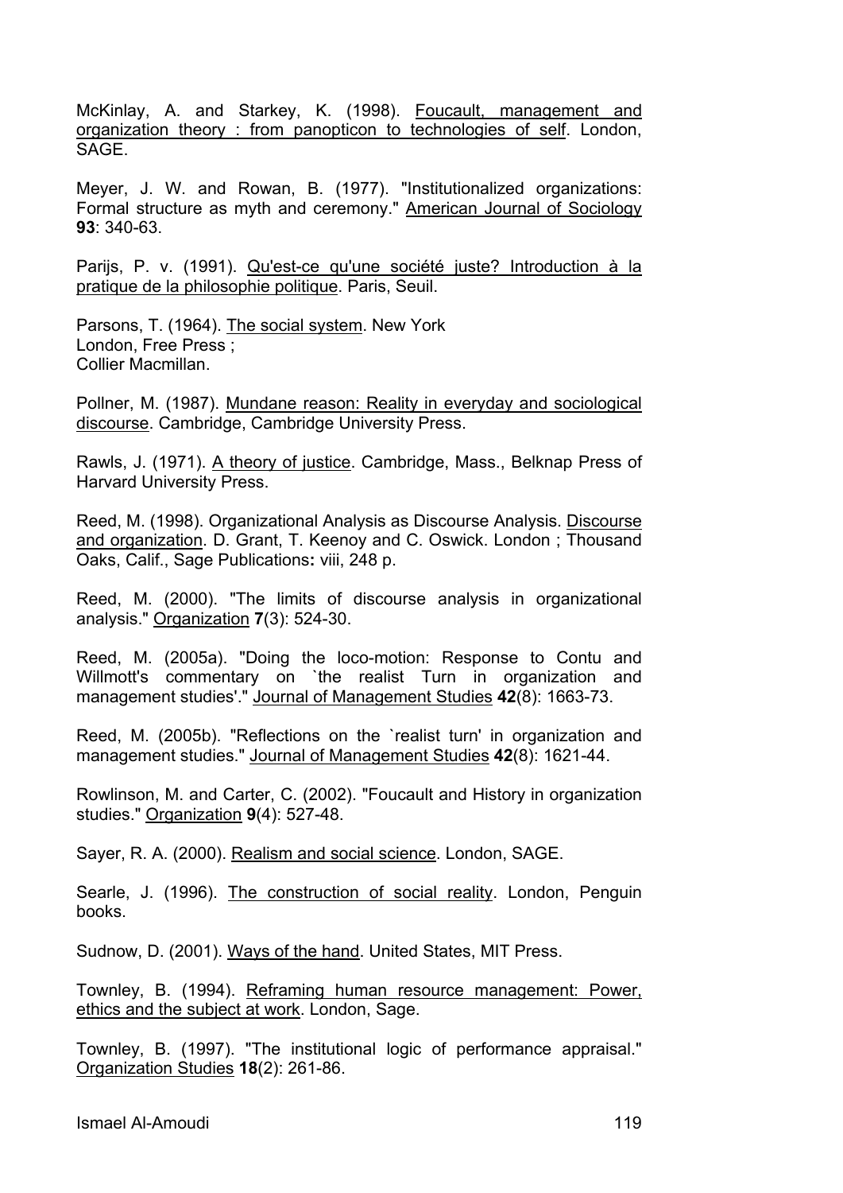McKinlay, A. and Starkey, K. (1998). Foucault, management and organization theory : from panopticon to technologies of self. London, SAGE.

Meyer, J. W. and Rowan, B. (1977). "Institutionalized organizations: Formal structure as myth and ceremony." American Journal of Sociology **93**: 340-63.

Parijs, P. v. (1991). Qu'est-ce qu'une société juste? Introduction à la pratique de la philosophie politique. Paris, Seuil.

Parsons, T. (1964). The social system. New York
London, Free Press ;
Collier Macmillan.

Pollner, M. (1987). Mundane reason: Reality in everyday and sociological discourse. Cambridge, Cambridge University Press.

Rawls, J. (1971). A theory of justice. Cambridge, Mass., Belknap Press of Harvard University Press.

Reed, M. (1998). Organizational Analysis as Discourse Analysis. Discourse and organization. D. Grant, T. Keenoy and C. Oswick. London ; Thousand Oaks, Calif., Sage Publications**:** viii, 248 p.

Reed, M. (2000). "The limits of discourse analysis in organizational analysis." Organization **7**(3): 524-30.

Reed, M. (2005a). "Doing the loco-motion: Response to Contu and Willmott's commentary on `the realist Turn in organization and management studies'." Journal of Management Studies **42**(8): 1663-73.

Reed, M. (2005b). "Reflections on the `realist turn' in organization and management studies." Journal of Management Studies **42**(8): 1621-44.

Rowlinson, M. and Carter, C. (2002). "Foucault and History in organization studies." Organization **9**(4): 527-48.

Sayer, R. A. (2000). Realism and social science. London, SAGE.

Searle, J. (1996). The construction of social reality. London, Penguin books.

Sudnow, D. (2001). Ways of the hand. United States, MIT Press.

Townley, B. (1994). Reframing human resource management: Power, ethics and the subject at work. London, Sage.

Townley, B. (1997). "The institutional logic of performance appraisal." Organization Studies **18**(2): 261-86.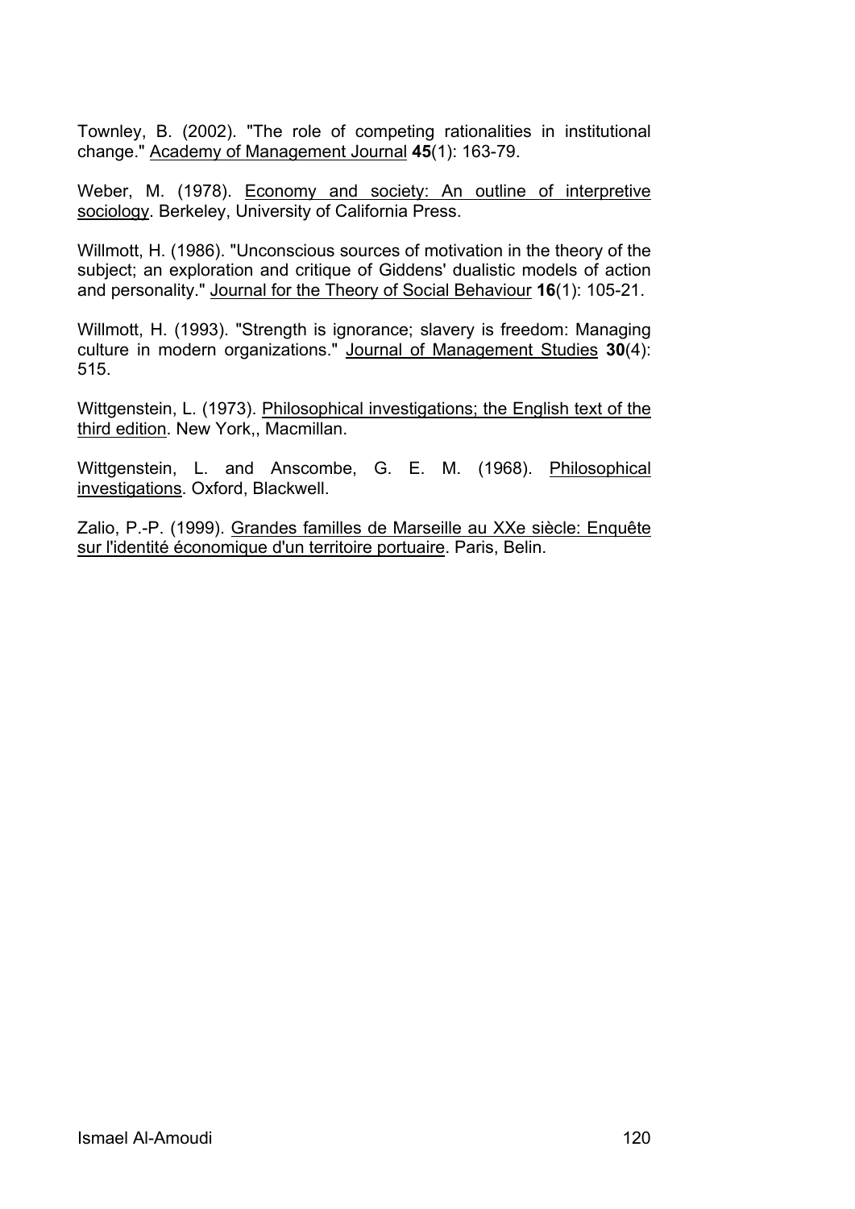Townley, B. (2002). "The role of competing rationalities in institutional change." Academy of Management Journal **45**(1): 163-79.

Weber, M. (1978). Economy and society: An outline of interpretive sociology. Berkeley, University of California Press.

Willmott, H. (1986). "Unconscious sources of motivation in the theory of the subject; an exploration and critique of Giddens' dualistic models of action and personality." Journal for the Theory of Social Behaviour **16**(1): 105-21.

Willmott, H. (1993). "Strength is ignorance; slavery is freedom: Managing culture in modern organizations." Journal of Management Studies **30**(4): 515.

Wittgenstein, L. (1973). Philosophical investigations; the English text of the third edition. New York,, Macmillan.

Wittgenstein, L. and Anscombe, G. E. M. (1968). Philosophical investigations. Oxford, Blackwell.

Zalio, P.-P. (1999). Grandes familles de Marseille au XXe siècle: Enquête sur l'identité économique d'un territoire portuaire. Paris, Belin.